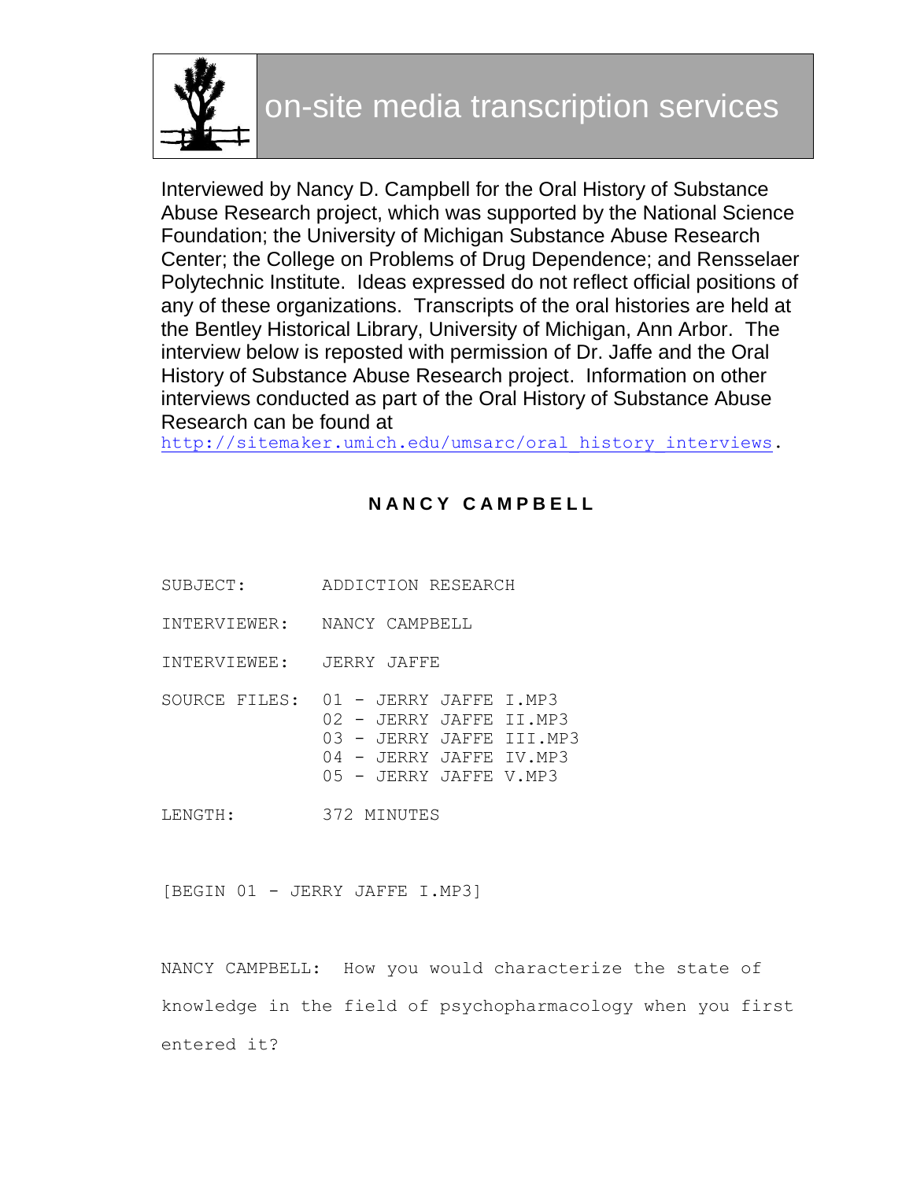# on-site media transcription services

Interviewed by Nancy D. Campbell for the Oral History of Substance Abuse Research project, which was supported by the National Science Foundation; the University of Michigan Substance Abuse Research Center; the College on Problems of Drug Dependence; and Rensselaer Polytechnic Institute. Ideas expressed do not reflect official positions of any of these organizations. Transcripts of the oral histories are held at the Bentley Historical Library, University of Michigan, Ann Arbor. The interview below is reposted with permission of Dr. Jaffe and the Oral History of Substance Abuse Research project. Information on other interviews conducted as part of the Oral History of Substance Abuse Research can be found at http://sitemaker.umich.edu/umsarc/oral_history_interviews.

## NANCY CAMPBELL

SUBJECT: ADDICTION RESEARCH

INTERVIEWER: NANCY CAMPBELL

INTERVIEWEE: JERRY JAFFE

SOURCE FILES: 01 - JERRY JAFFE I.MP3
02 - JERRY JAFFE II.MP3
03 - JERRY JAFFE III.MP3
04 - JERRY JAFFE IV.MP3
05 - JERRY JAFFE V.MP3

LENGTH: 372 MINUTES

[BEGIN 01 - JERRY JAFFE I.MP3]

NANCY CAMPBELL: How you would characterize the state of knowledge in the field of psychopharmacology when you first entered it?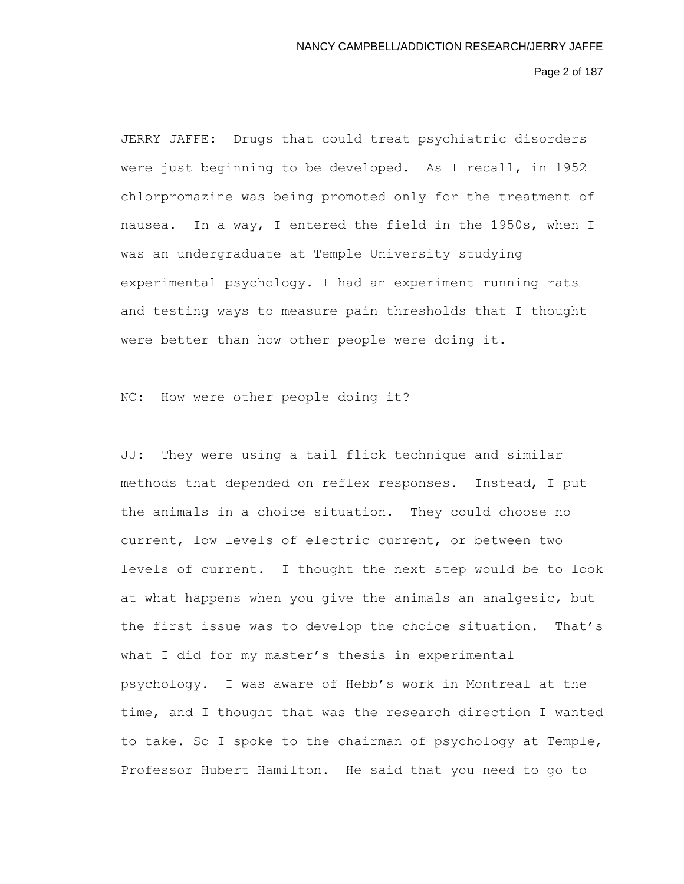JERRY JAFFE: Drugs that could treat psychiatric disorders were just beginning to be developed. As I recall, in 1952 chlorpromazine was being promoted only for the treatment of nausea. In a way, I entered the field in the 1950s, when I was an undergraduate at Temple University studying experimental psychology. I had an experiment running rats and testing ways to measure pain thresholds that I thought were better than how other people were doing it.

NC: How were other people doing it?

JJ: They were using a tail flick technique and similar methods that depended on reflex responses. Instead, I put the animals in a choice situation. They could choose no current, low levels of electric current, or between two levels of current. I thought the next step would be to look at what happens when you give the animals an analgesic, but the first issue was to develop the choice situation. That's what I did for my master's thesis in experimental psychology. I was aware of Hebb's work in Montreal at the time, and I thought that was the research direction I wanted to take. So I spoke to the chairman of psychology at Temple, Professor Hubert Hamilton. He said that you need to go to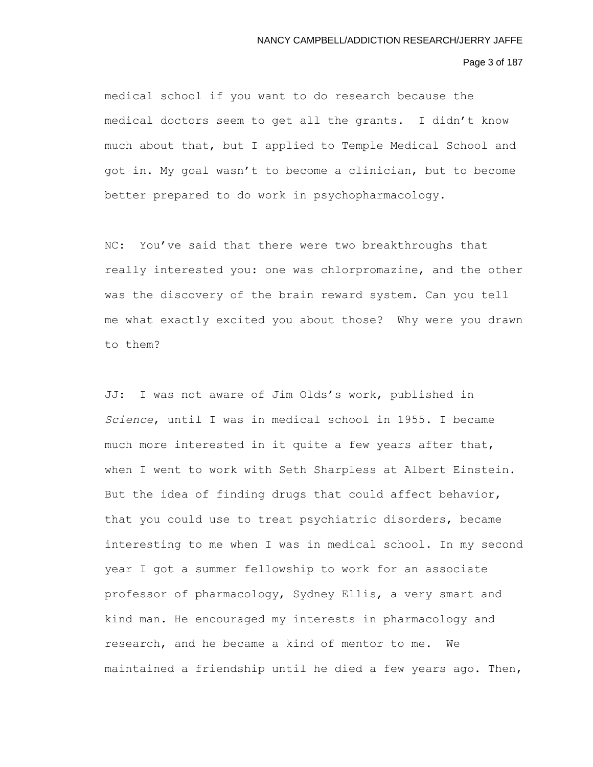medical school if you want to do research because the medical doctors seem to get all the grants. I didn't know much about that, but I applied to Temple Medical School and got in. My goal wasn't to become a clinician, but to become better prepared to do work in psychopharmacology.

NC: You've said that there were two breakthroughs that really interested you: one was chlorpromazine, and the other was the discovery of the brain reward system. Can you tell me what exactly excited you about those? Why were you drawn to them?

JJ: I was not aware of Jim Olds's work, published in *Science*, until I was in medical school in 1955. I became much more interested in it quite a few years after that, when I went to work with Seth Sharpless at Albert Einstein. But the idea of finding drugs that could affect behavior, that you could use to treat psychiatric disorders, became interesting to me when I was in medical school. In my second year I got a summer fellowship to work for an associate professor of pharmacology, Sydney Ellis, a very smart and kind man. He encouraged my interests in pharmacology and research, and he became a kind of mentor to me. We maintained a friendship until he died a few years ago. Then,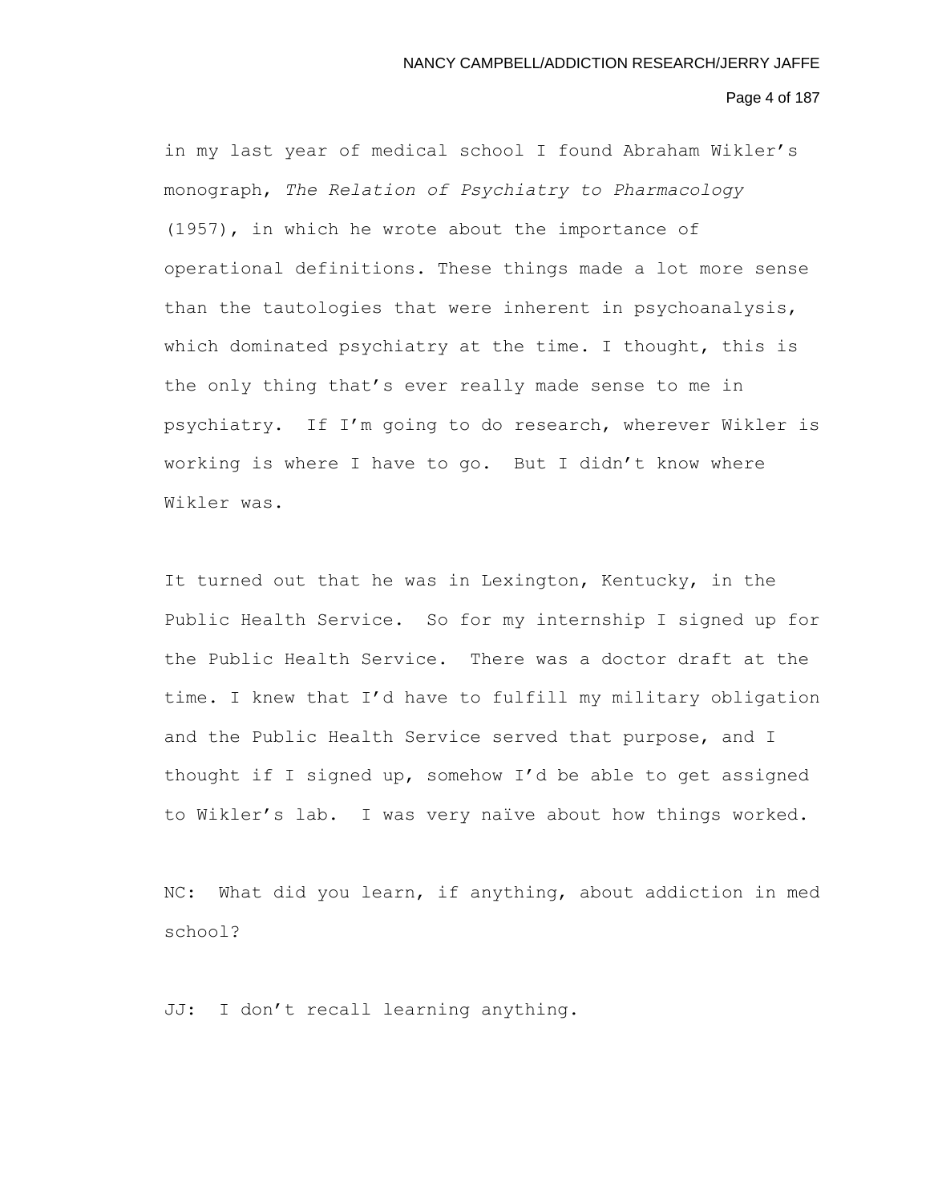in my last year of medical school I found Abraham Wikler's monograph, *The Relation of Psychiatry to Pharmacology* (1957), in which he wrote about the importance of operational definitions. These things made a lot more sense than the tautologies that were inherent in psychoanalysis, which dominated psychiatry at the time. I thought, this is the only thing that's ever really made sense to me in psychiatry. If I'm going to do research, wherever Wikler is working is where I have to go. But I didn't know where Wikler was.

It turned out that he was in Lexington, Kentucky, in the Public Health Service. So for my internship I signed up for the Public Health Service. There was a doctor draft at the time. I knew that I'd have to fulfill my military obligation and the Public Health Service served that purpose, and I thought if I signed up, somehow I'd be able to get assigned to Wikler's lab. I was very naïve about how things worked.

NC: What did you learn, if anything, about addiction in med school?

JJ: I don't recall learning anything.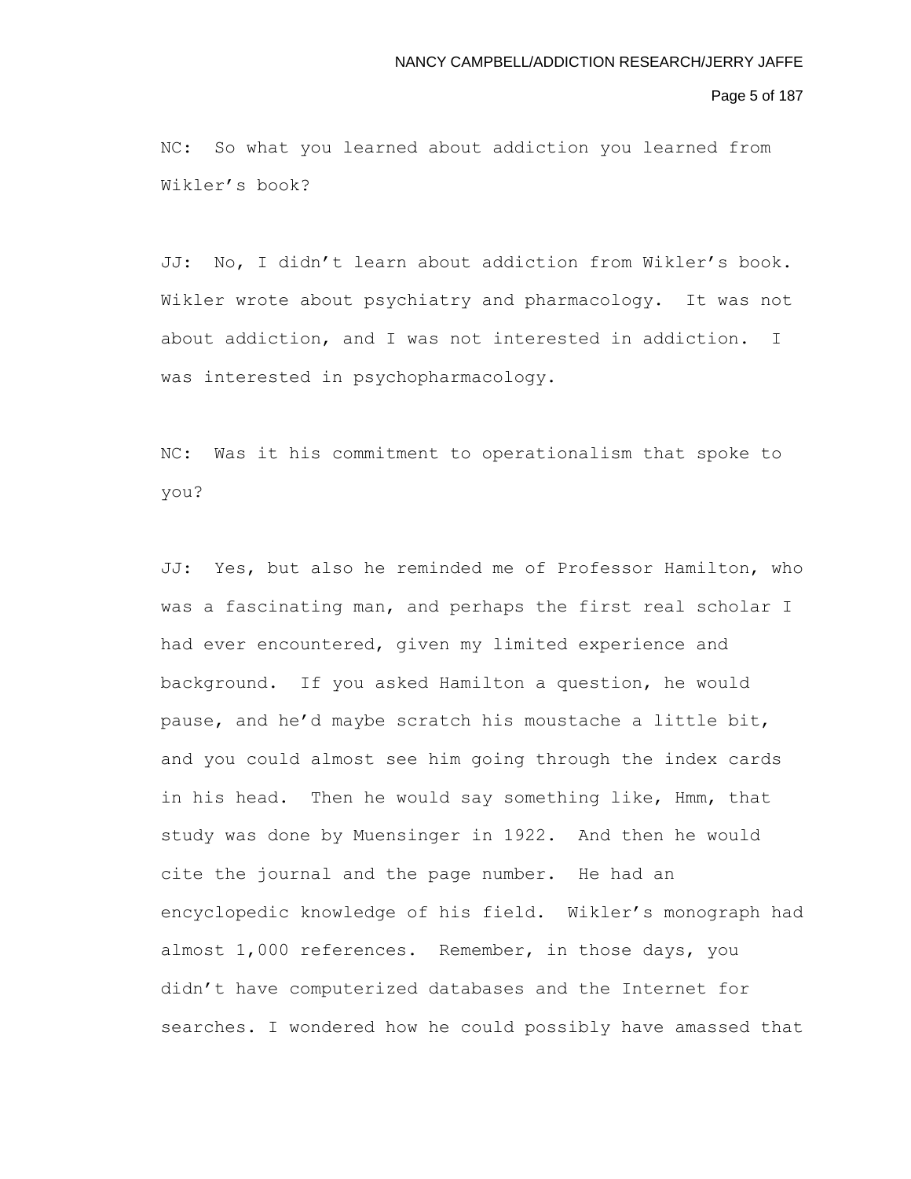NC: So what you learned about addiction you learned from Wikler's book?

JJ: No, I didn't learn about addiction from Wikler's book. Wikler wrote about psychiatry and pharmacology. It was not about addiction, and I was not interested in addiction. I was interested in psychopharmacology.

NC: Was it his commitment to operationalism that spoke to you?

JJ: Yes, but also he reminded me of Professor Hamilton, who was a fascinating man, and perhaps the first real scholar I had ever encountered, given my limited experience and background. If you asked Hamilton a question, he would pause, and he'd maybe scratch his moustache a little bit, and you could almost see him going through the index cards in his head. Then he would say something like, Hmm, that study was done by Muensinger in 1922. And then he would cite the journal and the page number. He had an encyclopedic knowledge of his field. Wikler's monograph had almost 1,000 references. Remember, in those days, you didn't have computerized databases and the Internet for searches. I wondered how he could possibly have amassed that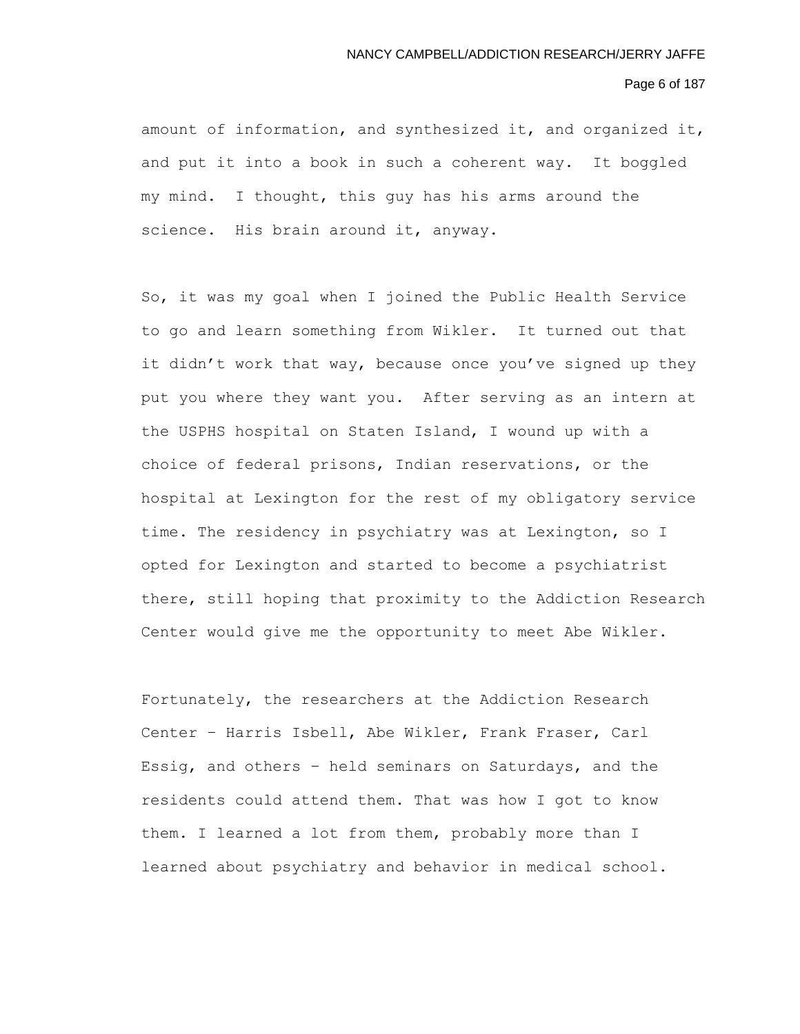amount of information, and synthesized it, and organized it, and put it into a book in such a coherent way. It boggled my mind. I thought, this guy has his arms around the science. His brain around it, anyway.

So, it was my goal when I joined the Public Health Service to go and learn something from Wikler. It turned out that it didn't work that way, because once you've signed up they put you where they want you. After serving as an intern at the USPHS hospital on Staten Island, I wound up with a choice of federal prisons, Indian reservations, or the hospital at Lexington for the rest of my obligatory service time. The residency in psychiatry was at Lexington, so I opted for Lexington and started to become a psychiatrist there, still hoping that proximity to the Addiction Research Center would give me the opportunity to meet Abe Wikler.

Fortunately, the researchers at the Addiction Research Center – Harris Isbell, Abe Wikler, Frank Fraser, Carl Essig, and others – held seminars on Saturdays, and the residents could attend them. That was how I got to know them. I learned a lot from them, probably more than I learned about psychiatry and behavior in medical school.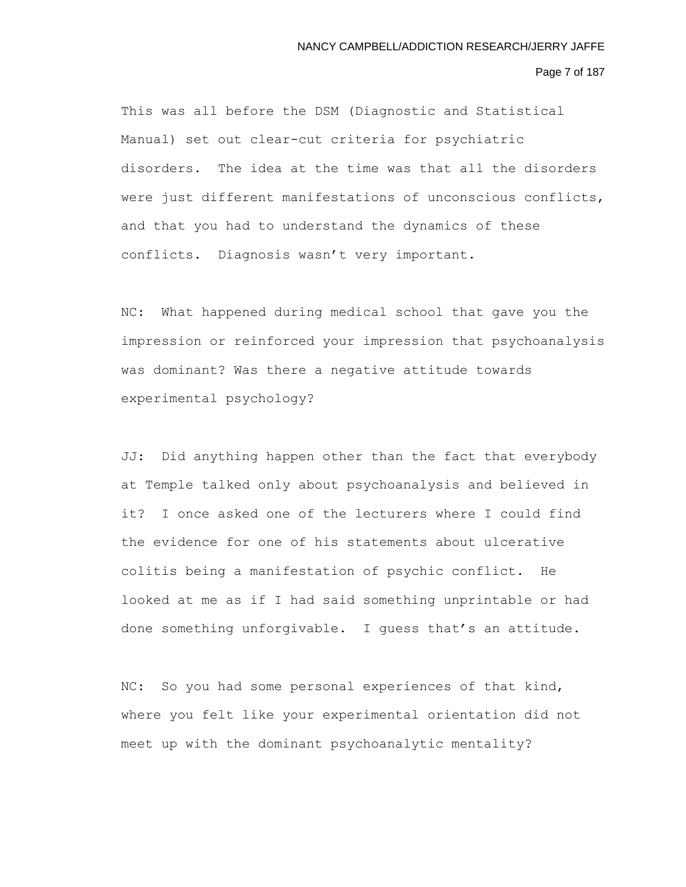This was all before the DSM (Diagnostic and Statistical Manual) set out clear-cut criteria for psychiatric disorders. The idea at the time was that all the disorders were just different manifestations of unconscious conflicts, and that you had to understand the dynamics of these conflicts. Diagnosis wasn't very important.

NC: What happened during medical school that gave you the impression or reinforced your impression that psychoanalysis was dominant? Was there a negative attitude towards experimental psychology?

JJ: Did anything happen other than the fact that everybody at Temple talked only about psychoanalysis and believed in it? I once asked one of the lecturers where I could find the evidence for one of his statements about ulcerative colitis being a manifestation of psychic conflict. He looked at me as if I had said something unprintable or had done something unforgivable. I guess that's an attitude.

NC: So you had some personal experiences of that kind, where you felt like your experimental orientation did not meet up with the dominant psychoanalytic mentality?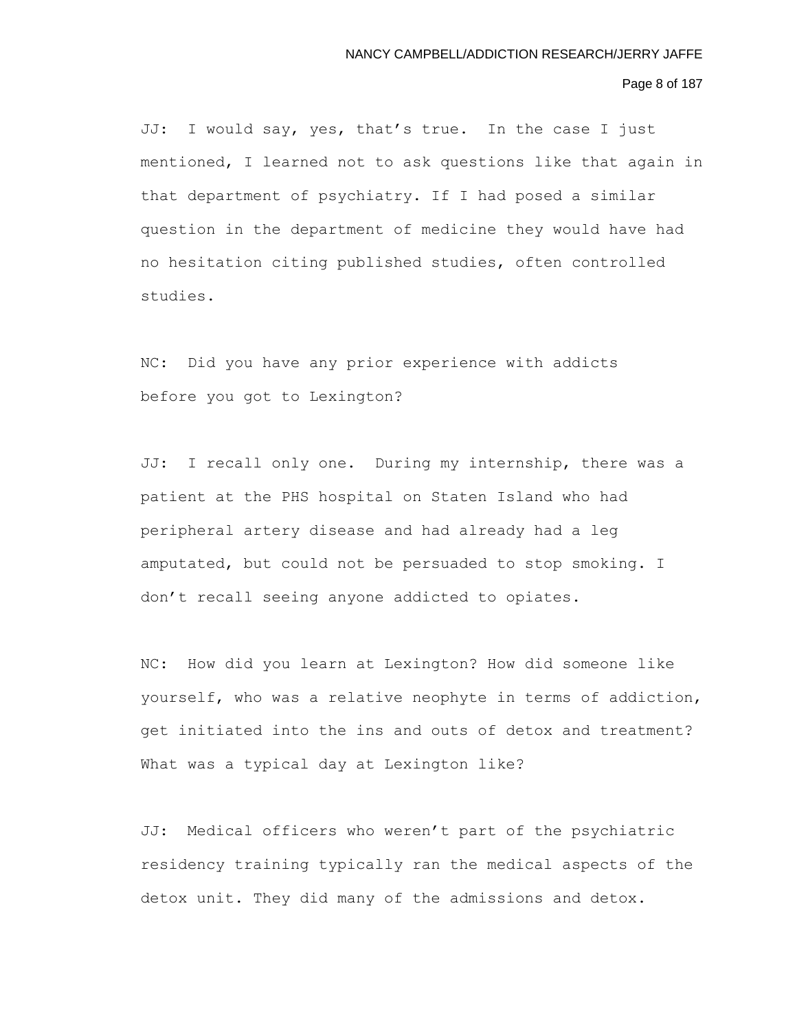JJ: I would say, yes, that's true. In the case I just mentioned, I learned not to ask questions like that again in that department of psychiatry. If I had posed a similar question in the department of medicine they would have had no hesitation citing published studies, often controlled studies.

NC: Did you have any prior experience with addicts before you got to Lexington?

JJ: I recall only one. During my internship, there was a patient at the PHS hospital on Staten Island who had peripheral artery disease and had already had a leg amputated, but could not be persuaded to stop smoking. I don't recall seeing anyone addicted to opiates.

NC: How did you learn at Lexington? How did someone like yourself, who was a relative neophyte in terms of addiction, get initiated into the ins and outs of detox and treatment? What was a typical day at Lexington like?

JJ: Medical officers who weren't part of the psychiatric residency training typically ran the medical aspects of the detox unit. They did many of the admissions and detox.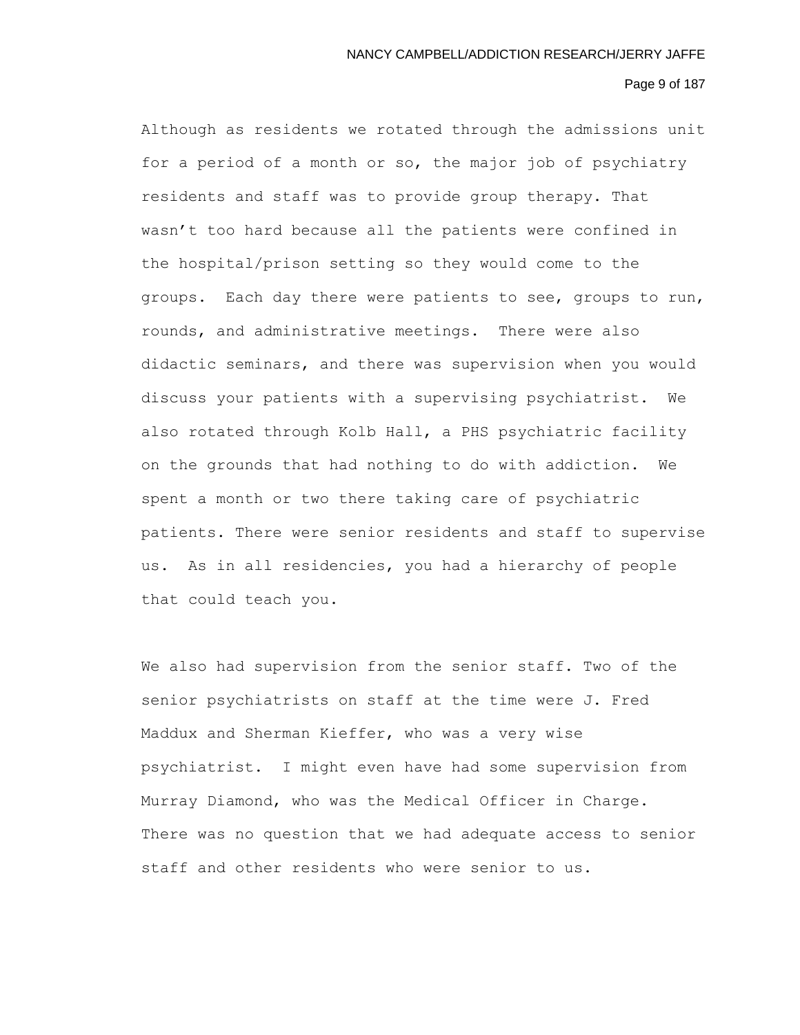Although as residents we rotated through the admissions unit for a period of a month or so, the major job of psychiatry residents and staff was to provide group therapy. That wasn't too hard because all the patients were confined in the hospital/prison setting so they would come to the groups. Each day there were patients to see, groups to run, rounds, and administrative meetings. There were also didactic seminars, and there was supervision when you would discuss your patients with a supervising psychiatrist. We also rotated through Kolb Hall, a PHS psychiatric facility on the grounds that had nothing to do with addiction. We spent a month or two there taking care of psychiatric patients. There were senior residents and staff to supervise us. As in all residencies, you had a hierarchy of people that could teach you.

We also had supervision from the senior staff. Two of the senior psychiatrists on staff at the time were J. Fred Maddux and Sherman Kieffer, who was a very wise psychiatrist. I might even have had some supervision from Murray Diamond, who was the Medical Officer in Charge. There was no question that we had adequate access to senior staff and other residents who were senior to us.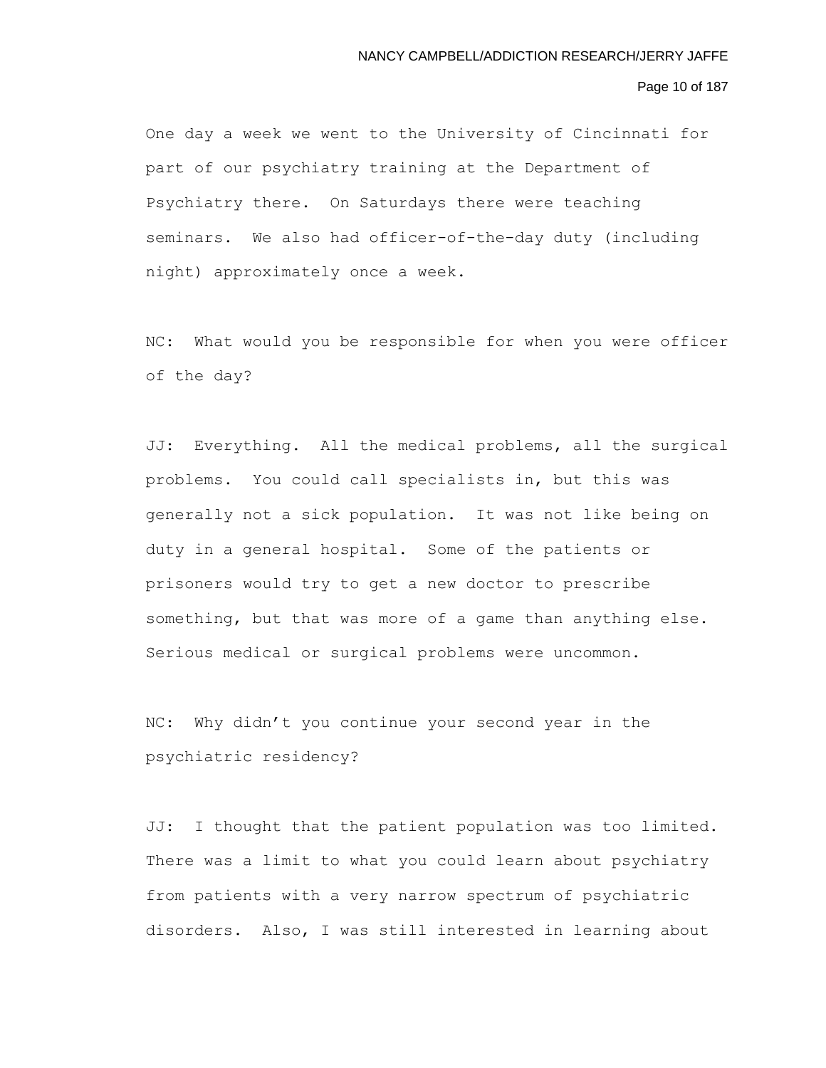One day a week we went to the University of Cincinnati for part of our psychiatry training at the Department of Psychiatry there. On Saturdays there were teaching seminars. We also had officer-of-the-day duty (including night) approximately once a week.

NC: What would you be responsible for when you were officer of the day?

JJ: Everything. All the medical problems, all the surgical problems. You could call specialists in, but this was generally not a sick population. It was not like being on duty in a general hospital. Some of the patients or prisoners would try to get a new doctor to prescribe something, but that was more of a game than anything else. Serious medical or surgical problems were uncommon.

NC: Why didn't you continue your second year in the psychiatric residency?

JJ: I thought that the patient population was too limited. There was a limit to what you could learn about psychiatry from patients with a very narrow spectrum of psychiatric disorders. Also, I was still interested in learning about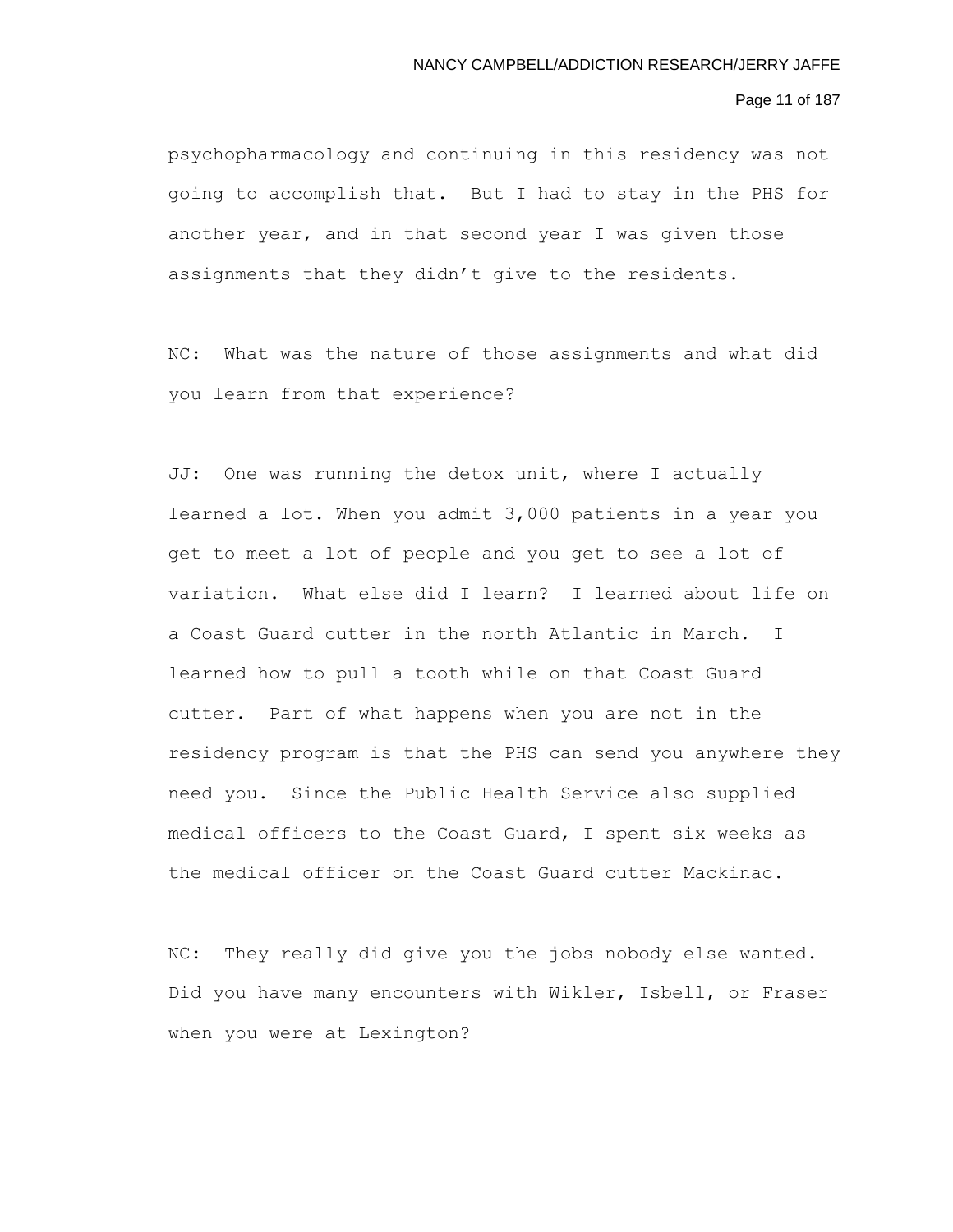psychopharmacology and continuing in this residency was not going to accomplish that. But I had to stay in the PHS for another year, and in that second year I was given those assignments that they didn't give to the residents.

NC: What was the nature of those assignments and what did you learn from that experience?

JJ: One was running the detox unit, where I actually learned a lot. When you admit 3,000 patients in a year you get to meet a lot of people and you get to see a lot of variation. What else did I learn? I learned about life on a Coast Guard cutter in the north Atlantic in March. I learned how to pull a tooth while on that Coast Guard cutter. Part of what happens when you are not in the residency program is that the PHS can send you anywhere they need you. Since the Public Health Service also supplied medical officers to the Coast Guard, I spent six weeks as the medical officer on the Coast Guard cutter Mackinac.

NC: They really did give you the jobs nobody else wanted. Did you have many encounters with Wikler, Isbell, or Fraser when you were at Lexington?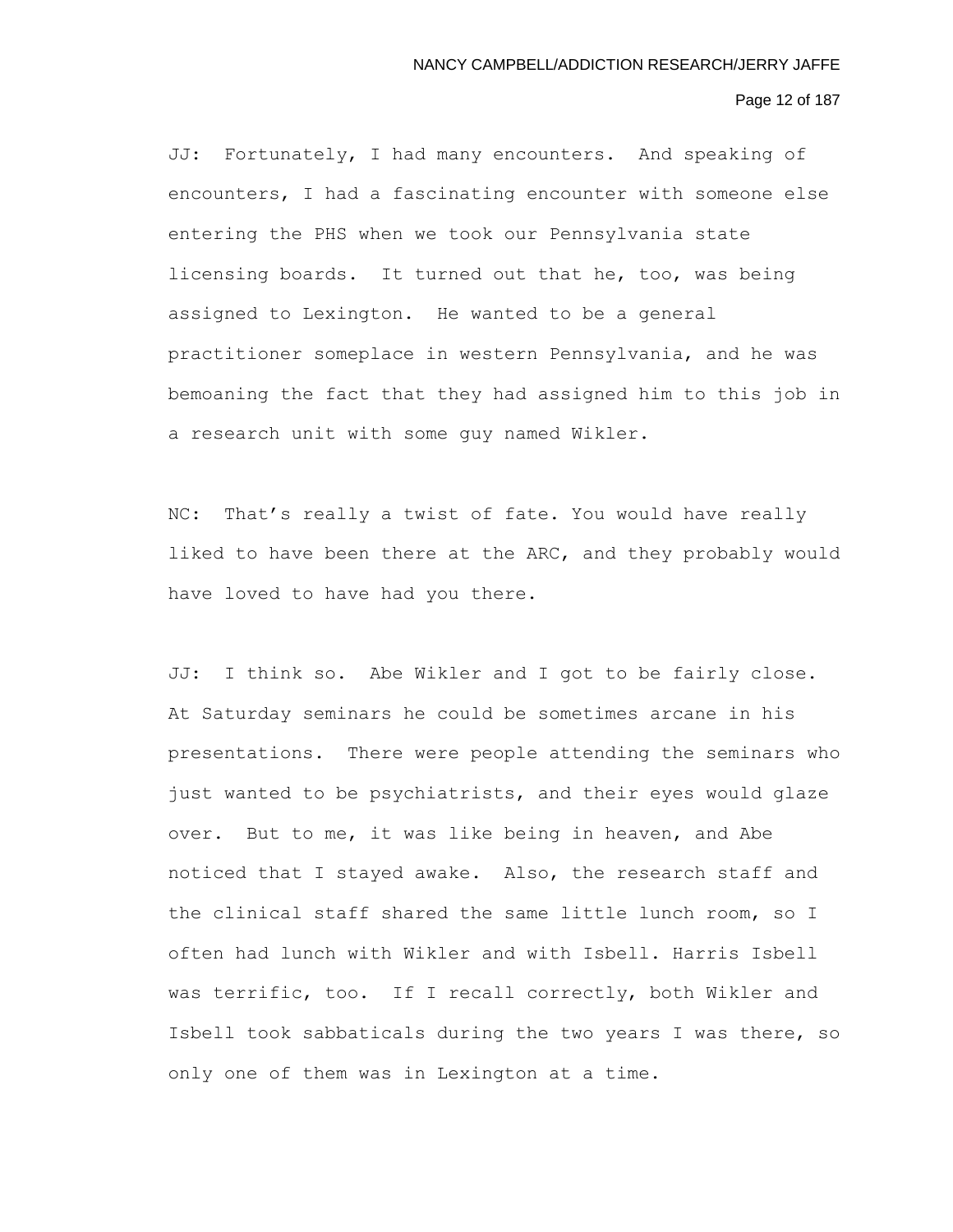JJ: Fortunately, I had many encounters. And speaking of encounters, I had a fascinating encounter with someone else entering the PHS when we took our Pennsylvania state licensing boards. It turned out that he, too, was being assigned to Lexington. He wanted to be a general practitioner someplace in western Pennsylvania, and he was bemoaning the fact that they had assigned him to this job in a research unit with some guy named Wikler.

NC: That's really a twist of fate. You would have really liked to have been there at the ARC, and they probably would have loved to have had you there.

JJ: I think so. Abe Wikler and I got to be fairly close. At Saturday seminars he could be sometimes arcane in his presentations. There were people attending the seminars who just wanted to be psychiatrists, and their eyes would glaze over. But to me, it was like being in heaven, and Abe noticed that I stayed awake. Also, the research staff and the clinical staff shared the same little lunch room, so I often had lunch with Wikler and with Isbell. Harris Isbell was terrific, too. If I recall correctly, both Wikler and Isbell took sabbaticals during the two years I was there, so only one of them was in Lexington at a time.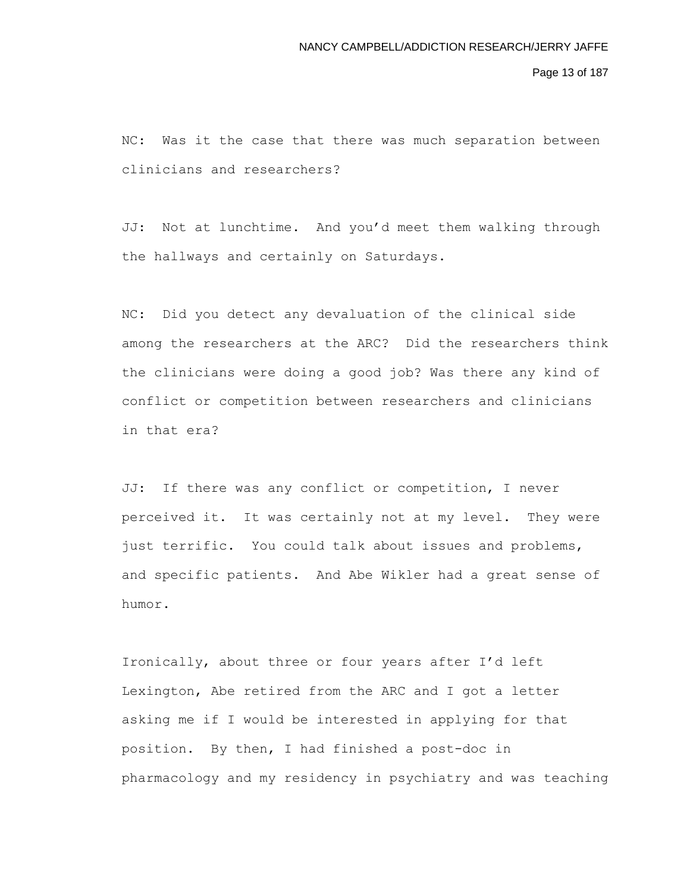NC: Was it the case that there was much separation between clinicians and researchers?

JJ: Not at lunchtime. And you'd meet them walking through the hallways and certainly on Saturdays.

NC: Did you detect any devaluation of the clinical side among the researchers at the ARC? Did the researchers think the clinicians were doing a good job? Was there any kind of conflict or competition between researchers and clinicians in that era?

JJ: If there was any conflict or competition, I never perceived it. It was certainly not at my level. They were just terrific. You could talk about issues and problems, and specific patients. And Abe Wikler had a great sense of humor.

Ironically, about three or four years after I'd left Lexington, Abe retired from the ARC and I got a letter asking me if I would be interested in applying for that position. By then, I had finished a post-doc in pharmacology and my residency in psychiatry and was teaching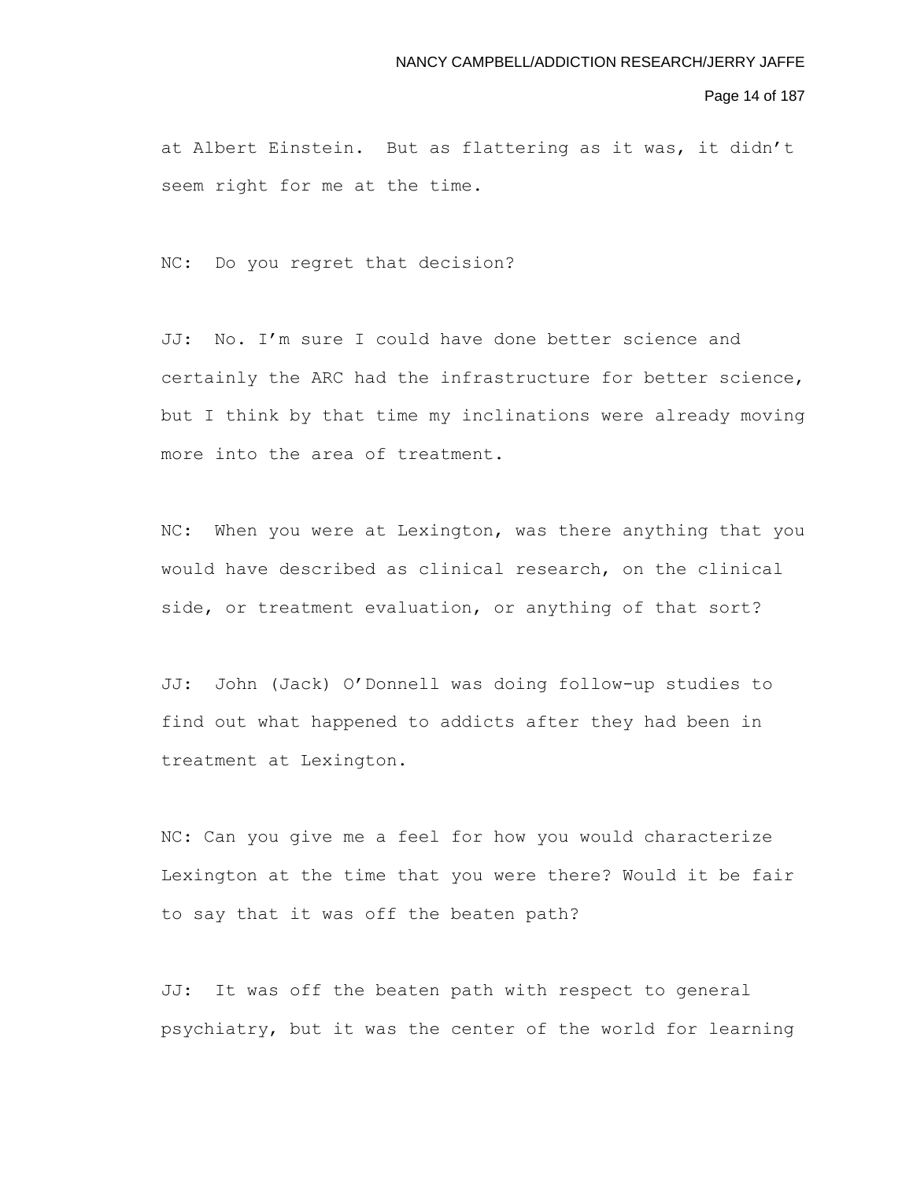at Albert Einstein. But as flattering as it was, it didn't seem right for me at the time.

NC: Do you regret that decision?

JJ: No. I'm sure I could have done better science and certainly the ARC had the infrastructure for better science, but I think by that time my inclinations were already moving more into the area of treatment.

NC: When you were at Lexington, was there anything that you would have described as clinical research, on the clinical side, or treatment evaluation, or anything of that sort?

JJ: John (Jack) O'Donnell was doing follow-up studies to find out what happened to addicts after they had been in treatment at Lexington.

NC: Can you give me a feel for how you would characterize Lexington at the time that you were there? Would it be fair to say that it was off the beaten path?

JJ: It was off the beaten path with respect to general psychiatry, but it was the center of the world for learning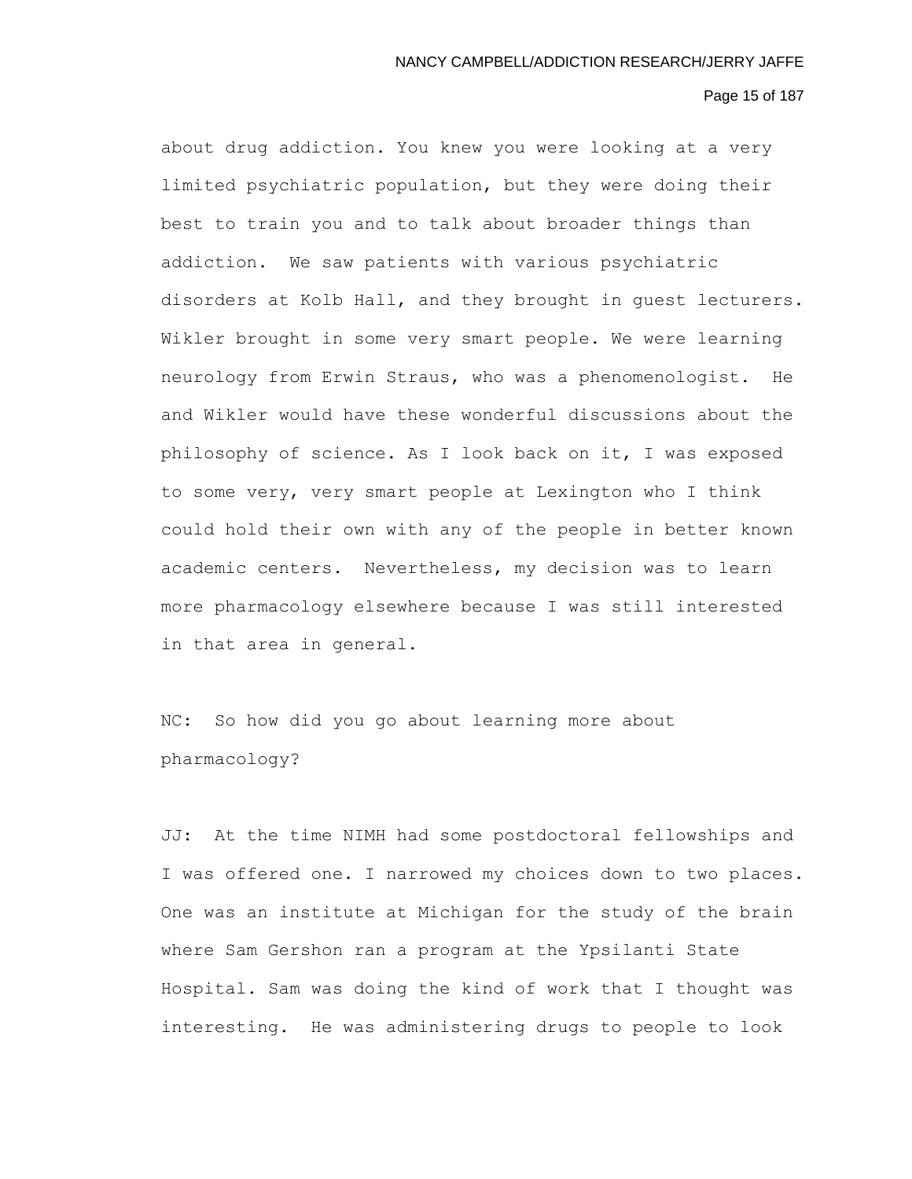about drug addiction. You knew you were looking at a very limited psychiatric population, but they were doing their best to train you and to talk about broader things than addiction. We saw patients with various psychiatric disorders at Kolb Hall, and they brought in guest lecturers. Wikler brought in some very smart people. We were learning neurology from Erwin Straus, who was a phenomenologist. He and Wikler would have these wonderful discussions about the philosophy of science. As I look back on it, I was exposed to some very, very smart people at Lexington who I think could hold their own with any of the people in better known academic centers. Nevertheless, my decision was to learn more pharmacology elsewhere because I was still interested in that area in general.

NC: So how did you go about learning more about pharmacology?

JJ: At the time NIMH had some postdoctoral fellowships and I was offered one. I narrowed my choices down to two places. One was an institute at Michigan for the study of the brain where Sam Gershon ran a program at the Ypsilanti State Hospital. Sam was doing the kind of work that I thought was interesting. He was administering drugs to people to look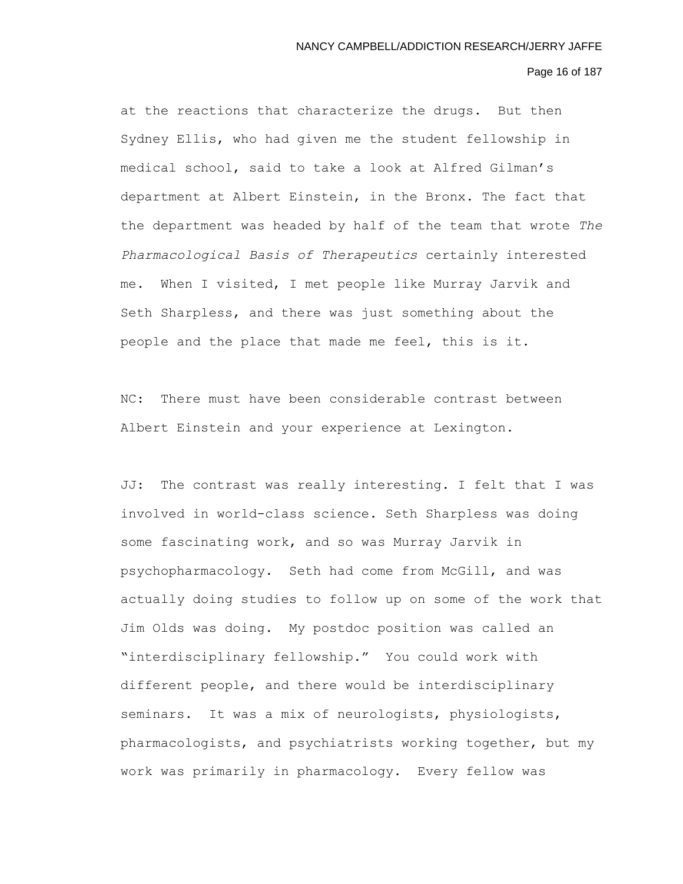at the reactions that characterize the drugs. But then Sydney Ellis, who had given me the student fellowship in medical school, said to take a look at Alfred Gilman's department at Albert Einstein, in the Bronx. The fact that the department was headed by half of the team that wrote *The Pharmacological Basis of Therapeutics* certainly interested me. When I visited, I met people like Murray Jarvik and Seth Sharpless, and there was just something about the people and the place that made me feel, this is it.

NC: There must have been considerable contrast between Albert Einstein and your experience at Lexington.

JJ: The contrast was really interesting. I felt that I was involved in world-class science. Seth Sharpless was doing some fascinating work, and so was Murray Jarvik in psychopharmacology. Seth had come from McGill, and was actually doing studies to follow up on some of the work that Jim Olds was doing. My postdoc position was called an "interdisciplinary fellowship." You could work with different people, and there would be interdisciplinary seminars. It was a mix of neurologists, physiologists, pharmacologists, and psychiatrists working together, but my work was primarily in pharmacology. Every fellow was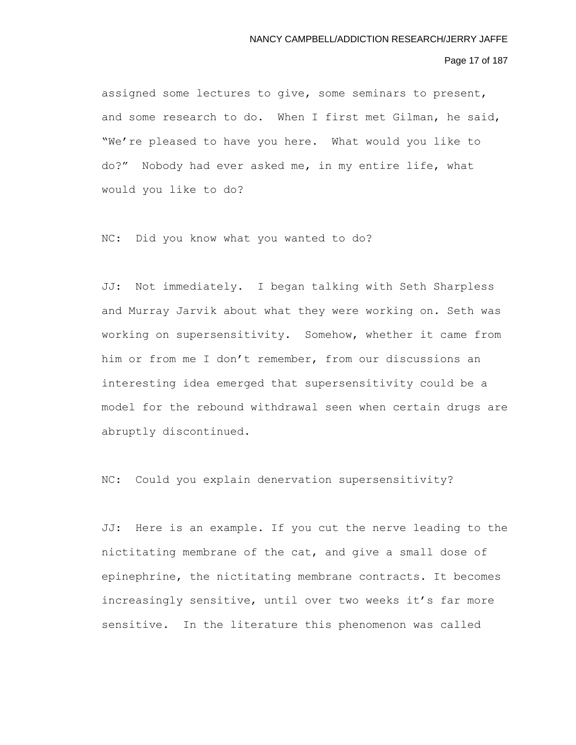assigned some lectures to give, some seminars to present, and some research to do. When I first met Gilman, he said, "We're pleased to have you here. What would you like to do?" Nobody had ever asked me, in my entire life, what would you like to do?

NC: Did you know what you wanted to do?

JJ: Not immediately. I began talking with Seth Sharpless and Murray Jarvik about what they were working on. Seth was working on supersensitivity. Somehow, whether it came from him or from me I don't remember, from our discussions an interesting idea emerged that supersensitivity could be a model for the rebound withdrawal seen when certain drugs are abruptly discontinued.

NC: Could you explain denervation supersensitivity?

JJ: Here is an example. If you cut the nerve leading to the nictitating membrane of the cat, and give a small dose of epinephrine, the nictitating membrane contracts. It becomes increasingly sensitive, until over two weeks it's far more sensitive. In the literature this phenomenon was called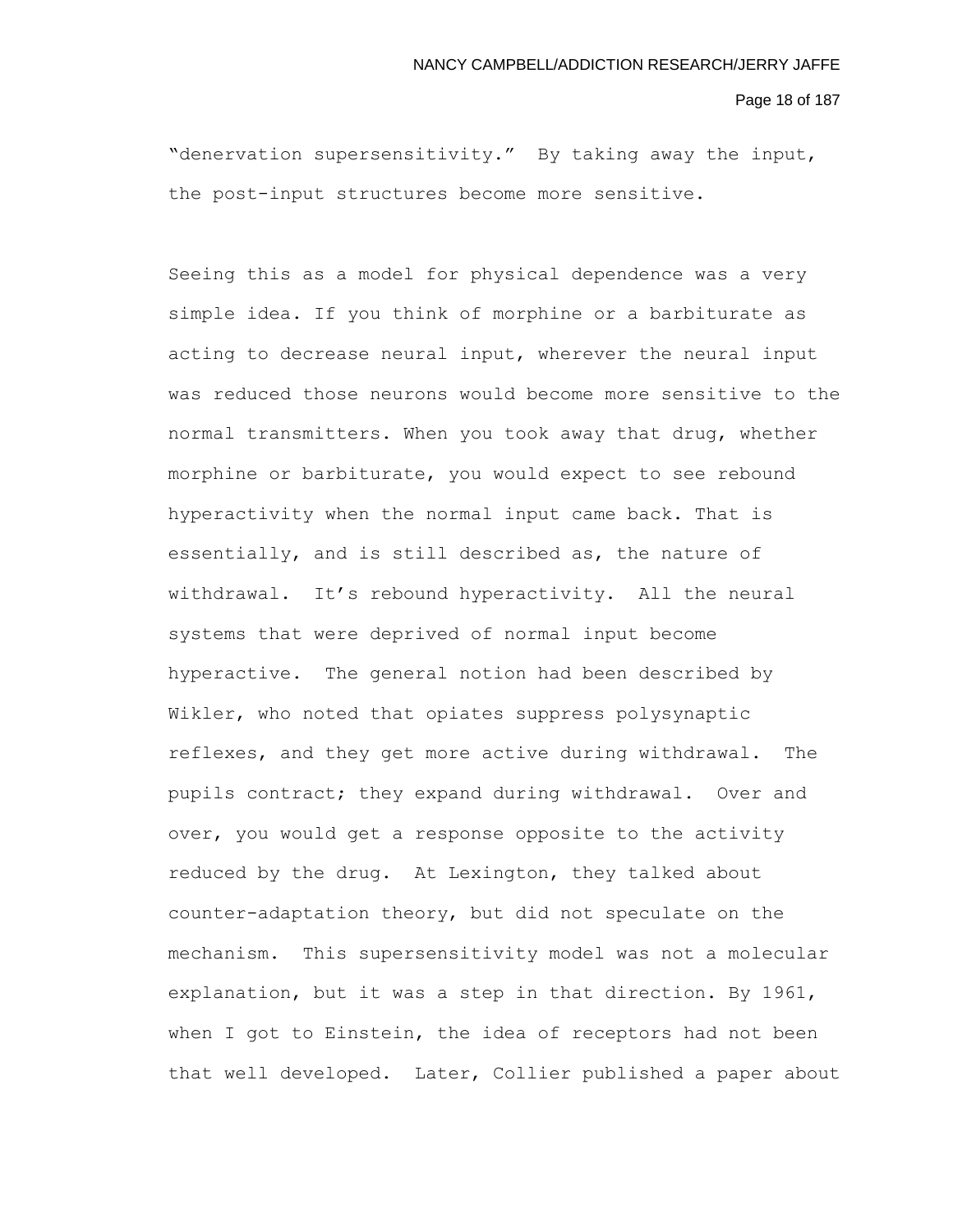"denervation supersensitivity." By taking away the input, the post-input structures become more sensitive.

Seeing this as a model for physical dependence was a very simple idea. If you think of morphine or a barbiturate as acting to decrease neural input, wherever the neural input was reduced those neurons would become more sensitive to the normal transmitters. When you took away that drug, whether morphine or barbiturate, you would expect to see rebound hyperactivity when the normal input came back. That is essentially, and is still described as, the nature of withdrawal. It's rebound hyperactivity. All the neural systems that were deprived of normal input become hyperactive. The general notion had been described by Wikler, who noted that opiates suppress polysynaptic reflexes, and they get more active during withdrawal. The pupils contract; they expand during withdrawal. Over and over, you would get a response opposite to the activity reduced by the drug. At Lexington, they talked about counter-adaptation theory, but did not speculate on the mechanism. This supersensitivity model was not a molecular explanation, but it was a step in that direction. By 1961, when I got to Einstein, the idea of receptors had not been that well developed. Later, Collier published a paper about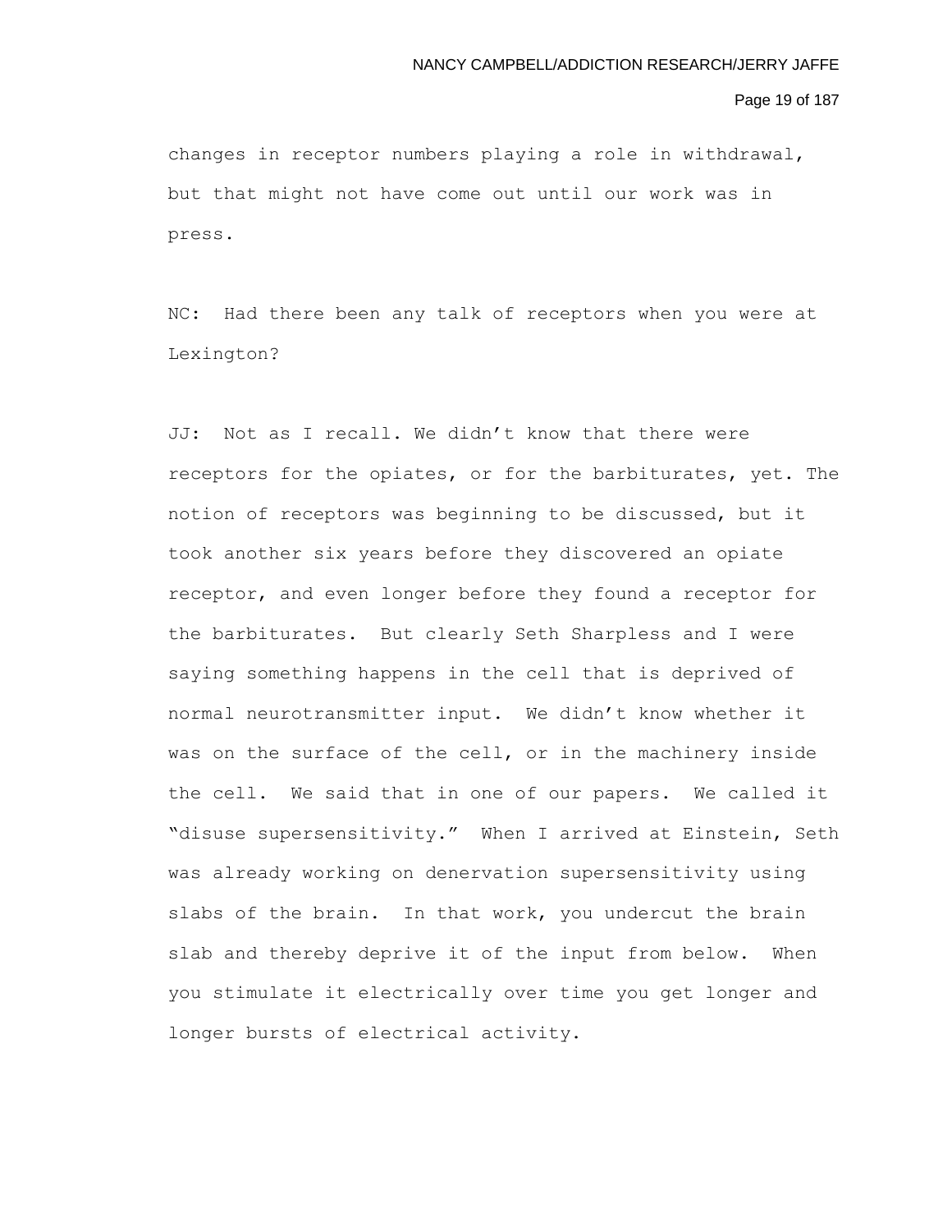changes in receptor numbers playing a role in withdrawal, but that might not have come out until our work was in press.

NC: Had there been any talk of receptors when you were at Lexington?

JJ: Not as I recall. We didn't know that there were receptors for the opiates, or for the barbiturates, yet. The notion of receptors was beginning to be discussed, but it took another six years before they discovered an opiate receptor, and even longer before they found a receptor for the barbiturates. But clearly Seth Sharpless and I were saying something happens in the cell that is deprived of normal neurotransmitter input. We didn't know whether it was on the surface of the cell, or in the machinery inside the cell. We said that in one of our papers. We called it "disuse supersensitivity." When I arrived at Einstein, Seth was already working on denervation supersensitivity using slabs of the brain. In that work, you undercut the brain slab and thereby deprive it of the input from below. When you stimulate it electrically over time you get longer and longer bursts of electrical activity.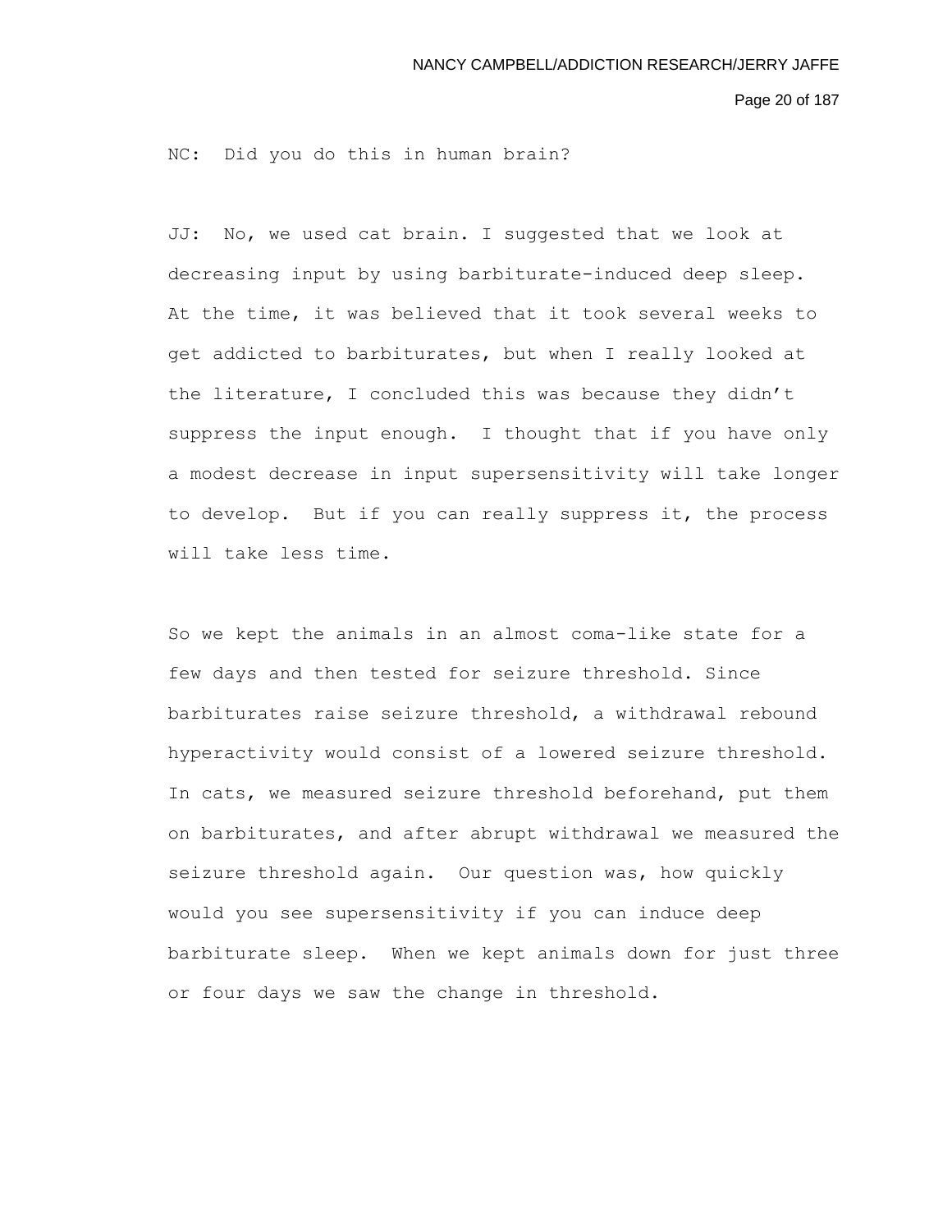NC: Did you do this in human brain?

JJ: No, we used cat brain. I suggested that we look at decreasing input by using barbiturate-induced deep sleep. At the time, it was believed that it took several weeks to get addicted to barbiturates, but when I really looked at the literature, I concluded this was because they didn't suppress the input enough. I thought that if you have only a modest decrease in input supersensitivity will take longer to develop. But if you can really suppress it, the process will take less time.

So we kept the animals in an almost coma-like state for a few days and then tested for seizure threshold. Since barbiturates raise seizure threshold, a withdrawal rebound hyperactivity would consist of a lowered seizure threshold. In cats, we measured seizure threshold beforehand, put them on barbiturates, and after abrupt withdrawal we measured the seizure threshold again. Our question was, how quickly would you see supersensitivity if you can induce deep barbiturate sleep. When we kept animals down for just three or four days we saw the change in threshold.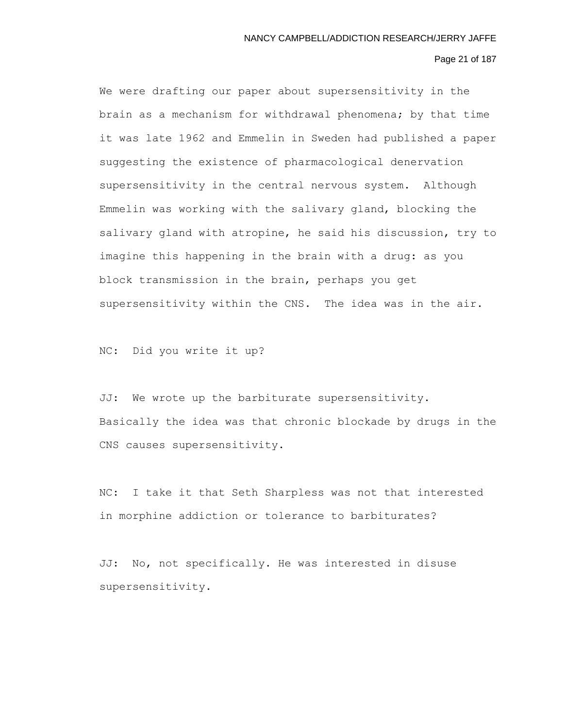We were drafting our paper about supersensitivity in the brain as a mechanism for withdrawal phenomena; by that time it was late 1962 and Emmelin in Sweden had published a paper suggesting the existence of pharmacological denervation supersensitivity in the central nervous system. Although Emmelin was working with the salivary gland, blocking the salivary gland with atropine, he said his discussion, try to imagine this happening in the brain with a drug: as you block transmission in the brain, perhaps you get supersensitivity within the CNS. The idea was in the air.

NC: Did you write it up?

JJ: We wrote up the barbiturate supersensitivity. Basically the idea was that chronic blockade by drugs in the CNS causes supersensitivity.

NC: I take it that Seth Sharpless was not that interested in morphine addiction or tolerance to barbiturates?

JJ: No, not specifically. He was interested in disuse supersensitivity.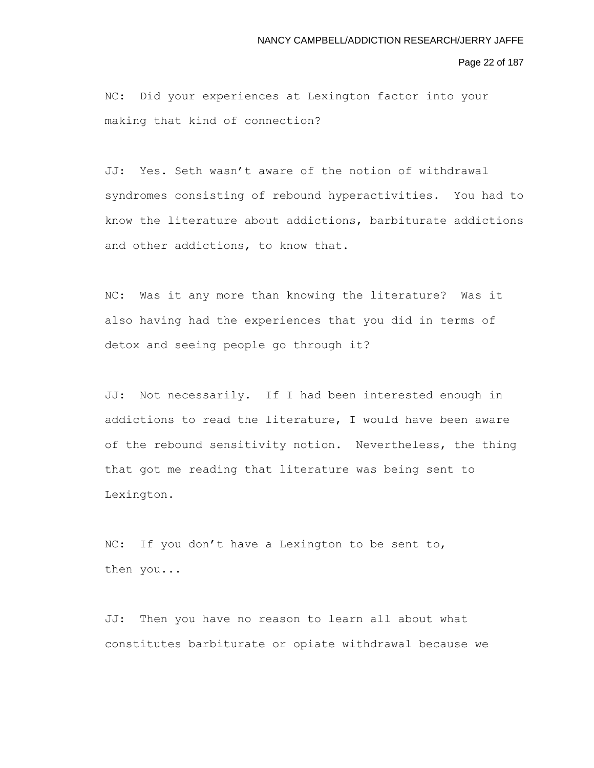NC: Did your experiences at Lexington factor into your making that kind of connection?

JJ: Yes. Seth wasn't aware of the notion of withdrawal syndromes consisting of rebound hyperactivities. You had to know the literature about addictions, barbiturate addictions and other addictions, to know that.

NC: Was it any more than knowing the literature? Was it also having had the experiences that you did in terms of detox and seeing people go through it?

JJ: Not necessarily. If I had been interested enough in addictions to read the literature, I would have been aware of the rebound sensitivity notion. Nevertheless, the thing that got me reading that literature was being sent to Lexington.

NC: If you don't have a Lexington to be sent to, then you...

JJ: Then you have no reason to learn all about what constitutes barbiturate or opiate withdrawal because we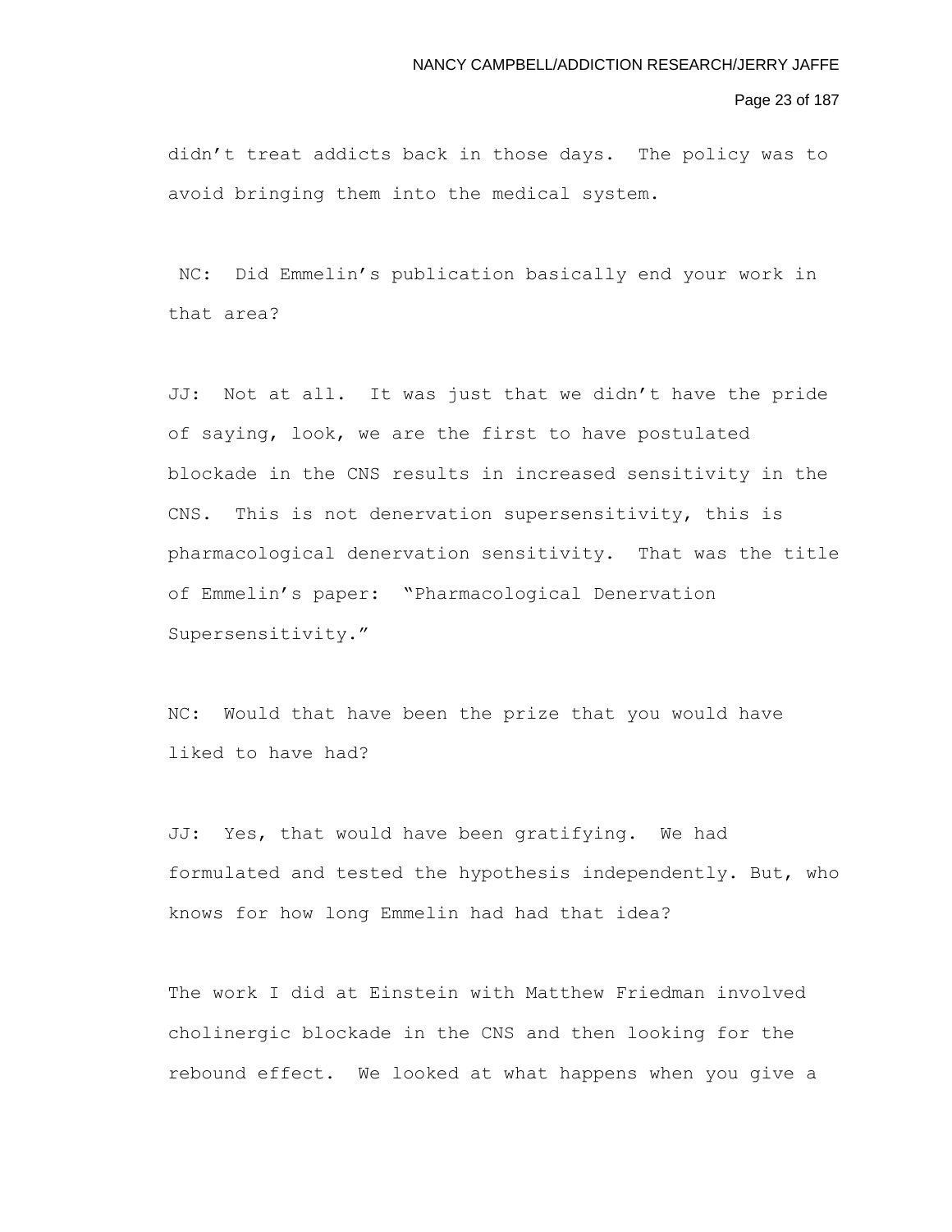didn't treat addicts back in those days. The policy was to avoid bringing them into the medical system.

NC: Did Emmelin's publication basically end your work in that area?

JJ: Not at all. It was just that we didn't have the pride of saying, look, we are the first to have postulated blockade in the CNS results in increased sensitivity in the CNS. This is not denervation supersensitivity, this is pharmacological denervation sensitivity. That was the title of Emmelin's paper: "Pharmacological Denervation Supersensitivity."

NC: Would that have been the prize that you would have liked to have had?

JJ: Yes, that would have been gratifying. We had formulated and tested the hypothesis independently. But, who knows for how long Emmelin had had that idea?

The work I did at Einstein with Matthew Friedman involved cholinergic blockade in the CNS and then looking for the rebound effect. We looked at what happens when you give a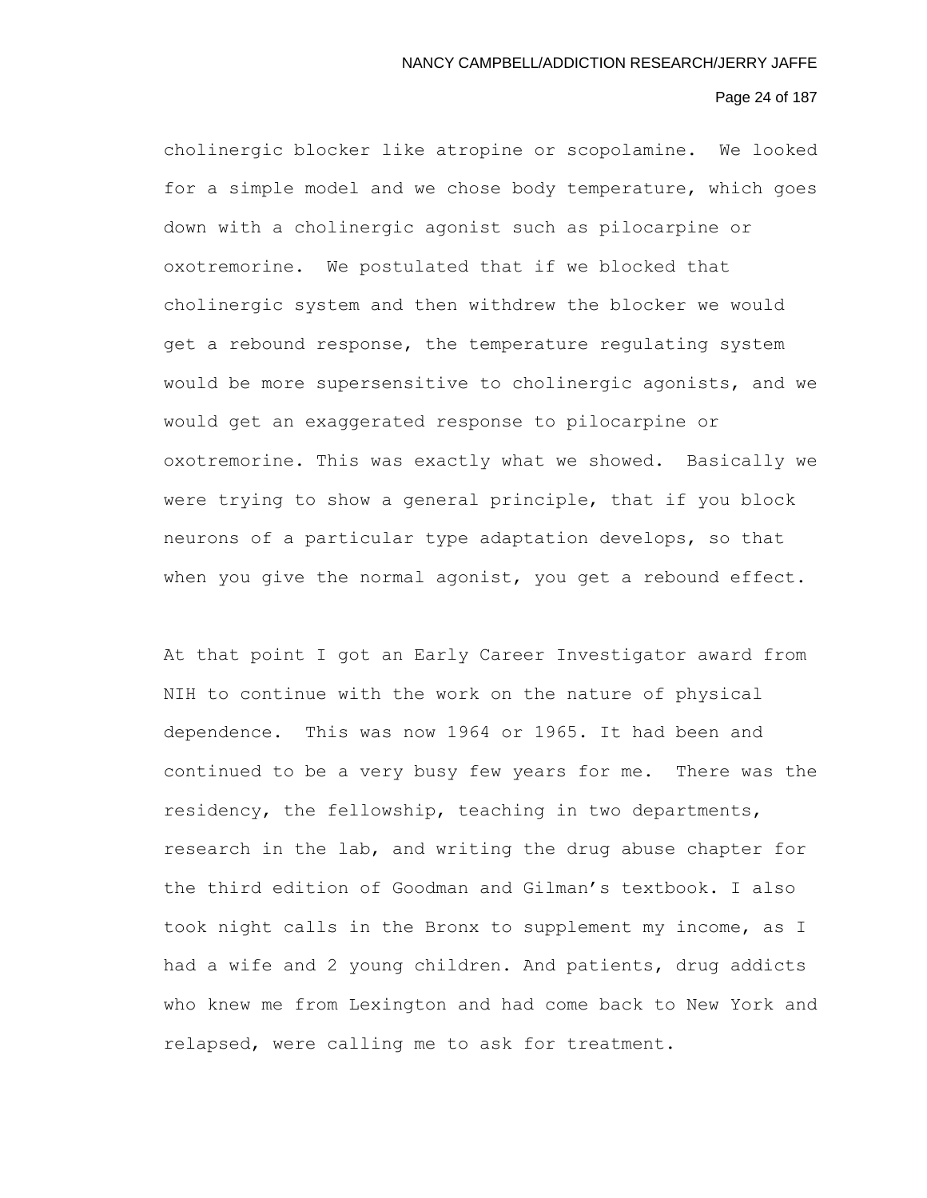cholinergic blocker like atropine or scopolamine. We looked for a simple model and we chose body temperature, which goes down with a cholinergic agonist such as pilocarpine or oxotremorine. We postulated that if we blocked that cholinergic system and then withdrew the blocker we would get a rebound response, the temperature regulating system would be more supersensitive to cholinergic agonists, and we would get an exaggerated response to pilocarpine or oxotremorine. This was exactly what we showed. Basically we were trying to show a general principle, that if you block neurons of a particular type adaptation develops, so that when you give the normal agonist, you get a rebound effect.

At that point I got an Early Career Investigator award from NIH to continue with the work on the nature of physical dependence. This was now 1964 or 1965. It had been and continued to be a very busy few years for me. There was the residency, the fellowship, teaching in two departments, research in the lab, and writing the drug abuse chapter for the third edition of Goodman and Gilman's textbook. I also took night calls in the Bronx to supplement my income, as I had a wife and 2 young children. And patients, drug addicts who knew me from Lexington and had come back to New York and relapsed, were calling me to ask for treatment.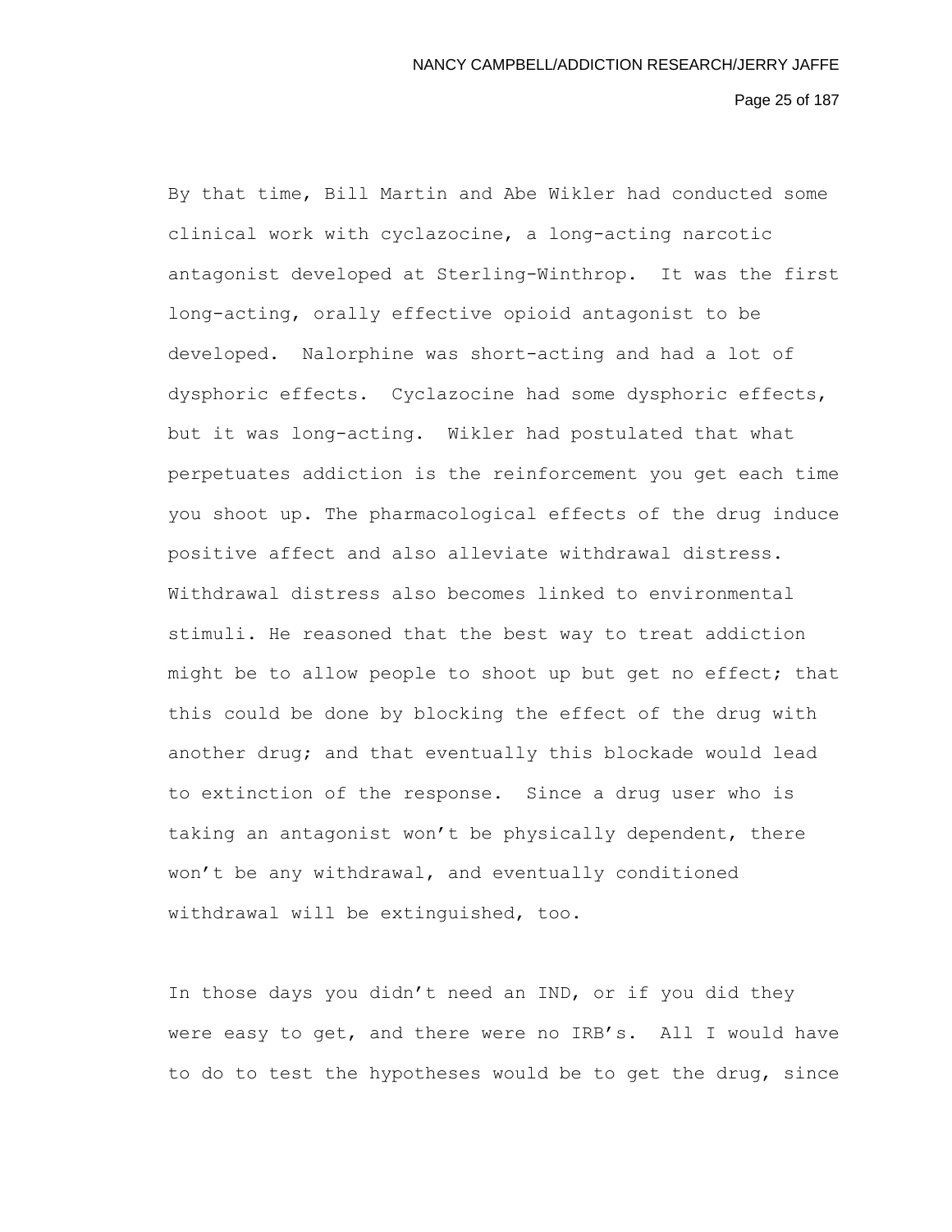By that time, Bill Martin and Abe Wikler had conducted some clinical work with cyclazocine, a long-acting narcotic antagonist developed at Sterling-Winthrop. It was the first long-acting, orally effective opioid antagonist to be developed. Nalorphine was short-acting and had a lot of dysphoric effects. Cyclazocine had some dysphoric effects, but it was long-acting. Wikler had postulated that what perpetuates addiction is the reinforcement you get each time you shoot up. The pharmacological effects of the drug induce positive affect and also alleviate withdrawal distress. Withdrawal distress also becomes linked to environmental stimuli. He reasoned that the best way to treat addiction might be to allow people to shoot up but get no effect; that this could be done by blocking the effect of the drug with another drug; and that eventually this blockade would lead to extinction of the response. Since a drug user who is taking an antagonist won't be physically dependent, there won't be any withdrawal, and eventually conditioned withdrawal will be extinguished, too.

In those days you didn't need an IND, or if you did they were easy to get, and there were no IRB's. All I would have to do to test the hypotheses would be to get the drug, since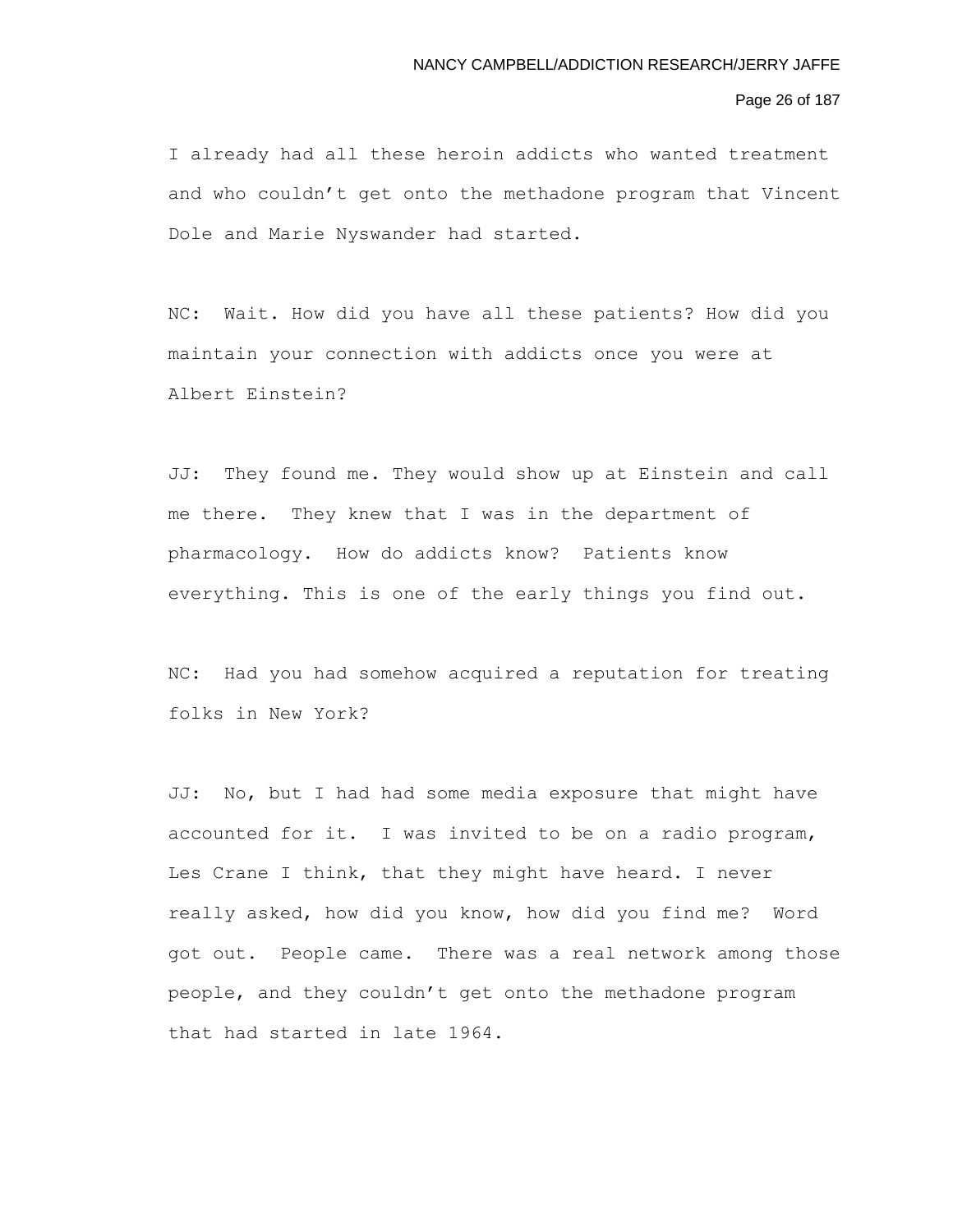I already had all these heroin addicts who wanted treatment and who couldn't get onto the methadone program that Vincent Dole and Marie Nyswander had started.

NC: Wait. How did you have all these patients? How did you maintain your connection with addicts once you were at Albert Einstein?

JJ: They found me. They would show up at Einstein and call me there. They knew that I was in the department of pharmacology. How do addicts know? Patients know everything. This is one of the early things you find out.

NC: Had you had somehow acquired a reputation for treating folks in New York?

JJ: No, but I had had some media exposure that might have accounted for it. I was invited to be on a radio program, Les Crane I think, that they might have heard. I never really asked, how did you know, how did you find me? Word got out. People came. There was a real network among those people, and they couldn't get onto the methadone program that had started in late 1964.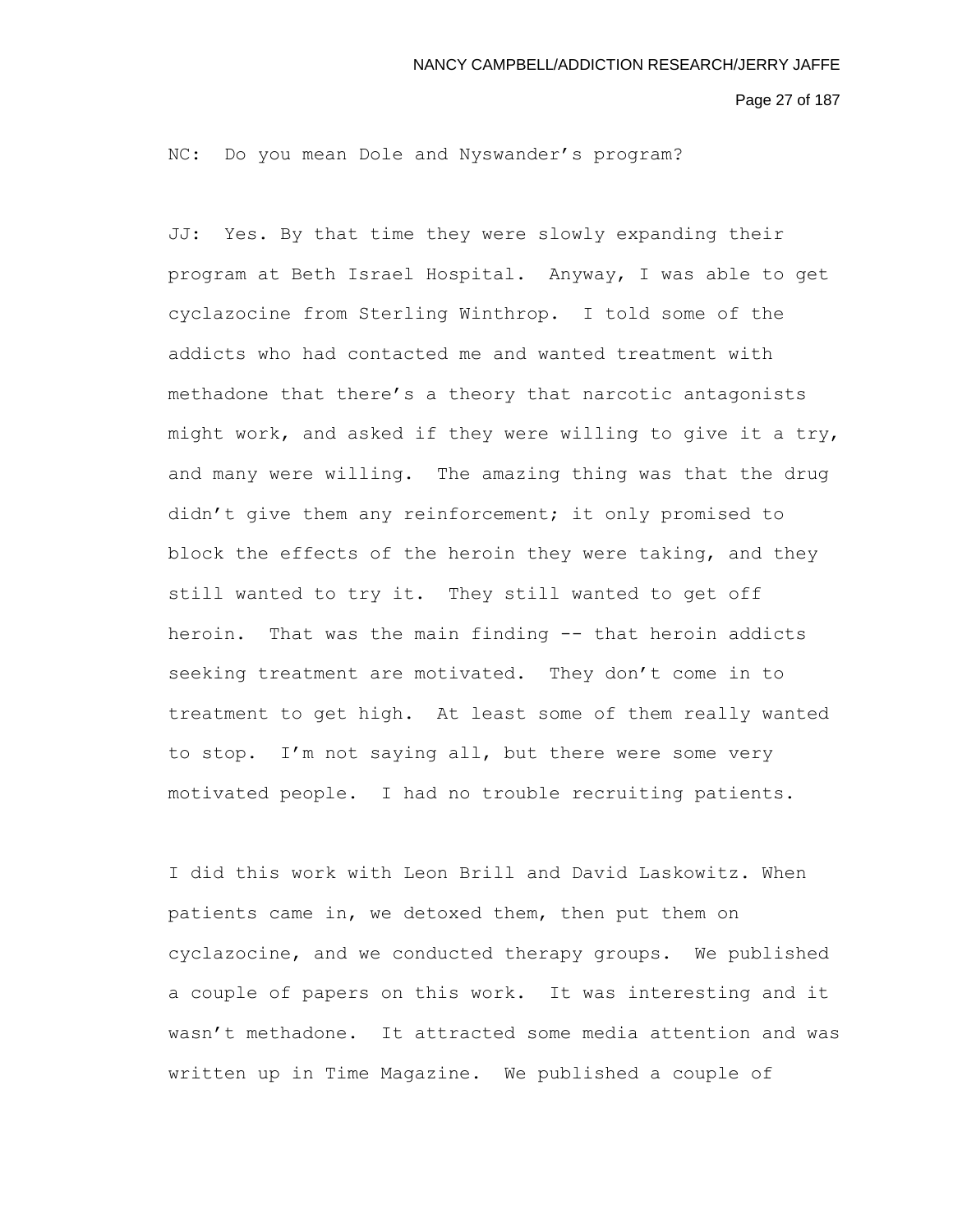NC: Do you mean Dole and Nyswander's program?

JJ: Yes. By that time they were slowly expanding their program at Beth Israel Hospital. Anyway, I was able to get cyclazocine from Sterling Winthrop. I told some of the addicts who had contacted me and wanted treatment with methadone that there's a theory that narcotic antagonists might work, and asked if they were willing to give it a try, and many were willing. The amazing thing was that the drug didn't give them any reinforcement; it only promised to block the effects of the heroin they were taking, and they still wanted to try it. They still wanted to get off heroin. That was the main finding -- that heroin addicts seeking treatment are motivated. They don't come in to treatment to get high. At least some of them really wanted to stop. I'm not saying all, but there were some very motivated people. I had no trouble recruiting patients.

I did this work with Leon Brill and David Laskowitz. When patients came in, we detoxed them, then put them on cyclazocine, and we conducted therapy groups. We published a couple of papers on this work. It was interesting and it wasn't methadone. It attracted some media attention and was written up in Time Magazine. We published a couple of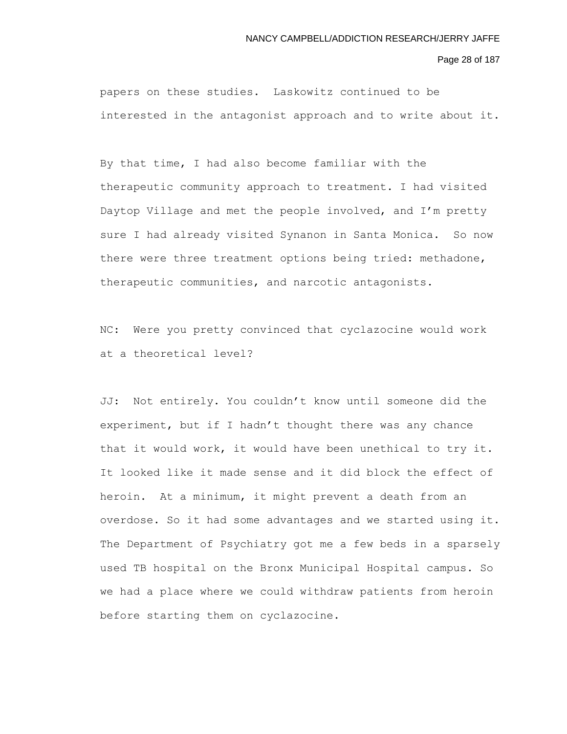papers on these studies. Laskowitz continued to be interested in the antagonist approach and to write about it.

By that time, I had also become familiar with the therapeutic community approach to treatment. I had visited Daytop Village and met the people involved, and I'm pretty sure I had already visited Synanon in Santa Monica. So now there were three treatment options being tried: methadone, therapeutic communities, and narcotic antagonists.

NC: Were you pretty convinced that cyclazocine would work at a theoretical level?

JJ: Not entirely. You couldn't know until someone did the experiment, but if I hadn't thought there was any chance that it would work, it would have been unethical to try it. It looked like it made sense and it did block the effect of heroin. At a minimum, it might prevent a death from an overdose. So it had some advantages and we started using it. The Department of Psychiatry got me a few beds in a sparsely used TB hospital on the Bronx Municipal Hospital campus. So we had a place where we could withdraw patients from heroin before starting them on cyclazocine.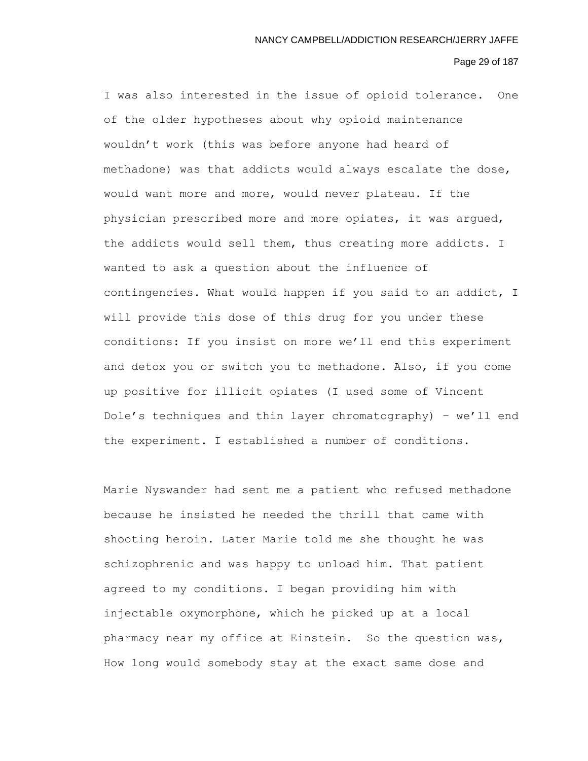I was also interested in the issue of opioid tolerance. One of the older hypotheses about why opioid maintenance wouldn't work (this was before anyone had heard of methadone) was that addicts would always escalate the dose, would want more and more, would never plateau. If the physician prescribed more and more opiates, it was argued, the addicts would sell them, thus creating more addicts. I wanted to ask a question about the influence of contingencies. What would happen if you said to an addict, I will provide this dose of this drug for you under these conditions: If you insist on more we'll end this experiment and detox you or switch you to methadone. Also, if you come up positive for illicit opiates (I used some of Vincent Dole's techniques and thin layer chromatography) – we'll end the experiment. I established a number of conditions.

Marie Nyswander had sent me a patient who refused methadone because he insisted he needed the thrill that came with shooting heroin. Later Marie told me she thought he was schizophrenic and was happy to unload him. That patient agreed to my conditions. I began providing him with injectable oxymorphone, which he picked up at a local pharmacy near my office at Einstein. So the question was, How long would somebody stay at the exact same dose and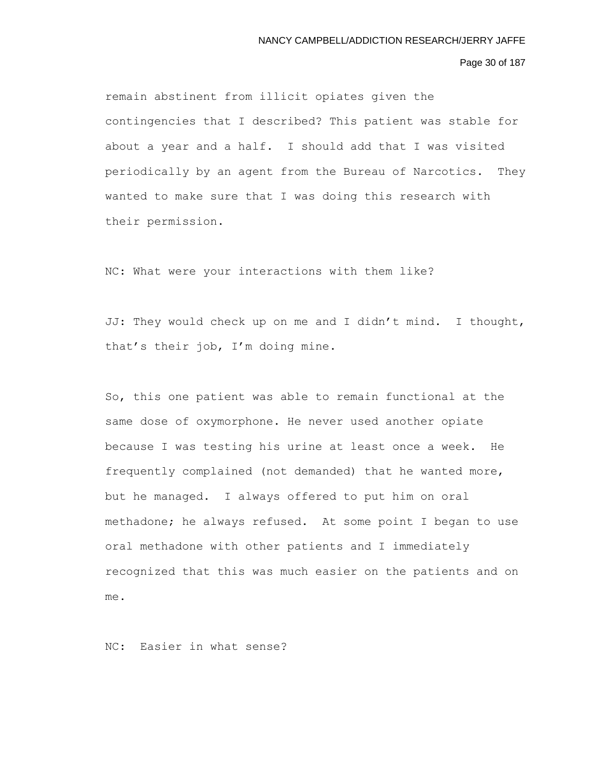remain abstinent from illicit opiates given the contingencies that I described? This patient was stable for about a year and a half. I should add that I was visited periodically by an agent from the Bureau of Narcotics. They wanted to make sure that I was doing this research with their permission.

NC: What were your interactions with them like?

JJ: They would check up on me and I didn't mind. I thought, that's their job, I'm doing mine.

So, this one patient was able to remain functional at the same dose of oxymorphone. He never used another opiate because I was testing his urine at least once a week. He frequently complained (not demanded) that he wanted more, but he managed. I always offered to put him on oral methadone; he always refused. At some point I began to use oral methadone with other patients and I immediately recognized that this was much easier on the patients and on me.

NC: Easier in what sense?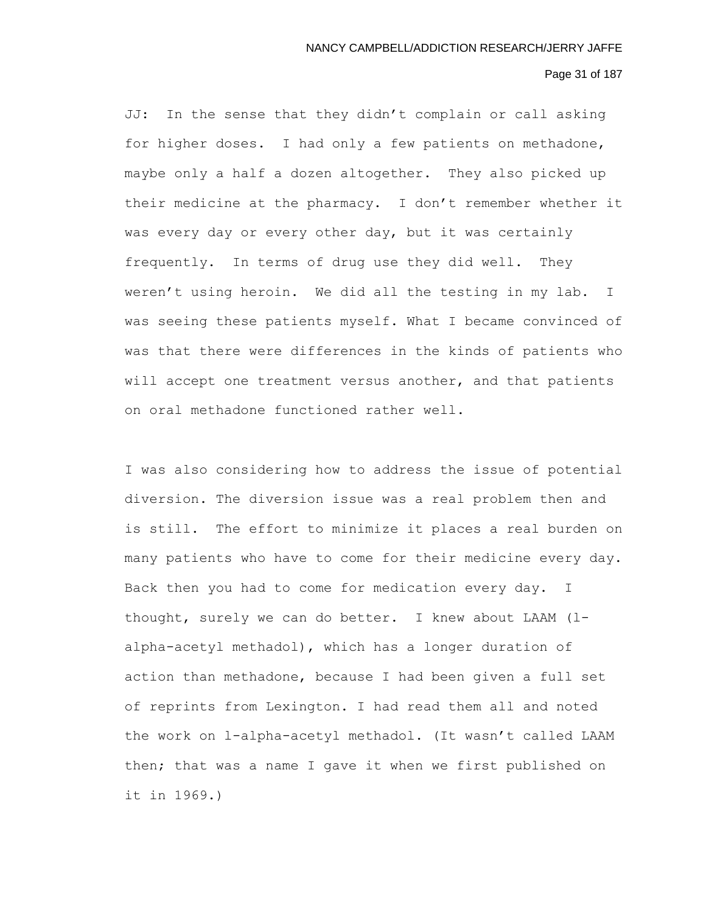JJ: In the sense that they didn't complain or call asking for higher doses. I had only a few patients on methadone, maybe only a half a dozen altogether. They also picked up their medicine at the pharmacy. I don't remember whether it was every day or every other day, but it was certainly frequently. In terms of drug use they did well. They weren't using heroin. We did all the testing in my lab. I was seeing these patients myself. What I became convinced of was that there were differences in the kinds of patients who will accept one treatment versus another, and that patients on oral methadone functioned rather well.

I was also considering how to address the issue of potential diversion. The diversion issue was a real problem then and is still. The effort to minimize it places a real burden on many patients who have to come for their medicine every day. Back then you had to come for medication every day. I thought, surely we can do better. I knew about LAAM (l-alpha-acetyl methadol), which has a longer duration of action than methadone, because I had been given a full set of reprints from Lexington. I had read them all and noted the work on l-alpha-acetyl methadol. (It wasn't called LAAM then; that was a name I gave it when we first published on it in 1969.)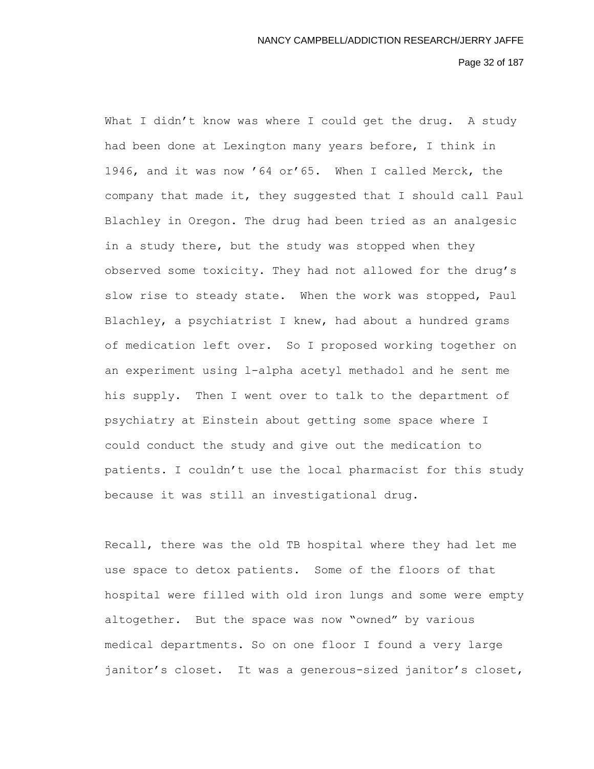What I didn't know was where I could get the drug. A study had been done at Lexington many years before, I think in 1946, and it was now '64 or'65. When I called Merck, the company that made it, they suggested that I should call Paul Blachley in Oregon. The drug had been tried as an analgesic in a study there, but the study was stopped when they observed some toxicity. They had not allowed for the drug's slow rise to steady state. When the work was stopped, Paul Blachley, a psychiatrist I knew, had about a hundred grams of medication left over. So I proposed working together on an experiment using l-alpha acetyl methadol and he sent me his supply. Then I went over to talk to the department of psychiatry at Einstein about getting some space where I could conduct the study and give out the medication to patients. I couldn't use the local pharmacist for this study because it was still an investigational drug.

Recall, there was the old TB hospital where they had let me use space to detox patients. Some of the floors of that hospital were filled with old iron lungs and some were empty altogether. But the space was now "owned" by various medical departments. So on one floor I found a very large janitor's closet. It was a generous-sized janitor's closet,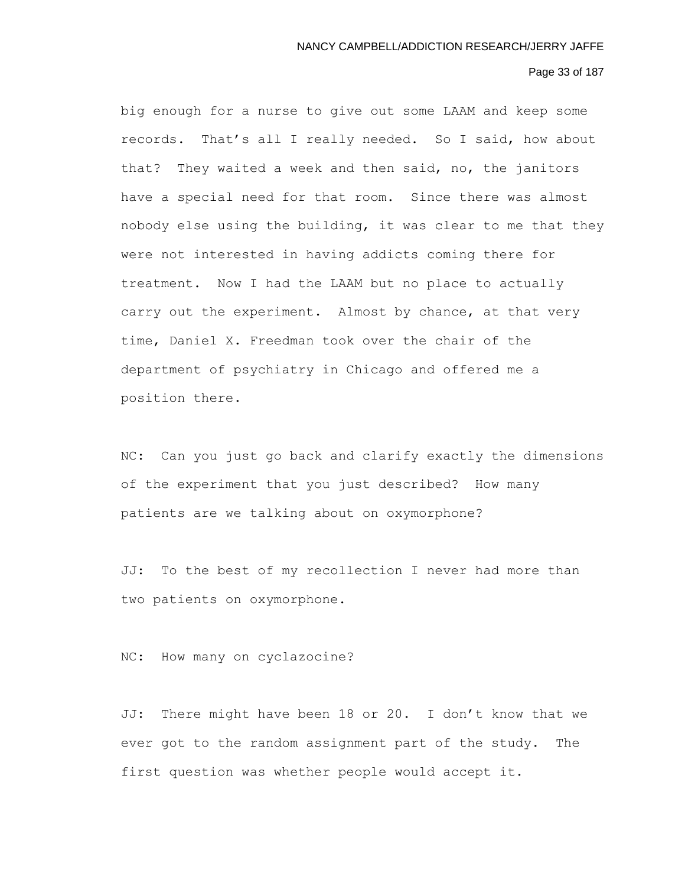big enough for a nurse to give out some LAAM and keep some records. That's all I really needed. So I said, how about that? They waited a week and then said, no, the janitors have a special need for that room. Since there was almost nobody else using the building, it was clear to me that they were not interested in having addicts coming there for treatment. Now I had the LAAM but no place to actually carry out the experiment. Almost by chance, at that very time, Daniel X. Freedman took over the chair of the department of psychiatry in Chicago and offered me a position there.

NC: Can you just go back and clarify exactly the dimensions of the experiment that you just described? How many patients are we talking about on oxymorphone?

JJ: To the best of my recollection I never had more than two patients on oxymorphone.

NC: How many on cyclazocine?

JJ: There might have been 18 or 20. I don't know that we ever got to the random assignment part of the study. The first question was whether people would accept it.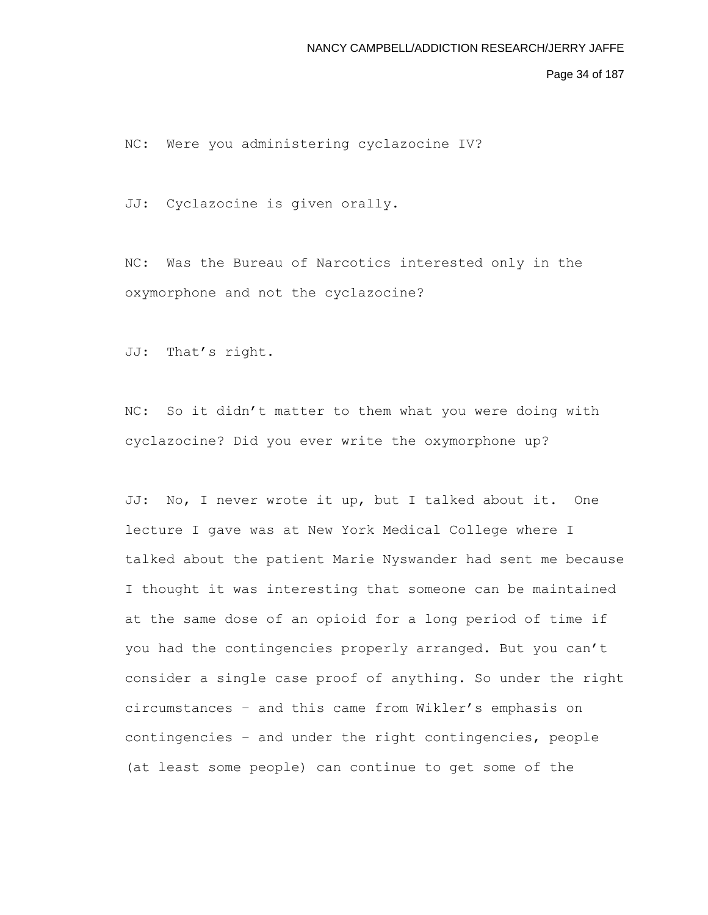NC: Were you administering cyclazocine IV?

JJ: Cyclazocine is given orally.

NC: Was the Bureau of Narcotics interested only in the oxymorphone and not the cyclazocine?

JJ: That's right.

NC: So it didn't matter to them what you were doing with cyclazocine? Did you ever write the oxymorphone up?

JJ: No, I never wrote it up, but I talked about it. One lecture I gave was at New York Medical College where I talked about the patient Marie Nyswander had sent me because I thought it was interesting that someone can be maintained at the same dose of an opioid for a long period of time if you had the contingencies properly arranged. But you can't consider a single case proof of anything. So under the right circumstances – and this came from Wikler's emphasis on contingencies – and under the right contingencies, people (at least some people) can continue to get some of the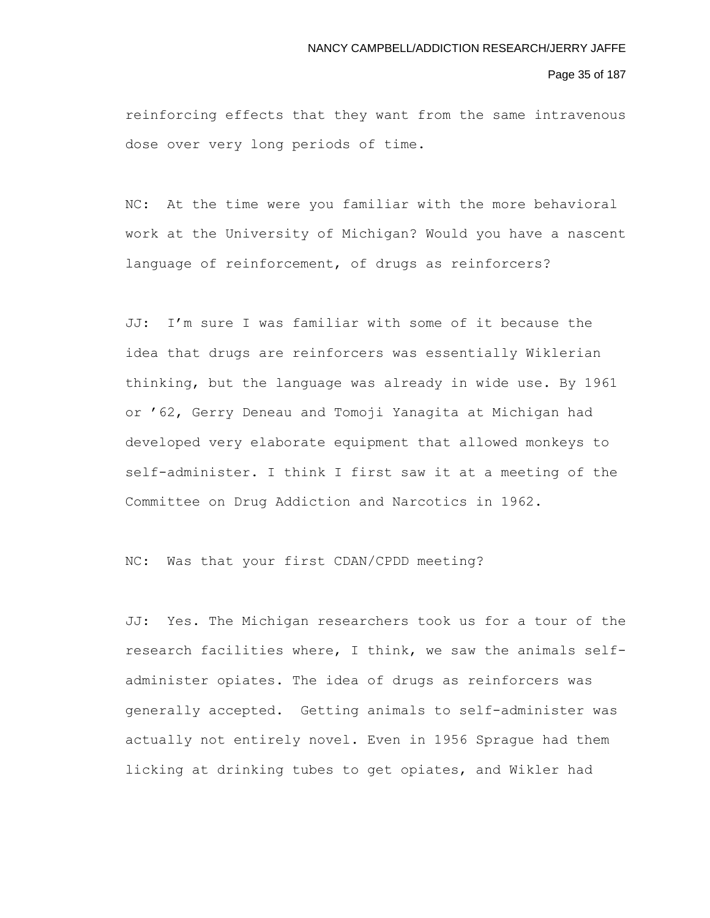reinforcing effects that they want from the same intravenous dose over very long periods of time.

NC: At the time were you familiar with the more behavioral work at the University of Michigan? Would you have a nascent language of reinforcement, of drugs as reinforcers?

JJ: I'm sure I was familiar with some of it because the idea that drugs are reinforcers was essentially Wiklerian thinking, but the language was already in wide use. By 1961 or '62, Gerry Deneau and Tomoji Yanagita at Michigan had developed very elaborate equipment that allowed monkeys to self-administer. I think I first saw it at a meeting of the Committee on Drug Addiction and Narcotics in 1962.

NC: Was that your first CDAN/CPDD meeting?

JJ: Yes. The Michigan researchers took us for a tour of the research facilities where, I think, we saw the animals self-administer opiates. The idea of drugs as reinforcers was generally accepted. Getting animals to self-administer was actually not entirely novel. Even in 1956 Sprague had them licking at drinking tubes to get opiates, and Wikler had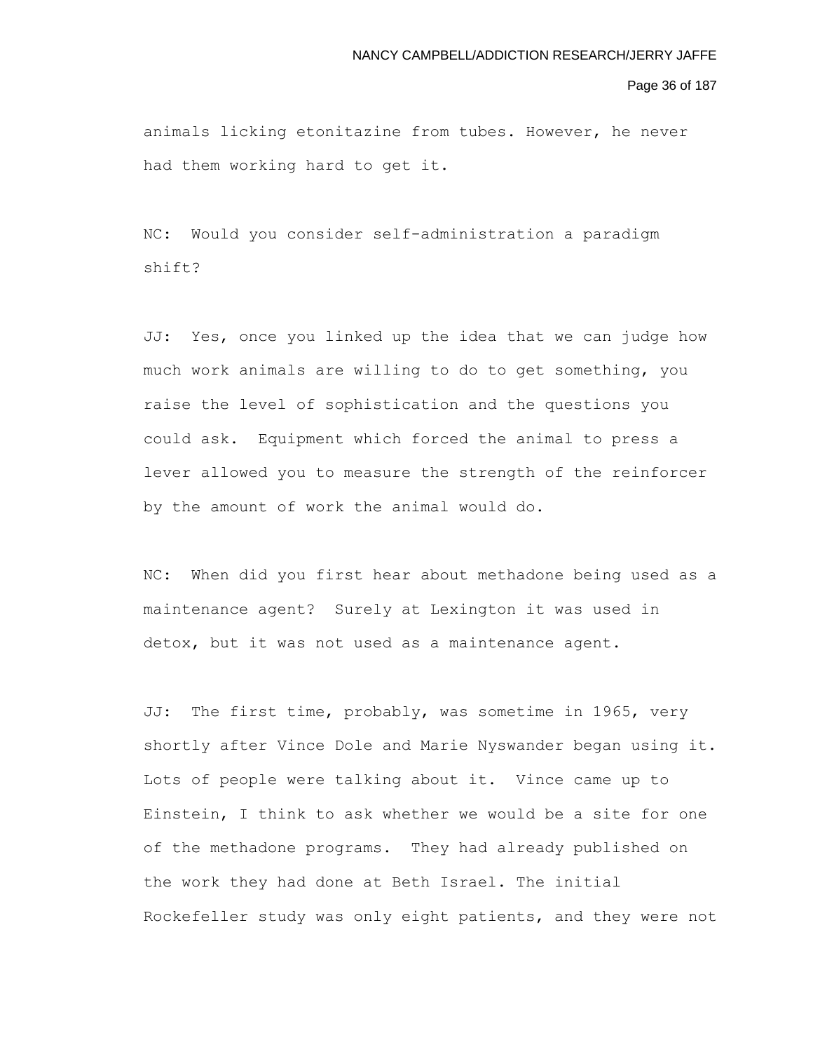animals licking etonitazine from tubes. However, he never had them working hard to get it.

NC: Would you consider self-administration a paradigm shift?

JJ: Yes, once you linked up the idea that we can judge how much work animals are willing to do to get something, you raise the level of sophistication and the questions you could ask. Equipment which forced the animal to press a lever allowed you to measure the strength of the reinforcer by the amount of work the animal would do.

NC: When did you first hear about methadone being used as a maintenance agent? Surely at Lexington it was used in detox, but it was not used as a maintenance agent.

JJ: The first time, probably, was sometime in 1965, very shortly after Vince Dole and Marie Nyswander began using it. Lots of people were talking about it. Vince came up to Einstein, I think to ask whether we would be a site for one of the methadone programs. They had already published on the work they had done at Beth Israel. The initial Rockefeller study was only eight patients, and they were not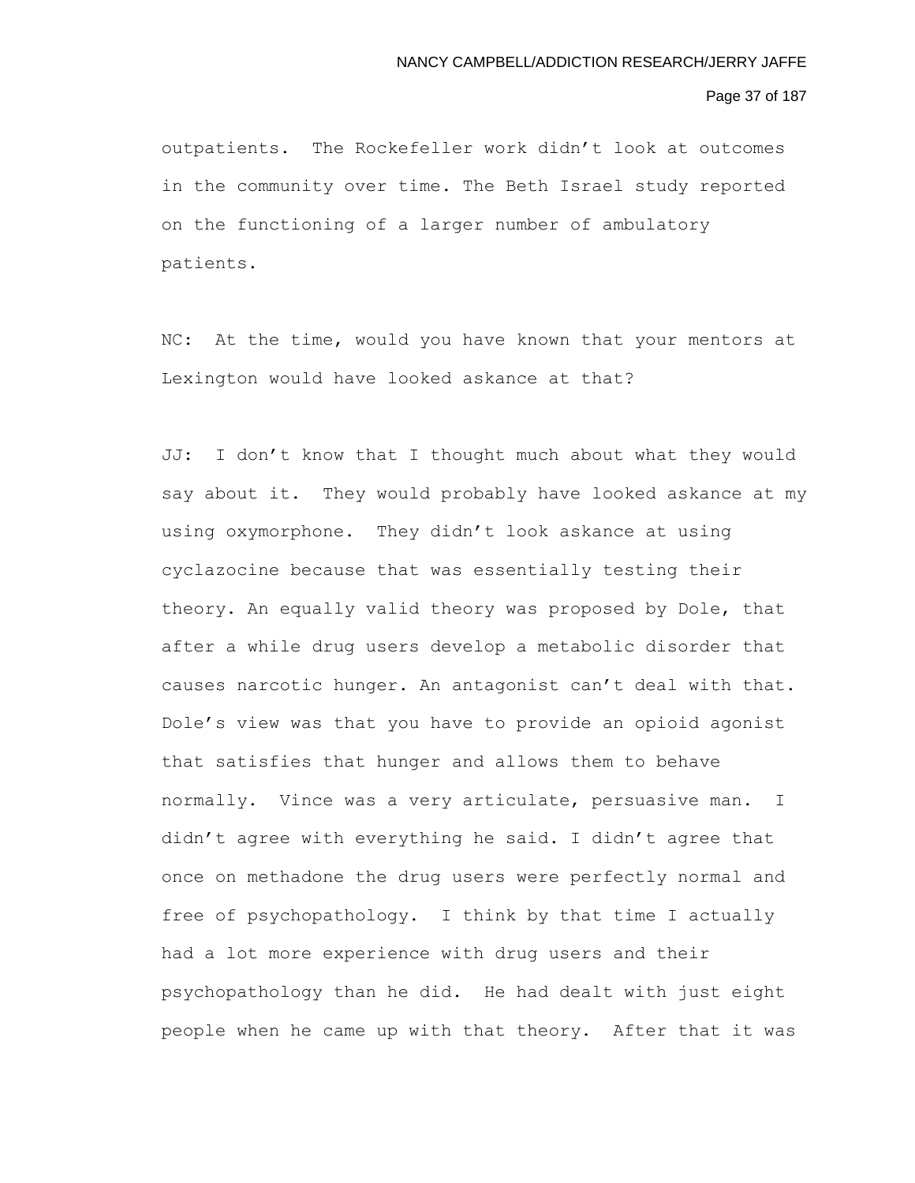outpatients. The Rockefeller work didn't look at outcomes in the community over time. The Beth Israel study reported on the functioning of a larger number of ambulatory patients.

NC: At the time, would you have known that your mentors at Lexington would have looked askance at that?

JJ: I don't know that I thought much about what they would say about it. They would probably have looked askance at my using oxymorphone. They didn't look askance at using cyclazocine because that was essentially testing their theory. An equally valid theory was proposed by Dole, that after a while drug users develop a metabolic disorder that causes narcotic hunger. An antagonist can't deal with that. Dole's view was that you have to provide an opioid agonist that satisfies that hunger and allows them to behave normally. Vince was a very articulate, persuasive man. I didn't agree with everything he said. I didn't agree that once on methadone the drug users were perfectly normal and free of psychopathology. I think by that time I actually had a lot more experience with drug users and their psychopathology than he did. He had dealt with just eight people when he came up with that theory. After that it was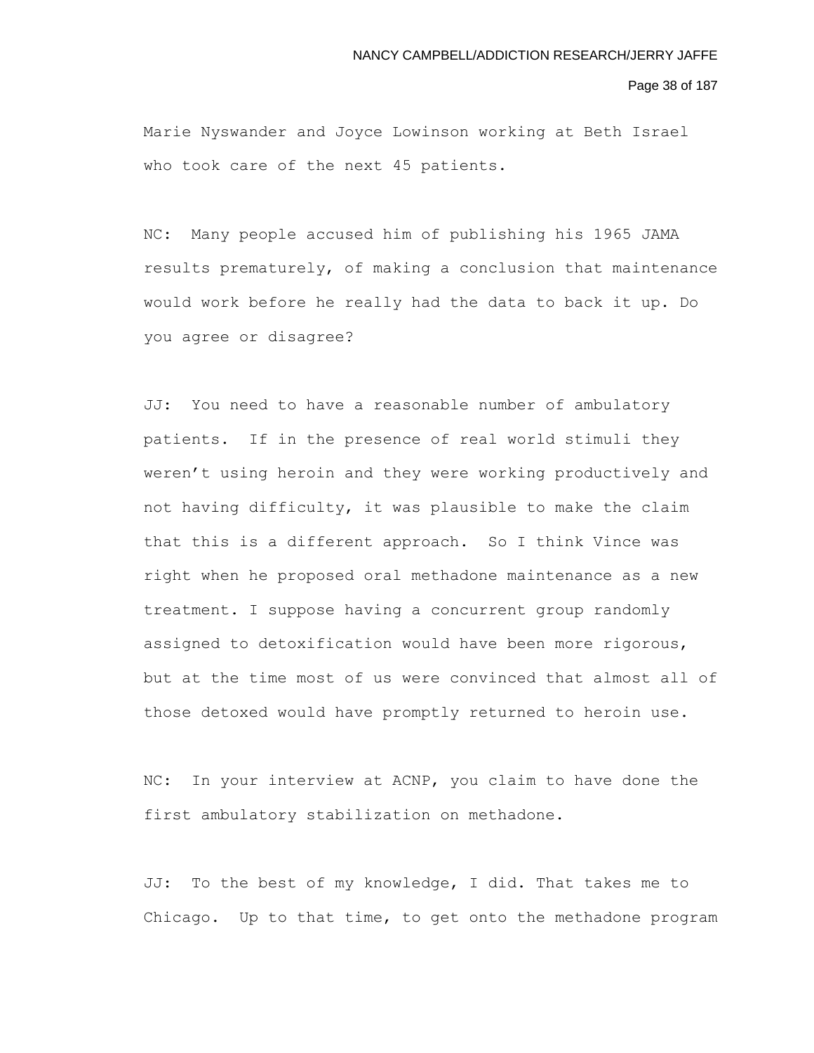Marie Nyswander and Joyce Lowinson working at Beth Israel who took care of the next 45 patients.

NC: Many people accused him of publishing his 1965 JAMA results prematurely, of making a conclusion that maintenance would work before he really had the data to back it up. Do you agree or disagree?

JJ: You need to have a reasonable number of ambulatory patients. If in the presence of real world stimuli they weren't using heroin and they were working productively and not having difficulty, it was plausible to make the claim that this is a different approach. So I think Vince was right when he proposed oral methadone maintenance as a new treatment. I suppose having a concurrent group randomly assigned to detoxification would have been more rigorous, but at the time most of us were convinced that almost all of those detoxed would have promptly returned to heroin use.

NC: In your interview at ACNP, you claim to have done the first ambulatory stabilization on methadone.

JJ: To the best of my knowledge, I did. That takes me to Chicago. Up to that time, to get onto the methadone program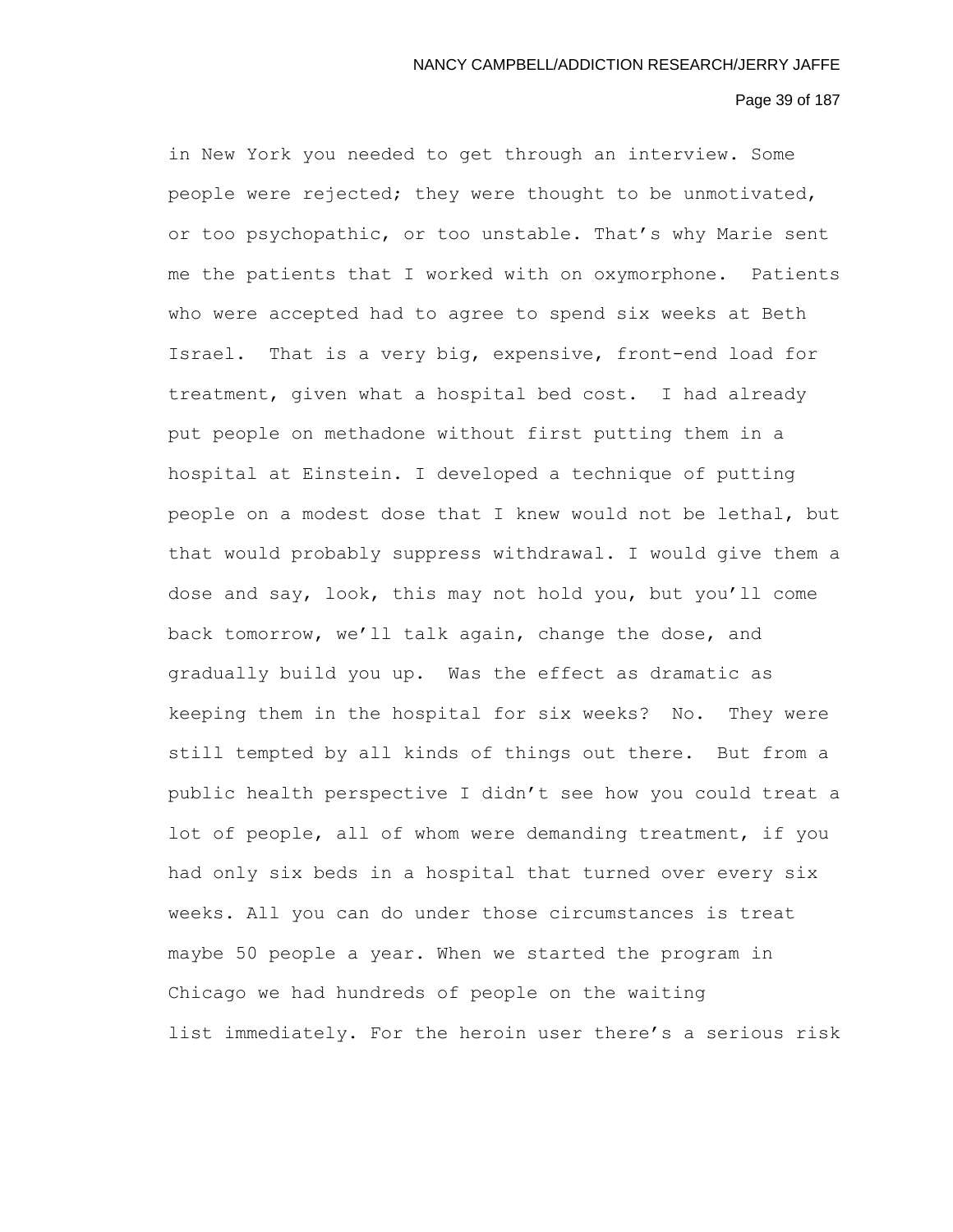in New York you needed to get through an interview. Some people were rejected; they were thought to be unmotivated, or too psychopathic, or too unstable. That's why Marie sent me the patients that I worked with on oxymorphone. Patients who were accepted had to agree to spend six weeks at Beth Israel. That is a very big, expensive, front-end load for treatment, given what a hospital bed cost. I had already put people on methadone without first putting them in a hospital at Einstein. I developed a technique of putting people on a modest dose that I knew would not be lethal, but that would probably suppress withdrawal. I would give them a dose and say, look, this may not hold you, but you'll come back tomorrow, we'll talk again, change the dose, and gradually build you up. Was the effect as dramatic as keeping them in the hospital for six weeks? No. They were still tempted by all kinds of things out there. But from a public health perspective I didn't see how you could treat a lot of people, all of whom were demanding treatment, if you had only six beds in a hospital that turned over every six weeks. All you can do under those circumstances is treat maybe 50 people a year. When we started the program in Chicago we had hundreds of people on the waiting list immediately. For the heroin user there's a serious risk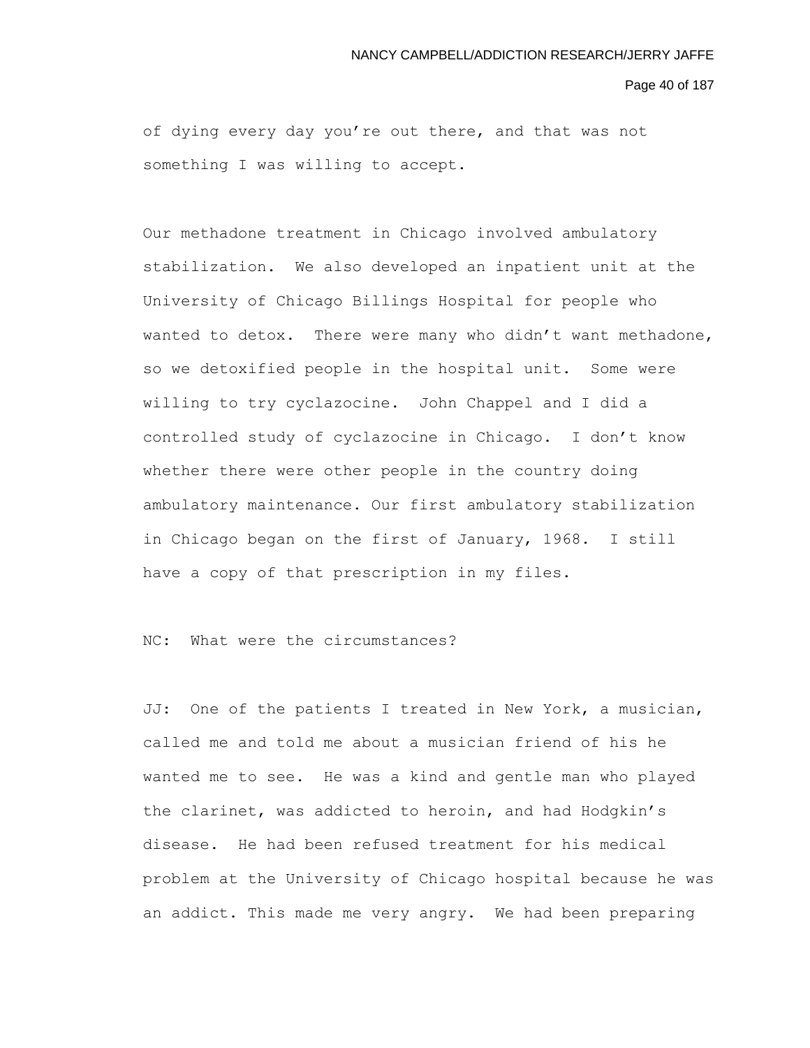of dying every day you're out there, and that was not something I was willing to accept.

Our methadone treatment in Chicago involved ambulatory stabilization. We also developed an inpatient unit at the University of Chicago Billings Hospital for people who wanted to detox. There were many who didn't want methadone, so we detoxified people in the hospital unit. Some were willing to try cyclazocine. John Chappel and I did a controlled study of cyclazocine in Chicago. I don't know whether there were other people in the country doing ambulatory maintenance. Our first ambulatory stabilization in Chicago began on the first of January, 1968. I still have a copy of that prescription in my files.

NC: What were the circumstances?

JJ: One of the patients I treated in New York, a musician, called me and told me about a musician friend of his he wanted me to see. He was a kind and gentle man who played the clarinet, was addicted to heroin, and had Hodgkin's disease. He had been refused treatment for his medical problem at the University of Chicago hospital because he was an addict. This made me very angry. We had been preparing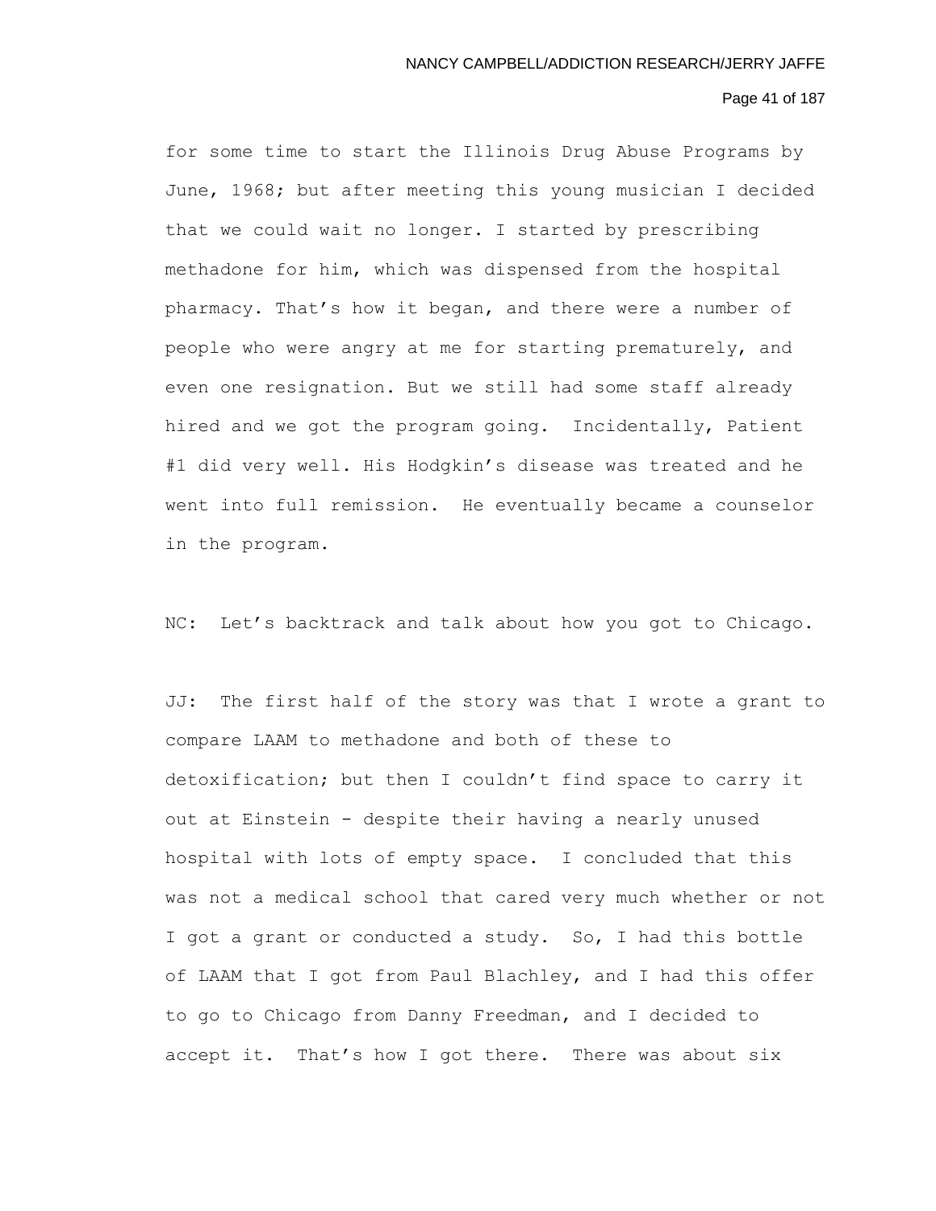for some time to start the Illinois Drug Abuse Programs by June, 1968; but after meeting this young musician I decided that we could wait no longer. I started by prescribing methadone for him, which was dispensed from the hospital pharmacy. That's how it began, and there were a number of people who were angry at me for starting prematurely, and even one resignation. But we still had some staff already hired and we got the program going. Incidentally, Patient #1 did very well. His Hodgkin's disease was treated and he went into full remission. He eventually became a counselor in the program.

NC: Let's backtrack and talk about how you got to Chicago.

JJ: The first half of the story was that I wrote a grant to compare LAAM to methadone and both of these to detoxification; but then I couldn't find space to carry it out at Einstein - despite their having a nearly unused hospital with lots of empty space. I concluded that this was not a medical school that cared very much whether or not I got a grant or conducted a study. So, I had this bottle of LAAM that I got from Paul Blachley, and I had this offer to go to Chicago from Danny Freedman, and I decided to accept it. That's how I got there. There was about six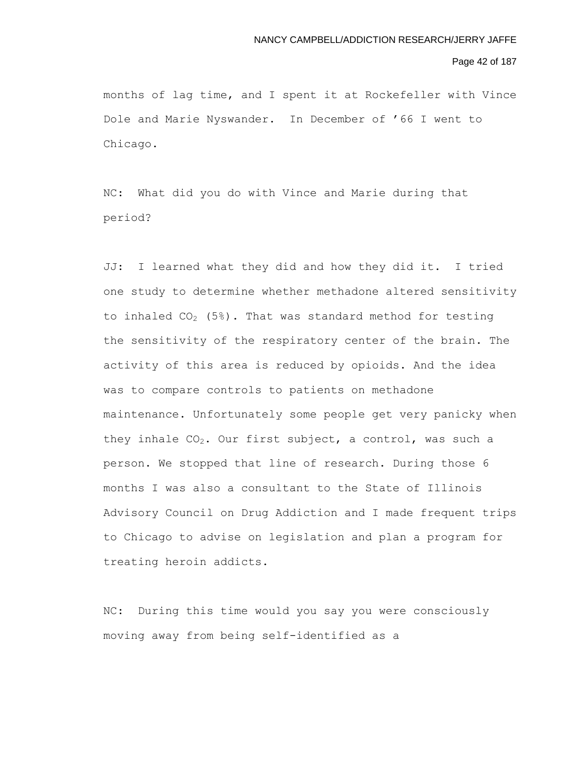months of lag time, and I spent it at Rockefeller with Vince Dole and Marie Nyswander. In December of ’66 I went to Chicago.

NC: What did you do with Vince and Marie during that period?

JJ: I learned what they did and how they did it. I tried one study to determine whether methadone altered sensitivity to inhaled $CO_2$ (5%). That was standard method for testing the sensitivity of the respiratory center of the brain. The activity of this area is reduced by opioids. And the idea was to compare controls to patients on methadone maintenance. Unfortunately some people get very panicky when they inhale $CO_2$. Our first subject, a control, was such a person. We stopped that line of research. During those 6 months I was also a consultant to the State of Illinois Advisory Council on Drug Addiction and I made frequent trips to Chicago to advise on legislation and plan a program for treating heroin addicts.

NC: During this time would you say you were consciously moving away from being self-identified as a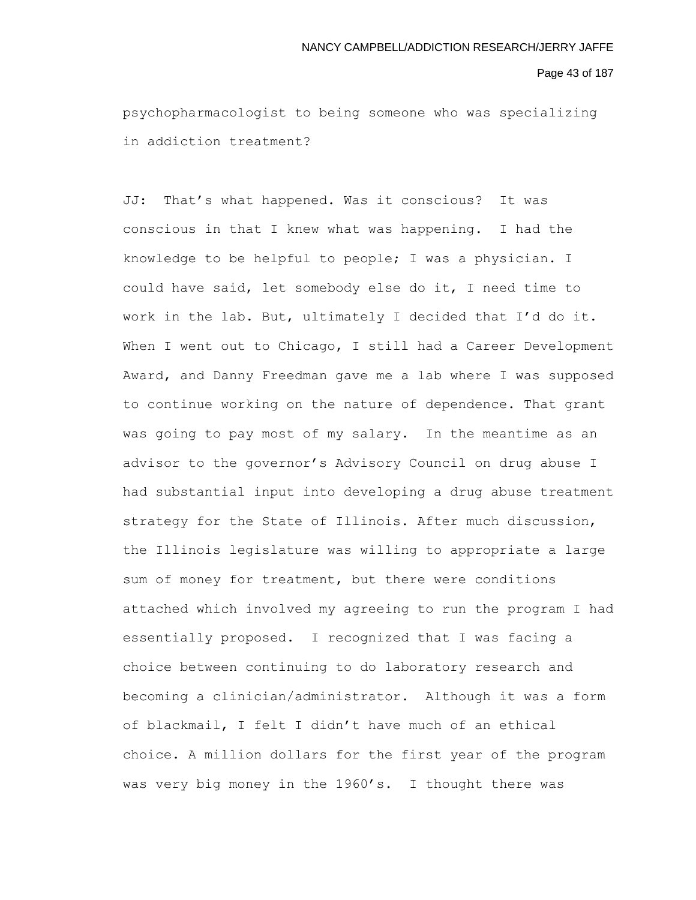psychopharmacologist to being someone who was specializing in addiction treatment?

JJ: That's what happened. Was it conscious? It was conscious in that I knew what was happening. I had the knowledge to be helpful to people; I was a physician. I could have said, let somebody else do it, I need time to work in the lab. But, ultimately I decided that I'd do it. When I went out to Chicago, I still had a Career Development Award, and Danny Freedman gave me a lab where I was supposed to continue working on the nature of dependence. That grant was going to pay most of my salary. In the meantime as an advisor to the governor's Advisory Council on drug abuse I had substantial input into developing a drug abuse treatment strategy for the State of Illinois. After much discussion, the Illinois legislature was willing to appropriate a large sum of money for treatment, but there were conditions attached which involved my agreeing to run the program I had essentially proposed. I recognized that I was facing a choice between continuing to do laboratory research and becoming a clinician/administrator. Although it was a form of blackmail, I felt I didn't have much of an ethical choice. A million dollars for the first year of the program was very big money in the 1960's. I thought there was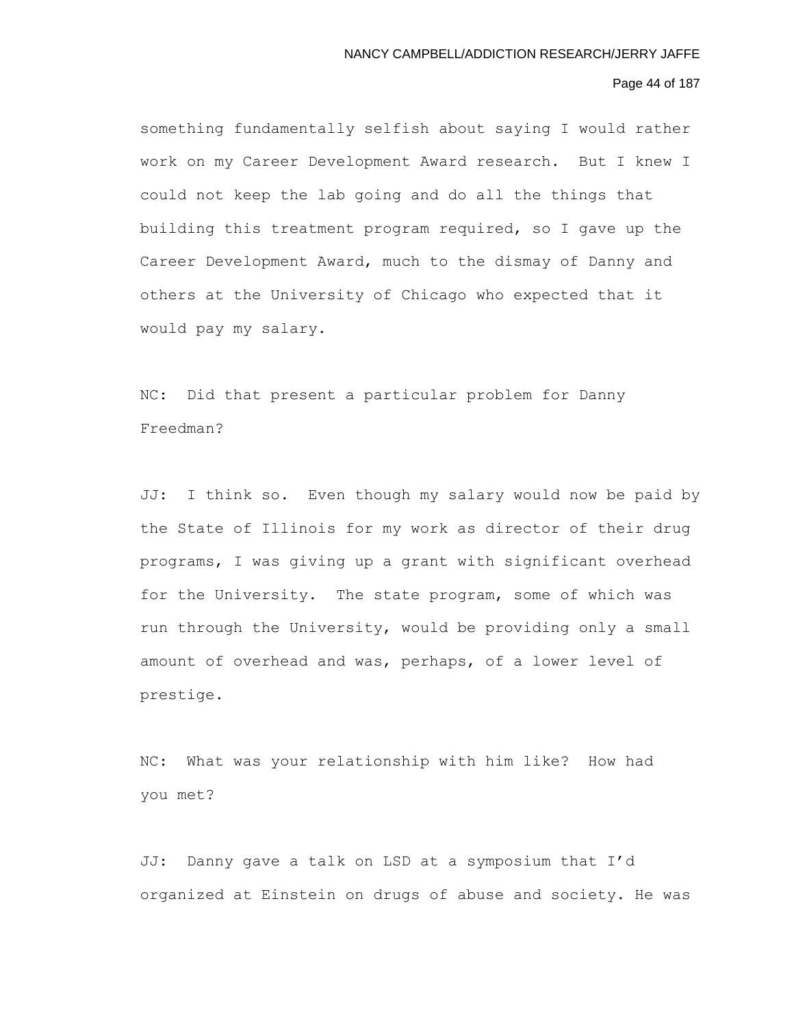something fundamentally selfish about saying I would rather work on my Career Development Award research. But I knew I could not keep the lab going and do all the things that building this treatment program required, so I gave up the Career Development Award, much to the dismay of Danny and others at the University of Chicago who expected that it would pay my salary.

NC: Did that present a particular problem for Danny Freedman?

JJ: I think so. Even though my salary would now be paid by the State of Illinois for my work as director of their drug programs, I was giving up a grant with significant overhead for the University. The state program, some of which was run through the University, would be providing only a small amount of overhead and was, perhaps, of a lower level of prestige.

NC: What was your relationship with him like? How had you met?

JJ: Danny gave a talk on LSD at a symposium that I'd organized at Einstein on drugs of abuse and society. He was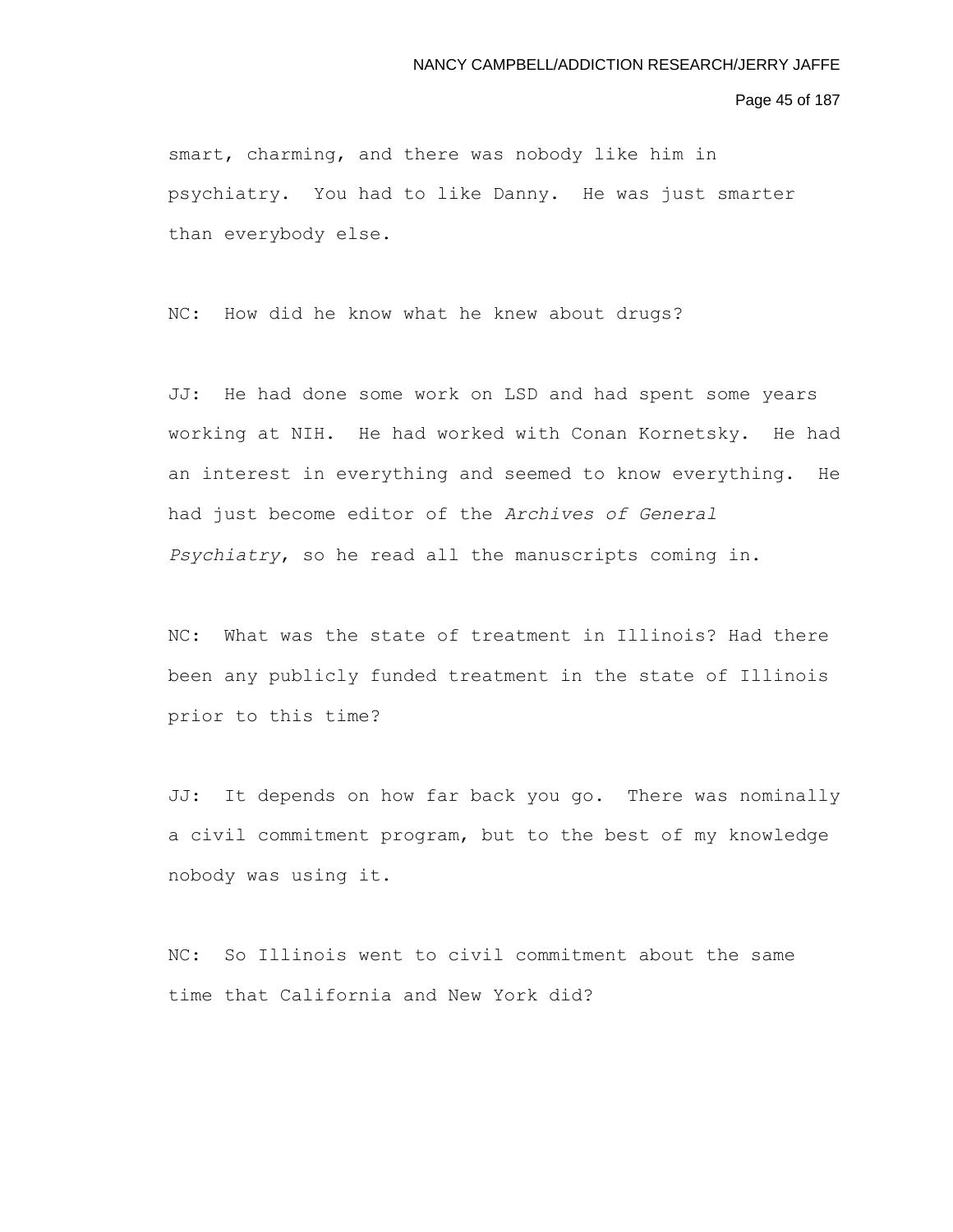smart, charming, and there was nobody like him in psychiatry. You had to like Danny. He was just smarter than everybody else.

NC: How did he know what he knew about drugs?

JJ: He had done some work on LSD and had spent some years working at NIH. He had worked with Conan Kornetsky. He had an interest in everything and seemed to know everything. He had just become editor of the *Archives of General Psychiatry*, so he read all the manuscripts coming in.

NC: What was the state of treatment in Illinois? Had there been any publicly funded treatment in the state of Illinois prior to this time?

JJ: It depends on how far back you go. There was nominally a civil commitment program, but to the best of my knowledge nobody was using it.

NC: So Illinois went to civil commitment about the same time that California and New York did?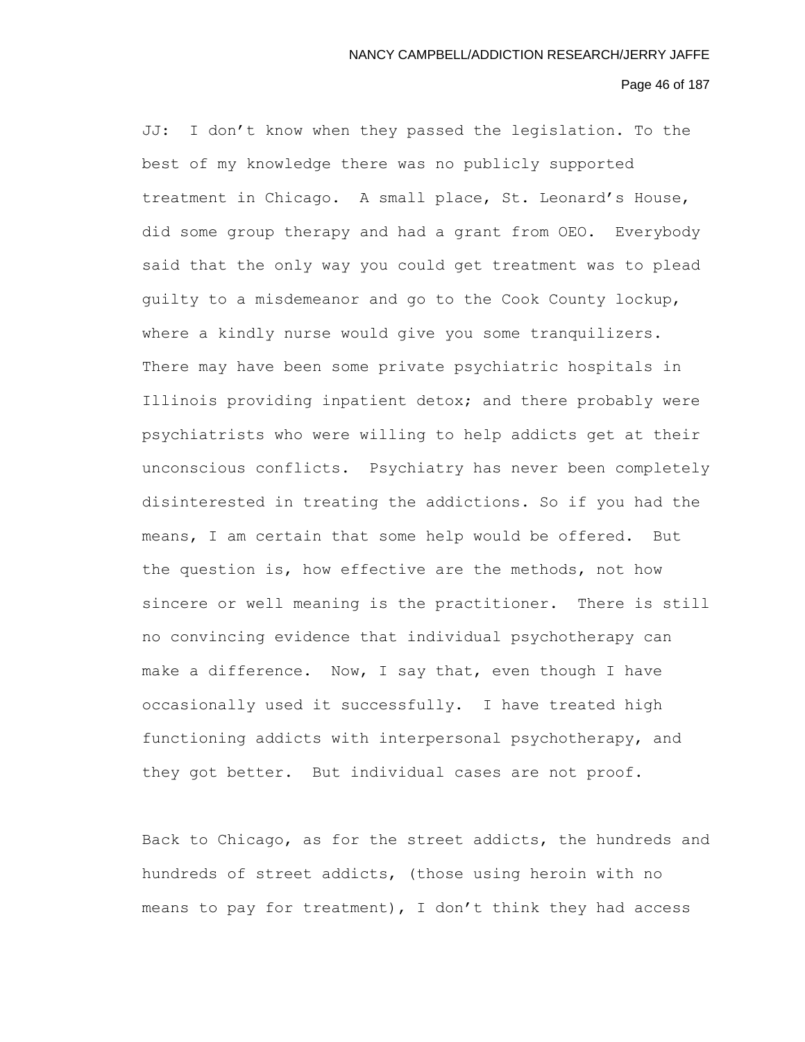JJ: I don't know when they passed the legislation. To the best of my knowledge there was no publicly supported treatment in Chicago. A small place, St. Leonard's House, did some group therapy and had a grant from OEO. Everybody said that the only way you could get treatment was to plead guilty to a misdemeanor and go to the Cook County lockup, where a kindly nurse would give you some tranquilizers. There may have been some private psychiatric hospitals in Illinois providing inpatient detox; and there probably were psychiatrists who were willing to help addicts get at their unconscious conflicts. Psychiatry has never been completely disinterested in treating the addictions. So if you had the means, I am certain that some help would be offered. But the question is, how effective are the methods, not how sincere or well meaning is the practitioner. There is still no convincing evidence that individual psychotherapy can make a difference. Now, I say that, even though I have occasionally used it successfully. I have treated high functioning addicts with interpersonal psychotherapy, and they got better. But individual cases are not proof.

Back to Chicago, as for the street addicts, the hundreds and hundreds of street addicts, (those using heroin with no means to pay for treatment), I don't think they had access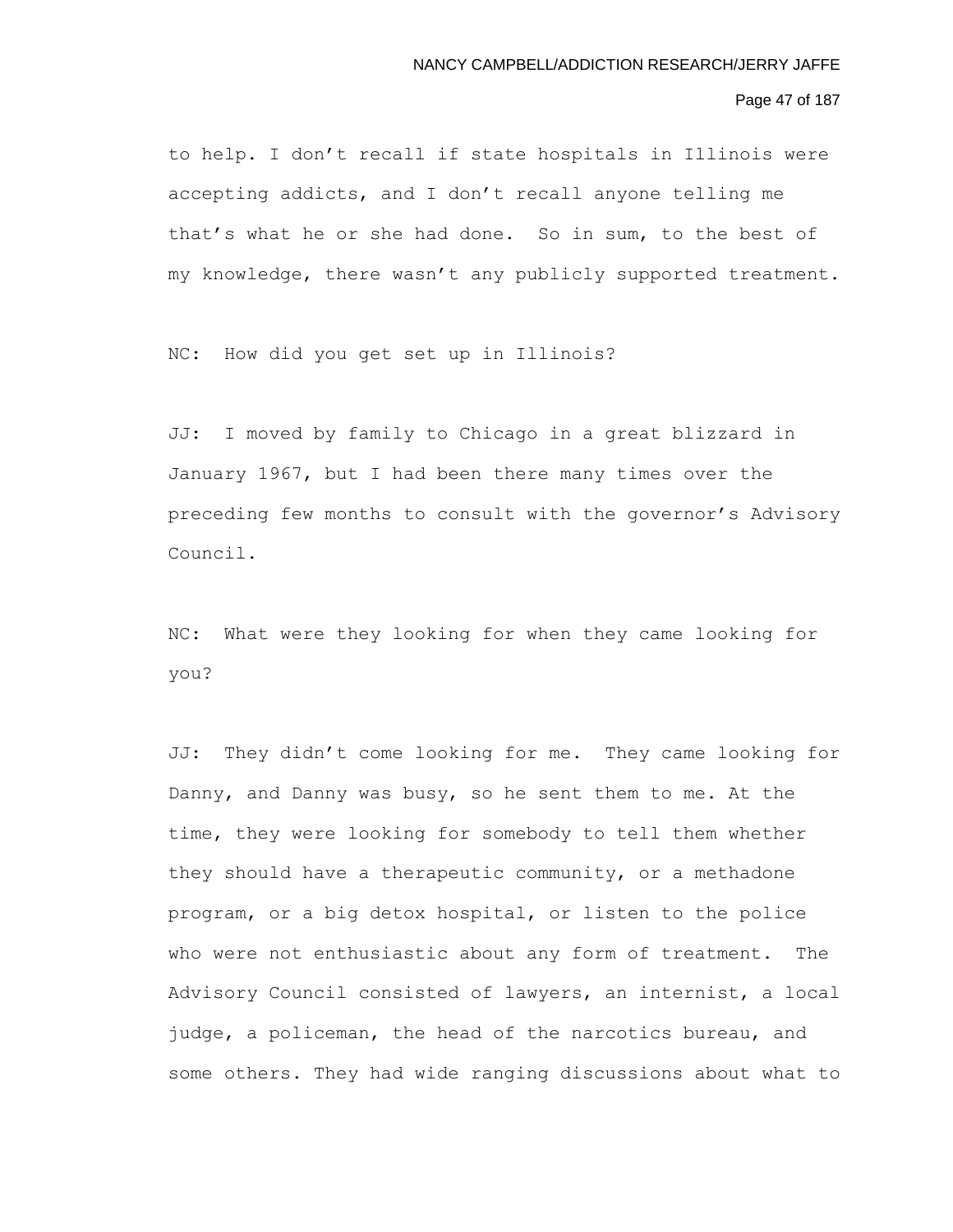to help. I don't recall if state hospitals in Illinois were accepting addicts, and I don't recall anyone telling me that's what he or she had done. So in sum, to the best of my knowledge, there wasn't any publicly supported treatment.

NC: How did you get set up in Illinois?

JJ: I moved by family to Chicago in a great blizzard in January 1967, but I had been there many times over the preceding few months to consult with the governor's Advisory Council.

NC: What were they looking for when they came looking for you?

JJ: They didn't come looking for me. They came looking for Danny, and Danny was busy, so he sent them to me. At the time, they were looking for somebody to tell them whether they should have a therapeutic community, or a methadone program, or a big detox hospital, or listen to the police who were not enthusiastic about any form of treatment. The Advisory Council consisted of lawyers, an internist, a local judge, a policeman, the head of the narcotics bureau, and some others. They had wide ranging discussions about what to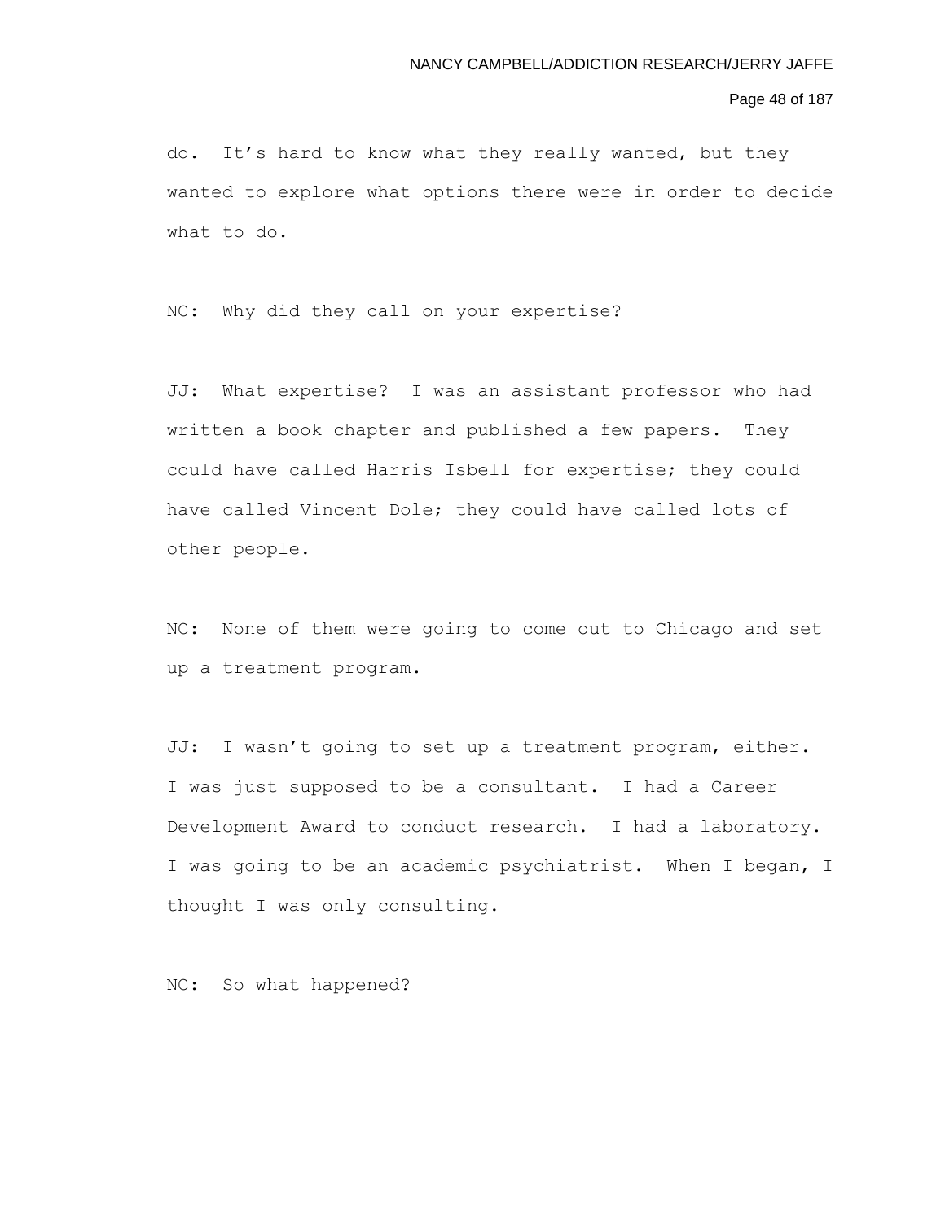do. It's hard to know what they really wanted, but they wanted to explore what options there were in order to decide what to do.

NC: Why did they call on your expertise?

JJ: What expertise? I was an assistant professor who had written a book chapter and published a few papers. They could have called Harris Isbell for expertise; they could have called Vincent Dole; they could have called lots of other people.

NC: None of them were going to come out to Chicago and set up a treatment program.

JJ: I wasn't going to set up a treatment program, either. I was just supposed to be a consultant. I had a Career Development Award to conduct research. I had a laboratory. I was going to be an academic psychiatrist. When I began, I thought I was only consulting.

NC: So what happened?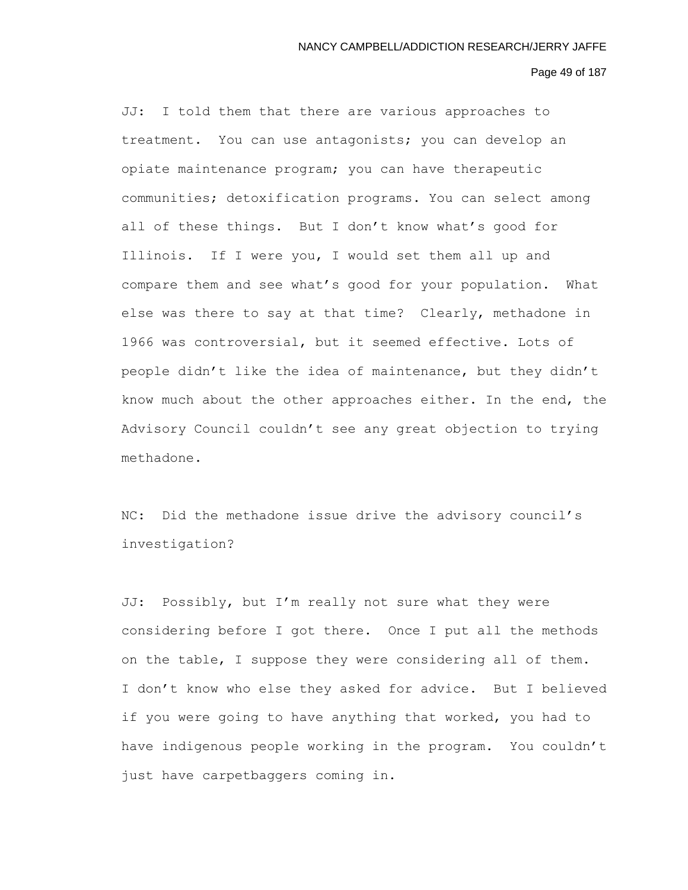JJ: I told them that there are various approaches to treatment. You can use antagonists; you can develop an opiate maintenance program; you can have therapeutic communities; detoxification programs. You can select among all of these things. But I don't know what's good for Illinois. If I were you, I would set them all up and compare them and see what's good for your population. What else was there to say at that time? Clearly, methadone in 1966 was controversial, but it seemed effective. Lots of people didn't like the idea of maintenance, but they didn't know much about the other approaches either. In the end, the Advisory Council couldn't see any great objection to trying methadone.

NC: Did the methadone issue drive the advisory council's investigation?

JJ: Possibly, but I'm really not sure what they were considering before I got there. Once I put all the methods on the table, I suppose they were considering all of them. I don't know who else they asked for advice. But I believed if you were going to have anything that worked, you had to have indigenous people working in the program. You couldn't just have carpetbaggers coming in.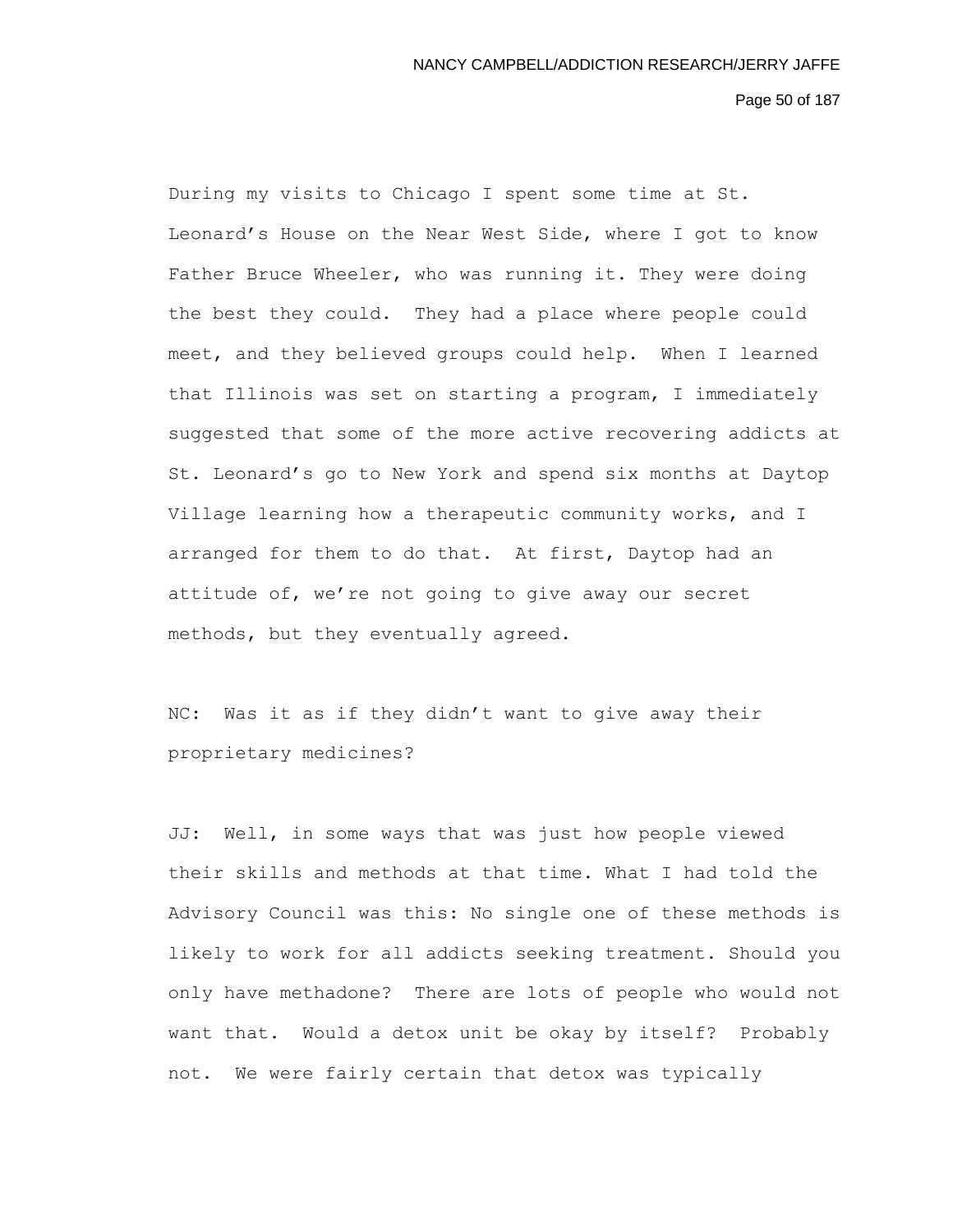During my visits to Chicago I spent some time at St. Leonard’s House on the Near West Side, where I got to know Father Bruce Wheeler, who was running it. They were doing the best they could. They had a place where people could meet, and they believed groups could help. When I learned that Illinois was set on starting a program, I immediately suggested that some of the more active recovering addicts at St. Leonard’s go to New York and spend six months at Daytop Village learning how a therapeutic community works, and I arranged for them to do that. At first, Daytop had an attitude of, we’re not going to give away our secret methods, but they eventually agreed.

NC: Was it as if they didn’t want to give away their proprietary medicines?

JJ: Well, in some ways that was just how people viewed their skills and methods at that time. What I had told the Advisory Council was this: No single one of these methods is likely to work for all addicts seeking treatment. Should you only have methadone? There are lots of people who would not want that. Would a detox unit be okay by itself? Probably not. We were fairly certain that detox was typically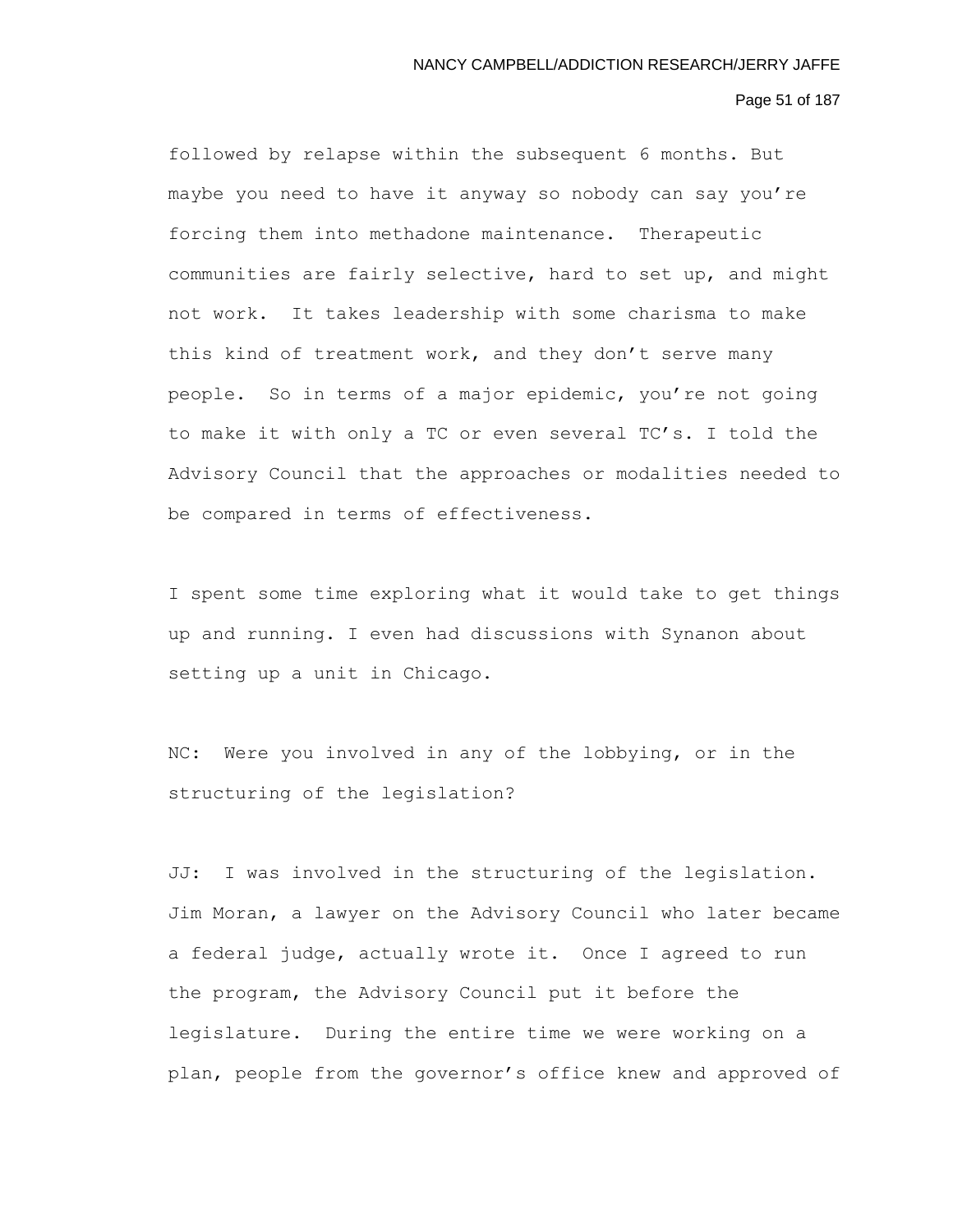followed by relapse within the subsequent 6 months. But maybe you need to have it anyway so nobody can say you're forcing them into methadone maintenance. Therapeutic communities are fairly selective, hard to set up, and might not work. It takes leadership with some charisma to make this kind of treatment work, and they don't serve many people. So in terms of a major epidemic, you're not going to make it with only a TC or even several TC's. I told the Advisory Council that the approaches or modalities needed to be compared in terms of effectiveness.

I spent some time exploring what it would take to get things up and running. I even had discussions with Synanon about setting up a unit in Chicago.

NC: Were you involved in any of the lobbying, or in the structuring of the legislation?

JJ: I was involved in the structuring of the legislation. Jim Moran, a lawyer on the Advisory Council who later became a federal judge, actually wrote it. Once I agreed to run the program, the Advisory Council put it before the legislature. During the entire time we were working on a plan, people from the governor's office knew and approved of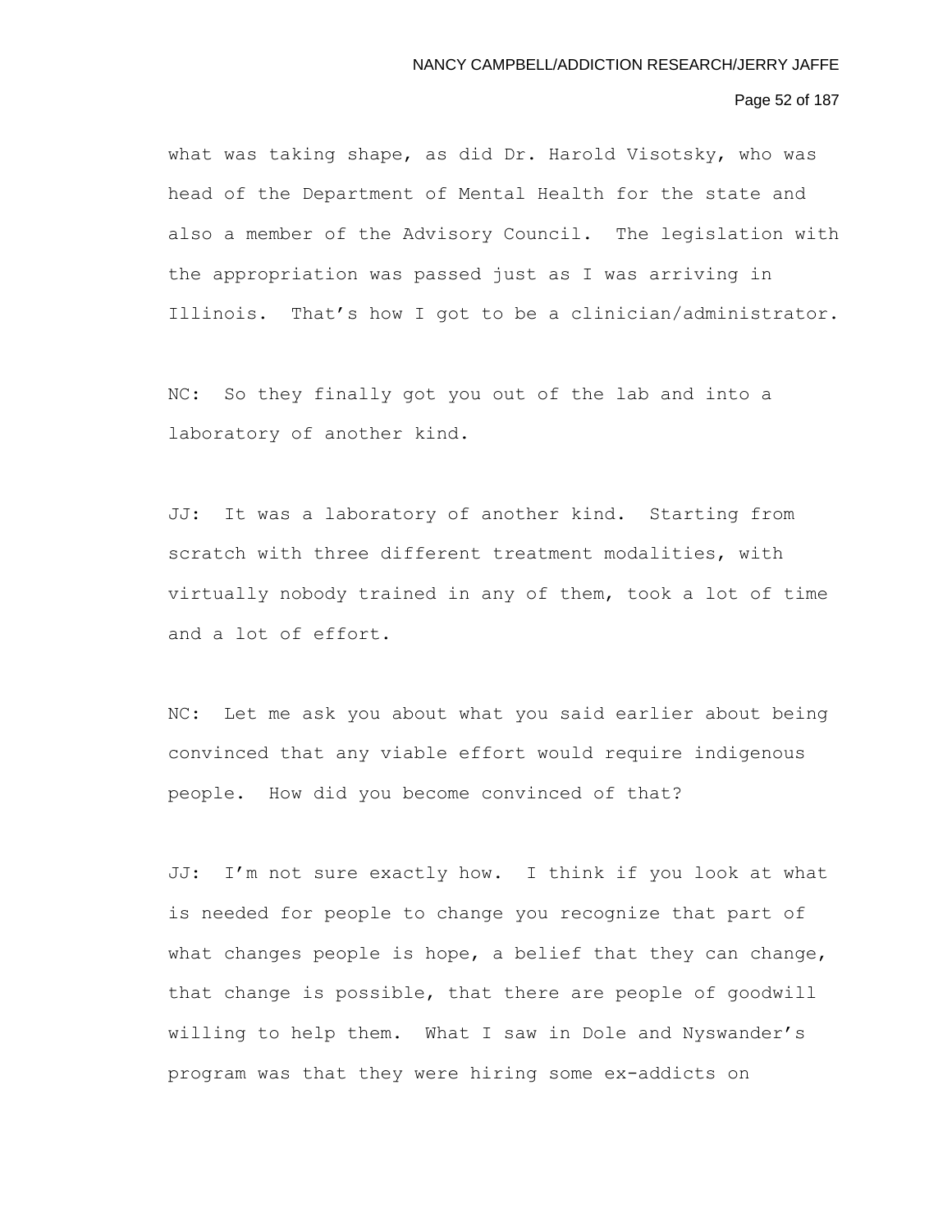what was taking shape, as did Dr. Harold Visotsky, who was head of the Department of Mental Health for the state and also a member of the Advisory Council. The legislation with the appropriation was passed just as I was arriving in Illinois. That's how I got to be a clinician/administrator.

NC: So they finally got you out of the lab and into a laboratory of another kind.

JJ: It was a laboratory of another kind. Starting from scratch with three different treatment modalities, with virtually nobody trained in any of them, took a lot of time and a lot of effort.

NC: Let me ask you about what you said earlier about being convinced that any viable effort would require indigenous people. How did you become convinced of that?

JJ: I'm not sure exactly how. I think if you look at what is needed for people to change you recognize that part of what changes people is hope, a belief that they can change, that change is possible, that there are people of goodwill willing to help them. What I saw in Dole and Nyswander's program was that they were hiring some ex-addicts on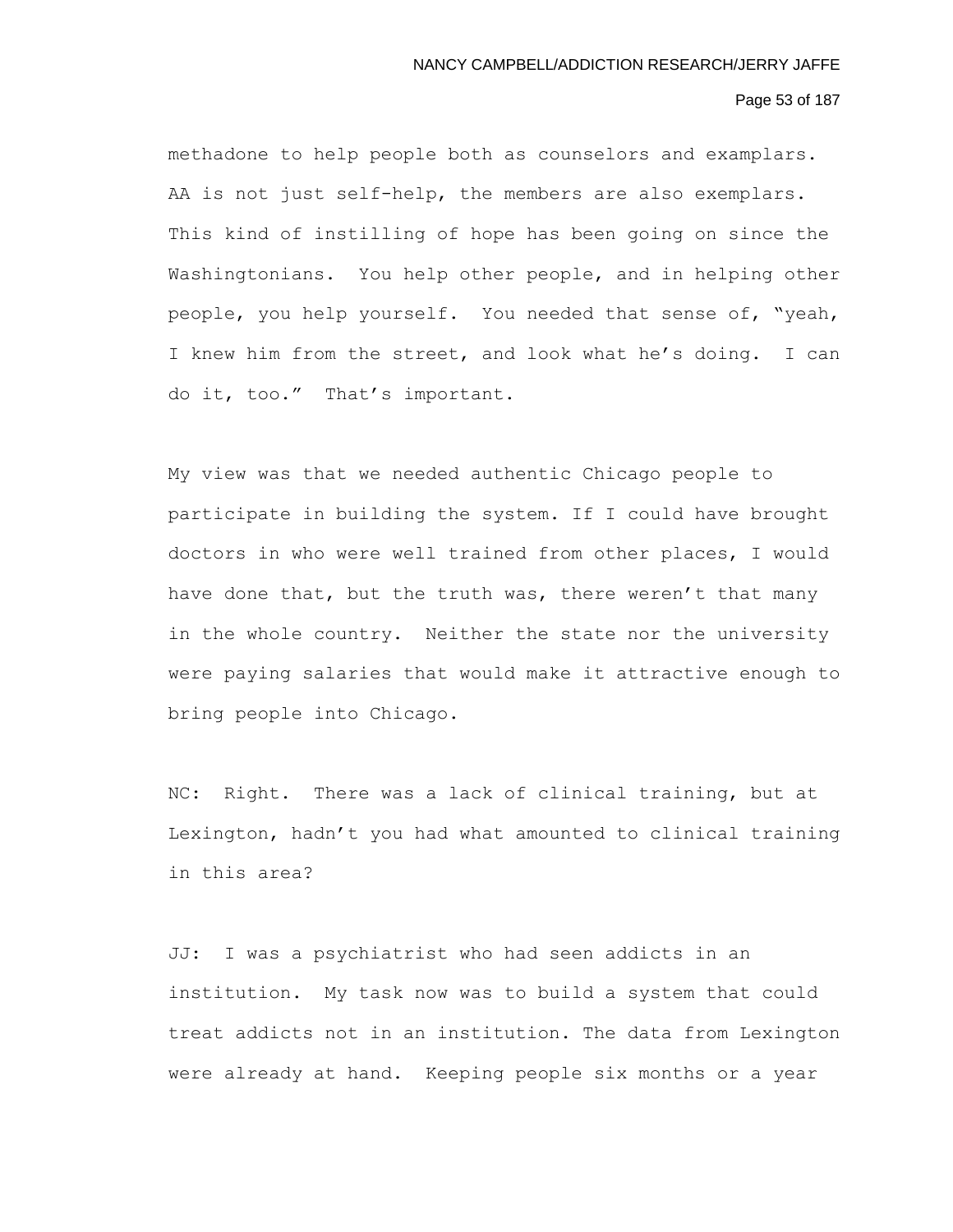methadone to help people both as counselors and examplars. AA is not just self-help, the members are also exemplars. This kind of instilling of hope has been going on since the Washingtonians. You help other people, and in helping other people, you help yourself. You needed that sense of, "yeah, I knew him from the street, and look what he's doing. I can do it, too." That's important.

My view was that we needed authentic Chicago people to participate in building the system. If I could have brought doctors in who were well trained from other places, I would have done that, but the truth was, there weren't that many in the whole country. Neither the state nor the university were paying salaries that would make it attractive enough to bring people into Chicago.

NC: Right. There was a lack of clinical training, but at Lexington, hadn't you had what amounted to clinical training in this area?

JJ: I was a psychiatrist who had seen addicts in an institution. My task now was to build a system that could treat addicts not in an institution. The data from Lexington were already at hand. Keeping people six months or a year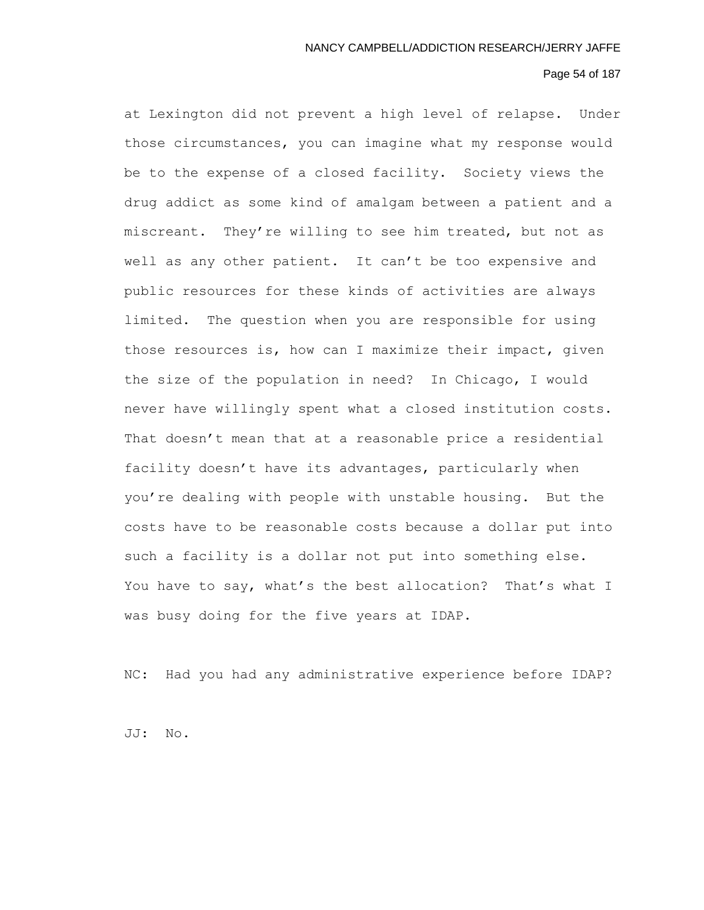at Lexington did not prevent a high level of relapse. Under those circumstances, you can imagine what my response would be to the expense of a closed facility. Society views the drug addict as some kind of amalgam between a patient and a miscreant. They're willing to see him treated, but not as well as any other patient. It can't be too expensive and public resources for these kinds of activities are always limited. The question when you are responsible for using those resources is, how can I maximize their impact, given the size of the population in need? In Chicago, I would never have willingly spent what a closed institution costs. That doesn't mean that at a reasonable price a residential facility doesn't have its advantages, particularly when you're dealing with people with unstable housing. But the costs have to be reasonable costs because a dollar put into such a facility is a dollar not put into something else. You have to say, what's the best allocation? That's what I was busy doing for the five years at IDAP.

NC: Had you had any administrative experience before IDAP?

JJ: No.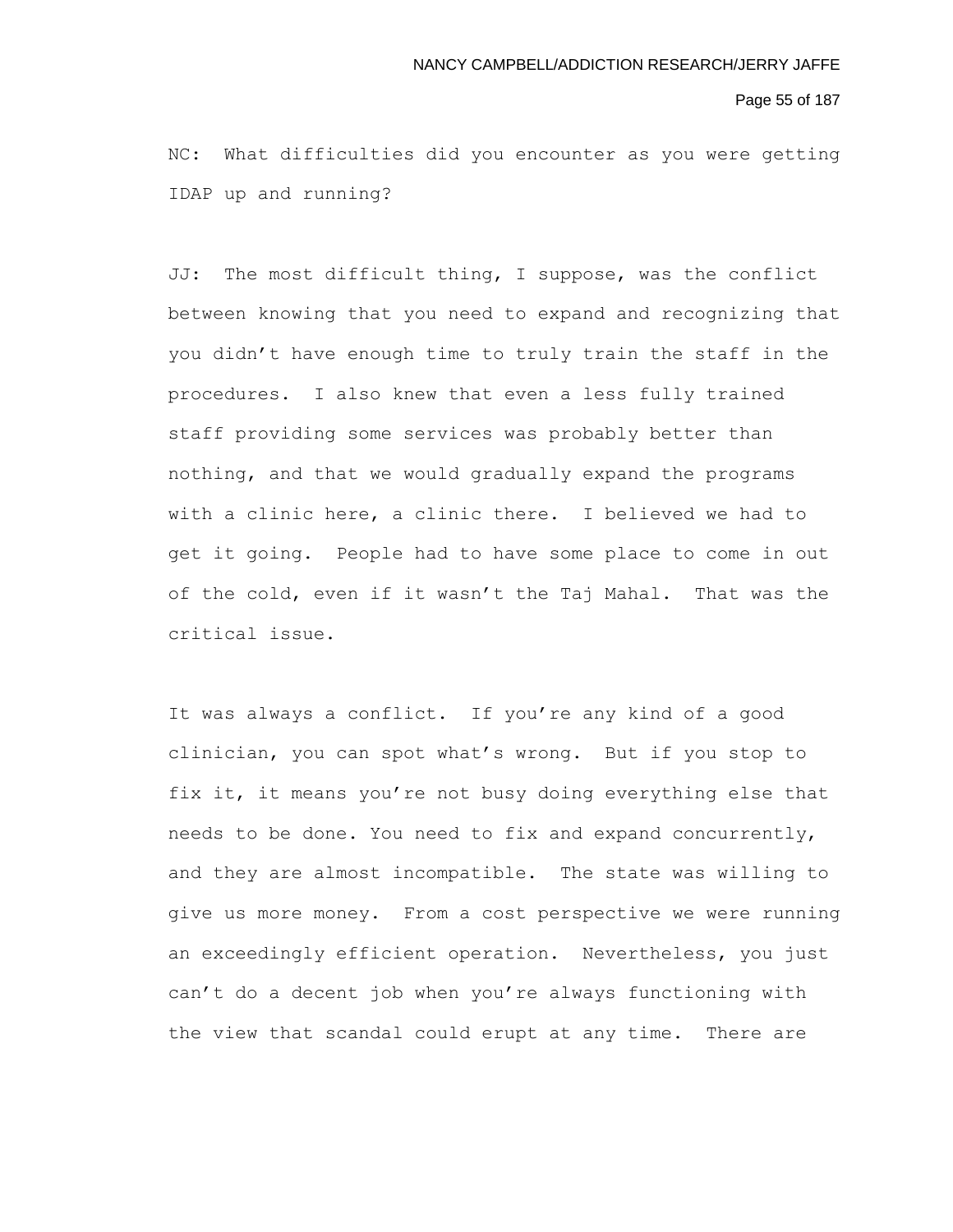NC: What difficulties did you encounter as you were getting IDAP up and running?

JJ: The most difficult thing, I suppose, was the conflict between knowing that you need to expand and recognizing that you didn't have enough time to truly train the staff in the procedures. I also knew that even a less fully trained staff providing some services was probably better than nothing, and that we would gradually expand the programs with a clinic here, a clinic there. I believed we had to get it going. People had to have some place to come in out of the cold, even if it wasn't the Taj Mahal. That was the critical issue.

It was always a conflict. If you're any kind of a good clinician, you can spot what's wrong. But if you stop to fix it, it means you're not busy doing everything else that needs to be done. You need to fix and expand concurrently, and they are almost incompatible. The state was willing to give us more money. From a cost perspective we were running an exceedingly efficient operation. Nevertheless, you just can't do a decent job when you're always functioning with the view that scandal could erupt at any time. There are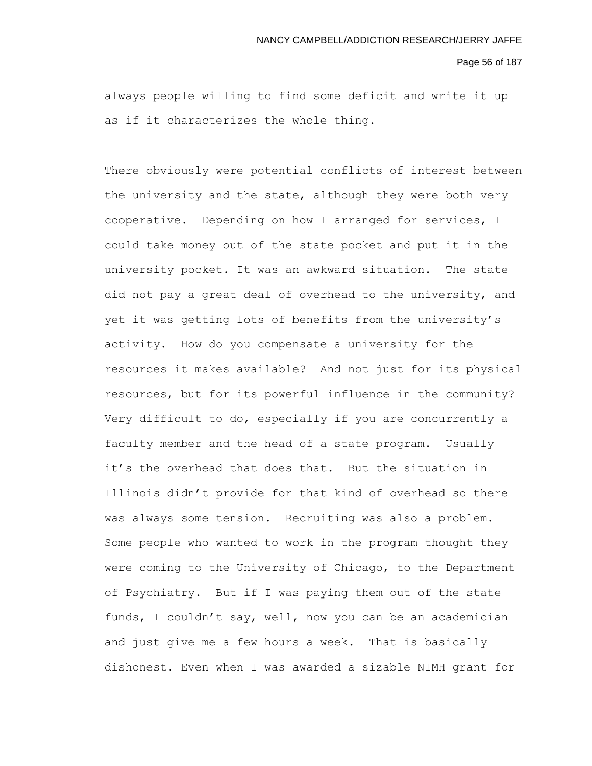always people willing to find some deficit and write it up as if it characterizes the whole thing.

There obviously were potential conflicts of interest between the university and the state, although they were both very cooperative. Depending on how I arranged for services, I could take money out of the state pocket and put it in the university pocket. It was an awkward situation. The state did not pay a great deal of overhead to the university, and yet it was getting lots of benefits from the university's activity. How do you compensate a university for the resources it makes available? And not just for its physical resources, but for its powerful influence in the community? Very difficult to do, especially if you are concurrently a faculty member and the head of a state program. Usually it's the overhead that does that. But the situation in Illinois didn't provide for that kind of overhead so there was always some tension. Recruiting was also a problem. Some people who wanted to work in the program thought they were coming to the University of Chicago, to the Department of Psychiatry. But if I was paying them out of the state funds, I couldn't say, well, now you can be an academician and just give me a few hours a week. That is basically dishonest. Even when I was awarded a sizable NIMH grant for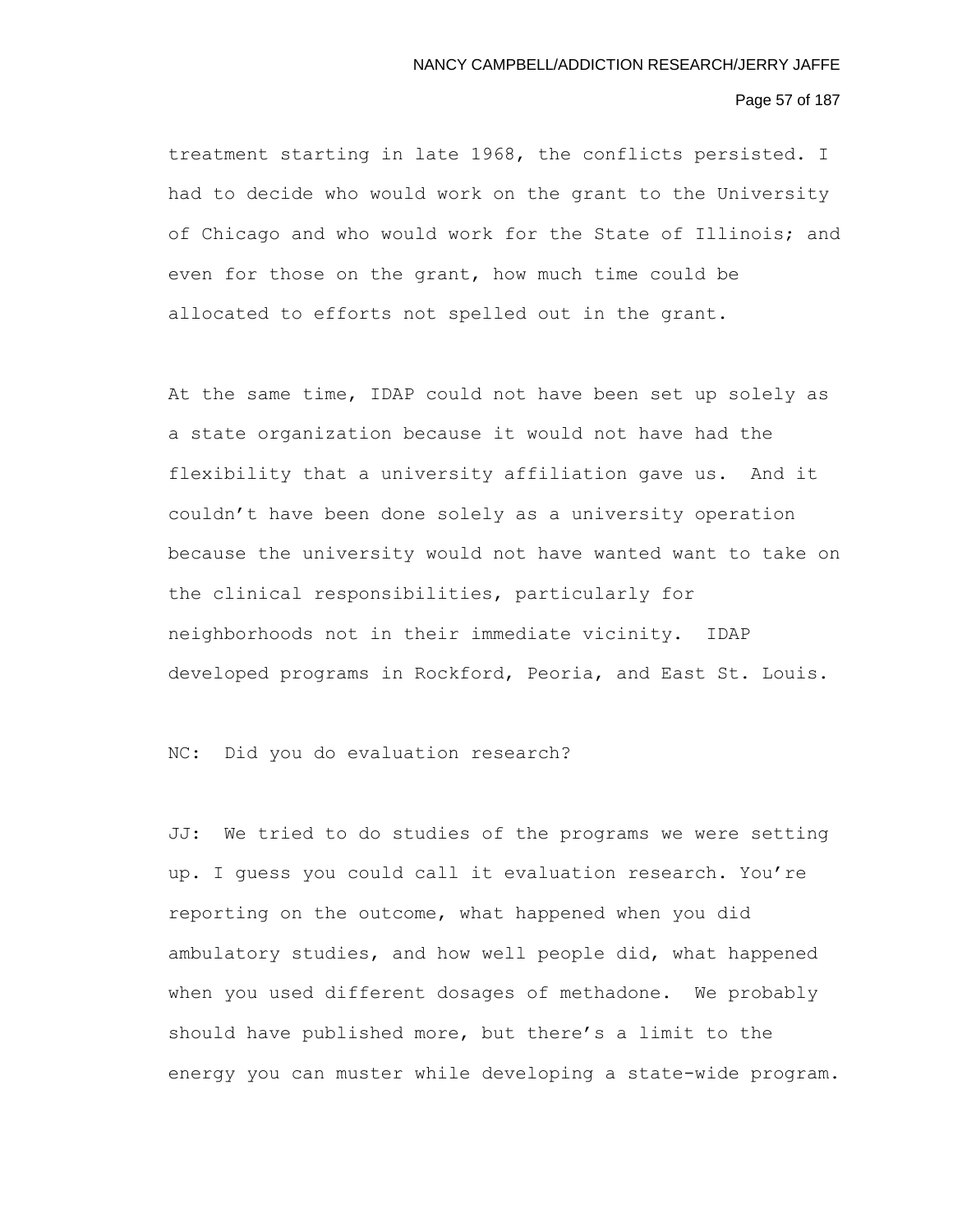treatment starting in late 1968, the conflicts persisted. I had to decide who would work on the grant to the University of Chicago and who would work for the State of Illinois; and even for those on the grant, how much time could be allocated to efforts not spelled out in the grant.

At the same time, IDAP could not have been set up solely as a state organization because it would not have had the flexibility that a university affiliation gave us. And it couldn't have been done solely as a university operation because the university would not have wanted want to take on the clinical responsibilities, particularly for neighborhoods not in their immediate vicinity. IDAP developed programs in Rockford, Peoria, and East St. Louis.

NC: Did you do evaluation research?

JJ: We tried to do studies of the programs we were setting up. I guess you could call it evaluation research. You're reporting on the outcome, what happened when you did ambulatory studies, and how well people did, what happened when you used different dosages of methadone. We probably should have published more, but there's a limit to the energy you can muster while developing a state-wide program.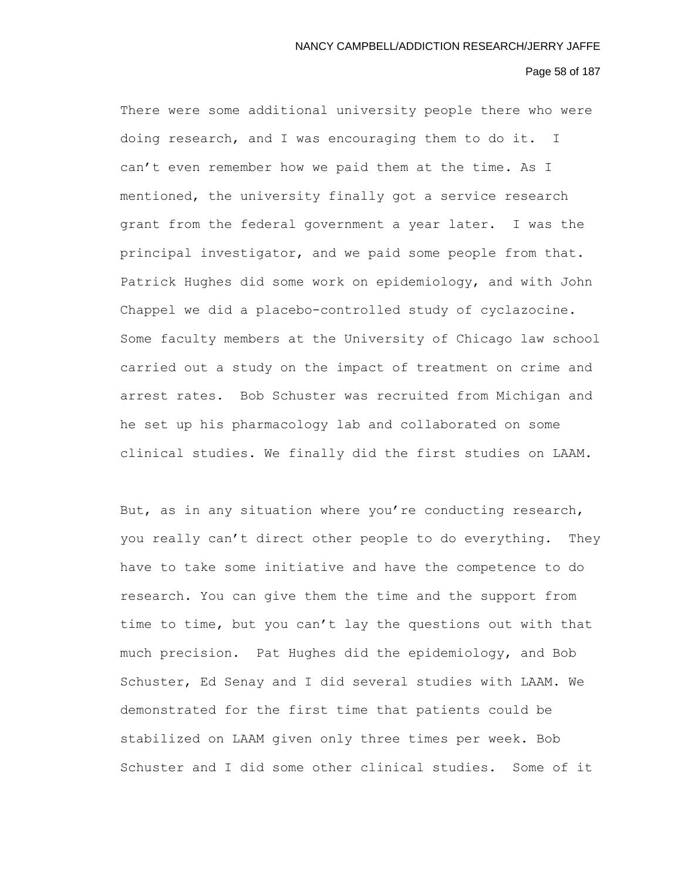There were some additional university people there who were doing research, and I was encouraging them to do it. I can't even remember how we paid them at the time. As I mentioned, the university finally got a service research grant from the federal government a year later. I was the principal investigator, and we paid some people from that. Patrick Hughes did some work on epidemiology, and with John Chappel we did a placebo-controlled study of cyclazocine. Some faculty members at the University of Chicago law school carried out a study on the impact of treatment on crime and arrest rates. Bob Schuster was recruited from Michigan and he set up his pharmacology lab and collaborated on some clinical studies. We finally did the first studies on LAAM.

But, as in any situation where you're conducting research, you really can't direct other people to do everything. They have to take some initiative and have the competence to do research. You can give them the time and the support from time to time, but you can't lay the questions out with that much precision. Pat Hughes did the epidemiology, and Bob Schuster, Ed Senay and I did several studies with LAAM. We demonstrated for the first time that patients could be stabilized on LAAM given only three times per week. Bob Schuster and I did some other clinical studies. Some of it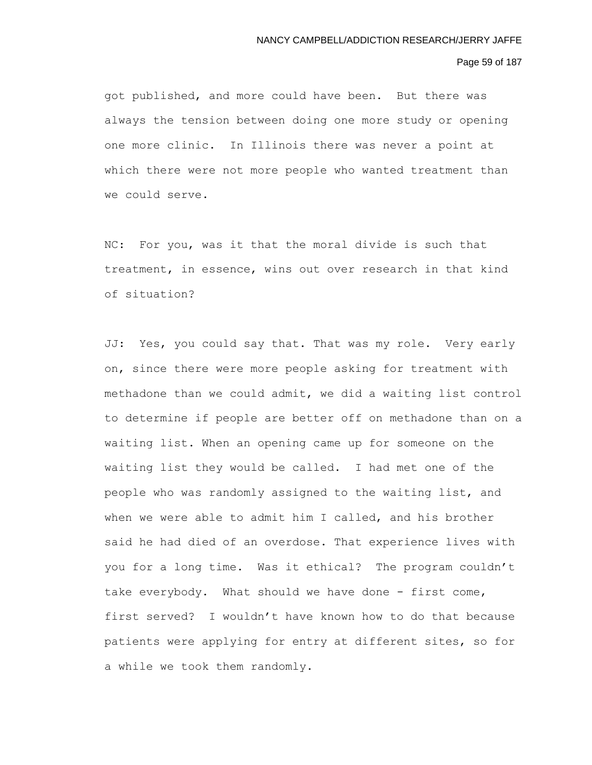got published, and more could have been. But there was always the tension between doing one more study or opening one more clinic. In Illinois there was never a point at which there were not more people who wanted treatment than we could serve.

NC: For you, was it that the moral divide is such that treatment, in essence, wins out over research in that kind of situation?

JJ: Yes, you could say that. That was my role. Very early on, since there were more people asking for treatment with methadone than we could admit, we did a waiting list control to determine if people are better off on methadone than on a waiting list. When an opening came up for someone on the waiting list they would be called. I had met one of the people who was randomly assigned to the waiting list, and when we were able to admit him I called, and his brother said he had died of an overdose. That experience lives with you for a long time. Was it ethical? The program couldn't take everybody. What should we have done - first come, first served? I wouldn't have known how to do that because patients were applying for entry at different sites, so for a while we took them randomly.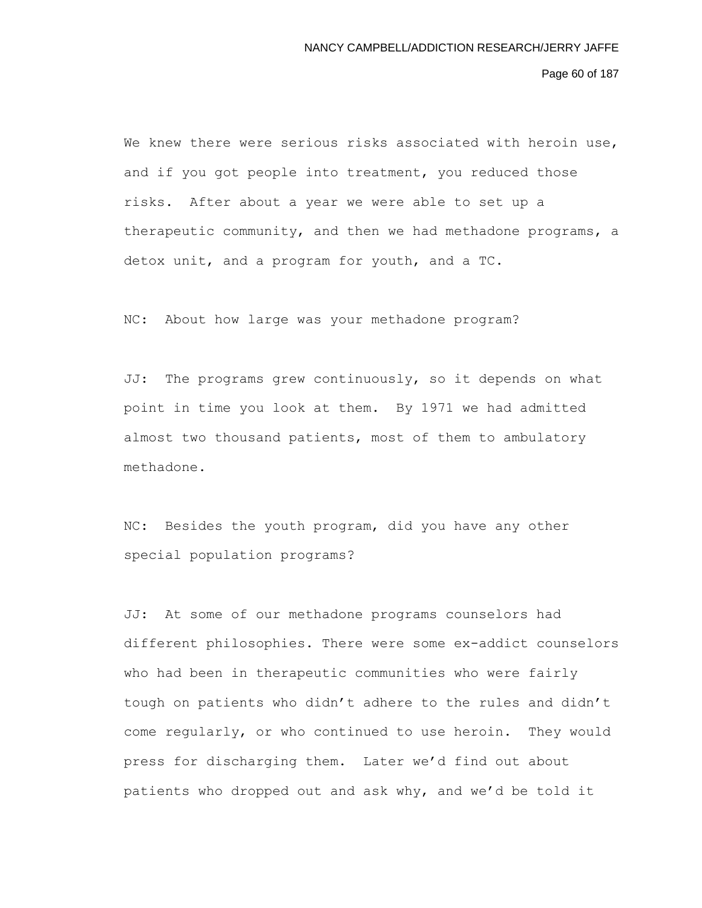We knew there were serious risks associated with heroin use, and if you got people into treatment, you reduced those risks. After about a year we were able to set up a therapeutic community, and then we had methadone programs, a detox unit, and a program for youth, and a TC.

NC: About how large was your methadone program?

JJ: The programs grew continuously, so it depends on what point in time you look at them. By 1971 we had admitted almost two thousand patients, most of them to ambulatory methadone.

NC: Besides the youth program, did you have any other special population programs?

JJ: At some of our methadone programs counselors had different philosophies. There were some ex-addict counselors who had been in therapeutic communities who were fairly tough on patients who didn't adhere to the rules and didn't come regularly, or who continued to use heroin. They would press for discharging them. Later we'd find out about patients who dropped out and ask why, and we'd be told it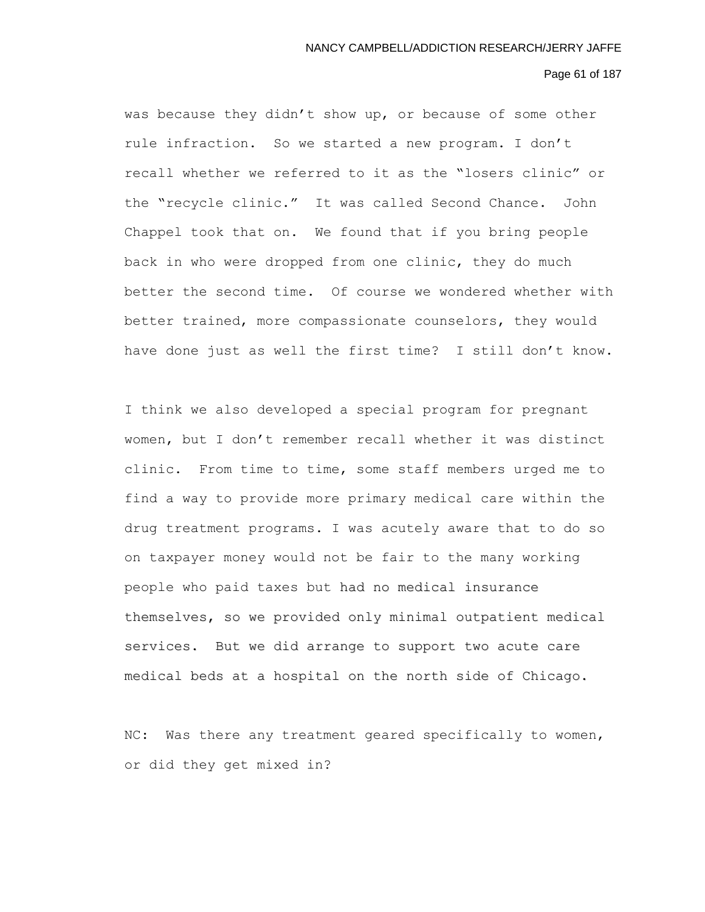was because they didn't show up, or because of some other rule infraction. So we started a new program. I don't recall whether we referred to it as the "losers clinic" or the "recycle clinic." It was called Second Chance. John Chappel took that on. We found that if you bring people back in who were dropped from one clinic, they do much better the second time. Of course we wondered whether with better trained, more compassionate counselors, they would have done just as well the first time? I still don't know.

I think we also developed a special program for pregnant women, but I don't remember recall whether it was distinct clinic. From time to time, some staff members urged me to find a way to provide more primary medical care within the drug treatment programs. I was acutely aware that to do so on taxpayer money would not be fair to the many working people who paid taxes but had no medical insurance themselves, so we provided only minimal outpatient medical services. But we did arrange to support two acute care medical beds at a hospital on the north side of Chicago.

NC: Was there any treatment geared specifically to women, or did they get mixed in?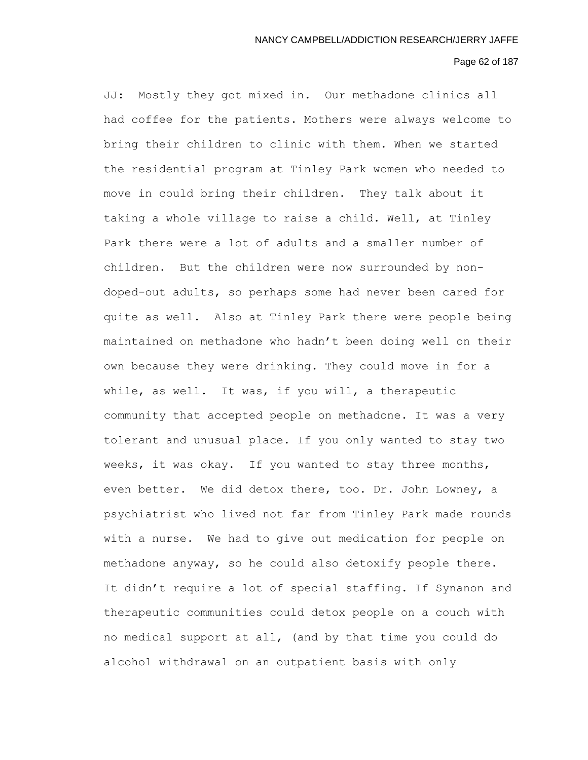JJ: Mostly they got mixed in. Our methadone clinics all had coffee for the patients. Mothers were always welcome to bring their children to clinic with them. When we started the residential program at Tinley Park women who needed to move in could bring their children. They talk about it taking a whole village to raise a child. Well, at Tinley Park there were a lot of adults and a smaller number of children. But the children were now surrounded by non-doped-out adults, so perhaps some had never been cared for quite as well. Also at Tinley Park there were people being maintained on methadone who hadn't been doing well on their own because they were drinking. They could move in for a while, as well. It was, if you will, a therapeutic community that accepted people on methadone. It was a very tolerant and unusual place. If you only wanted to stay two weeks, it was okay. If you wanted to stay three months, even better. We did detox there, too. Dr. John Lowney, a psychiatrist who lived not far from Tinley Park made rounds with a nurse. We had to give out medication for people on methadone anyway, so he could also detoxify people there. It didn't require a lot of special staffing. If Synanon and therapeutic communities could detox people on a couch with no medical support at all, (and by that time you could do alcohol withdrawal on an outpatient basis with only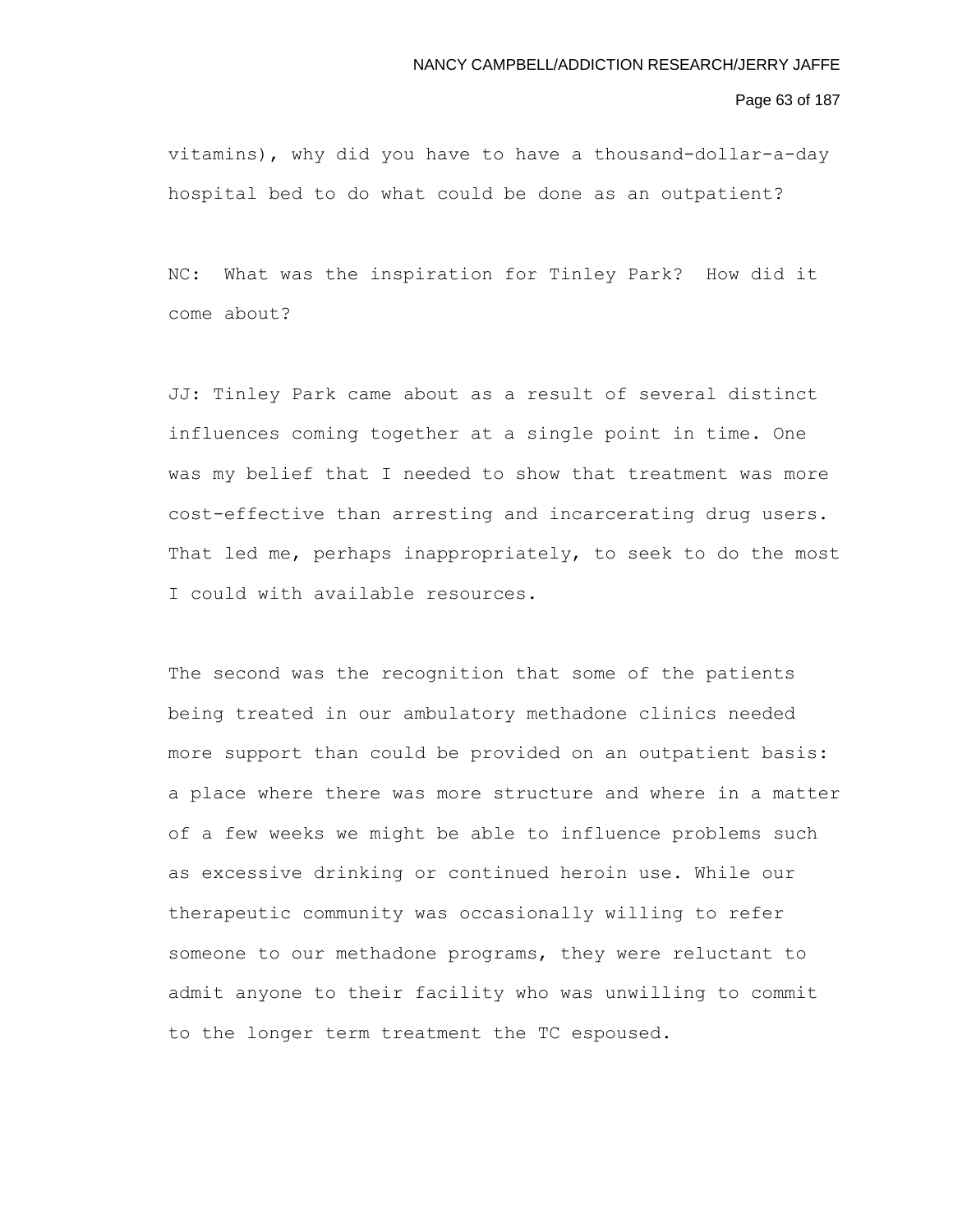vitamins), why did you have to have a thousand-dollar-a-day hospital bed to do what could be done as an outpatient?

NC: What was the inspiration for Tinley Park? How did it come about?

JJ: Tinley Park came about as a result of several distinct influences coming together at a single point in time. One was my belief that I needed to show that treatment was more cost-effective than arresting and incarcerating drug users. That led me, perhaps inappropriately, to seek to do the most I could with available resources.

The second was the recognition that some of the patients being treated in our ambulatory methadone clinics needed more support than could be provided on an outpatient basis: a place where there was more structure and where in a matter of a few weeks we might be able to influence problems such as excessive drinking or continued heroin use. While our therapeutic community was occasionally willing to refer someone to our methadone programs, they were reluctant to admit anyone to their facility who was unwilling to commit to the longer term treatment the TC espoused.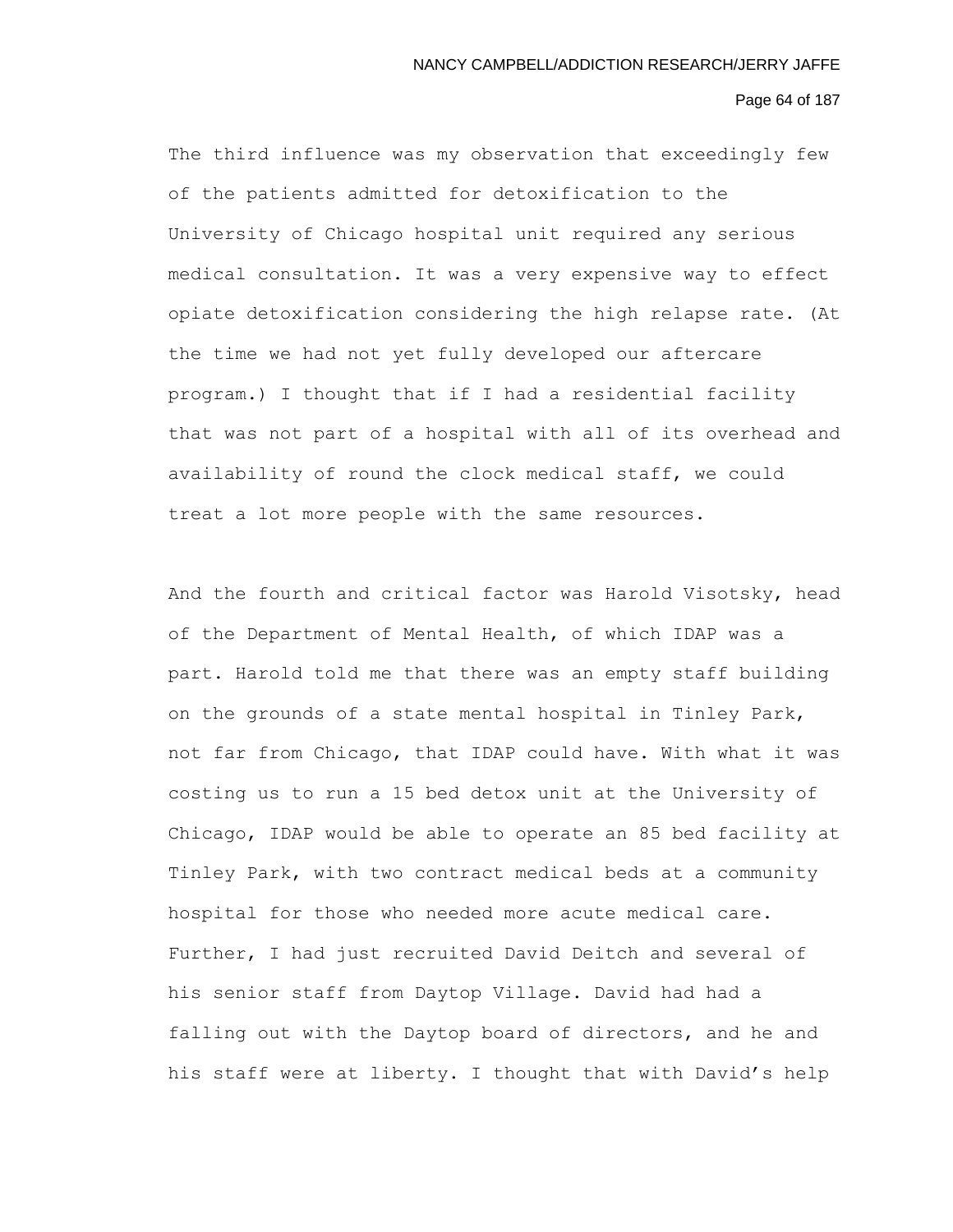The third influence was my observation that exceedingly few of the patients admitted for detoxification to the University of Chicago hospital unit required any serious medical consultation. It was a very expensive way to effect opiate detoxification considering the high relapse rate. (At the time we had not yet fully developed our aftercare program.) I thought that if I had a residential facility that was not part of a hospital with all of its overhead and availability of round the clock medical staff, we could treat a lot more people with the same resources.

And the fourth and critical factor was Harold Visotsky, head of the Department of Mental Health, of which IDAP was a part. Harold told me that there was an empty staff building on the grounds of a state mental hospital in Tinley Park, not far from Chicago, that IDAP could have. With what it was costing us to run a 15 bed detox unit at the University of Chicago, IDAP would be able to operate an 85 bed facility at Tinley Park, with two contract medical beds at a community hospital for those who needed more acute medical care. Further, I had just recruited David Deitch and several of his senior staff from Daytop Village. David had had a falling out with the Daytop board of directors, and he and his staff were at liberty. I thought that with David's help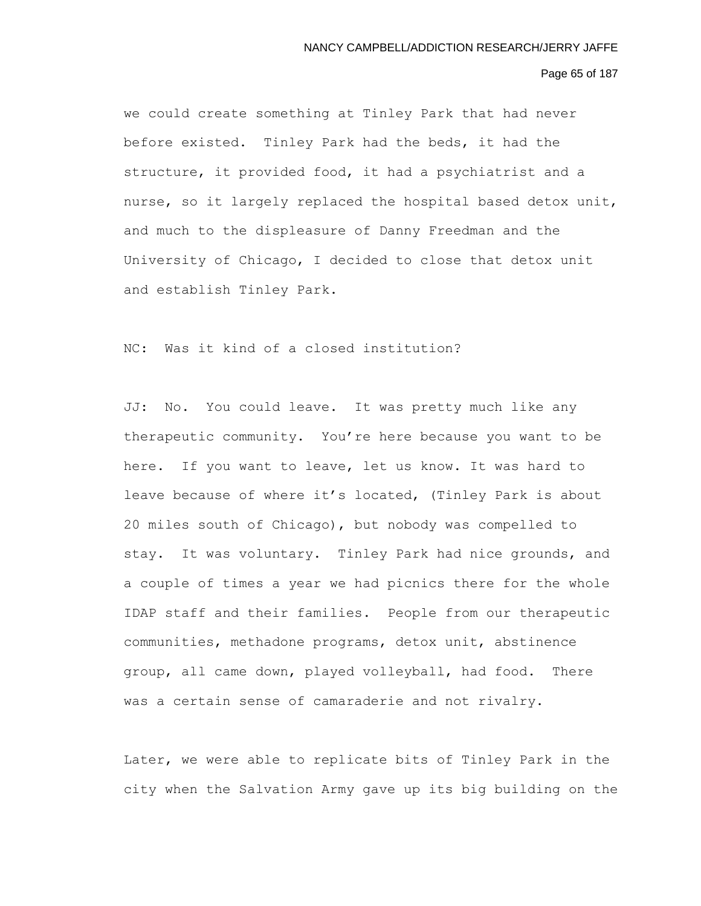we could create something at Tinley Park that had never before existed. Tinley Park had the beds, it had the structure, it provided food, it had a psychiatrist and a nurse, so it largely replaced the hospital based detox unit, and much to the displeasure of Danny Freedman and the University of Chicago, I decided to close that detox unit and establish Tinley Park.

NC: Was it kind of a closed institution?

JJ: No. You could leave. It was pretty much like any therapeutic community. You're here because you want to be here. If you want to leave, let us know. It was hard to leave because of where it's located, (Tinley Park is about 20 miles south of Chicago), but nobody was compelled to stay. It was voluntary. Tinley Park had nice grounds, and a couple of times a year we had picnics there for the whole IDAP staff and their families. People from our therapeutic communities, methadone programs, detox unit, abstinence group, all came down, played volleyball, had food. There was a certain sense of camaraderie and not rivalry.

Later, we were able to replicate bits of Tinley Park in the city when the Salvation Army gave up its big building on the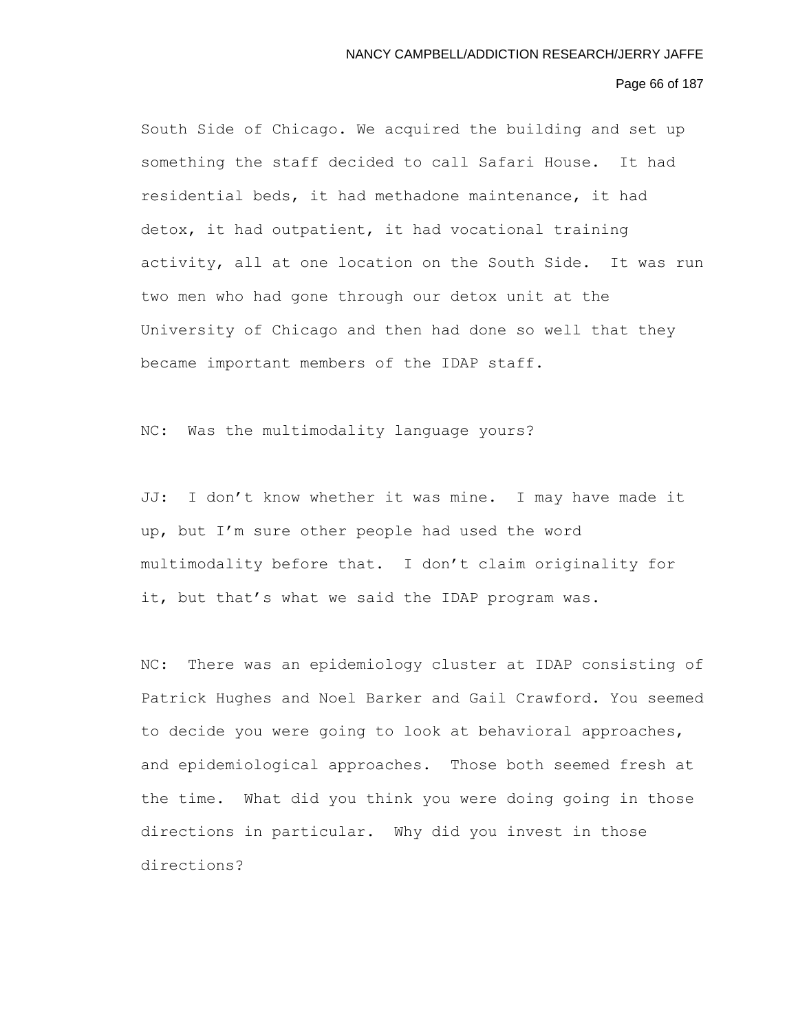South Side of Chicago. We acquired the building and set up something the staff decided to call Safari House. It had residential beds, it had methadone maintenance, it had detox, it had outpatient, it had vocational training activity, all at one location on the South Side. It was run two men who had gone through our detox unit at the University of Chicago and then had done so well that they became important members of the IDAP staff.

NC: Was the multimodality language yours?

JJ: I don't know whether it was mine. I may have made it up, but I'm sure other people had used the word multimodality before that. I don't claim originality for it, but that's what we said the IDAP program was.

NC: There was an epidemiology cluster at IDAP consisting of Patrick Hughes and Noel Barker and Gail Crawford. You seemed to decide you were going to look at behavioral approaches, and epidemiological approaches. Those both seemed fresh at the time. What did you think you were doing going in those directions in particular. Why did you invest in those directions?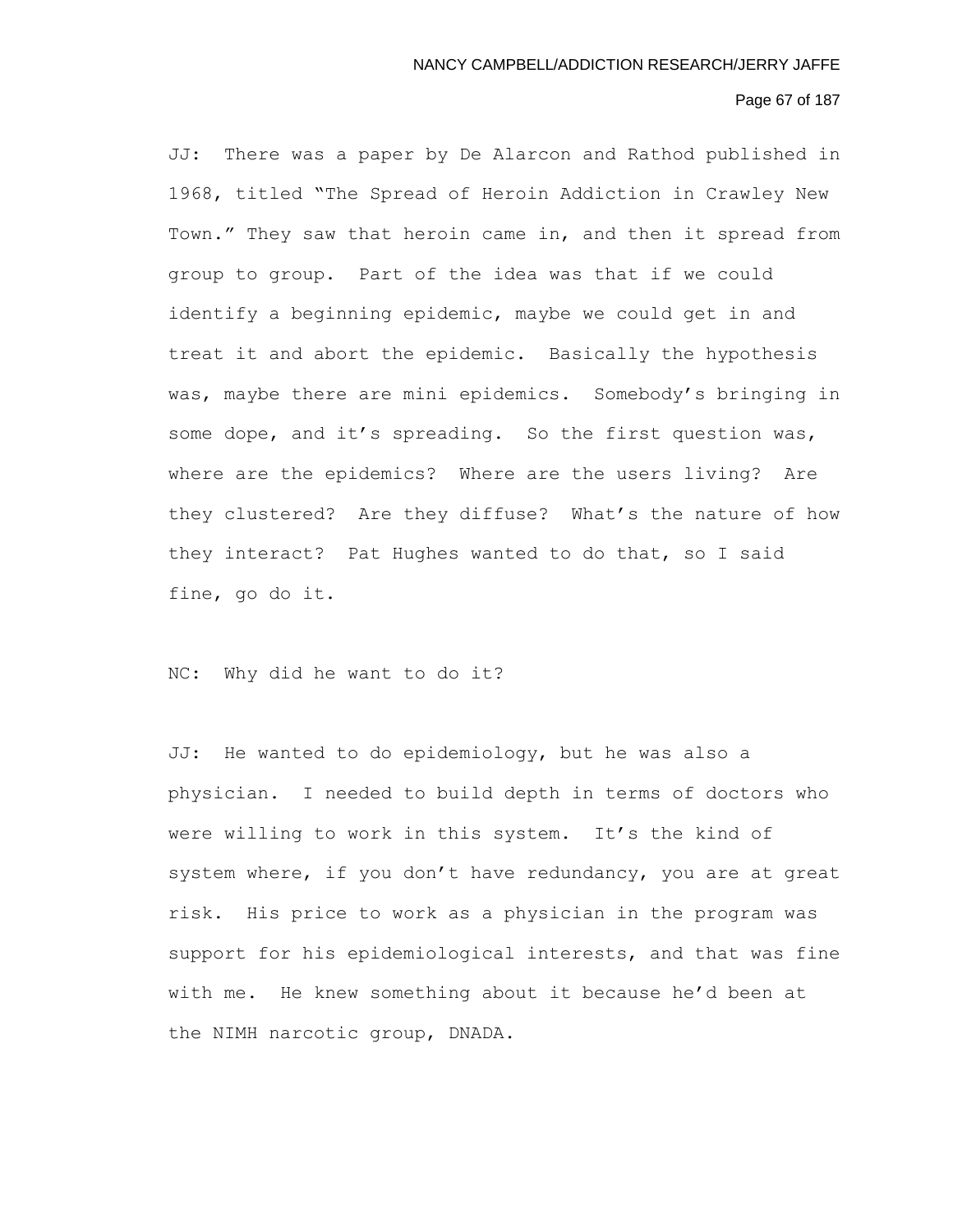JJ: There was a paper by De Alarcon and Rathod published in 1968, titled "The Spread of Heroin Addiction in Crawley New Town." They saw that heroin came in, and then it spread from group to group. Part of the idea was that if we could identify a beginning epidemic, maybe we could get in and treat it and abort the epidemic. Basically the hypothesis was, maybe there are mini epidemics. Somebody's bringing in some dope, and it's spreading. So the first question was, where are the epidemics? Where are the users living? Are they clustered? Are they diffuse? What's the nature of how they interact? Pat Hughes wanted to do that, so I said fine, go do it.

NC: Why did he want to do it?

JJ: He wanted to do epidemiology, but he was also a physician. I needed to build depth in terms of doctors who were willing to work in this system. It's the kind of system where, if you don't have redundancy, you are at great risk. His price to work as a physician in the program was support for his epidemiological interests, and that was fine with me. He knew something about it because he'd been at the NIMH narcotic group, DNADA.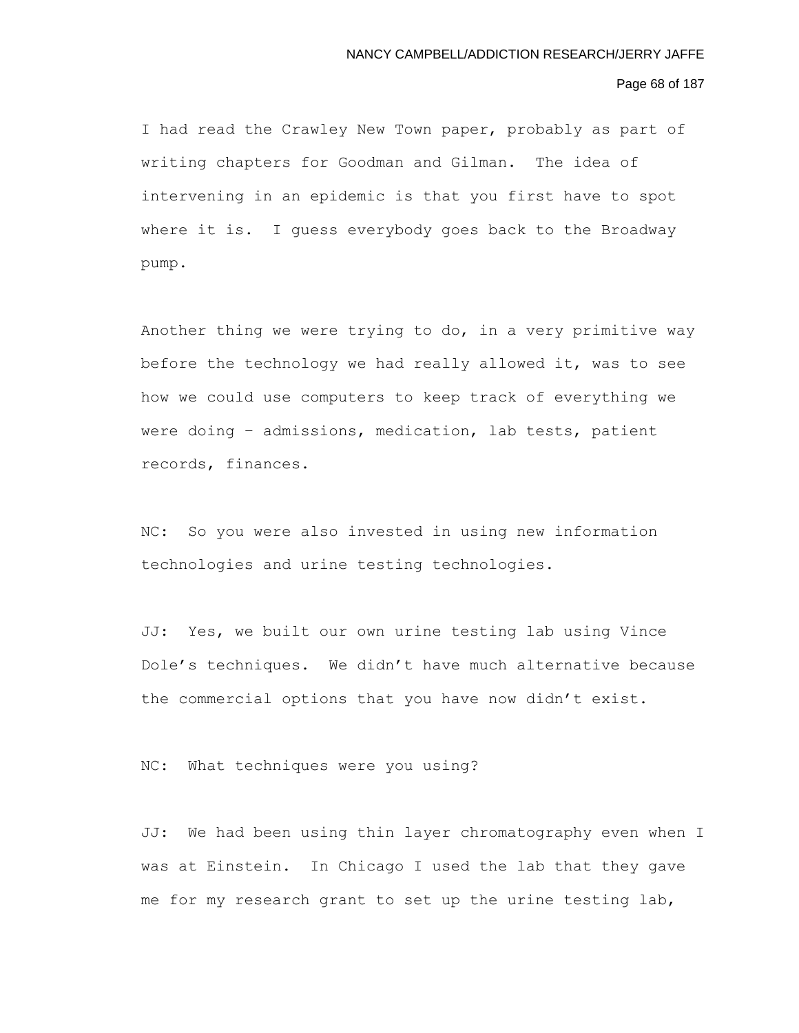I had read the Crawley New Town paper, probably as part of writing chapters for Goodman and Gilman. The idea of intervening in an epidemic is that you first have to spot where it is. I guess everybody goes back to the Broadway pump.

Another thing we were trying to do, in a very primitive way before the technology we had really allowed it, was to see how we could use computers to keep track of everything we were doing – admissions, medication, lab tests, patient records, finances.

NC: So you were also invested in using new information technologies and urine testing technologies.

JJ: Yes, we built our own urine testing lab using Vince Dole's techniques. We didn't have much alternative because the commercial options that you have now didn't exist.

NC: What techniques were you using?

JJ: We had been using thin layer chromatography even when I was at Einstein. In Chicago I used the lab that they gave me for my research grant to set up the urine testing lab,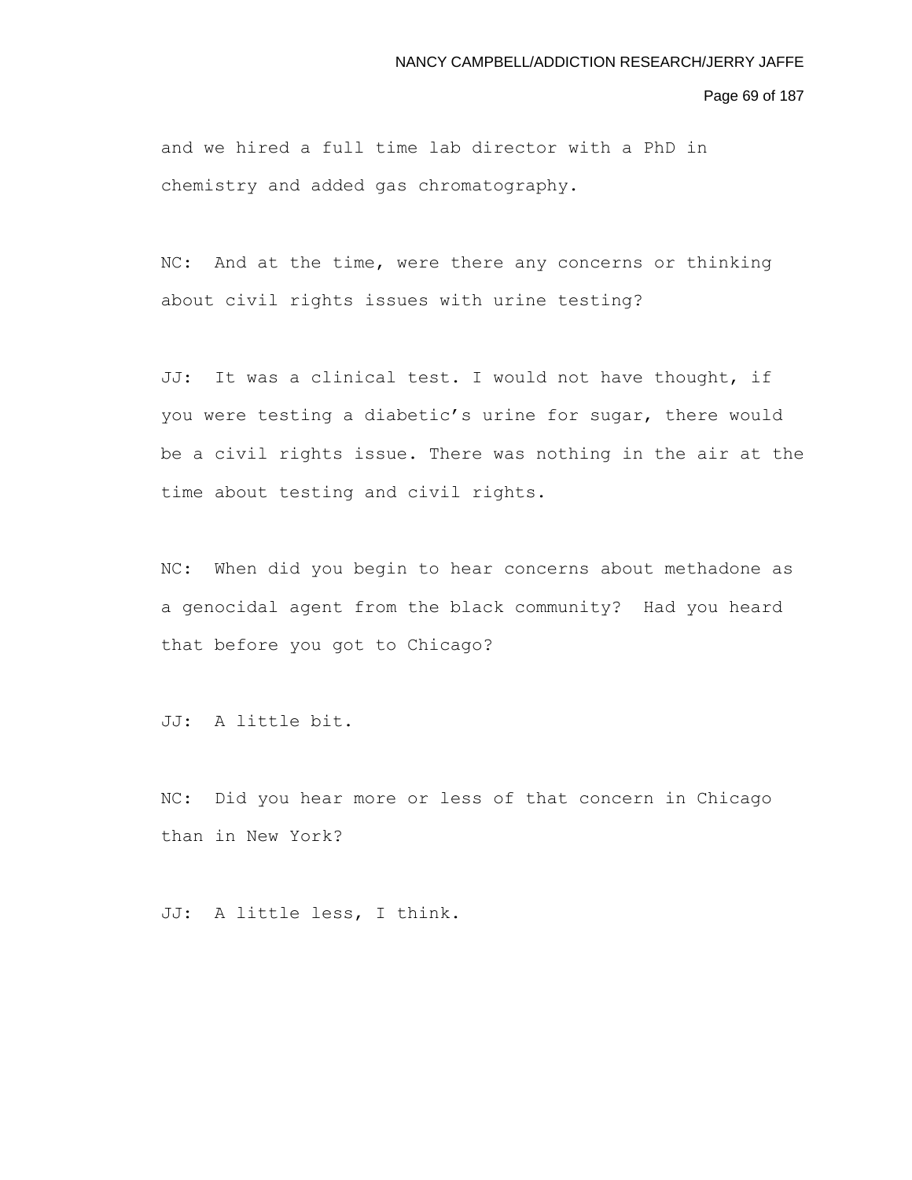and we hired a full time lab director with a PhD in chemistry and added gas chromatography.

NC: And at the time, were there any concerns or thinking about civil rights issues with urine testing?

JJ: It was a clinical test. I would not have thought, if you were testing a diabetic's urine for sugar, there would be a civil rights issue. There was nothing in the air at the time about testing and civil rights.

NC: When did you begin to hear concerns about methadone as a genocidal agent from the black community? Had you heard that before you got to Chicago?

JJ: A little bit.

NC: Did you hear more or less of that concern in Chicago than in New York?

JJ: A little less, I think.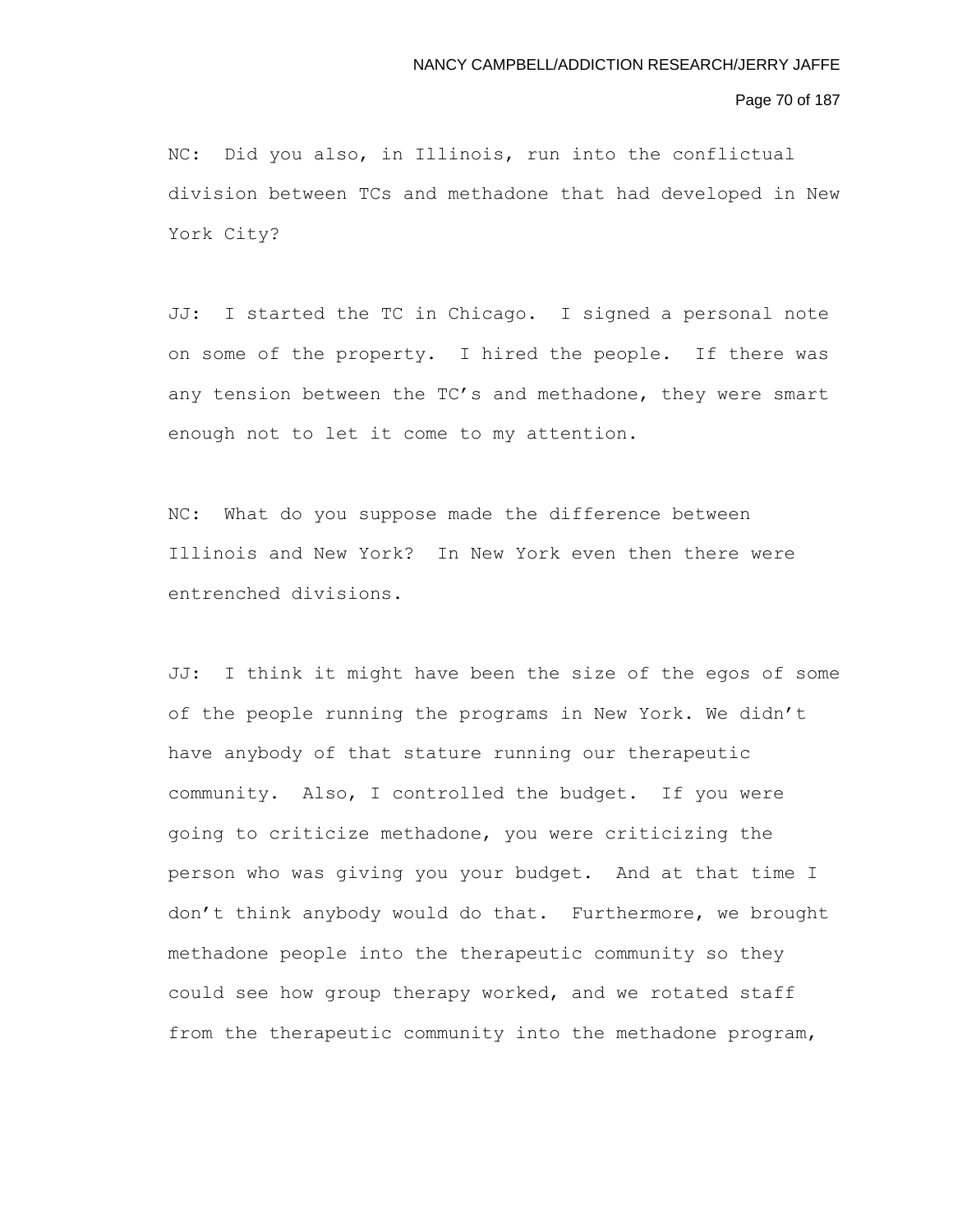NC: Did you also, in Illinois, run into the conflictual division between TCs and methadone that had developed in New York City?

JJ: I started the TC in Chicago. I signed a personal note on some of the property. I hired the people. If there was any tension between the TC's and methadone, they were smart enough not to let it come to my attention.

NC: What do you suppose made the difference between Illinois and New York? In New York even then there were entrenched divisions.

JJ: I think it might have been the size of the egos of some of the people running the programs in New York. We didn't have anybody of that stature running our therapeutic community. Also, I controlled the budget. If you were going to criticize methadone, you were criticizing the person who was giving you your budget. And at that time I don't think anybody would do that. Furthermore, we brought methadone people into the therapeutic community so they could see how group therapy worked, and we rotated staff from the therapeutic community into the methadone program,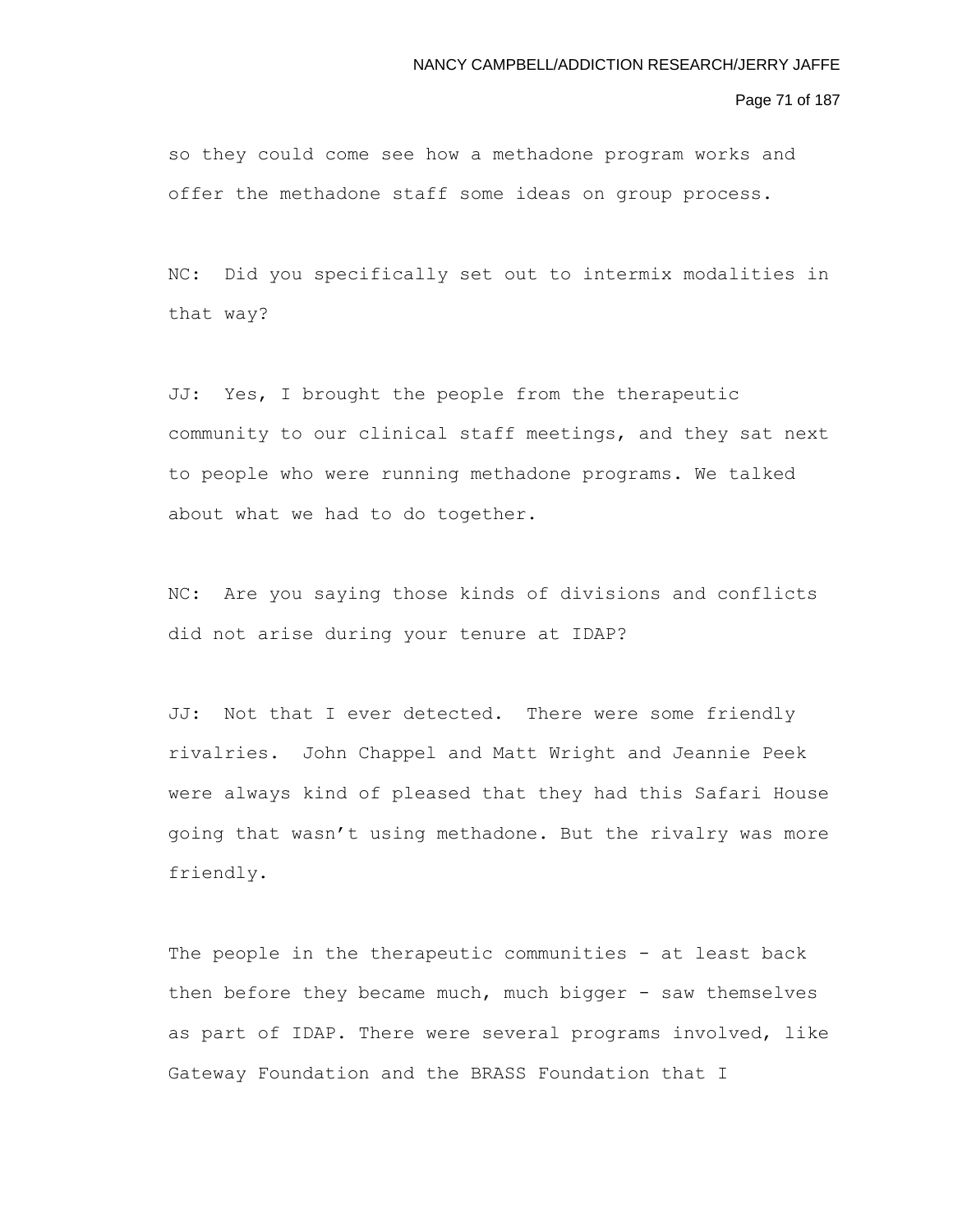so they could come see how a methadone program works and offer the methadone staff some ideas on group process.

NC: Did you specifically set out to intermix modalities in that way?

JJ: Yes, I brought the people from the therapeutic community to our clinical staff meetings, and they sat next to people who were running methadone programs. We talked about what we had to do together.

NC: Are you saying those kinds of divisions and conflicts did not arise during your tenure at IDAP?

JJ: Not that I ever detected. There were some friendly rivalries. John Chappel and Matt Wright and Jeannie Peek were always kind of pleased that they had this Safari House going that wasn't using methadone. But the rivalry was more friendly.

The people in the therapeutic communities - at least back then before they became much, much bigger - saw themselves as part of IDAP. There were several programs involved, like Gateway Foundation and the BRASS Foundation that I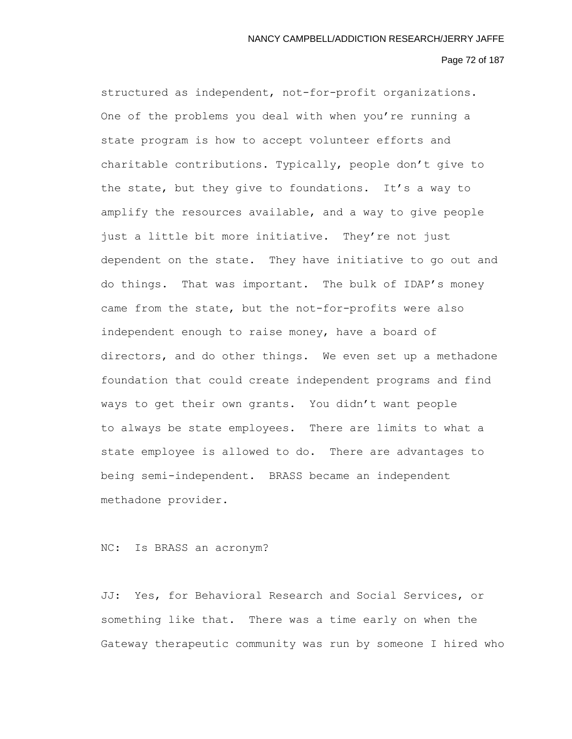structured as independent, not-for-profit organizations. One of the problems you deal with when you're running a state program is how to accept volunteer efforts and charitable contributions. Typically, people don't give to the state, but they give to foundations. It's a way to amplify the resources available, and a way to give people just a little bit more initiative. They're not just dependent on the state. They have initiative to go out and do things. That was important. The bulk of IDAP's money came from the state, but the not-for-profits were also independent enough to raise money, have a board of directors, and do other things. We even set up a methadone foundation that could create independent programs and find ways to get their own grants. You didn't want people to always be state employees. There are limits to what a state employee is allowed to do. There are advantages to being semi-independent. BRASS became an independent methadone provider.

NC: Is BRASS an acronym?

JJ: Yes, for Behavioral Research and Social Services, or something like that. There was a time early on when the Gateway therapeutic community was run by someone I hired who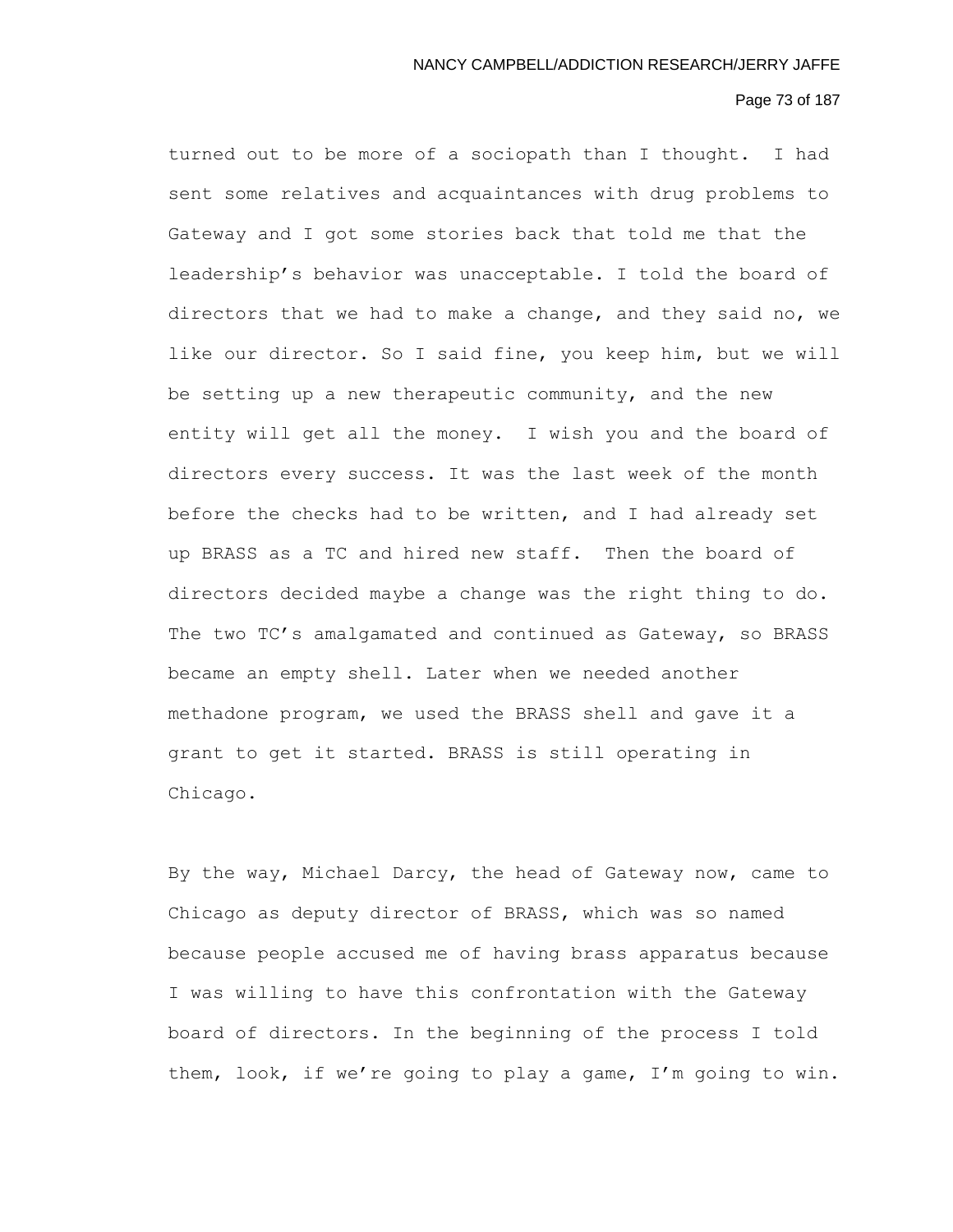turned out to be more of a sociopath than I thought. I had sent some relatives and acquaintances with drug problems to Gateway and I got some stories back that told me that the leadership's behavior was unacceptable. I told the board of directors that we had to make a change, and they said no, we like our director. So I said fine, you keep him, but we will be setting up a new therapeutic community, and the new entity will get all the money. I wish you and the board of directors every success. It was the last week of the month before the checks had to be written, and I had already set up BRASS as a TC and hired new staff. Then the board of directors decided maybe a change was the right thing to do. The two TC's amalgamated and continued as Gateway, so BRASS became an empty shell. Later when we needed another methadone program, we used the BRASS shell and gave it a grant to get it started. BRASS is still operating in Chicago.

By the way, Michael Darcy, the head of Gateway now, came to Chicago as deputy director of BRASS, which was so named because people accused me of having brass apparatus because I was willing to have this confrontation with the Gateway board of directors. In the beginning of the process I told them, look, if we're going to play a game, I'm going to win.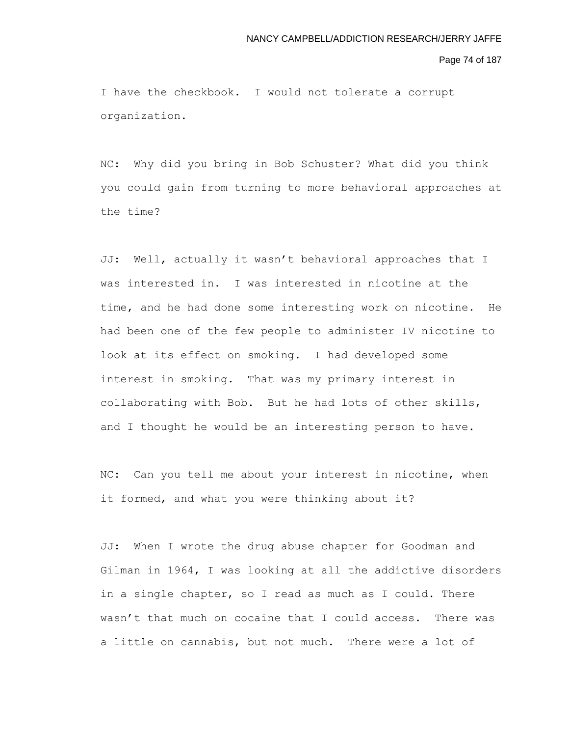I have the checkbook. I would not tolerate a corrupt organization.

NC: Why did you bring in Bob Schuster? What did you think you could gain from turning to more behavioral approaches at the time?

JJ: Well, actually it wasn't behavioral approaches that I was interested in. I was interested in nicotine at the time, and he had done some interesting work on nicotine. He had been one of the few people to administer IV nicotine to look at its effect on smoking. I had developed some interest in smoking. That was my primary interest in collaborating with Bob. But he had lots of other skills, and I thought he would be an interesting person to have.

NC: Can you tell me about your interest in nicotine, when it formed, and what you were thinking about it?

JJ: When I wrote the drug abuse chapter for Goodman and Gilman in 1964, I was looking at all the addictive disorders in a single chapter, so I read as much as I could. There wasn't that much on cocaine that I could access. There was a little on cannabis, but not much. There were a lot of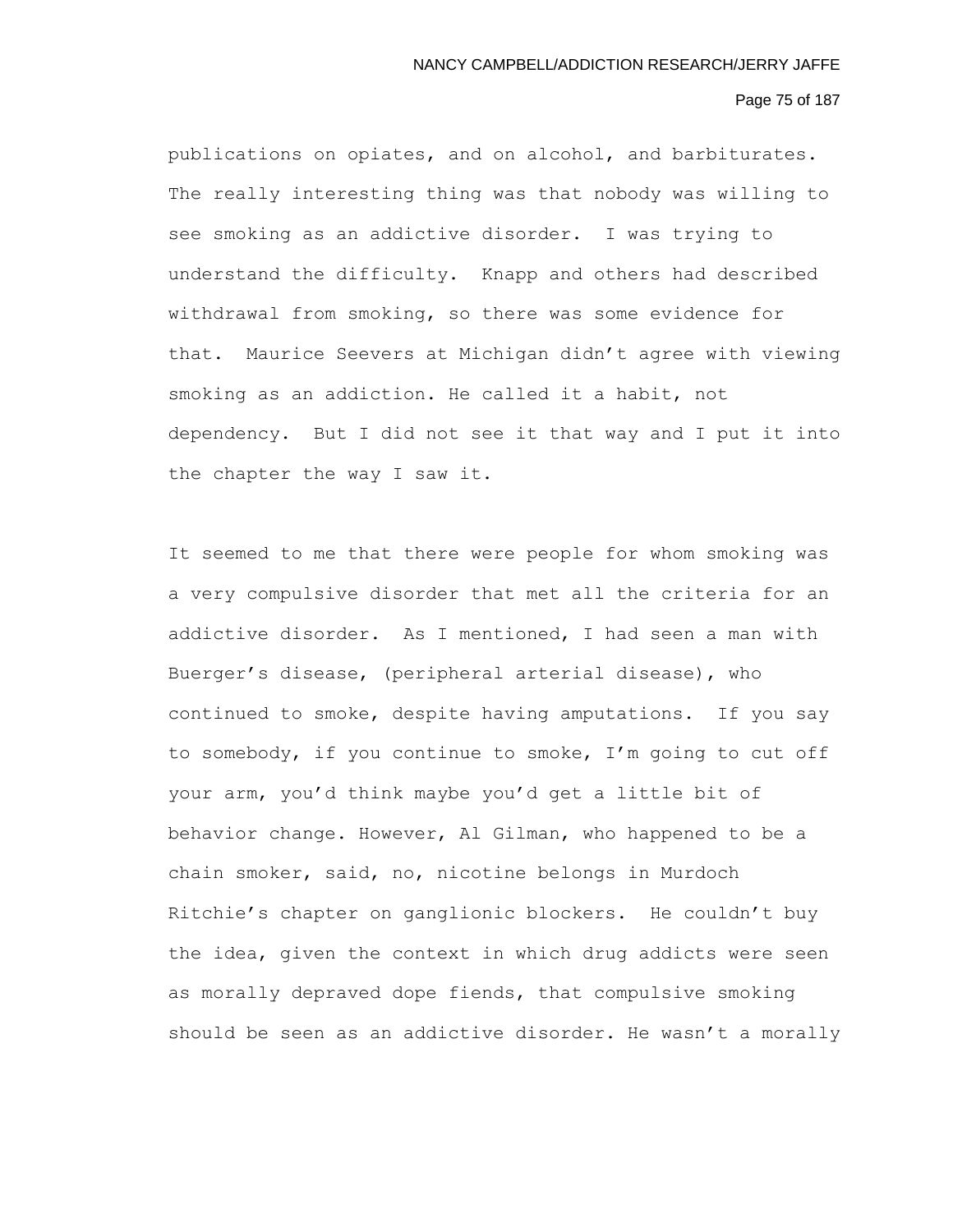publications on opiates, and on alcohol, and barbiturates. The really interesting thing was that nobody was willing to see smoking as an addictive disorder. I was trying to understand the difficulty. Knapp and others had described withdrawal from smoking, so there was some evidence for that. Maurice Seevers at Michigan didn't agree with viewing smoking as an addiction. He called it a habit, not dependency. But I did not see it that way and I put it into the chapter the way I saw it.

It seemed to me that there were people for whom smoking was a very compulsive disorder that met all the criteria for an addictive disorder. As I mentioned, I had seen a man with Buerger's disease, (peripheral arterial disease), who continued to smoke, despite having amputations. If you say to somebody, if you continue to smoke, I'm going to cut off your arm, you'd think maybe you'd get a little bit of behavior change. However, Al Gilman, who happened to be a chain smoker, said, no, nicotine belongs in Murdoch Ritchie's chapter on ganglionic blockers. He couldn't buy the idea, given the context in which drug addicts were seen as morally depraved dope fiends, that compulsive smoking should be seen as an addictive disorder. He wasn't a morally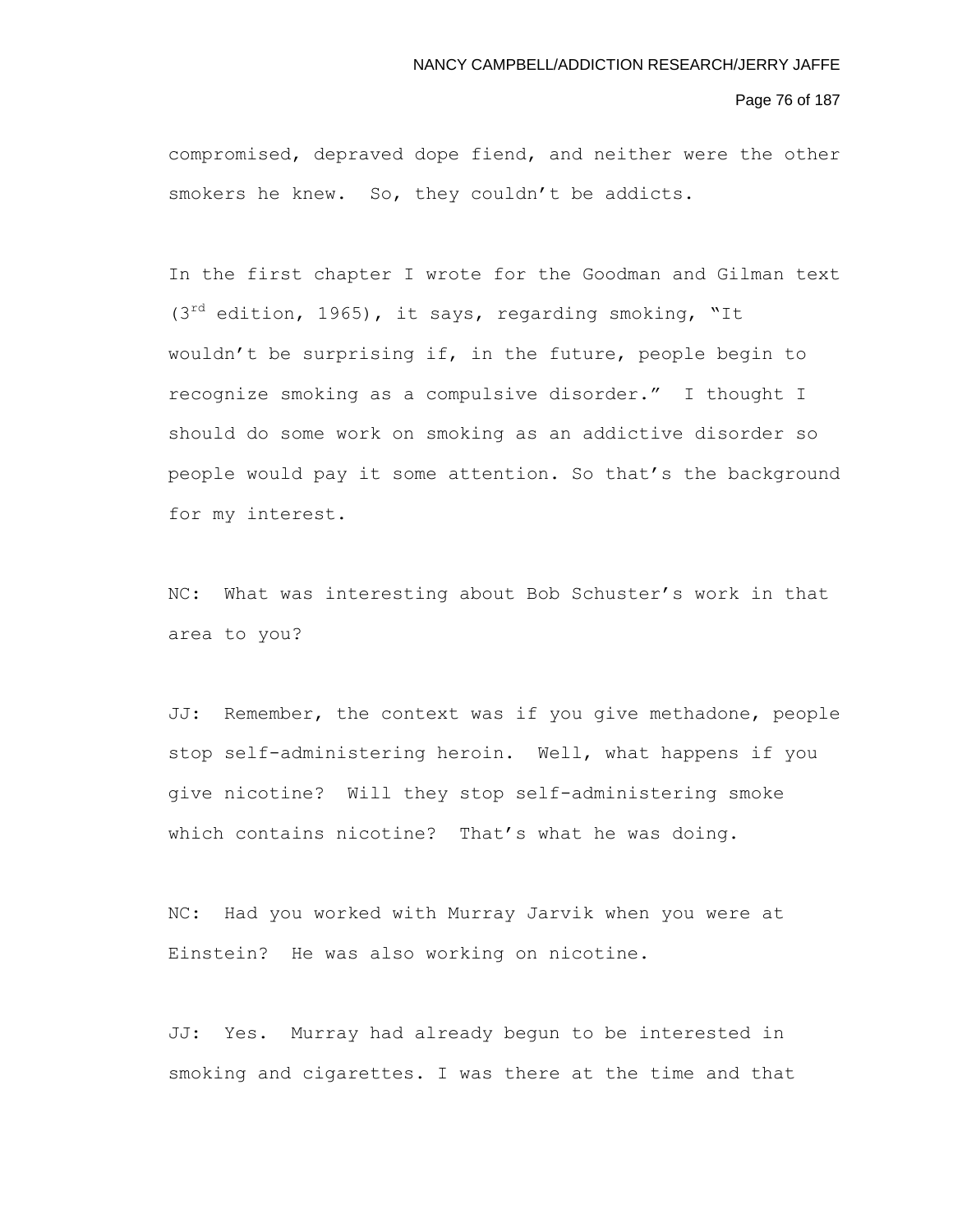compromised, depraved dope fiend, and neither were the other smokers he knew. So, they couldn't be addicts.

In the first chapter I wrote for the Goodman and Gilman text (3rd edition, 1965), it says, regarding smoking, "It wouldn't be surprising if, in the future, people begin to recognize smoking as a compulsive disorder." I thought I should do some work on smoking as an addictive disorder so people would pay it some attention. So that's the background for my interest.

NC: What was interesting about Bob Schuster's work in that area to you?

JJ: Remember, the context was if you give methadone, people stop self-administering heroin. Well, what happens if you give nicotine? Will they stop self-administering smoke which contains nicotine? That's what he was doing.

NC: Had you worked with Murray Jarvik when you were at Einstein? He was also working on nicotine.

JJ: Yes. Murray had already begun to be interested in smoking and cigarettes. I was there at the time and that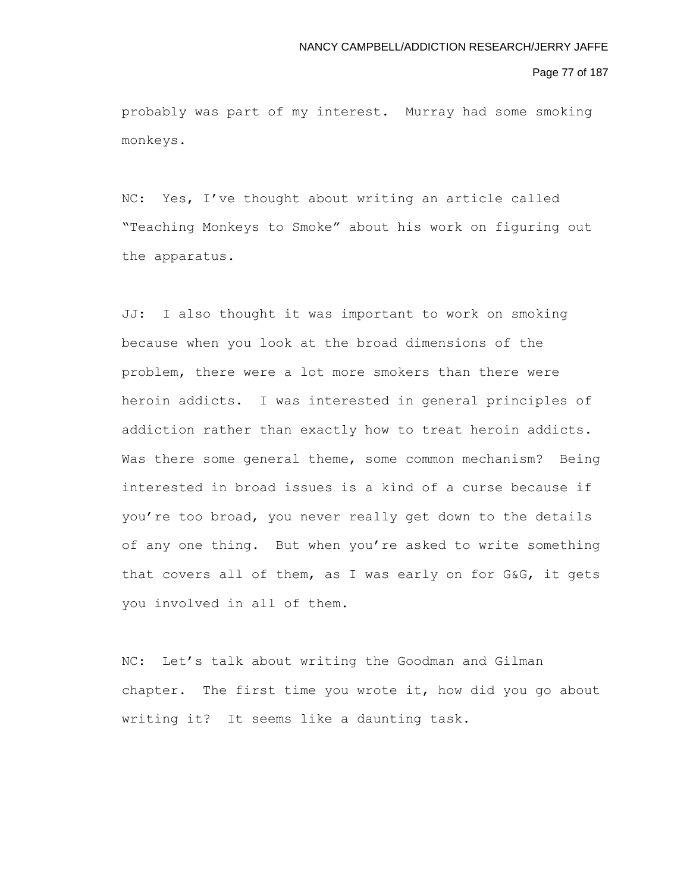probably was part of my interest. Murray had some smoking monkeys.

NC: Yes, I've thought about writing an article called "Teaching Monkeys to Smoke" about his work on figuring out the apparatus.

JJ: I also thought it was important to work on smoking because when you look at the broad dimensions of the problem, there were a lot more smokers than there were heroin addicts. I was interested in general principles of addiction rather than exactly how to treat heroin addicts. Was there some general theme, some common mechanism? Being interested in broad issues is a kind of a curse because if you're too broad, you never really get down to the details of any one thing. But when you're asked to write something that covers all of them, as I was early on for G&G, it gets you involved in all of them.

NC: Let's talk about writing the Goodman and Gilman chapter. The first time you wrote it, how did you go about writing it? It seems like a daunting task.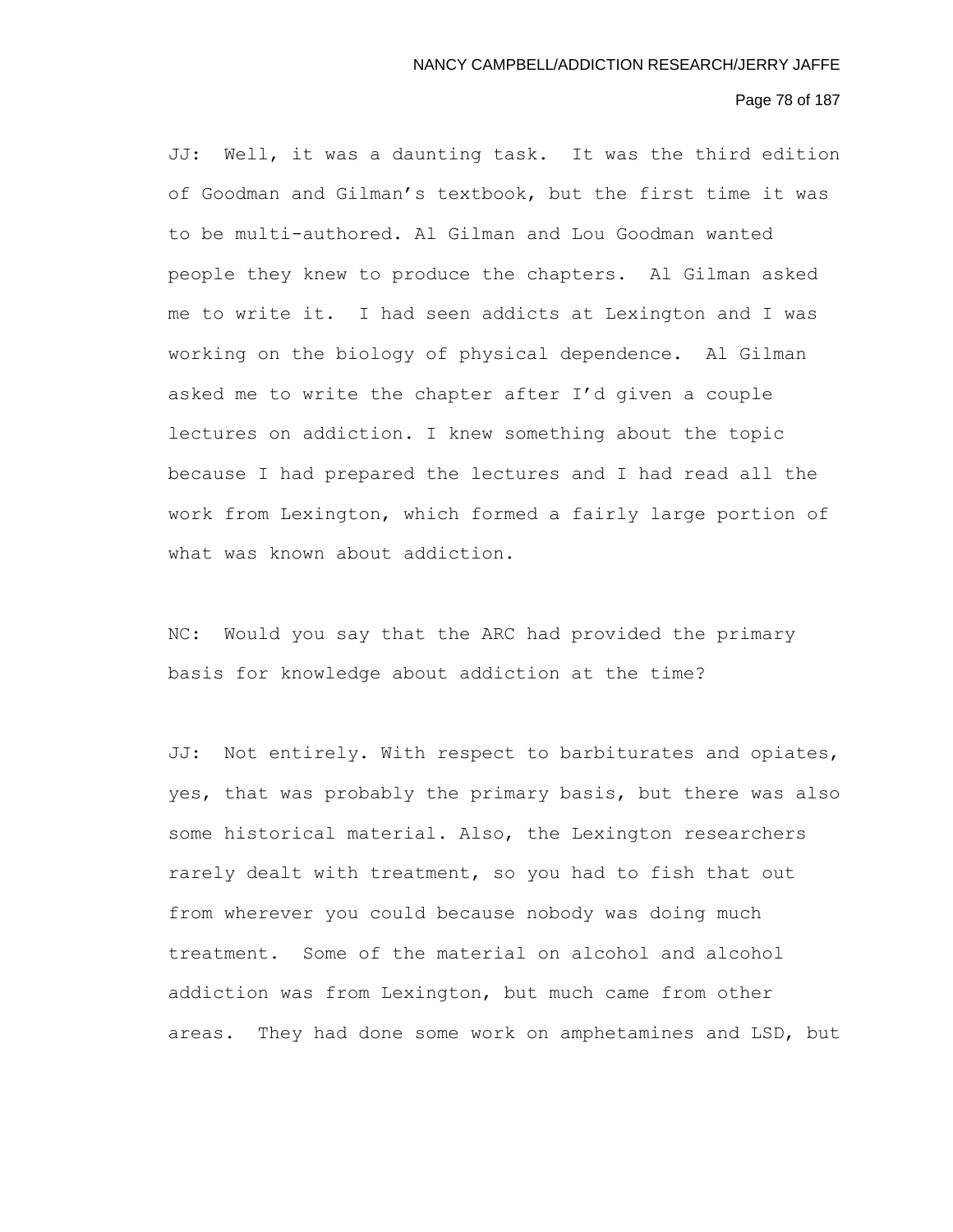JJ: Well, it was a daunting task. It was the third edition of Goodman and Gilman's textbook, but the first time it was to be multi-authored. Al Gilman and Lou Goodman wanted people they knew to produce the chapters. Al Gilman asked me to write it. I had seen addicts at Lexington and I was working on the biology of physical dependence. Al Gilman asked me to write the chapter after I'd given a couple lectures on addiction. I knew something about the topic because I had prepared the lectures and I had read all the work from Lexington, which formed a fairly large portion of what was known about addiction.

NC: Would you say that the ARC had provided the primary basis for knowledge about addiction at the time?

JJ: Not entirely. With respect to barbiturates and opiates, yes, that was probably the primary basis, but there was also some historical material. Also, the Lexington researchers rarely dealt with treatment, so you had to fish that out from wherever you could because nobody was doing much treatment. Some of the material on alcohol and alcohol addiction was from Lexington, but much came from other areas. They had done some work on amphetamines and LSD, but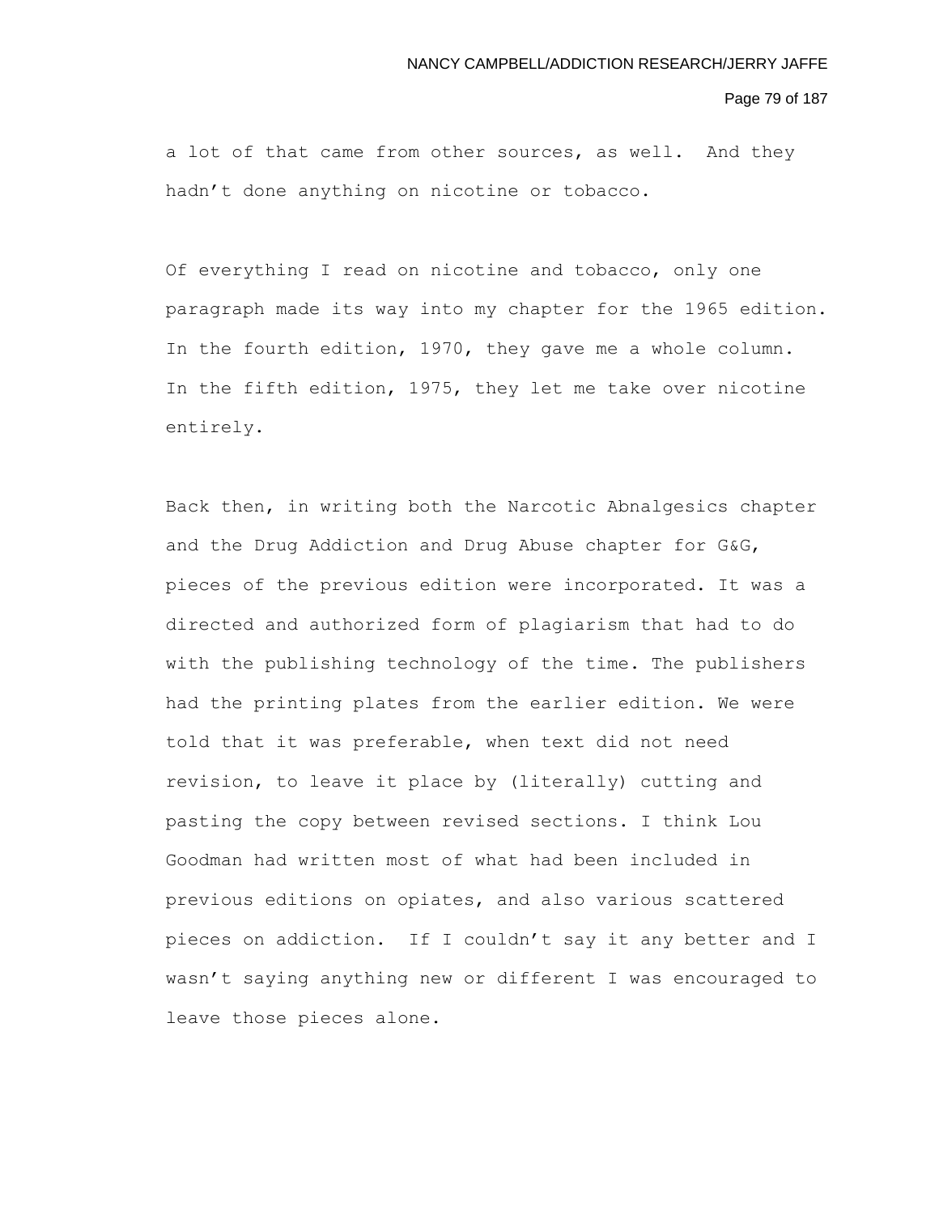a lot of that came from other sources, as well. And they hadn't done anything on nicotine or tobacco.

Of everything I read on nicotine and tobacco, only one paragraph made its way into my chapter for the 1965 edition. In the fourth edition, 1970, they gave me a whole column. In the fifth edition, 1975, they let me take over nicotine entirely.

Back then, in writing both the Narcotic Abnalgesics chapter and the Drug Addiction and Drug Abuse chapter for G&G, pieces of the previous edition were incorporated. It was a directed and authorized form of plagiarism that had to do with the publishing technology of the time. The publishers had the printing plates from the earlier edition. We were told that it was preferable, when text did not need revision, to leave it place by (literally) cutting and pasting the copy between revised sections. I think Lou Goodman had written most of what had been included in previous editions on opiates, and also various scattered pieces on addiction. If I couldn't say it any better and I wasn't saying anything new or different I was encouraged to leave those pieces alone.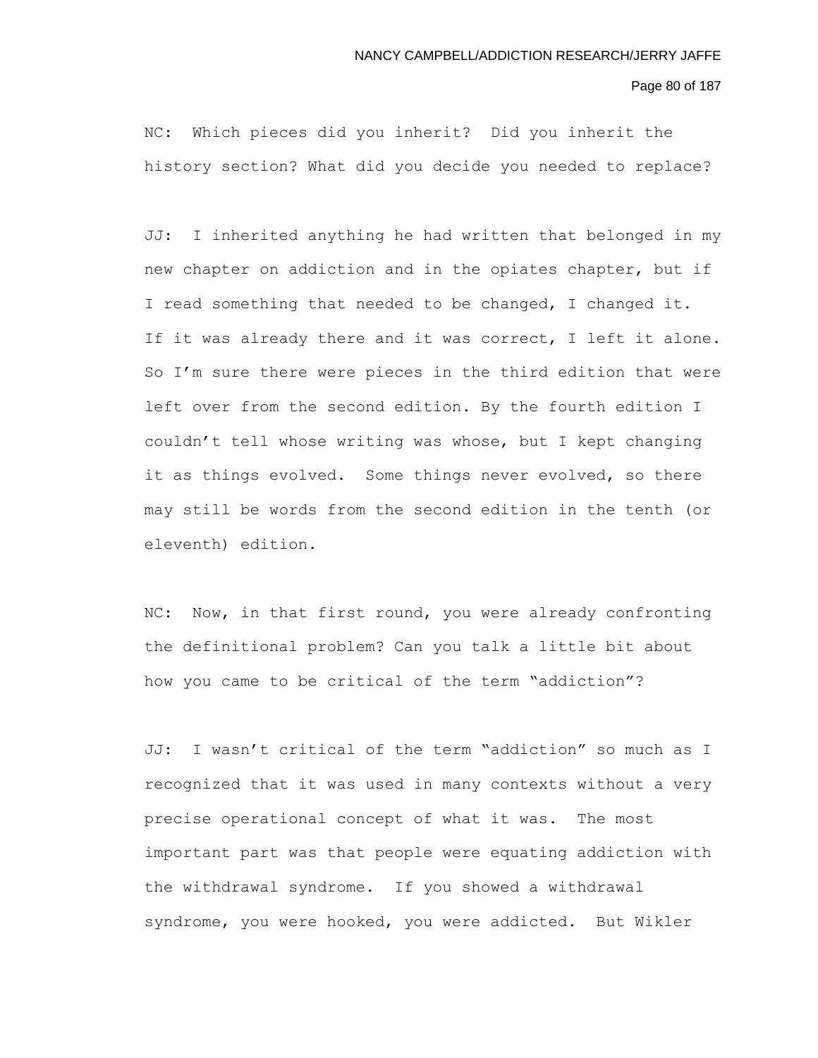NC: Which pieces did you inherit? Did you inherit the history section? What did you decide you needed to replace?

JJ: I inherited anything he had written that belonged in my new chapter on addiction and in the opiates chapter, but if I read something that needed to be changed, I changed it. If it was already there and it was correct, I left it alone. So I'm sure there were pieces in the third edition that were left over from the second edition. By the fourth edition I couldn't tell whose writing was whose, but I kept changing it as things evolved. Some things never evolved, so there may still be words from the second edition in the tenth (or eleventh) edition.

NC: Now, in that first round, you were already confronting the definitional problem? Can you talk a little bit about how you came to be critical of the term "addiction"?

JJ: I wasn't critical of the term "addiction" so much as I recognized that it was used in many contexts without a very precise operational concept of what it was. The most important part was that people were equating addiction with the withdrawal syndrome. If you showed a withdrawal syndrome, you were hooked, you were addicted. But Wikler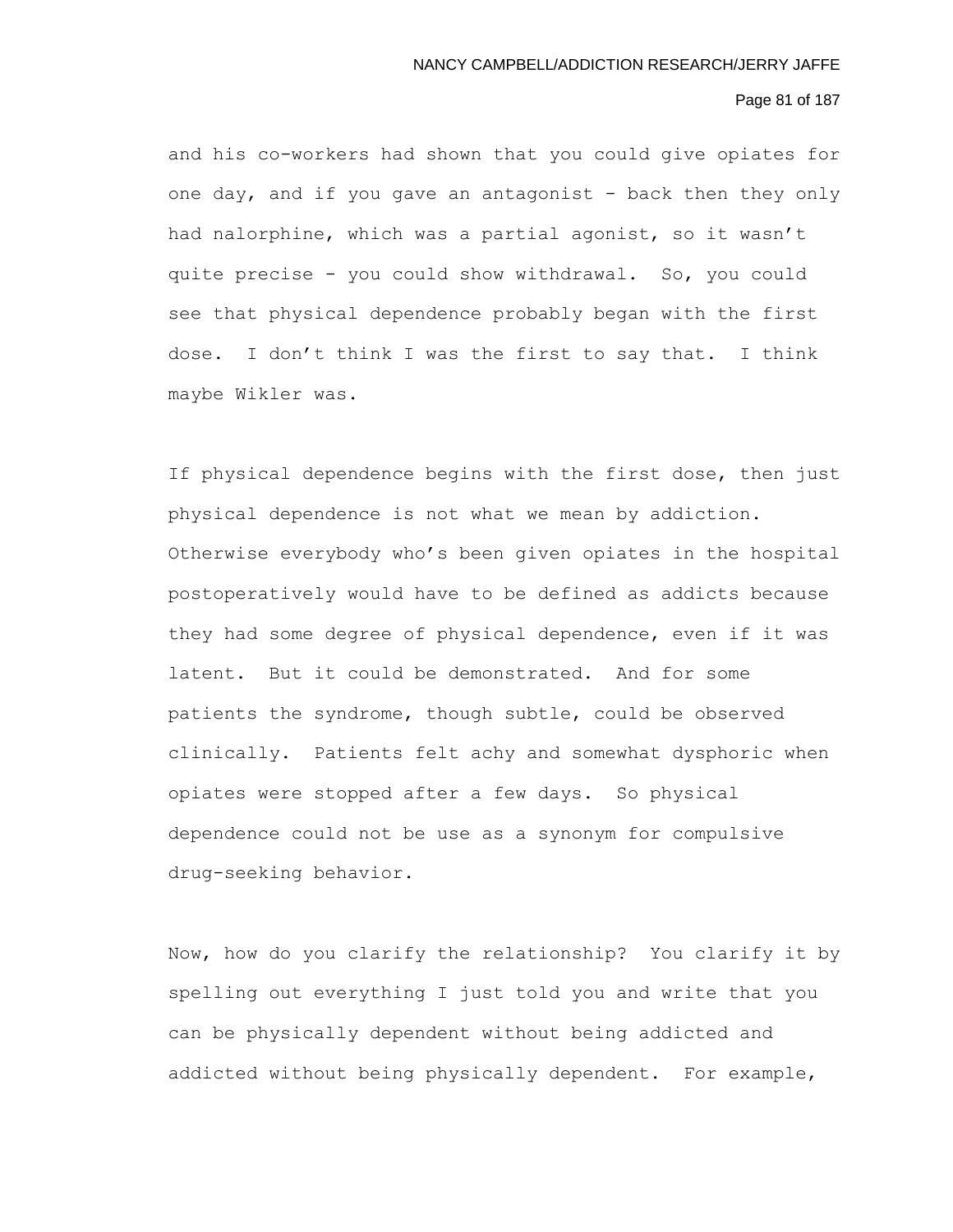and his co-workers had shown that you could give opiates for one day, and if you gave an antagonist - back then they only had nalorphine, which was a partial agonist, so it wasn't quite precise - you could show withdrawal. So, you could see that physical dependence probably began with the first dose. I don't think I was the first to say that. I think maybe Wikler was.

If physical dependence begins with the first dose, then just physical dependence is not what we mean by addiction. Otherwise everybody who's been given opiates in the hospital postoperatively would have to be defined as addicts because they had some degree of physical dependence, even if it was latent. But it could be demonstrated. And for some patients the syndrome, though subtle, could be observed clinically. Patients felt achy and somewhat dysphoric when opiates were stopped after a few days. So physical dependence could not be use as a synonym for compulsive drug-seeking behavior.

Now, how do you clarify the relationship? You clarify it by spelling out everything I just told you and write that you can be physically dependent without being addicted and addicted without being physically dependent. For example,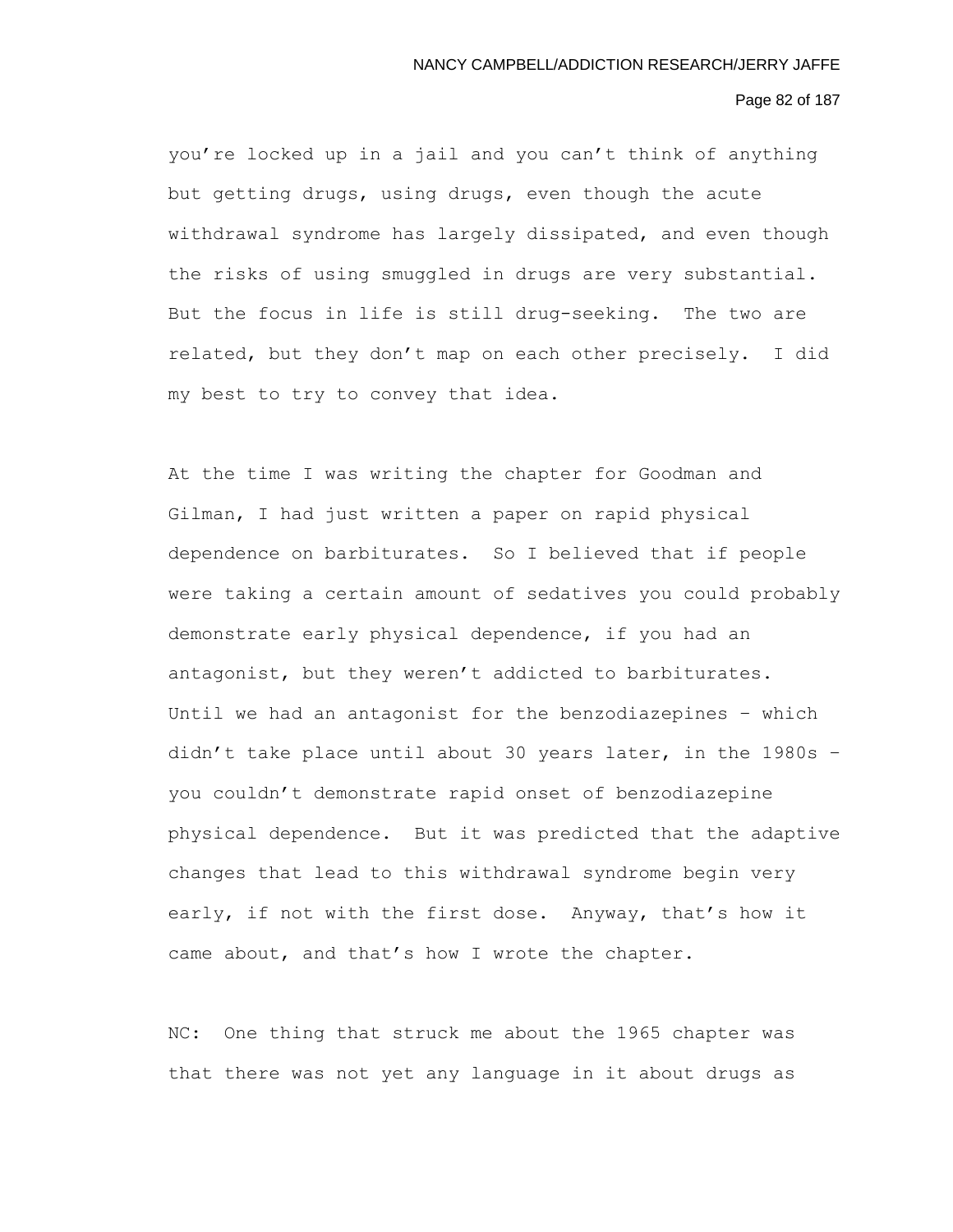you're locked up in a jail and you can't think of anything but getting drugs, using drugs, even though the acute withdrawal syndrome has largely dissipated, and even though the risks of using smuggled in drugs are very substantial. But the focus in life is still drug-seeking. The two are related, but they don't map on each other precisely. I did my best to try to convey that idea.

At the time I was writing the chapter for Goodman and Gilman, I had just written a paper on rapid physical dependence on barbiturates. So I believed that if people were taking a certain amount of sedatives you could probably demonstrate early physical dependence, if you had an antagonist, but they weren't addicted to barbiturates. Until we had an antagonist for the benzodiazepines – which didn't take place until about 30 years later, in the 1980s – you couldn't demonstrate rapid onset of benzodiazepine physical dependence. But it was predicted that the adaptive changes that lead to this withdrawal syndrome begin very early, if not with the first dose. Anyway, that's how it came about, and that's how I wrote the chapter.

NC: One thing that struck me about the 1965 chapter was that there was not yet any language in it about drugs as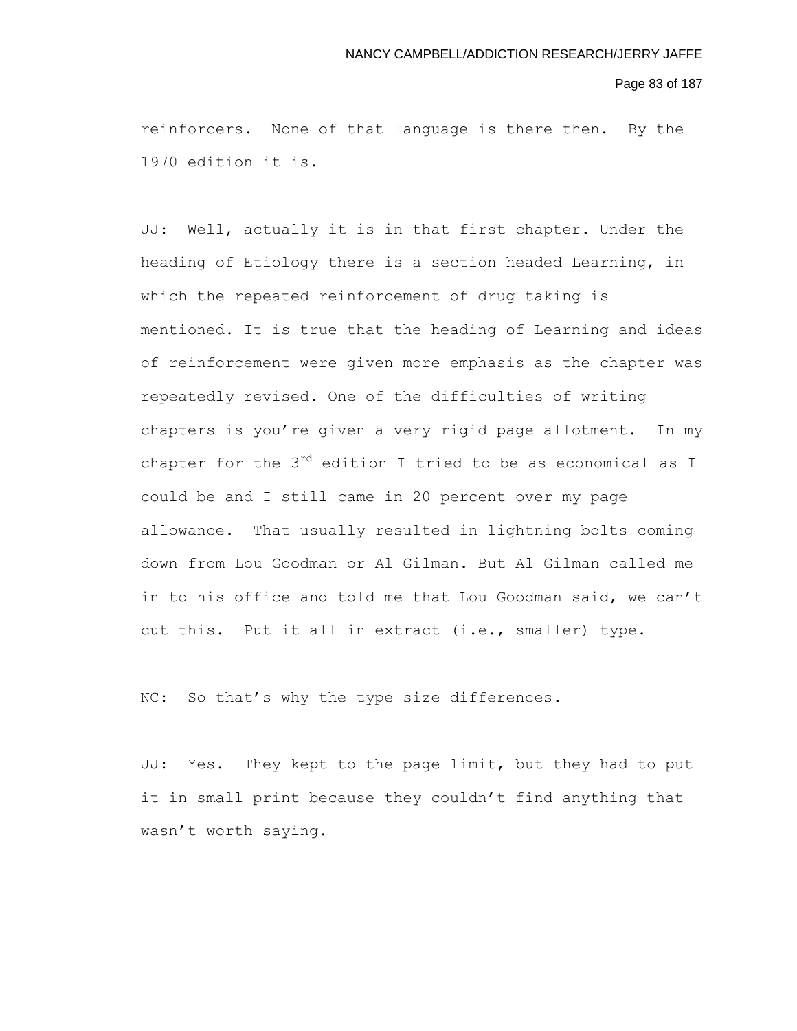reinforcers. None of that language is there then. By the 1970 edition it is.

JJ: Well, actually it is in that first chapter. Under the heading of Etiology there is a section headed Learning, in which the repeated reinforcement of drug taking is mentioned. It is true that the heading of Learning and ideas of reinforcement were given more emphasis as the chapter was repeatedly revised. One of the difficulties of writing chapters is you're given a very rigid page allotment. In my chapter for the 3rd edition I tried to be as economical as I could be and I still came in 20 percent over my page allowance. That usually resulted in lightning bolts coming down from Lou Goodman or Al Gilman. But Al Gilman called me in to his office and told me that Lou Goodman said, we can't cut this. Put it all in extract (i.e., smaller) type.

NC: So that's why the type size differences.

JJ: Yes. They kept to the page limit, but they had to put it in small print because they couldn't find anything that wasn't worth saying.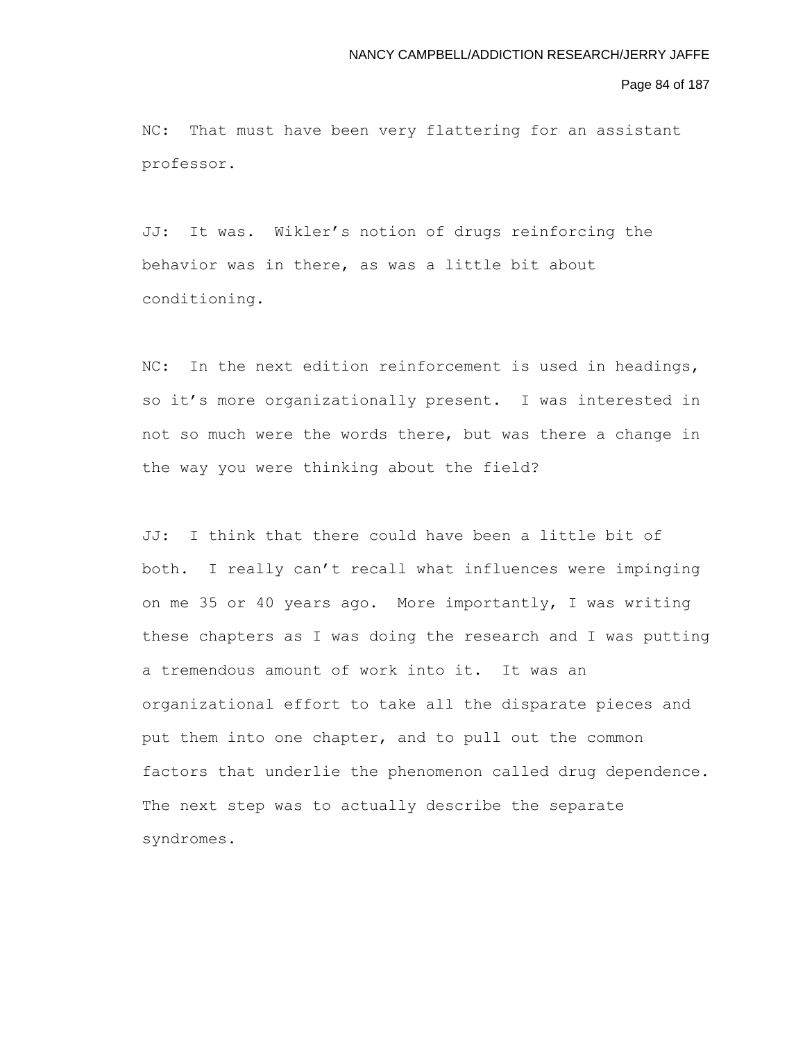NC: That must have been very flattering for an assistant professor.

JJ: It was. Wikler's notion of drugs reinforcing the behavior was in there, as was a little bit about conditioning.

NC: In the next edition reinforcement is used in headings, so it's more organizationally present. I was interested in not so much were the words there, but was there a change in the way you were thinking about the field?

JJ: I think that there could have been a little bit of both. I really can't recall what influences were impinging on me 35 or 40 years ago. More importantly, I was writing these chapters as I was doing the research and I was putting a tremendous amount of work into it. It was an organizational effort to take all the disparate pieces and put them into one chapter, and to pull out the common factors that underlie the phenomenon called drug dependence. The next step was to actually describe the separate syndromes.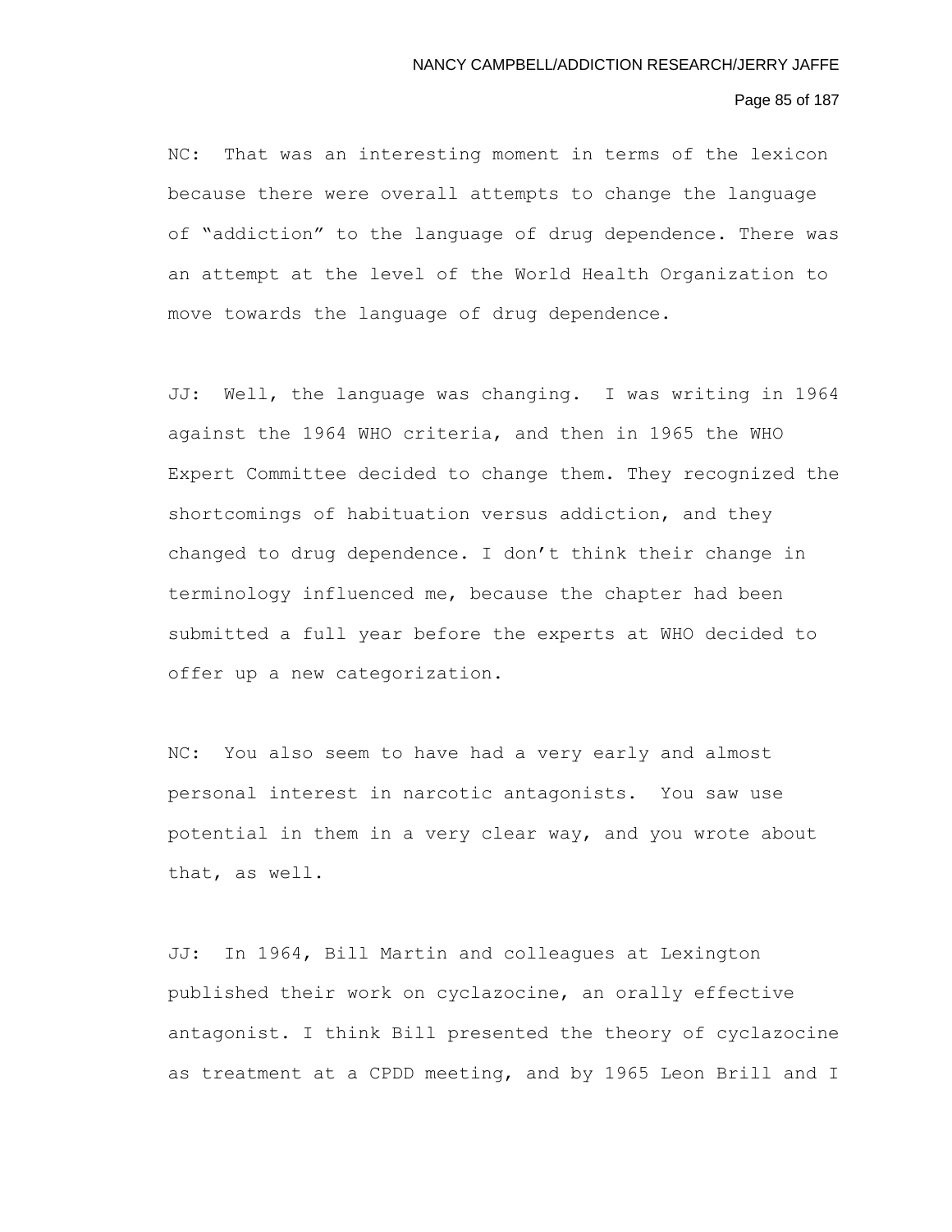NC: That was an interesting moment in terms of the lexicon because there were overall attempts to change the language of "addiction" to the language of drug dependence. There was an attempt at the level of the World Health Organization to move towards the language of drug dependence.

JJ: Well, the language was changing. I was writing in 1964 against the 1964 WHO criteria, and then in 1965 the WHO Expert Committee decided to change them. They recognized the shortcomings of habituation versus addiction, and they changed to drug dependence. I don't think their change in terminology influenced me, because the chapter had been submitted a full year before the experts at WHO decided to offer up a new categorization.

NC: You also seem to have had a very early and almost personal interest in narcotic antagonists. You saw use potential in them in a very clear way, and you wrote about that, as well.

JJ: In 1964, Bill Martin and colleagues at Lexington published their work on cyclazocine, an orally effective antagonist. I think Bill presented the theory of cyclazocine as treatment at a CPDD meeting, and by 1965 Leon Brill and I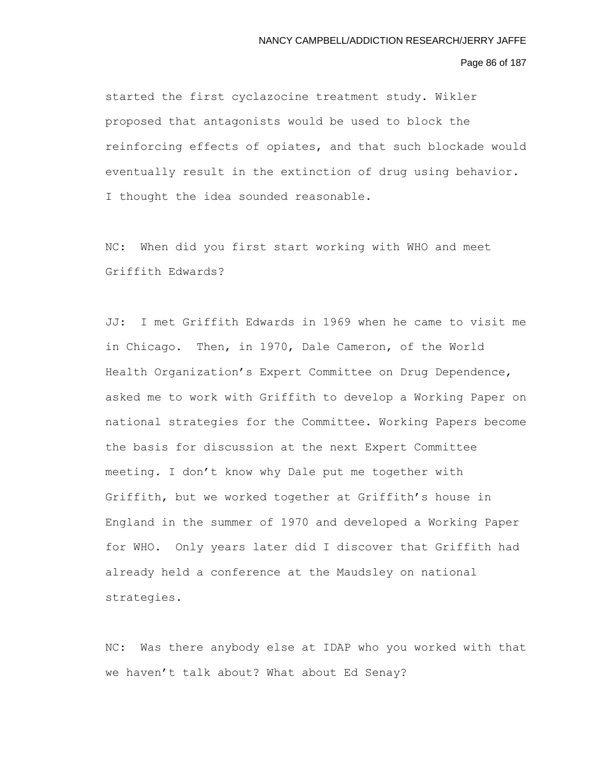started the first cyclazocine treatment study. Wikler proposed that antagonists would be used to block the reinforcing effects of opiates, and that such blockade would eventually result in the extinction of drug using behavior. I thought the idea sounded reasonable.

NC: When did you first start working with WHO and meet Griffith Edwards?

JJ: I met Griffith Edwards in 1969 when he came to visit me in Chicago. Then, in 1970, Dale Cameron, of the World Health Organization's Expert Committee on Drug Dependence, asked me to work with Griffith to develop a Working Paper on national strategies for the Committee. Working Papers become the basis for discussion at the next Expert Committee meeting. I don't know why Dale put me together with Griffith, but we worked together at Griffith's house in England in the summer of 1970 and developed a Working Paper for WHO. Only years later did I discover that Griffith had already held a conference at the Maudsley on national strategies.

NC: Was there anybody else at IDAP who you worked with that we haven't talk about? What about Ed Senay?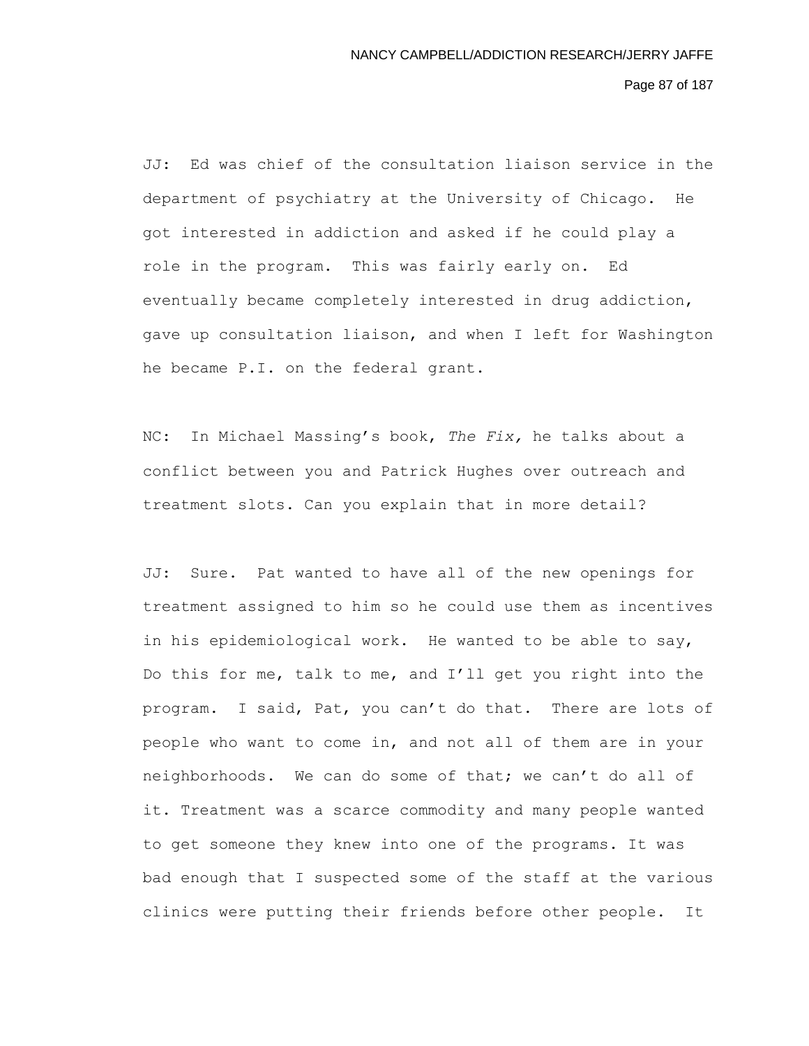JJ: Ed was chief of the consultation liaison service in the department of psychiatry at the University of Chicago. He got interested in addiction and asked if he could play a role in the program. This was fairly early on. Ed eventually became completely interested in drug addiction, gave up consultation liaison, and when I left for Washington he became P.I. on the federal grant.

NC: In Michael Massing's book, *The Fix,* he talks about a conflict between you and Patrick Hughes over outreach and treatment slots. Can you explain that in more detail?

JJ: Sure. Pat wanted to have all of the new openings for treatment assigned to him so he could use them as incentives in his epidemiological work. He wanted to be able to say, Do this for me, talk to me, and I'll get you right into the program. I said, Pat, you can't do that. There are lots of people who want to come in, and not all of them are in your neighborhoods. We can do some of that; we can't do all of it. Treatment was a scarce commodity and many people wanted to get someone they knew into one of the programs. It was bad enough that I suspected some of the staff at the various clinics were putting their friends before other people. It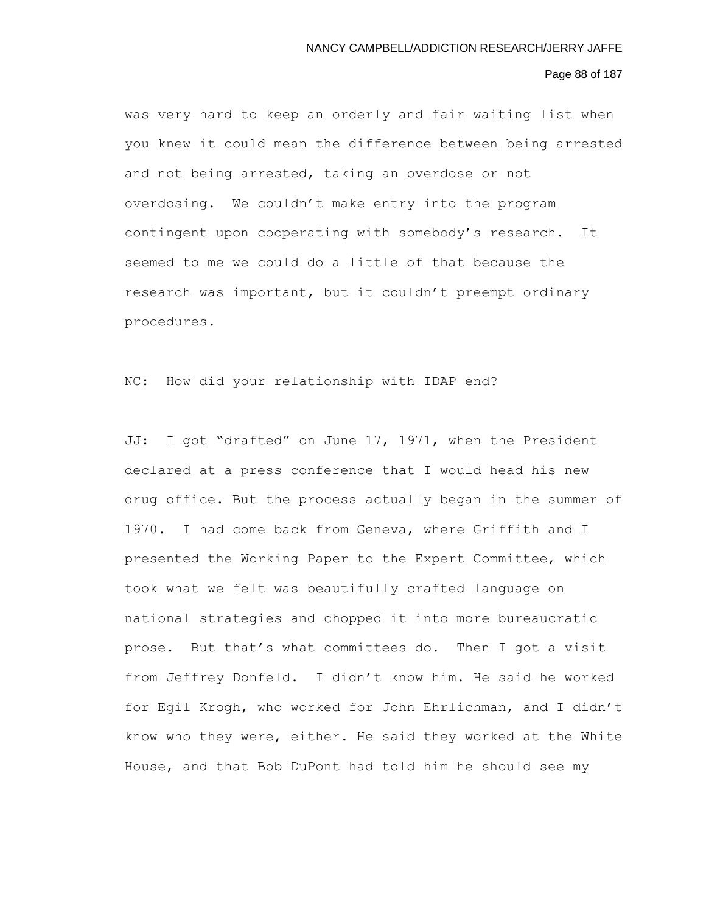was very hard to keep an orderly and fair waiting list when you knew it could mean the difference between being arrested and not being arrested, taking an overdose or not overdosing. We couldn't make entry into the program contingent upon cooperating with somebody's research. It seemed to me we could do a little of that because the research was important, but it couldn't preempt ordinary procedures.

NC: How did your relationship with IDAP end?

JJ: I got "drafted" on June 17, 1971, when the President declared at a press conference that I would head his new drug office. But the process actually began in the summer of 1970. I had come back from Geneva, where Griffith and I presented the Working Paper to the Expert Committee, which took what we felt was beautifully crafted language on national strategies and chopped it into more bureaucratic prose. But that's what committees do. Then I got a visit from Jeffrey Donfeld. I didn't know him. He said he worked for Egil Krogh, who worked for John Ehrlichman, and I didn't know who they were, either. He said they worked at the White House, and that Bob DuPont had told him he should see my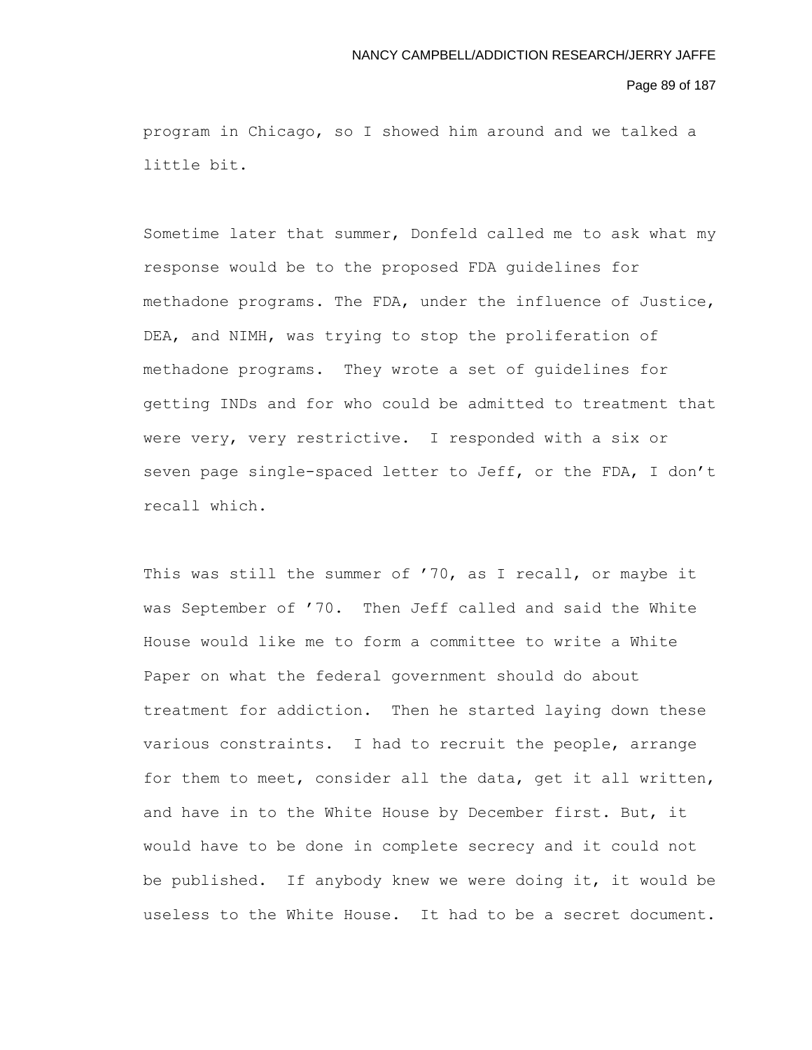program in Chicago, so I showed him around and we talked a little bit.

Sometime later that summer, Donfeld called me to ask what my response would be to the proposed FDA guidelines for methadone programs. The FDA, under the influence of Justice, DEA, and NIMH, was trying to stop the proliferation of methadone programs. They wrote a set of guidelines for getting INDs and for who could be admitted to treatment that were very, very restrictive. I responded with a six or seven page single-spaced letter to Jeff, or the FDA, I don't recall which.

This was still the summer of '70, as I recall, or maybe it was September of '70. Then Jeff called and said the White House would like me to form a committee to write a White Paper on what the federal government should do about treatment for addiction. Then he started laying down these various constraints. I had to recruit the people, arrange for them to meet, consider all the data, get it all written, and have in to the White House by December first. But, it would have to be done in complete secrecy and it could not be published. If anybody knew we were doing it, it would be useless to the White House. It had to be a secret document.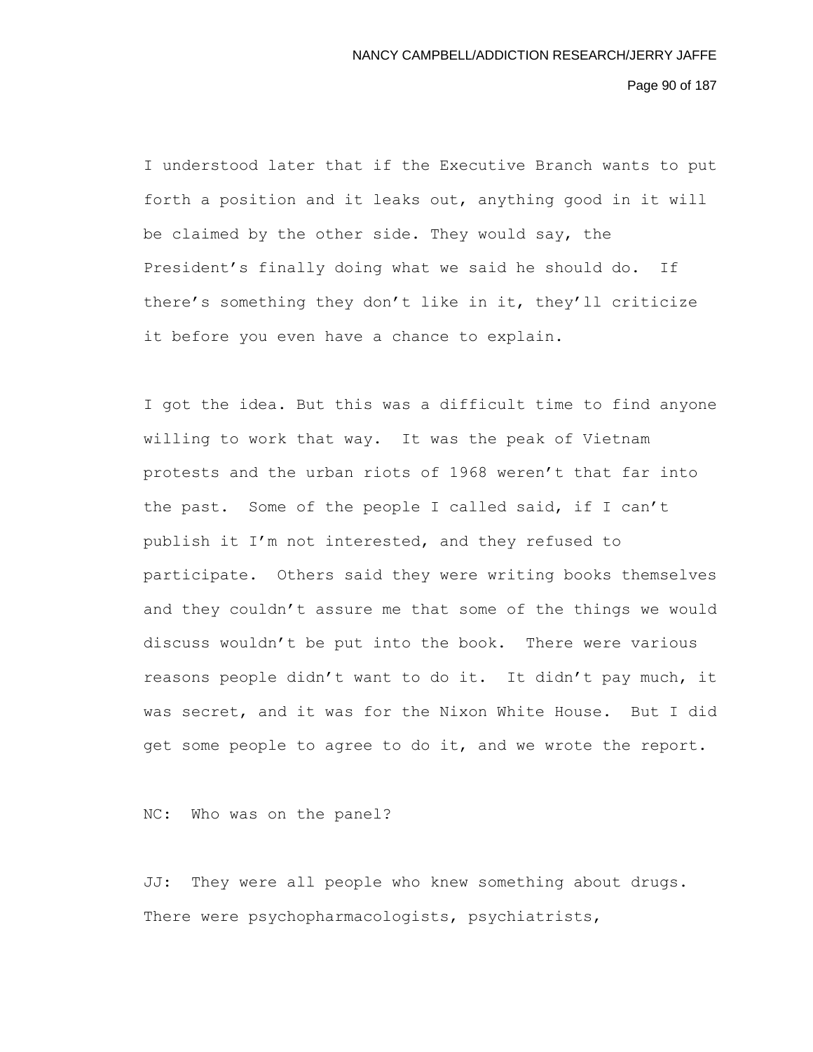I understood later that if the Executive Branch wants to put forth a position and it leaks out, anything good in it will be claimed by the other side. They would say, the President's finally doing what we said he should do. If there's something they don't like in it, they'll criticize it before you even have a chance to explain.

I got the idea. But this was a difficult time to find anyone willing to work that way. It was the peak of Vietnam protests and the urban riots of 1968 weren't that far into the past. Some of the people I called said, if I can't publish it I'm not interested, and they refused to participate. Others said they were writing books themselves and they couldn't assure me that some of the things we would discuss wouldn't be put into the book. There were various reasons people didn't want to do it. It didn't pay much, it was secret, and it was for the Nixon White House. But I did get some people to agree to do it, and we wrote the report.

NC: Who was on the panel?

JJ: They were all people who knew something about drugs. There were psychopharmacologists, psychiatrists,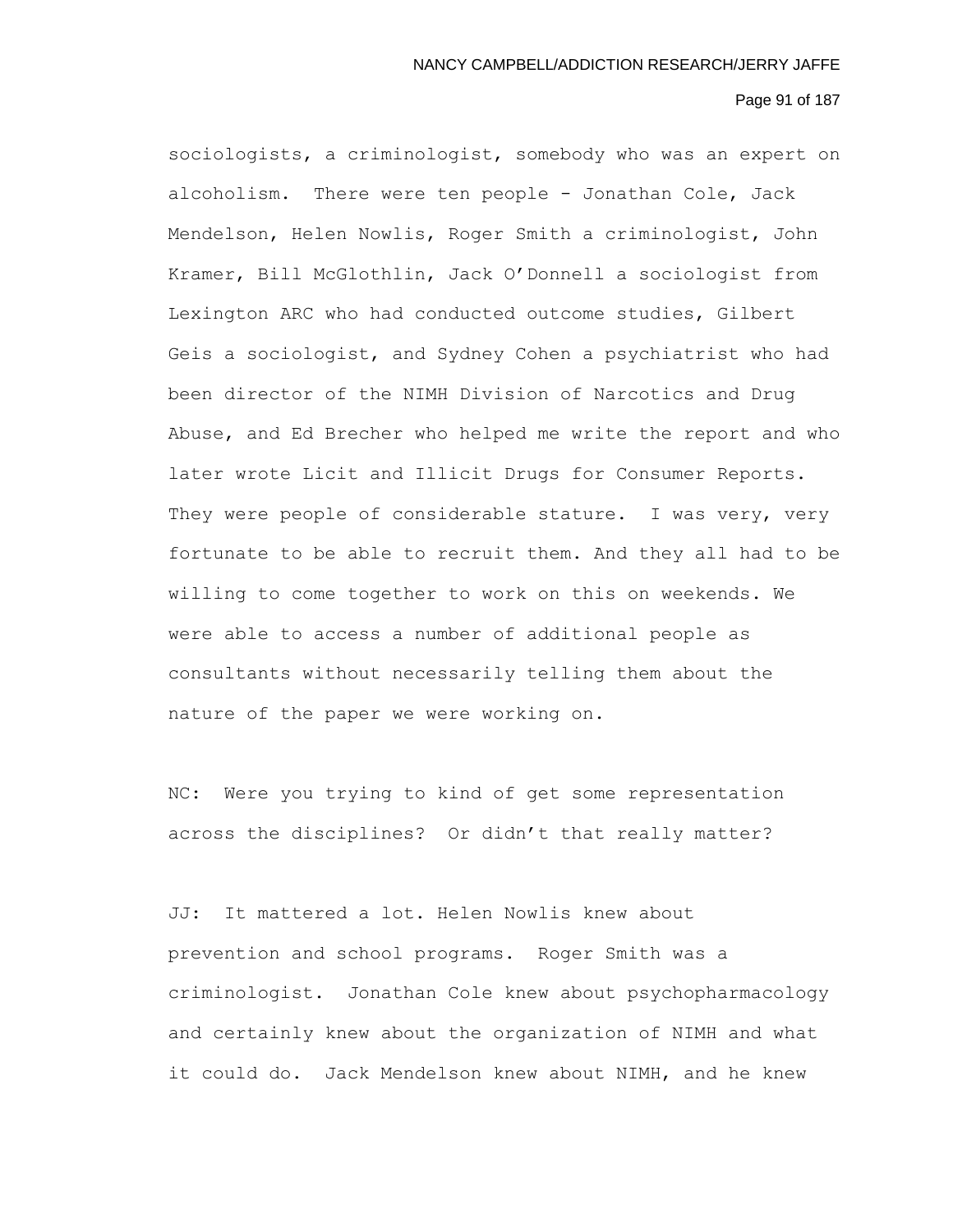sociologists, a criminologist, somebody who was an expert on alcoholism. There were ten people - Jonathan Cole, Jack Mendelson, Helen Nowlis, Roger Smith a criminologist, John Kramer, Bill McGlothlin, Jack O'Donnell a sociologist from Lexington ARC who had conducted outcome studies, Gilbert Geis a sociologist, and Sydney Cohen a psychiatrist who had been director of the NIMH Division of Narcotics and Drug Abuse, and Ed Brecher who helped me write the report and who later wrote Licit and Illicit Drugs for Consumer Reports. They were people of considerable stature. I was very, very fortunate to be able to recruit them. And they all had to be willing to come together to work on this on weekends. We were able to access a number of additional people as consultants without necessarily telling them about the nature of the paper we were working on.

NC: Were you trying to kind of get some representation across the disciplines? Or didn't that really matter?

JJ: It mattered a lot. Helen Nowlis knew about prevention and school programs. Roger Smith was a criminologist. Jonathan Cole knew about psychopharmacology and certainly knew about the organization of NIMH and what it could do. Jack Mendelson knew about NIMH, and he knew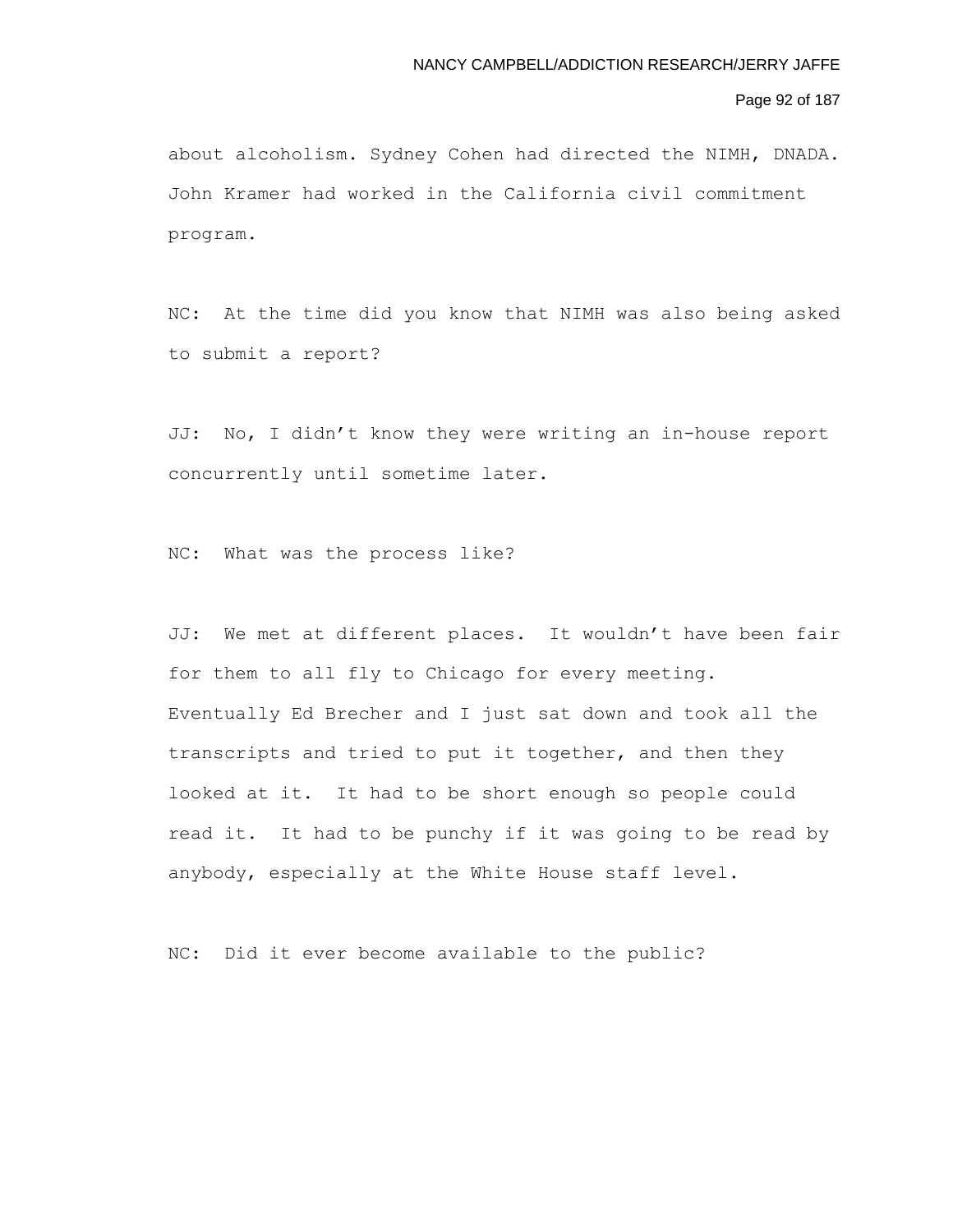about alcoholism. Sydney Cohen had directed the NIMH, DNADA. John Kramer had worked in the California civil commitment program.

NC: At the time did you know that NIMH was also being asked to submit a report?

JJ: No, I didn't know they were writing an in-house report concurrently until sometime later.

NC: What was the process like?

JJ: We met at different places. It wouldn't have been fair for them to all fly to Chicago for every meeting. Eventually Ed Brecher and I just sat down and took all the transcripts and tried to put it together, and then they looked at it. It had to be short enough so people could read it. It had to be punchy if it was going to be read by anybody, especially at the White House staff level.

NC: Did it ever become available to the public?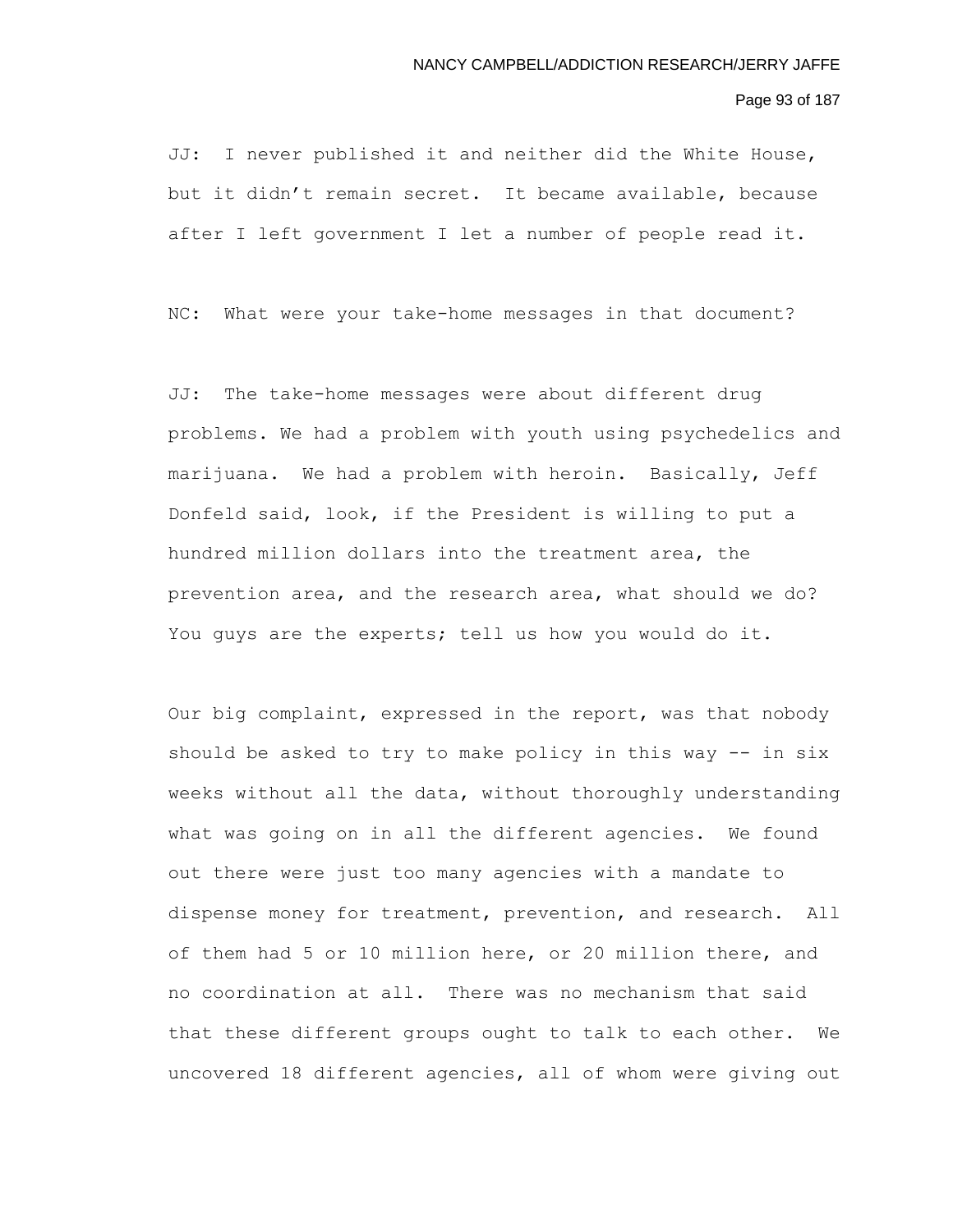JJ: I never published it and neither did the White House, but it didn't remain secret. It became available, because after I left government I let a number of people read it.

NC: What were your take-home messages in that document?

JJ: The take-home messages were about different drug problems. We had a problem with youth using psychedelics and marijuana. We had a problem with heroin. Basically, Jeff Donfeld said, look, if the President is willing to put a hundred million dollars into the treatment area, the prevention area, and the research area, what should we do? You guys are the experts; tell us how you would do it.

Our big complaint, expressed in the report, was that nobody should be asked to try to make policy in this way -- in six weeks without all the data, without thoroughly understanding what was going on in all the different agencies. We found out there were just too many agencies with a mandate to dispense money for treatment, prevention, and research. All of them had 5 or 10 million here, or 20 million there, and no coordination at all. There was no mechanism that said that these different groups ought to talk to each other. We uncovered 18 different agencies, all of whom were giving out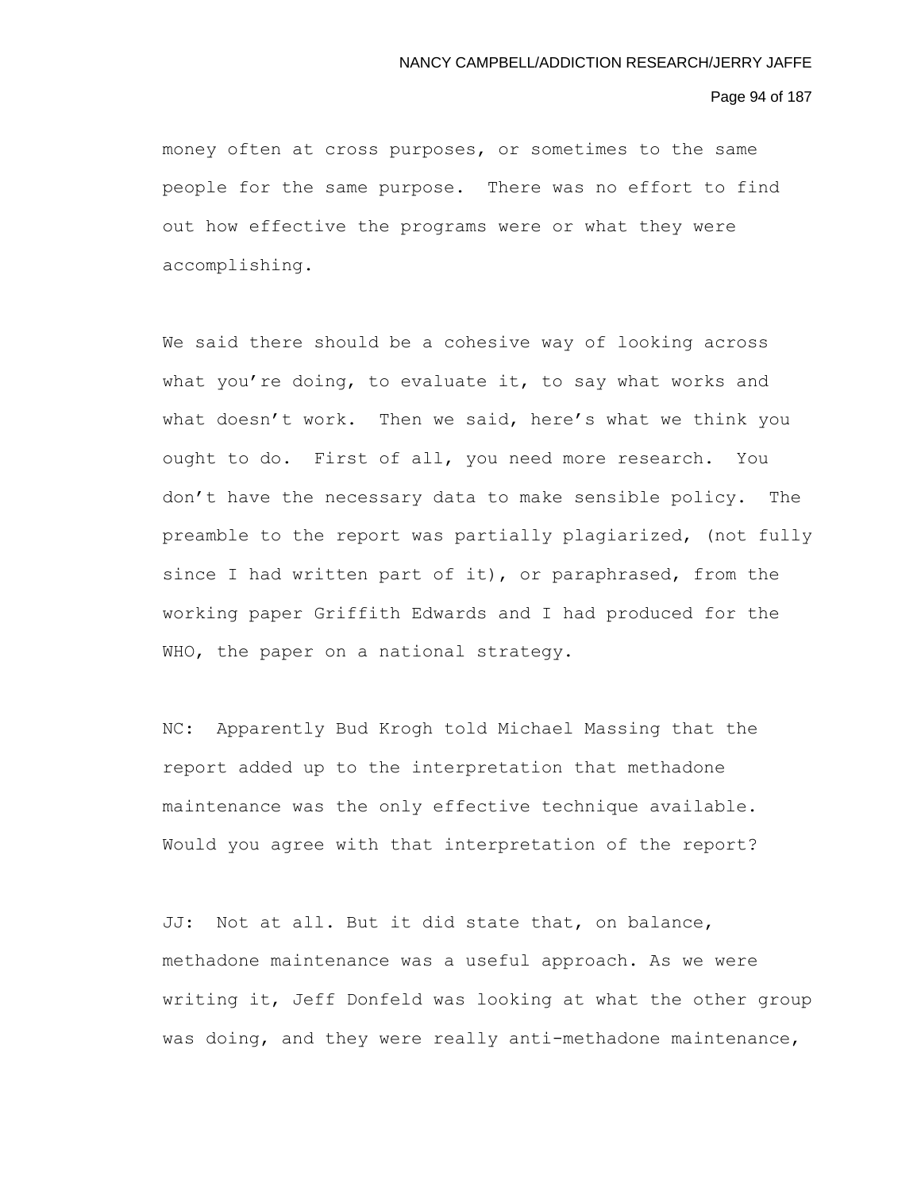money often at cross purposes, or sometimes to the same people for the same purpose. There was no effort to find out how effective the programs were or what they were accomplishing.

We said there should be a cohesive way of looking across what you're doing, to evaluate it, to say what works and what doesn't work. Then we said, here's what we think you ought to do. First of all, you need more research. You don't have the necessary data to make sensible policy. The preamble to the report was partially plagiarized, (not fully since I had written part of it), or paraphrased, from the working paper Griffith Edwards and I had produced for the WHO, the paper on a national strategy.

NC: Apparently Bud Krogh told Michael Massing that the report added up to the interpretation that methadone maintenance was the only effective technique available. Would you agree with that interpretation of the report?

JJ: Not at all. But it did state that, on balance, methadone maintenance was a useful approach. As we were writing it, Jeff Donfeld was looking at what the other group was doing, and they were really anti-methadone maintenance,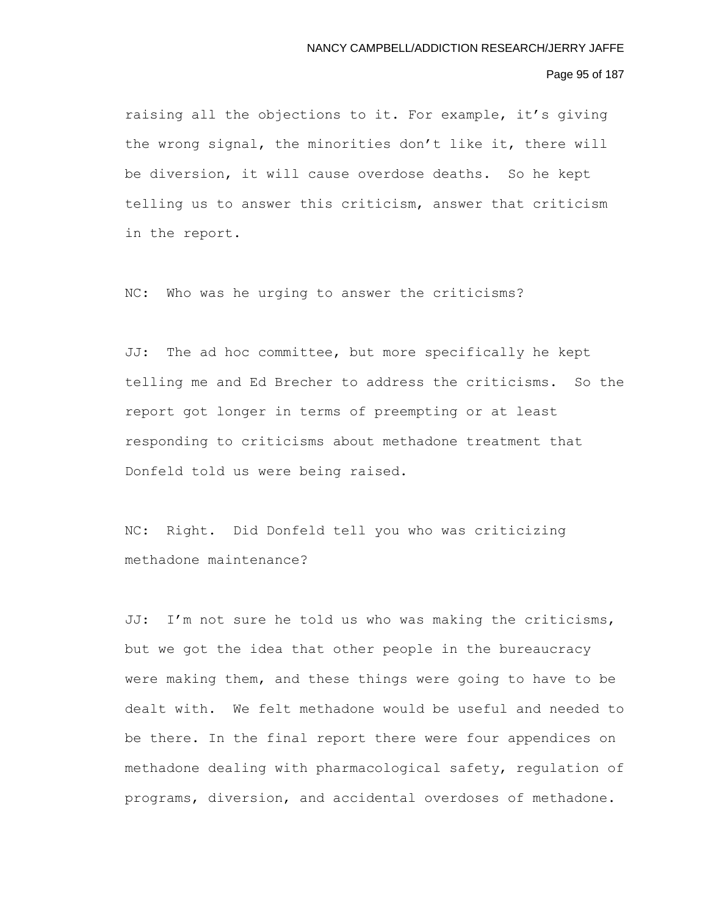raising all the objections to it. For example, it's giving the wrong signal, the minorities don't like it, there will be diversion, it will cause overdose deaths. So he kept telling us to answer this criticism, answer that criticism in the report.

NC: Who was he urging to answer the criticisms?

JJ: The ad hoc committee, but more specifically he kept telling me and Ed Brecher to address the criticisms. So the report got longer in terms of preempting or at least responding to criticisms about methadone treatment that Donfeld told us were being raised.

NC: Right. Did Donfeld tell you who was criticizing methadone maintenance?

JJ: I'm not sure he told us who was making the criticisms, but we got the idea that other people in the bureaucracy were making them, and these things were going to have to be dealt with. We felt methadone would be useful and needed to be there. In the final report there were four appendices on methadone dealing with pharmacological safety, regulation of programs, diversion, and accidental overdoses of methadone.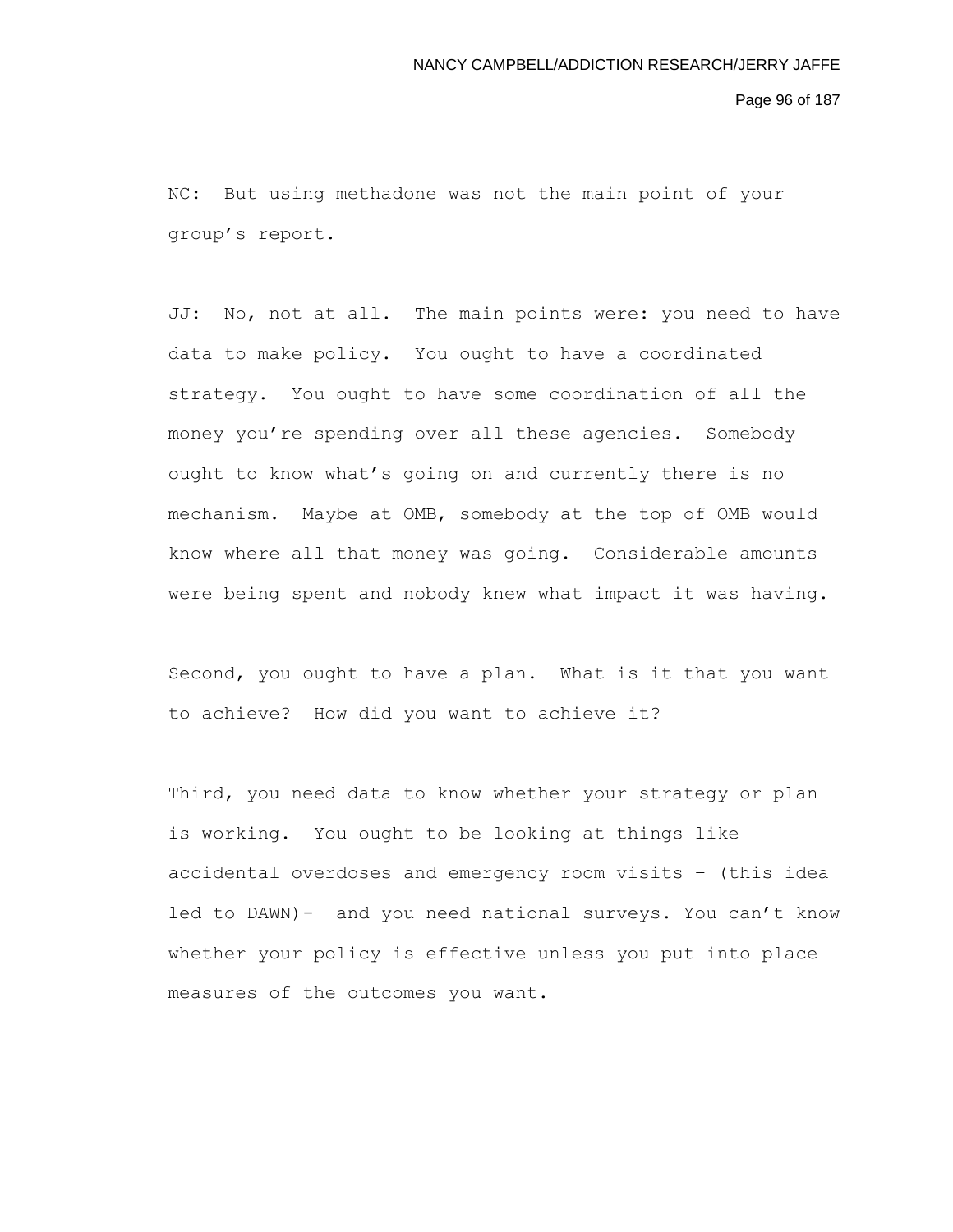NC: But using methadone was not the main point of your group's report.

JJ: No, not at all. The main points were: you need to have data to make policy. You ought to have a coordinated strategy. You ought to have some coordination of all the money you're spending over all these agencies. Somebody ought to know what's going on and currently there is no mechanism. Maybe at OMB, somebody at the top of OMB would know where all that money was going. Considerable amounts were being spent and nobody knew what impact it was having.

Second, you ought to have a plan. What is it that you want to achieve? How did you want to achieve it?

Third, you need data to know whether your strategy or plan is working. You ought to be looking at things like accidental overdoses and emergency room visits – (this idea led to DAWN)- and you need national surveys. You can't know whether your policy is effective unless you put into place measures of the outcomes you want.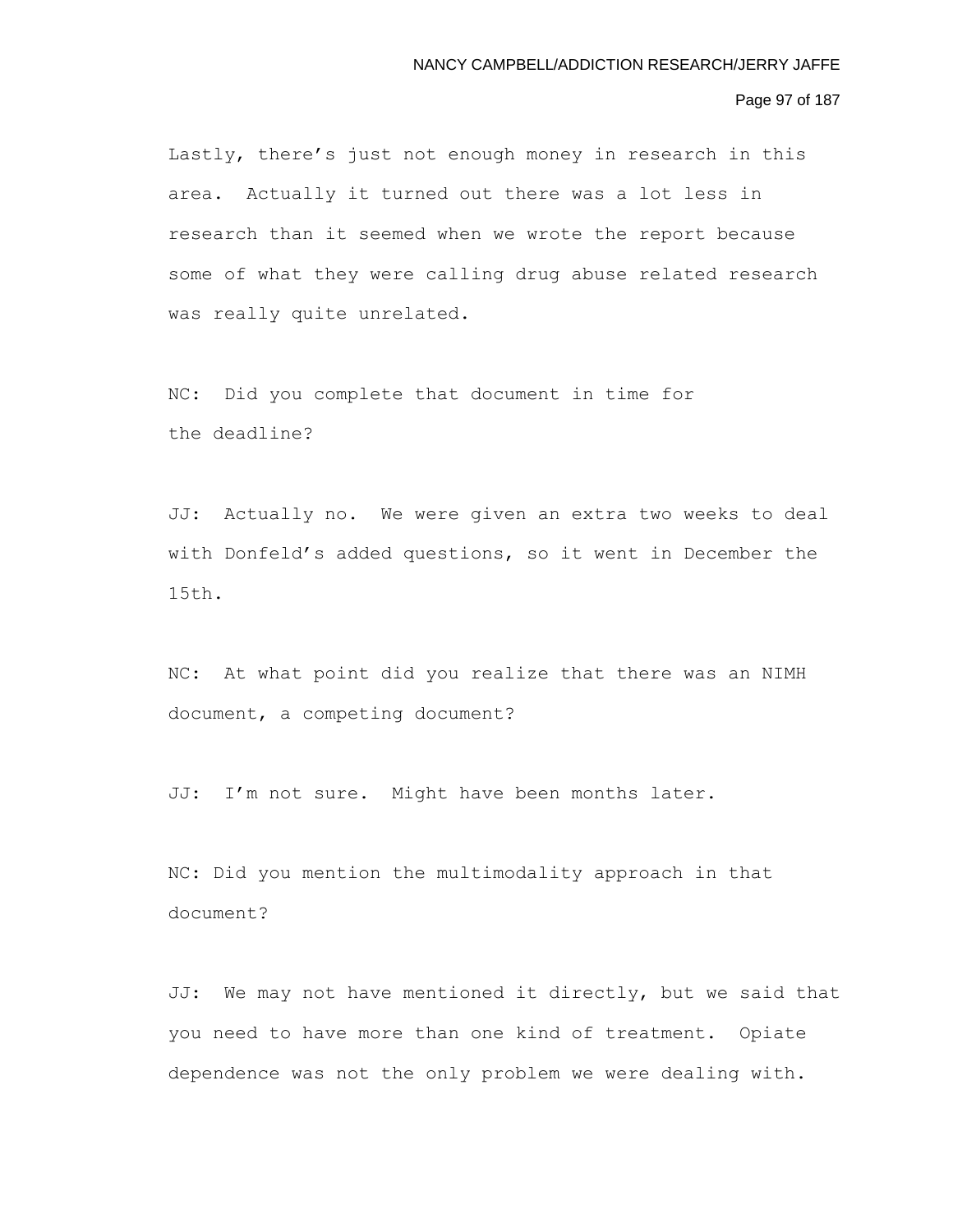Lastly, there's just not enough money in research in this area. Actually it turned out there was a lot less in research than it seemed when we wrote the report because some of what they were calling drug abuse related research was really quite unrelated.

NC: Did you complete that document in time for the deadline?

JJ: Actually no. We were given an extra two weeks to deal with Donfeld's added questions, so it went in December the 15th.

NC: At what point did you realize that there was an NIMH document, a competing document?

JJ: I'm not sure. Might have been months later.

NC: Did you mention the multimodality approach in that document?

JJ: We may not have mentioned it directly, but we said that you need to have more than one kind of treatment. Opiate dependence was not the only problem we were dealing with.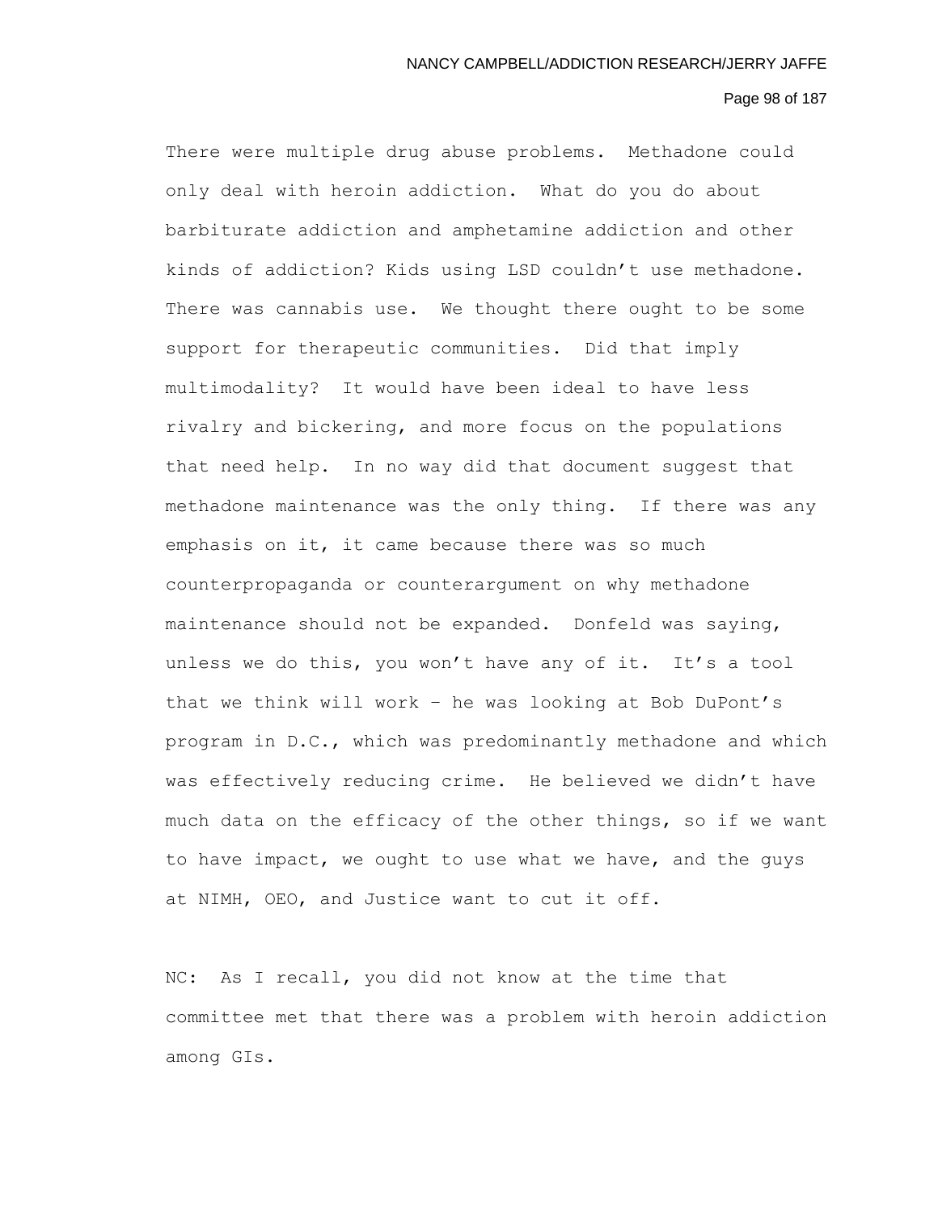There were multiple drug abuse problems. Methadone could only deal with heroin addiction. What do you do about barbiturate addiction and amphetamine addiction and other kinds of addiction? Kids using LSD couldn't use methadone. There was cannabis use. We thought there ought to be some support for therapeutic communities. Did that imply multimodality? It would have been ideal to have less rivalry and bickering, and more focus on the populations that need help. In no way did that document suggest that methadone maintenance was the only thing. If there was any emphasis on it, it came because there was so much counterpropaganda or counterargument on why methadone maintenance should not be expanded. Donfeld was saying, unless we do this, you won't have any of it. It's a tool that we think will work – he was looking at Bob DuPont's program in D.C., which was predominantly methadone and which was effectively reducing crime. He believed we didn't have much data on the efficacy of the other things, so if we want to have impact, we ought to use what we have, and the guys at NIMH, OEO, and Justice want to cut it off.

NC: As I recall, you did not know at the time that committee met that there was a problem with heroin addiction among GIs.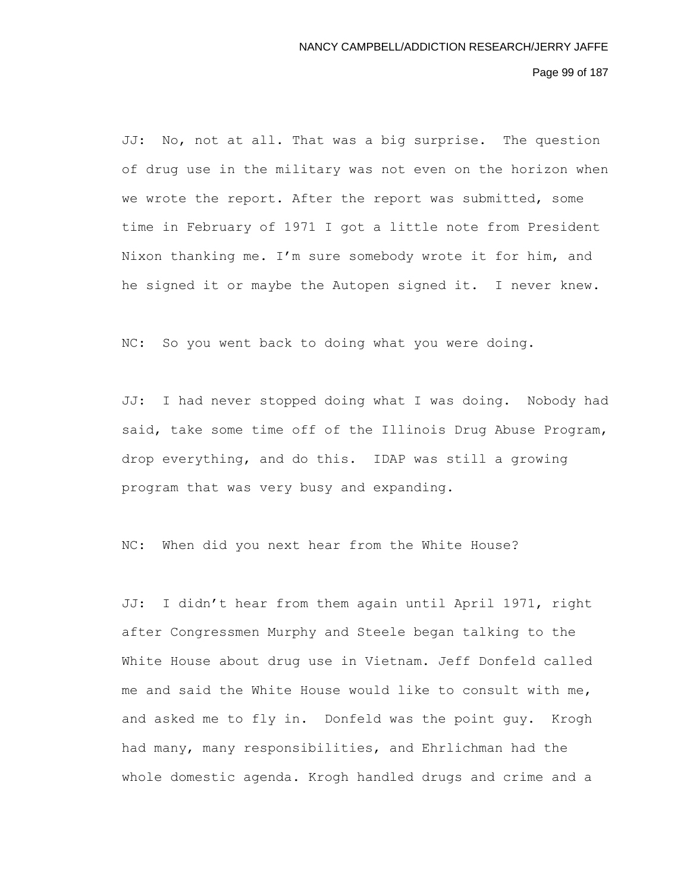JJ: No, not at all. That was a big surprise. The question of drug use in the military was not even on the horizon when we wrote the report. After the report was submitted, some time in February of 1971 I got a little note from President Nixon thanking me. I'm sure somebody wrote it for him, and he signed it or maybe the Autopen signed it. I never knew.

NC: So you went back to doing what you were doing.

JJ: I had never stopped doing what I was doing. Nobody had said, take some time off of the Illinois Drug Abuse Program, drop everything, and do this. IDAP was still a growing program that was very busy and expanding.

NC: When did you next hear from the White House?

JJ: I didn't hear from them again until April 1971, right after Congressmen Murphy and Steele began talking to the White House about drug use in Vietnam. Jeff Donfeld called me and said the White House would like to consult with me, and asked me to fly in. Donfeld was the point guy. Krogh had many, many responsibilities, and Ehrlichman had the whole domestic agenda. Krogh handled drugs and crime and a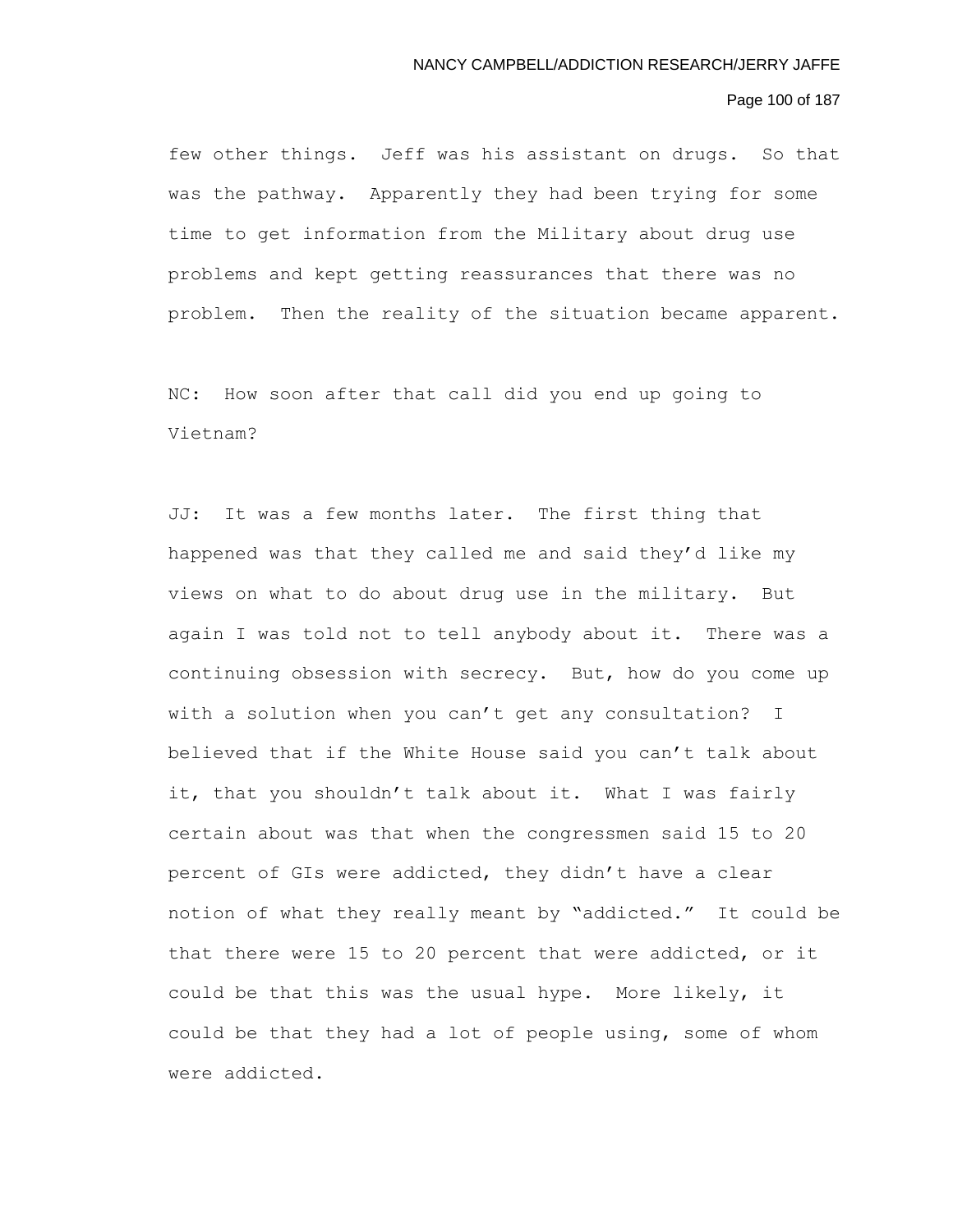few other things. Jeff was his assistant on drugs. So that was the pathway. Apparently they had been trying for some time to get information from the Military about drug use problems and kept getting reassurances that there was no problem. Then the reality of the situation became apparent.

NC: How soon after that call did you end up going to Vietnam?

JJ: It was a few months later. The first thing that happened was that they called me and said they'd like my views on what to do about drug use in the military. But again I was told not to tell anybody about it. There was a continuing obsession with secrecy. But, how do you come up with a solution when you can't get any consultation? I believed that if the White House said you can't talk about it, that you shouldn't talk about it. What I was fairly certain about was that when the congressmen said 15 to 20 percent of GIs were addicted, they didn't have a clear notion of what they really meant by "addicted." It could be that there were 15 to 20 percent that were addicted, or it could be that this was the usual hype. More likely, it could be that they had a lot of people using, some of whom were addicted.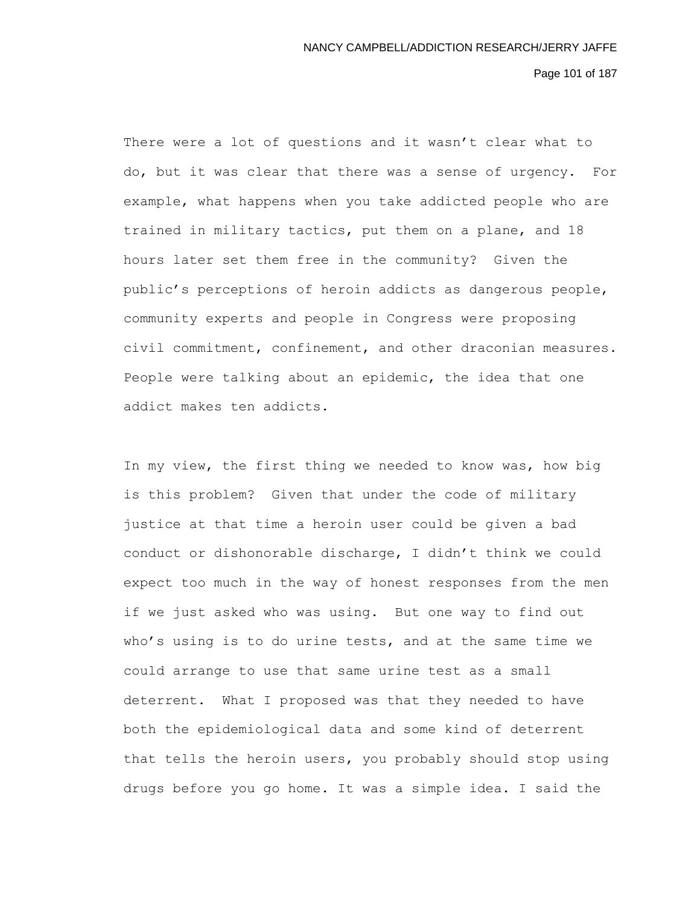There were a lot of questions and it wasn’t clear what to do, but it was clear that there was a sense of urgency. For example, what happens when you take addicted people who are trained in military tactics, put them on a plane, and 18 hours later set them free in the community? Given the public’s perceptions of heroin addicts as dangerous people, community experts and people in Congress were proposing civil commitment, confinement, and other draconian measures. People were talking about an epidemic, the idea that one addict makes ten addicts.

In my view, the first thing we needed to know was, how big is this problem? Given that under the code of military justice at that time a heroin user could be given a bad conduct or dishonorable discharge, I didn’t think we could expect too much in the way of honest responses from the men if we just asked who was using. But one way to find out who’s using is to do urine tests, and at the same time we could arrange to use that same urine test as a small deterrent. What I proposed was that they needed to have both the epidemiological data and some kind of deterrent that tells the heroin users, you probably should stop using drugs before you go home. It was a simple idea. I said the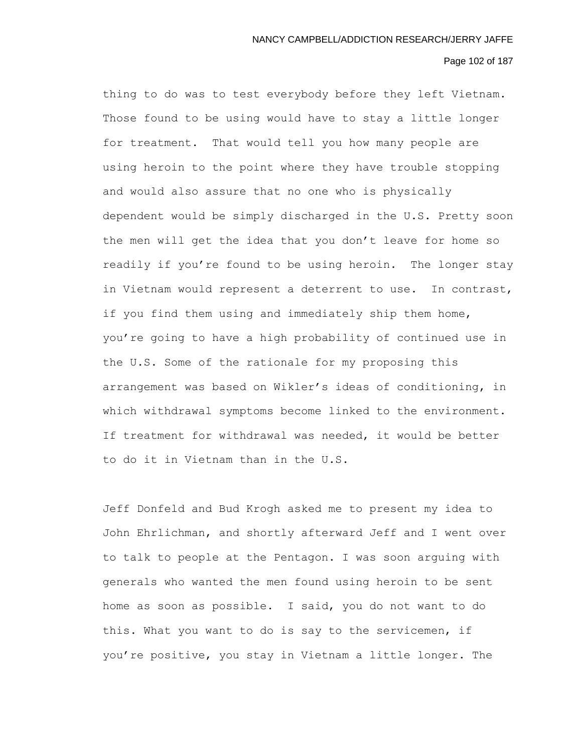thing to do was to test everybody before they left Vietnam. Those found to be using would have to stay a little longer for treatment. That would tell you how many people are using heroin to the point where they have trouble stopping and would also assure that no one who is physically dependent would be simply discharged in the U.S. Pretty soon the men will get the idea that you don't leave for home so readily if you're found to be using heroin. The longer stay in Vietnam would represent a deterrent to use. In contrast, if you find them using and immediately ship them home, you're going to have a high probability of continued use in the U.S. Some of the rationale for my proposing this arrangement was based on Wikler's ideas of conditioning, in which withdrawal symptoms become linked to the environment. If treatment for withdrawal was needed, it would be better to do it in Vietnam than in the U.S.

Jeff Donfeld and Bud Krogh asked me to present my idea to John Ehrlichman, and shortly afterward Jeff and I went over to talk to people at the Pentagon. I was soon arguing with generals who wanted the men found using heroin to be sent home as soon as possible. I said, you do not want to do this. What you want to do is say to the servicemen, if you're positive, you stay in Vietnam a little longer. The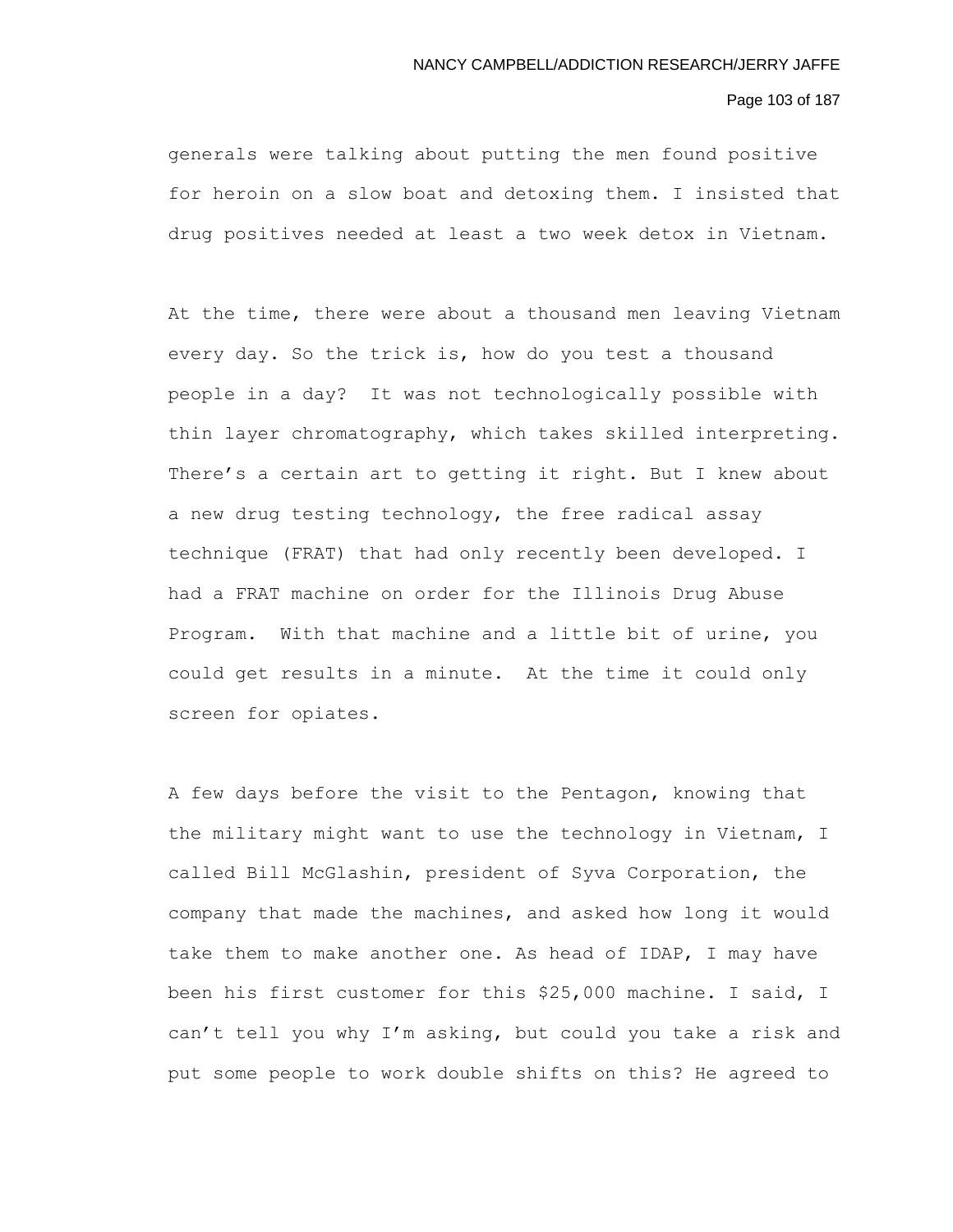generals were talking about putting the men found positive for heroin on a slow boat and detoxing them. I insisted that drug positives needed at least a two week detox in Vietnam.

At the time, there were about a thousand men leaving Vietnam every day. So the trick is, how do you test a thousand people in a day? It was not technologically possible with thin layer chromatography, which takes skilled interpreting. There's a certain art to getting it right. But I knew about a new drug testing technology, the free radical assay technique (FRAT) that had only recently been developed. I had a FRAT machine on order for the Illinois Drug Abuse Program. With that machine and a little bit of urine, you could get results in a minute. At the time it could only screen for opiates.

A few days before the visit to the Pentagon, knowing that the military might want to use the technology in Vietnam, I called Bill McGlashin, president of Syva Corporation, the company that made the machines, and asked how long it would take them to make another one. As head of IDAP, I may have been his first customer for this $25,000 machine. I said, I can't tell you why I'm asking, but could you take a risk and put some people to work double shifts on this? He agreed to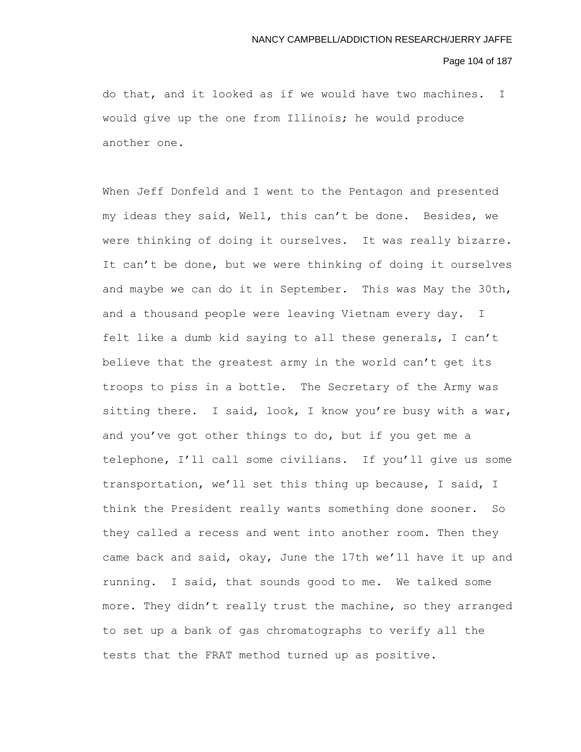do that, and it looked as if we would have two machines. I would give up the one from Illinois; he would produce another one.

When Jeff Donfeld and I went to the Pentagon and presented my ideas they said, Well, this can't be done. Besides, we were thinking of doing it ourselves. It was really bizarre. It can't be done, but we were thinking of doing it ourselves and maybe we can do it in September. This was May the 30th, and a thousand people were leaving Vietnam every day. I felt like a dumb kid saying to all these generals, I can't believe that the greatest army in the world can't get its troops to piss in a bottle. The Secretary of the Army was sitting there. I said, look, I know you're busy with a war, and you've got other things to do, but if you get me a telephone, I'll call some civilians. If you'll give us some transportation, we'll set this thing up because, I said, I think the President really wants something done sooner. So they called a recess and went into another room. Then they came back and said, okay, June the 17th we'll have it up and running. I said, that sounds good to me. We talked some more. They didn't really trust the machine, so they arranged to set up a bank of gas chromatographs to verify all the tests that the FRAT method turned up as positive.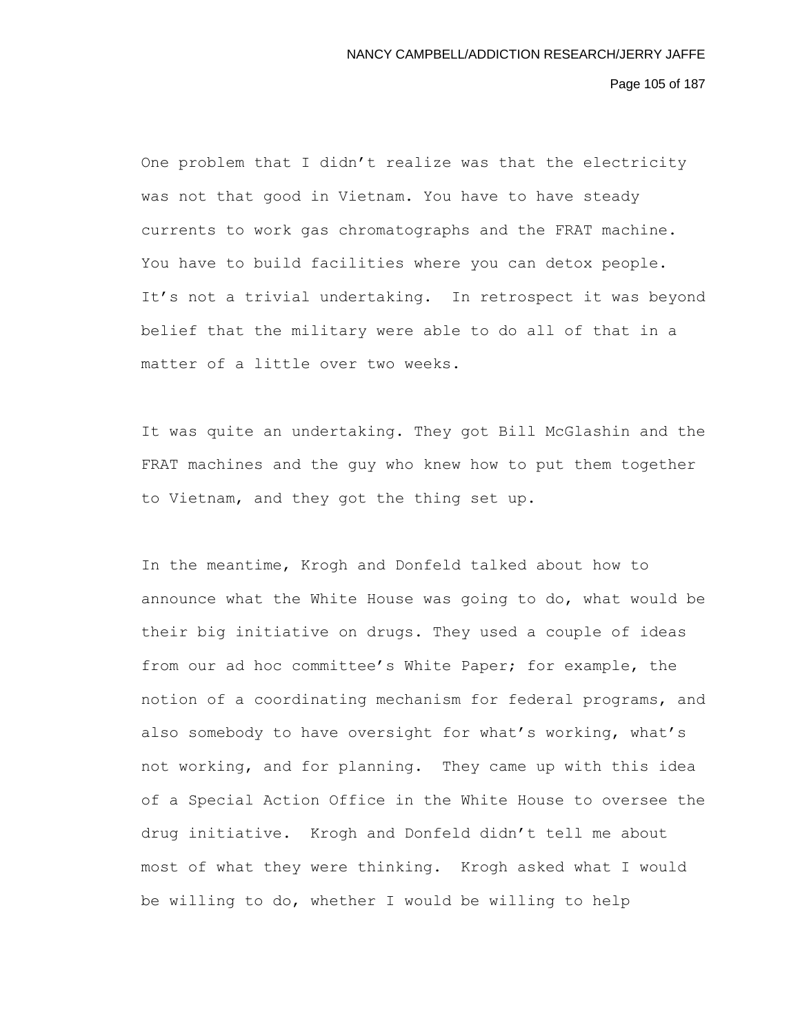One problem that I didn't realize was that the electricity was not that good in Vietnam. You have to have steady currents to work gas chromatographs and the FRAT machine. You have to build facilities where you can detox people. It's not a trivial undertaking. In retrospect it was beyond belief that the military were able to do all of that in a matter of a little over two weeks.

It was quite an undertaking. They got Bill McGlashin and the FRAT machines and the guy who knew how to put them together to Vietnam, and they got the thing set up.

In the meantime, Krogh and Donfeld talked about how to announce what the White House was going to do, what would be their big initiative on drugs. They used a couple of ideas from our ad hoc committee's White Paper; for example, the notion of a coordinating mechanism for federal programs, and also somebody to have oversight for what's working, what's not working, and for planning. They came up with this idea of a Special Action Office in the White House to oversee the drug initiative. Krogh and Donfeld didn't tell me about most of what they were thinking. Krogh asked what I would be willing to do, whether I would be willing to help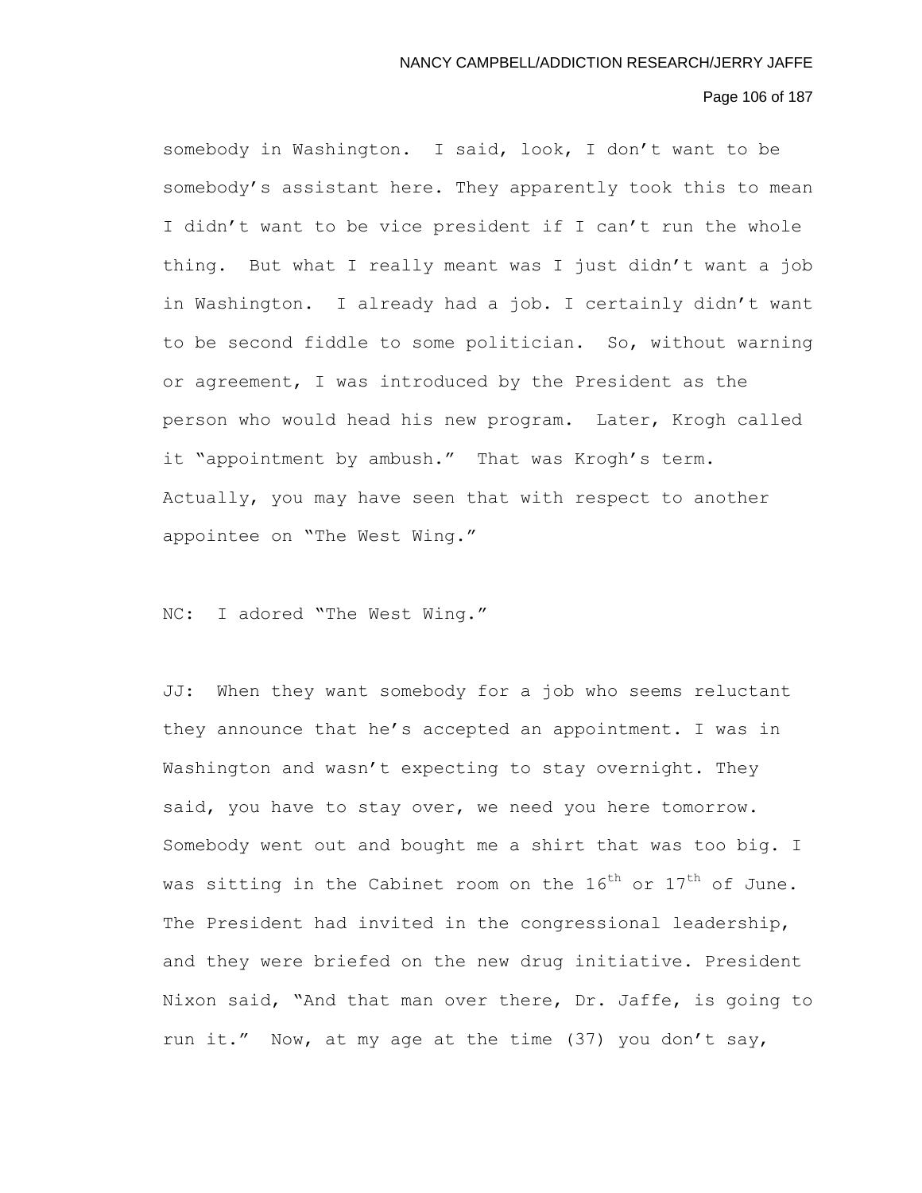somebody in Washington. I said, look, I don't want to be somebody's assistant here. They apparently took this to mean I didn't want to be vice president if I can't run the whole thing. But what I really meant was I just didn't want a job in Washington. I already had a job. I certainly didn't want to be second fiddle to some politician. So, without warning or agreement, I was introduced by the President as the person who would head his new program. Later, Krogh called it "appointment by ambush." That was Krogh's term. Actually, you may have seen that with respect to another appointee on "The West Wing."

NC: I adored "The West Wing."

JJ: When they want somebody for a job who seems reluctant they announce that he's accepted an appointment. I was in Washington and wasn't expecting to stay overnight. They said, you have to stay over, we need you here tomorrow. Somebody went out and bought me a shirt that was too big. I was sitting in the Cabinet room on the 16th or 17th of June. The President had invited in the congressional leadership, and they were briefed on the new drug initiative. President Nixon said, "And that man over there, Dr. Jaffe, is going to run it." Now, at my age at the time (37) you don't say,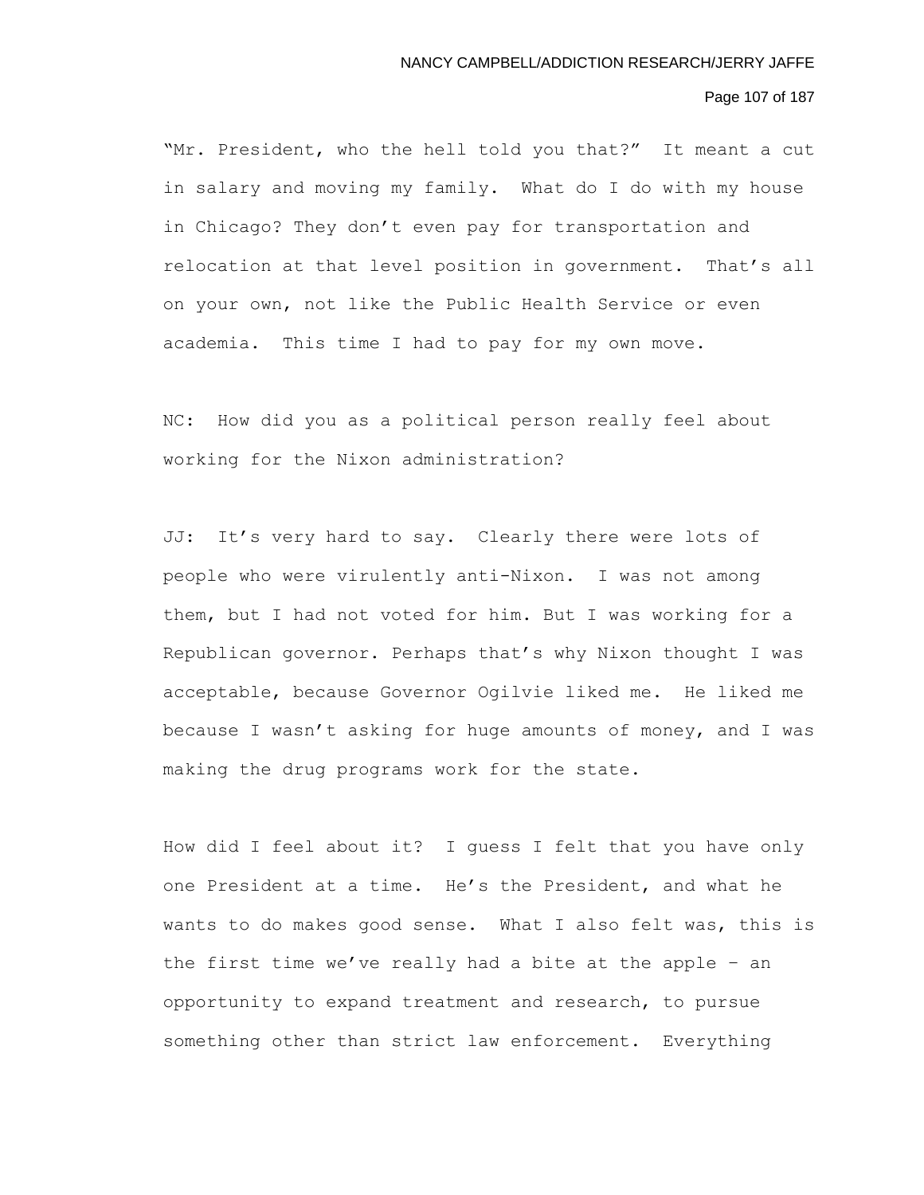"Mr. President, who the hell told you that?" It meant a cut in salary and moving my family. What do I do with my house in Chicago? They don't even pay for transportation and relocation at that level position in government. That's all on your own, not like the Public Health Service or even academia. This time I had to pay for my own move.

NC: How did you as a political person really feel about working for the Nixon administration?

JJ: It's very hard to say. Clearly there were lots of people who were virulently anti-Nixon. I was not among them, but I had not voted for him. But I was working for a Republican governor. Perhaps that's why Nixon thought I was acceptable, because Governor Ogilvie liked me. He liked me because I wasn't asking for huge amounts of money, and I was making the drug programs work for the state.

How did I feel about it? I guess I felt that you have only one President at a time. He's the President, and what he wants to do makes good sense. What I also felt was, this is the first time we've really had a bite at the apple – an opportunity to expand treatment and research, to pursue something other than strict law enforcement. Everything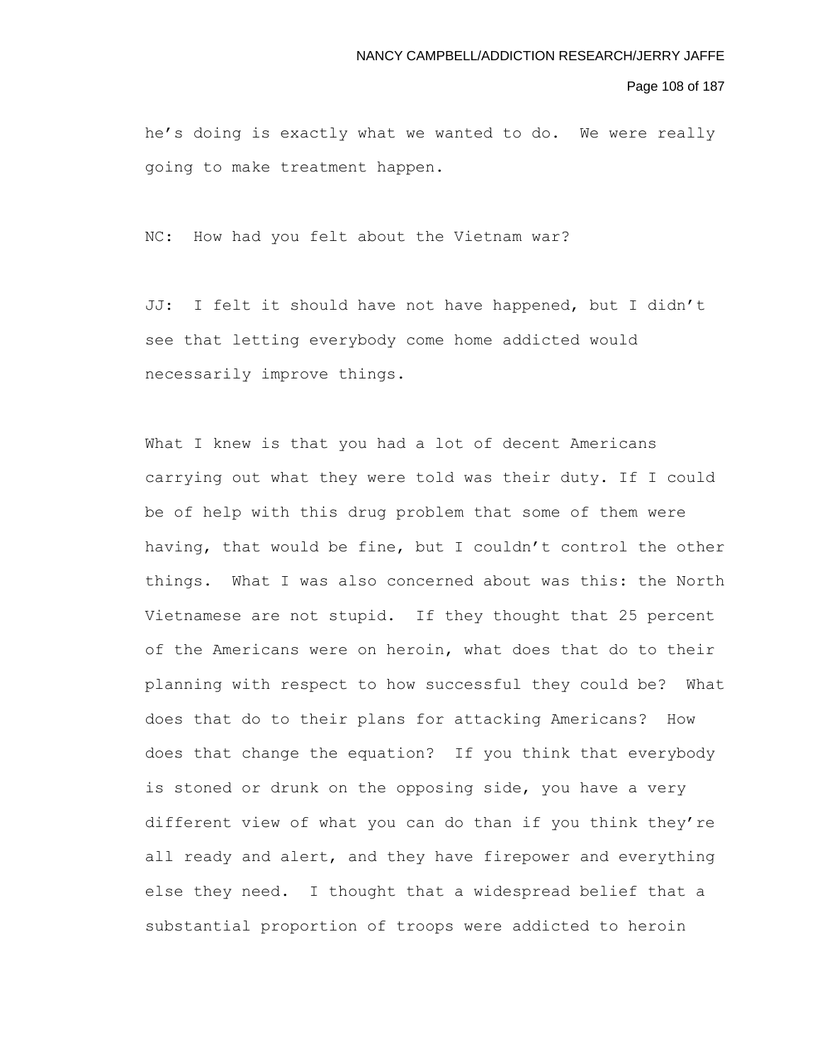he's doing is exactly what we wanted to do. We were really going to make treatment happen.

NC: How had you felt about the Vietnam war?

JJ: I felt it should have not have happened, but I didn't see that letting everybody come home addicted would necessarily improve things.

What I knew is that you had a lot of decent Americans carrying out what they were told was their duty. If I could be of help with this drug problem that some of them were having, that would be fine, but I couldn't control the other things. What I was also concerned about was this: the North Vietnamese are not stupid. If they thought that 25 percent of the Americans were on heroin, what does that do to their planning with respect to how successful they could be? What does that do to their plans for attacking Americans? How does that change the equation? If you think that everybody is stoned or drunk on the opposing side, you have a very different view of what you can do than if you think they're all ready and alert, and they have firepower and everything else they need. I thought that a widespread belief that a substantial proportion of troops were addicted to heroin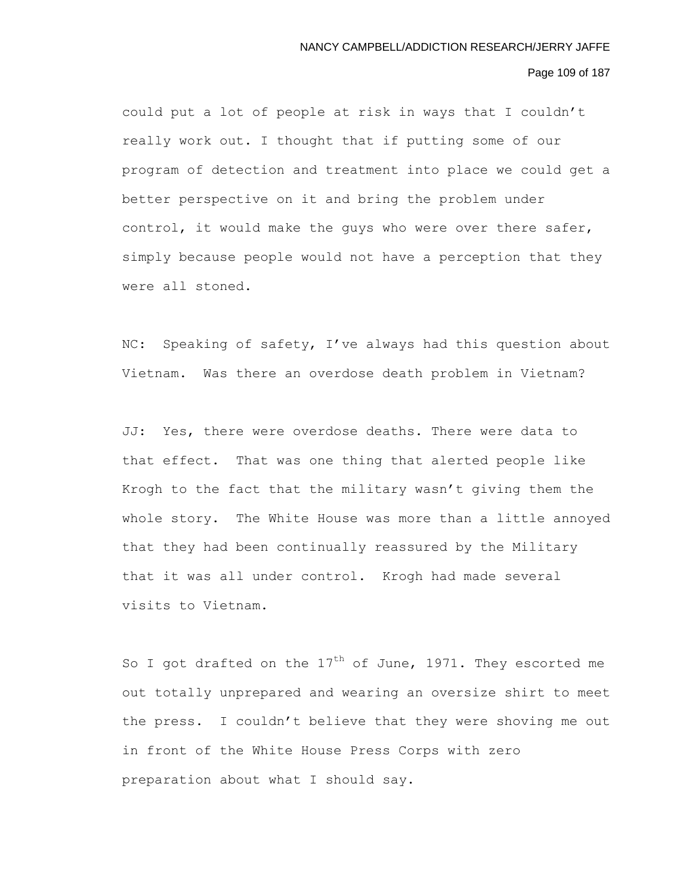could put a lot of people at risk in ways that I couldn't really work out. I thought that if putting some of our program of detection and treatment into place we could get a better perspective on it and bring the problem under control, it would make the guys who were over there safer, simply because people would not have a perception that they were all stoned.

NC: Speaking of safety, I've always had this question about Vietnam. Was there an overdose death problem in Vietnam?

JJ: Yes, there were overdose deaths. There were data to that effect. That was one thing that alerted people like Krogh to the fact that the military wasn't giving them the whole story. The White House was more than a little annoyed that they had been continually reassured by the Military that it was all under control. Krogh had made several visits to Vietnam.

So I got drafted on the 17th of June, 1971. They escorted me out totally unprepared and wearing an oversize shirt to meet the press. I couldn't believe that they were shoving me out in front of the White House Press Corps with zero preparation about what I should say.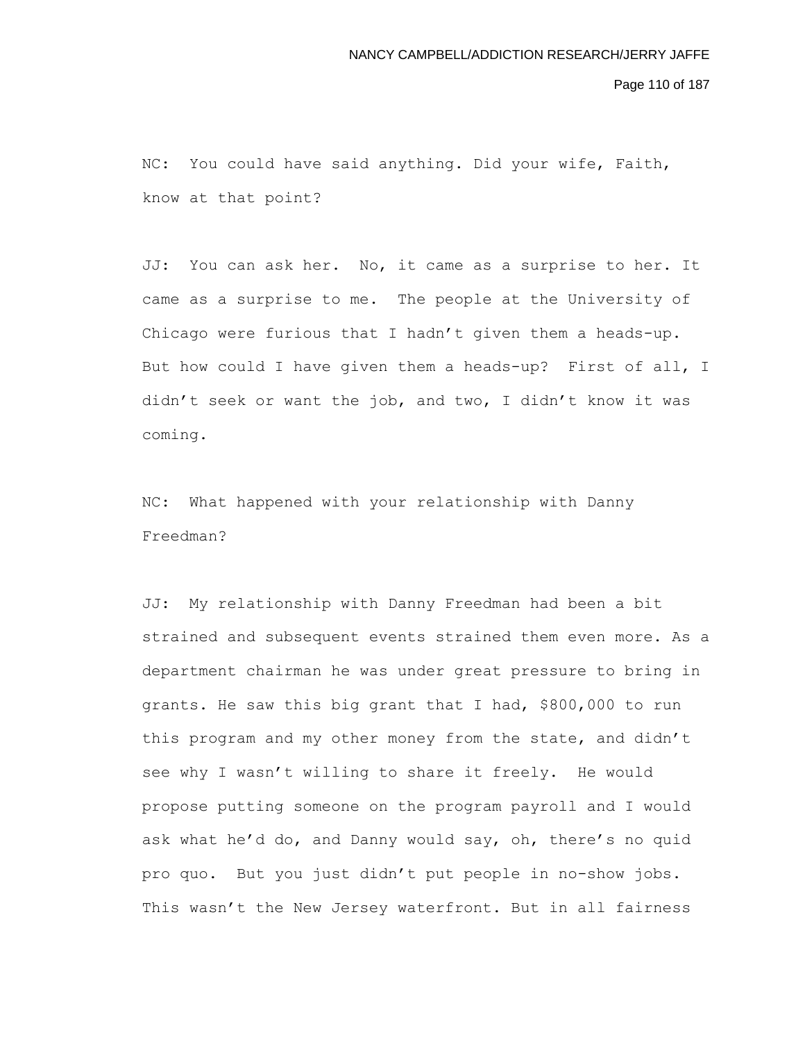NC: You could have said anything. Did your wife, Faith, know at that point?

JJ: You can ask her. No, it came as a surprise to her. It came as a surprise to me. The people at the University of Chicago were furious that I hadn't given them a heads-up. But how could I have given them a heads-up? First of all, I didn't seek or want the job, and two, I didn't know it was coming.

NC: What happened with your relationship with Danny Freedman?

JJ: My relationship with Danny Freedman had been a bit strained and subsequent events strained them even more. As a department chairman he was under great pressure to bring in grants. He saw this big grant that I had, $800,000 to run this program and my other money from the state, and didn't see why I wasn't willing to share it freely. He would propose putting someone on the program payroll and I would ask what he'd do, and Danny would say, oh, there's no quid pro quo. But you just didn't put people in no-show jobs. This wasn't the New Jersey waterfront. But in all fairness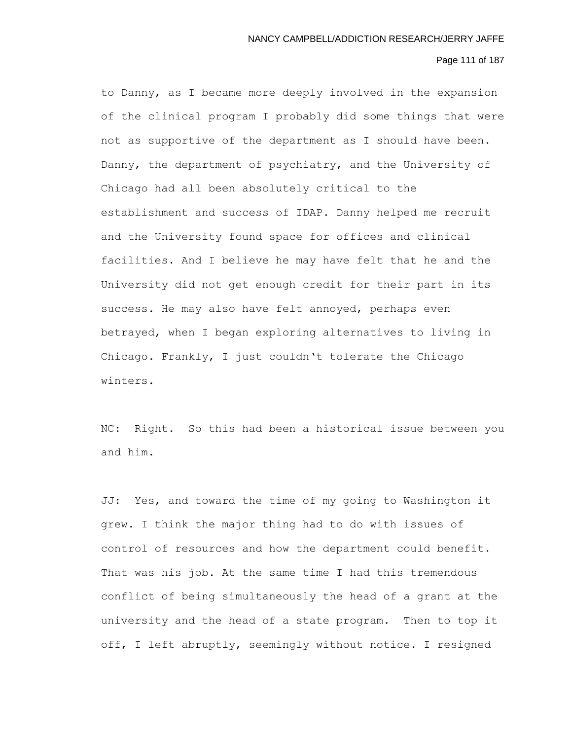to Danny, as I became more deeply involved in the expansion of the clinical program I probably did some things that were not as supportive of the department as I should have been. Danny, the department of psychiatry, and the University of Chicago had all been absolutely critical to the establishment and success of IDAP. Danny helped me recruit and the University found space for offices and clinical facilities. And I believe he may have felt that he and the University did not get enough credit for their part in its success. He may also have felt annoyed, perhaps even betrayed, when I began exploring alternatives to living in Chicago. Frankly, I just couldn't tolerate the Chicago winters.

NC: Right. So this had been a historical issue between you and him.

JJ: Yes, and toward the time of my going to Washington it grew. I think the major thing had to do with issues of control of resources and how the department could benefit. That was his job. At the same time I had this tremendous conflict of being simultaneously the head of a grant at the university and the head of a state program. Then to top it off, I left abruptly, seemingly without notice. I resigned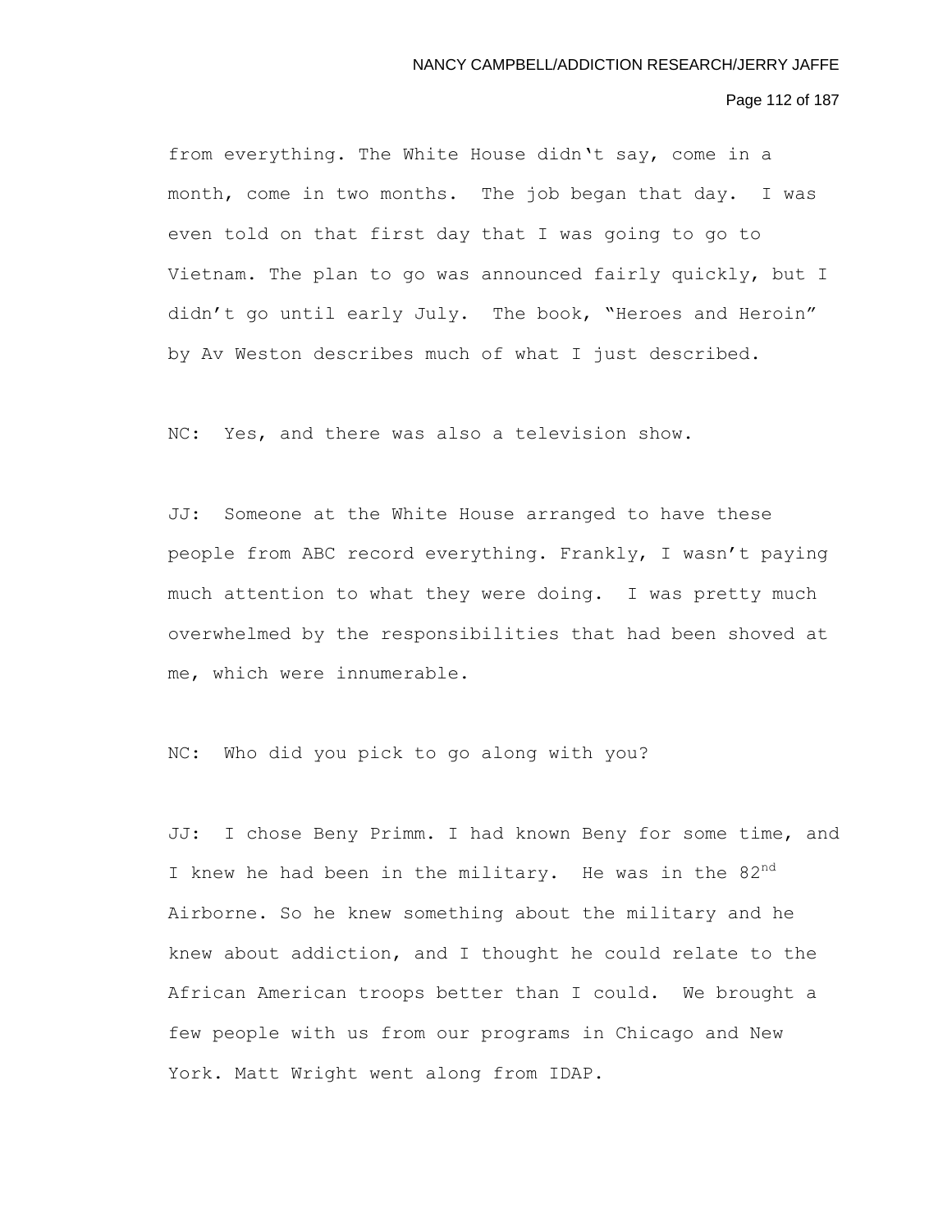from everything. The White House didn't say, come in a month, come in two months. The job began that day. I was even told on that first day that I was going to go to Vietnam. The plan to go was announced fairly quickly, but I didn't go until early July. The book, "Heroes and Heroin" by Av Weston describes much of what I just described.

NC: Yes, and there was also a television show.

JJ: Someone at the White House arranged to have these people from ABC record everything. Frankly, I wasn't paying much attention to what they were doing. I was pretty much overwhelmed by the responsibilities that had been shoved at me, which were innumerable.

NC: Who did you pick to go along with you?

JJ: I chose Beny Primm. I had known Beny for some time, and I knew he had been in the military. He was in the 82nd Airborne. So he knew something about the military and he knew about addiction, and I thought he could relate to the African American troops better than I could. We brought a few people with us from our programs in Chicago and New York. Matt Wright went along from IDAP.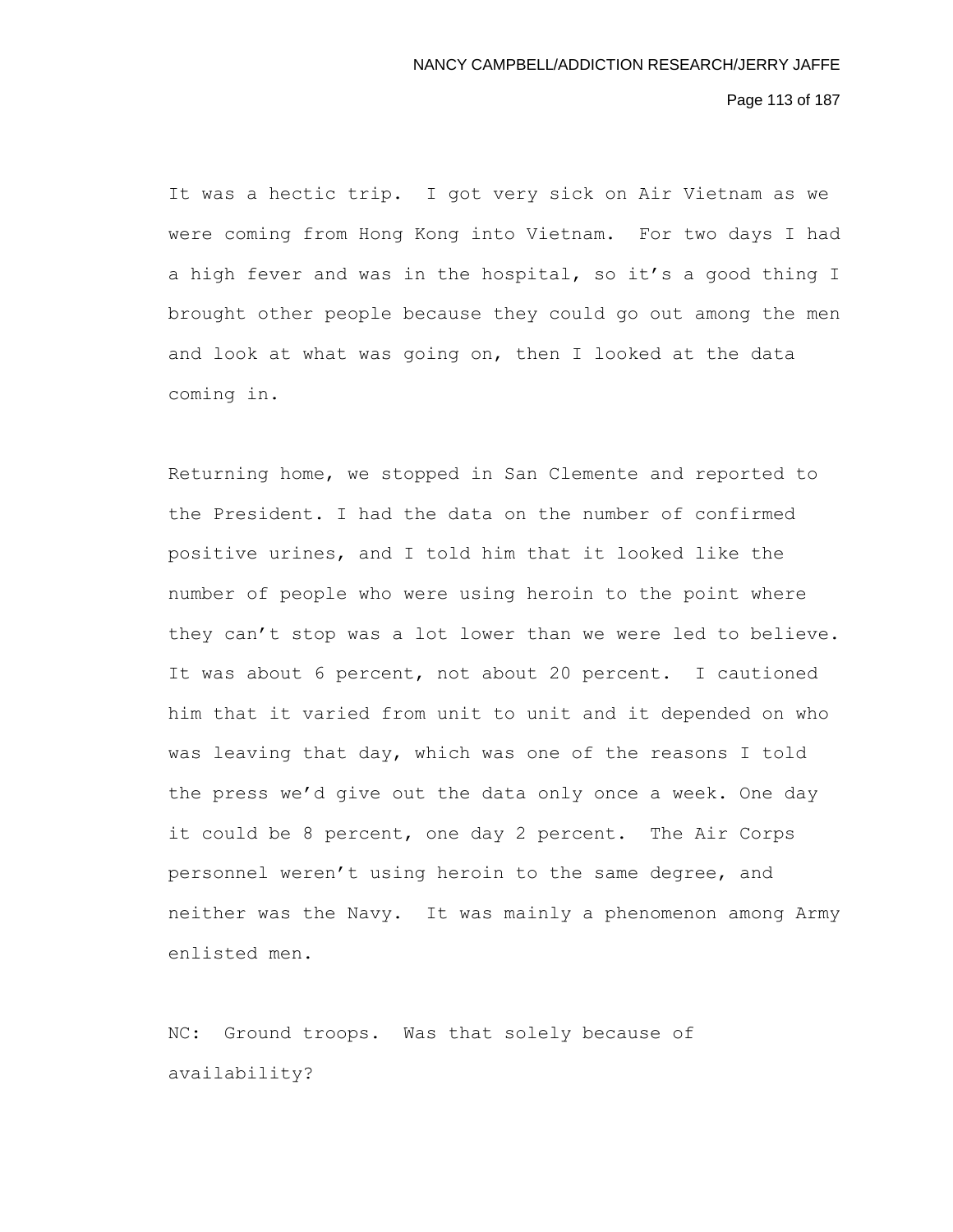It was a hectic trip. I got very sick on Air Vietnam as we were coming from Hong Kong into Vietnam. For two days I had a high fever and was in the hospital, so it's a good thing I brought other people because they could go out among the men and look at what was going on, then I looked at the data coming in.

Returning home, we stopped in San Clemente and reported to the President. I had the data on the number of confirmed positive urines, and I told him that it looked like the number of people who were using heroin to the point where they can't stop was a lot lower than we were led to believe. It was about 6 percent, not about 20 percent. I cautioned him that it varied from unit to unit and it depended on who was leaving that day, which was one of the reasons I told the press we'd give out the data only once a week. One day it could be 8 percent, one day 2 percent. The Air Corps personnel weren't using heroin to the same degree, and neither was the Navy. It was mainly a phenomenon among Army enlisted men.

NC: Ground troops. Was that solely because of availability?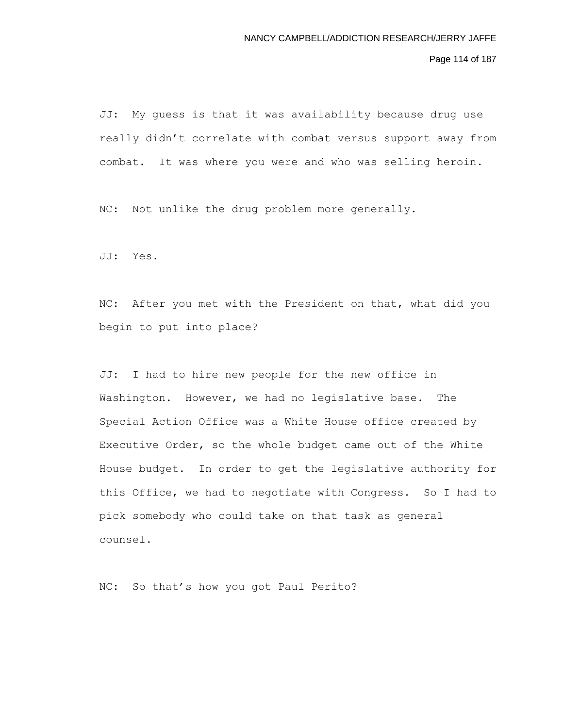JJ: My guess is that it was availability because drug use really didn't correlate with combat versus support away from combat. It was where you were and who was selling heroin.

NC: Not unlike the drug problem more generally.

JJ: Yes.

NC: After you met with the President on that, what did you begin to put into place?

JJ: I had to hire new people for the new office in Washington. However, we had no legislative base. The Special Action Office was a White House office created by Executive Order, so the whole budget came out of the White House budget. In order to get the legislative authority for this Office, we had to negotiate with Congress. So I had to pick somebody who could take on that task as general counsel.

NC: So that's how you got Paul Perito?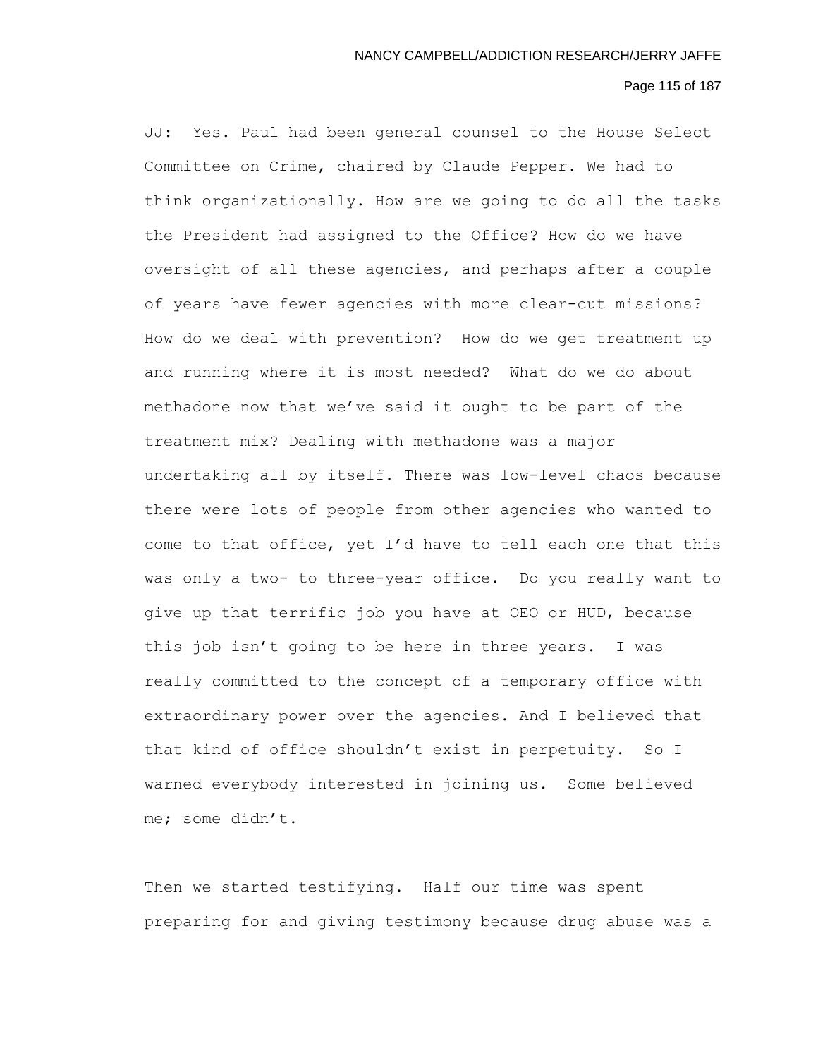JJ: Yes. Paul had been general counsel to the House Select Committee on Crime, chaired by Claude Pepper. We had to think organizationally. How are we going to do all the tasks the President had assigned to the Office? How do we have oversight of all these agencies, and perhaps after a couple of years have fewer agencies with more clear-cut missions? How do we deal with prevention? How do we get treatment up and running where it is most needed? What do we do about methadone now that we've said it ought to be part of the treatment mix? Dealing with methadone was a major undertaking all by itself. There was low-level chaos because there were lots of people from other agencies who wanted to come to that office, yet I'd have to tell each one that this was only a two- to three-year office. Do you really want to give up that terrific job you have at OEO or HUD, because this job isn't going to be here in three years. I was really committed to the concept of a temporary office with extraordinary power over the agencies. And I believed that that kind of office shouldn't exist in perpetuity. So I warned everybody interested in joining us. Some believed me; some didn't.

Then we started testifying. Half our time was spent preparing for and giving testimony because drug abuse was a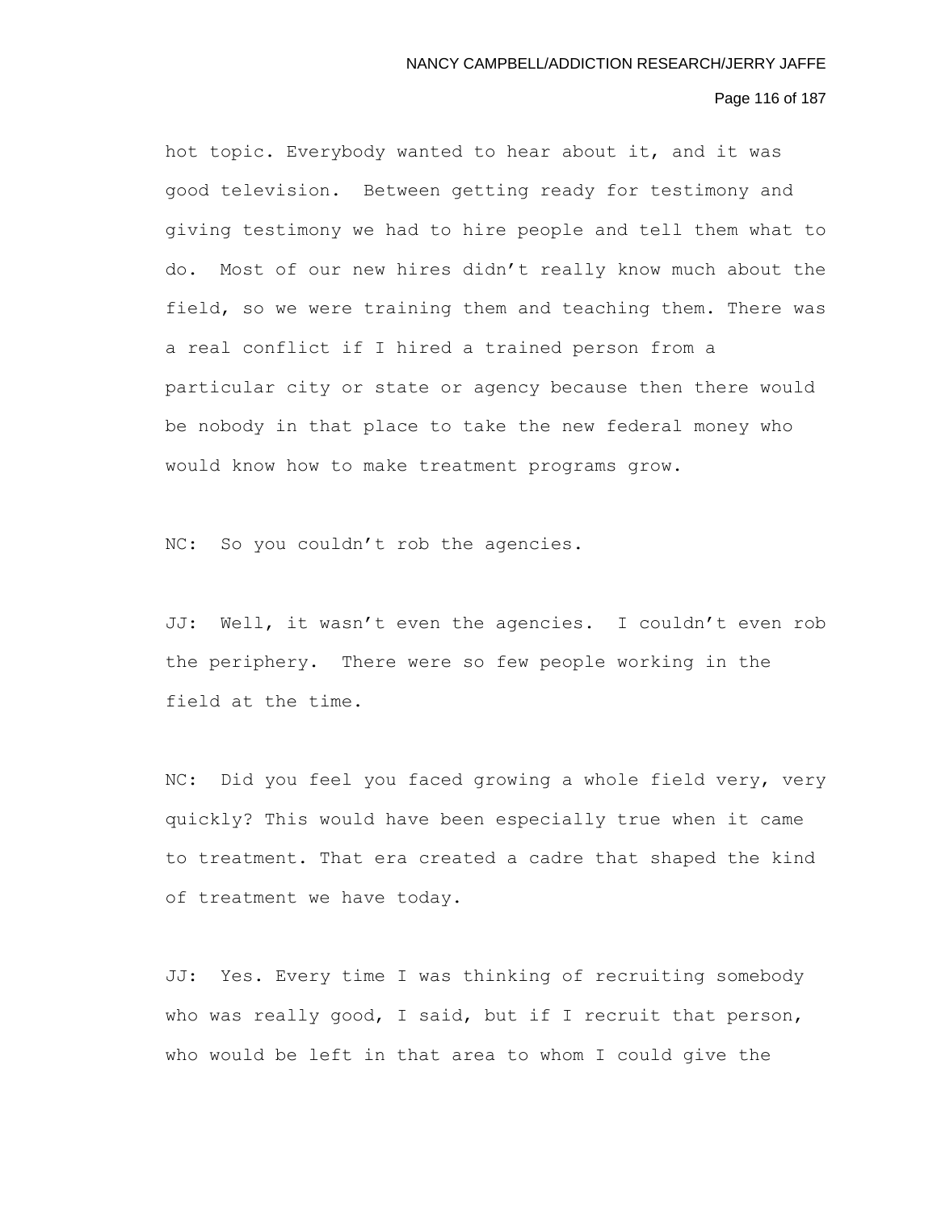hot topic. Everybody wanted to hear about it, and it was good television. Between getting ready for testimony and giving testimony we had to hire people and tell them what to do. Most of our new hires didn't really know much about the field, so we were training them and teaching them. There was a real conflict if I hired a trained person from a particular city or state or agency because then there would be nobody in that place to take the new federal money who would know how to make treatment programs grow.

NC: So you couldn't rob the agencies.

JJ: Well, it wasn't even the agencies. I couldn't even rob the periphery. There were so few people working in the field at the time.

NC: Did you feel you faced growing a whole field very, very quickly? This would have been especially true when it came to treatment. That era created a cadre that shaped the kind of treatment we have today.

JJ: Yes. Every time I was thinking of recruiting somebody who was really good, I said, but if I recruit that person, who would be left in that area to whom I could give the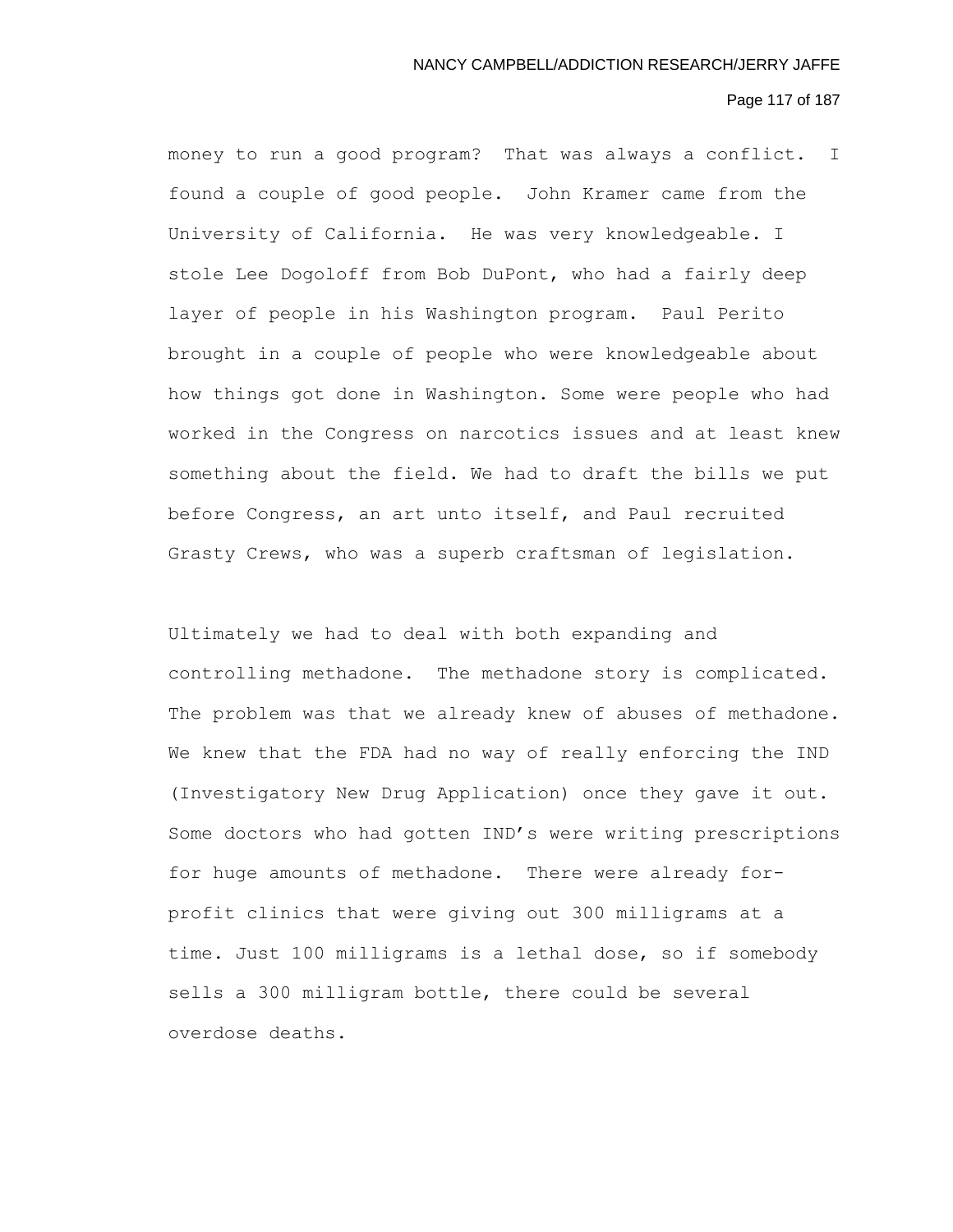money to run a good program? That was always a conflict. I found a couple of good people. John Kramer came from the University of California. He was very knowledgeable. I stole Lee Dogoloff from Bob DuPont, who had a fairly deep layer of people in his Washington program. Paul Perito brought in a couple of people who were knowledgeable about how things got done in Washington. Some were people who had worked in the Congress on narcotics issues and at least knew something about the field. We had to draft the bills we put before Congress, an art unto itself, and Paul recruited Grasty Crews, who was a superb craftsman of legislation.

Ultimately we had to deal with both expanding and controlling methadone. The methadone story is complicated. The problem was that we already knew of abuses of methadone. We knew that the FDA had no way of really enforcing the IND (Investigatory New Drug Application) once they gave it out. Some doctors who had gotten IND's were writing prescriptions for huge amounts of methadone. There were already for-profit clinics that were giving out 300 milligrams at a time. Just 100 milligrams is a lethal dose, so if somebody sells a 300 milligram bottle, there could be several overdose deaths.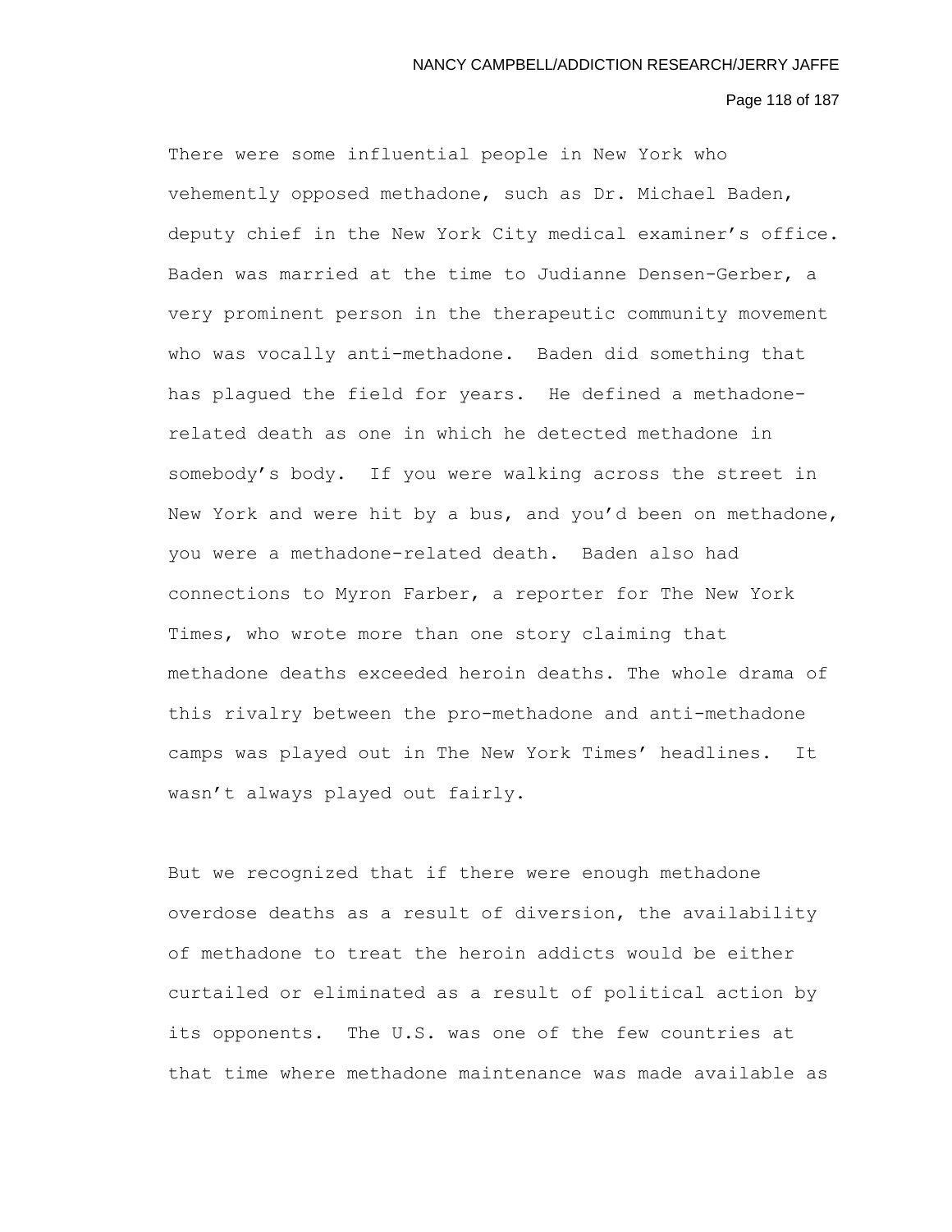There were some influential people in New York who vehemently opposed methadone, such as Dr. Michael Baden, deputy chief in the New York City medical examiner's office. Baden was married at the time to Judianne Densen-Gerber, a very prominent person in the therapeutic community movement who was vocally anti-methadone. Baden did something that has plagued the field for years. He defined a methadone-related death as one in which he detected methadone in somebody's body. If you were walking across the street in New York and were hit by a bus, and you'd been on methadone, you were a methadone-related death. Baden also had connections to Myron Farber, a reporter for The New York Times, who wrote more than one story claiming that methadone deaths exceeded heroin deaths. The whole drama of this rivalry between the pro-methadone and anti-methadone camps was played out in The New York Times' headlines. It wasn't always played out fairly.

But we recognized that if there were enough methadone overdose deaths as a result of diversion, the availability of methadone to treat the heroin addicts would be either curtailed or eliminated as a result of political action by its opponents. The U.S. was one of the few countries at that time where methadone maintenance was made available as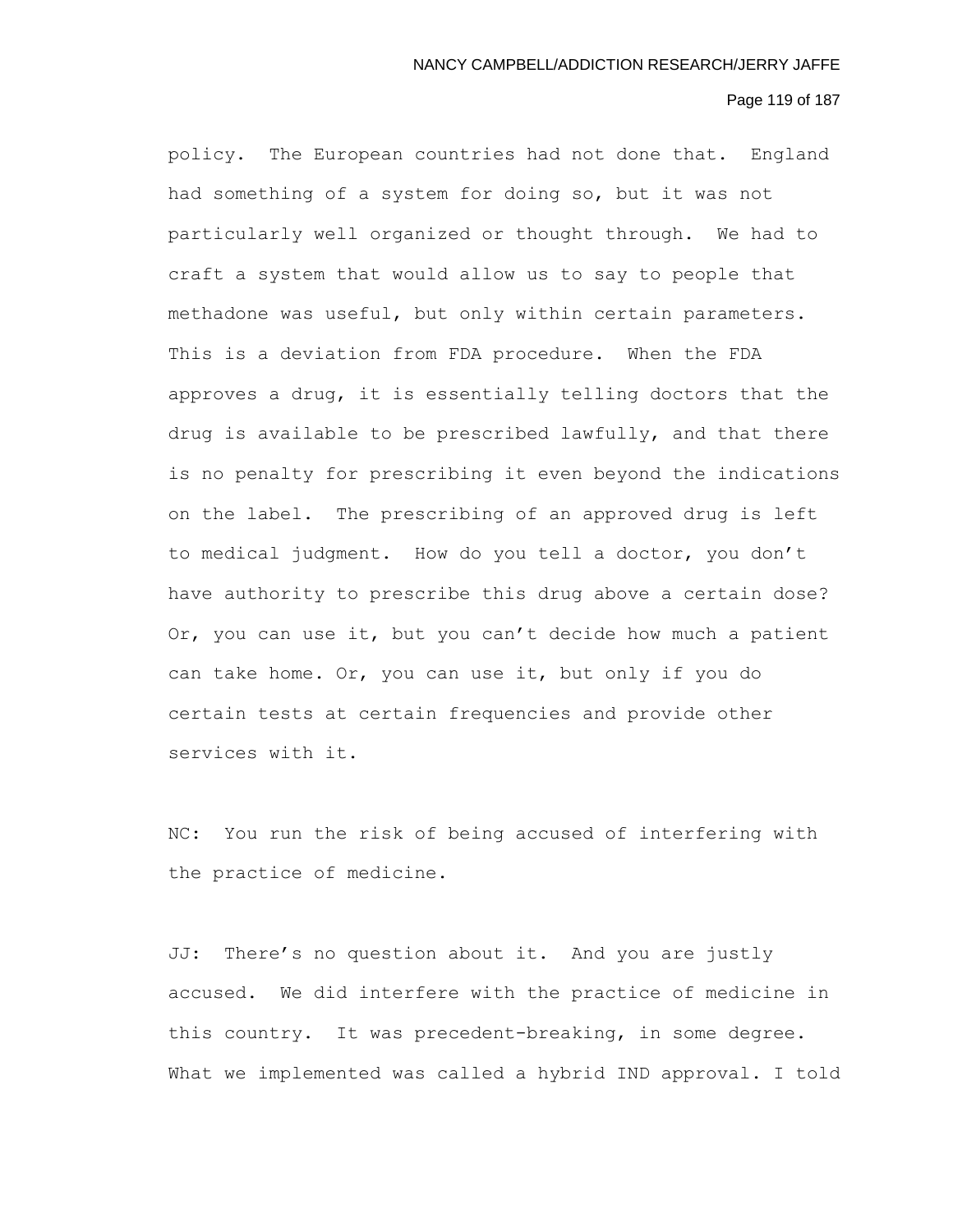policy. The European countries had not done that. England had something of a system for doing so, but it was not particularly well organized or thought through. We had to craft a system that would allow us to say to people that methadone was useful, but only within certain parameters. This is a deviation from FDA procedure. When the FDA approves a drug, it is essentially telling doctors that the drug is available to be prescribed lawfully, and that there is no penalty for prescribing it even beyond the indications on the label. The prescribing of an approved drug is left to medical judgment. How do you tell a doctor, you don't have authority to prescribe this drug above a certain dose? Or, you can use it, but you can't decide how much a patient can take home. Or, you can use it, but only if you do certain tests at certain frequencies and provide other services with it.

NC: You run the risk of being accused of interfering with the practice of medicine.

JJ: There's no question about it. And you are justly accused. We did interfere with the practice of medicine in this country. It was precedent-breaking, in some degree. What we implemented was called a hybrid IND approval. I told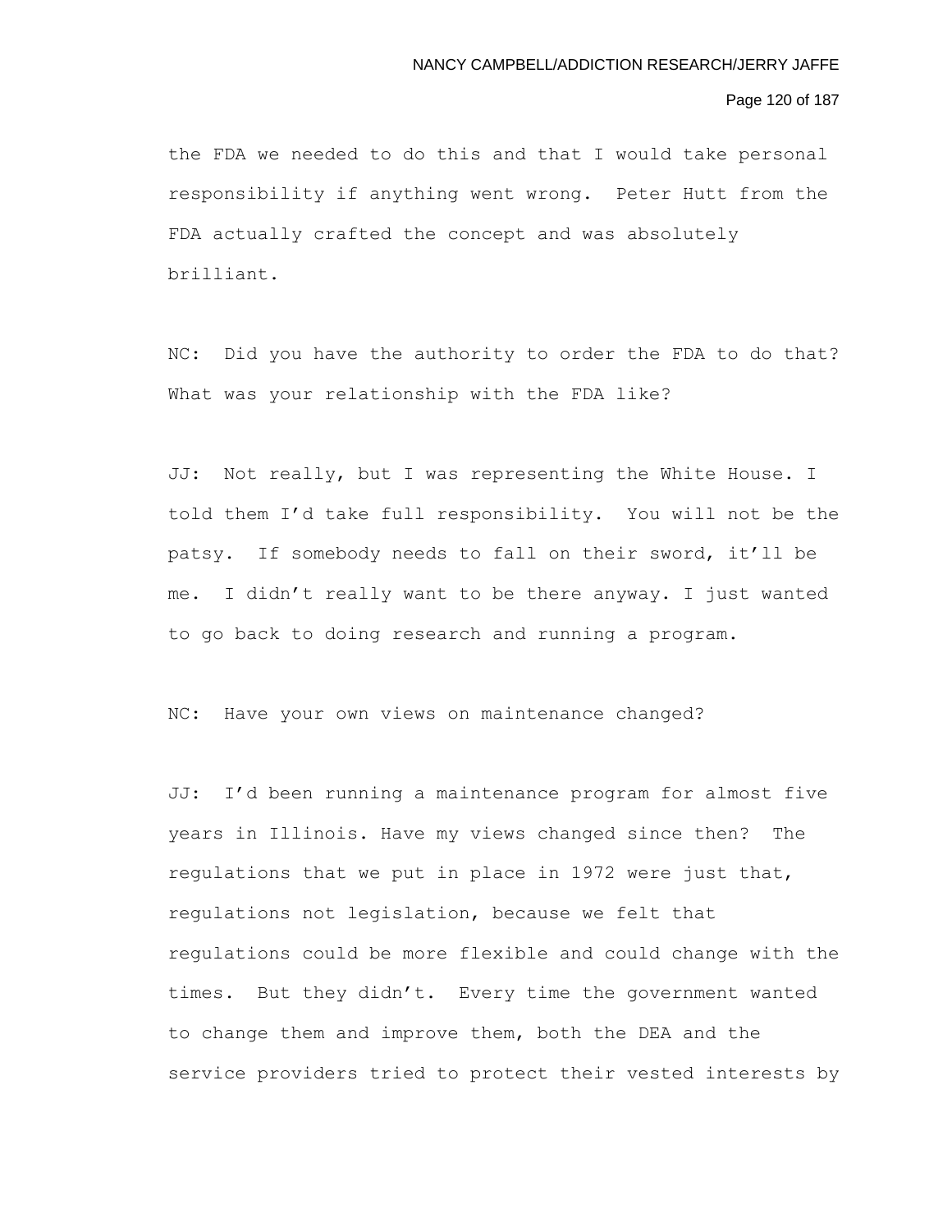the FDA we needed to do this and that I would take personal responsibility if anything went wrong.  Peter Hutt from the FDA actually crafted the concept and was absolutely brilliant.

NC:  Did you have the authority to order the FDA to do that? What was your relationship with the FDA like?

JJ:  Not really, but I was representing the White House. I told them I'd take full responsibility.  You will not be the patsy.  If somebody needs to fall on their sword, it'll be me.  I didn't really want to be there anyway. I just wanted to go back to doing research and running a program.

NC:  Have your own views on maintenance changed?

JJ:  I'd been running a maintenance program for almost five years in Illinois. Have my views changed since then?  The regulations that we put in place in 1972 were just that, regulations not legislation, because we felt that regulations could be more flexible and could change with the times.  But they didn't.  Every time the government wanted to change them and improve them, both the DEA and the service providers tried to protect their vested interests by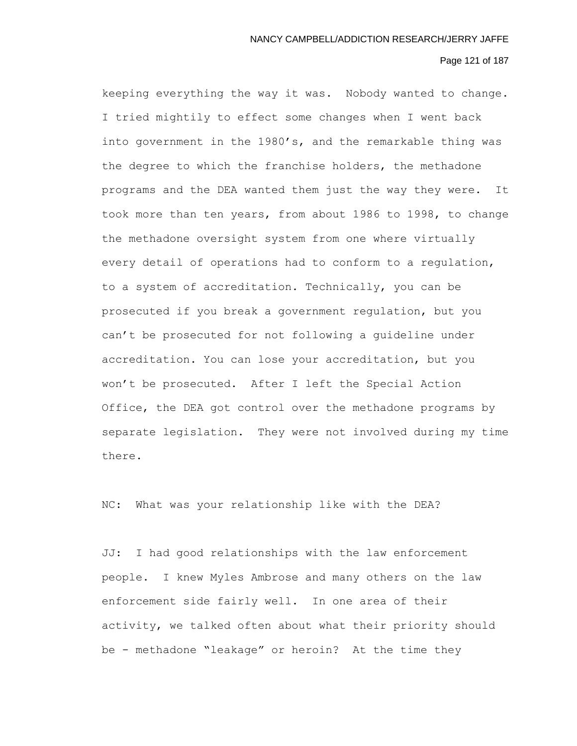keeping everything the way it was. Nobody wanted to change. I tried mightily to effect some changes when I went back into government in the 1980's, and the remarkable thing was the degree to which the franchise holders, the methadone programs and the DEA wanted them just the way they were. It took more than ten years, from about 1986 to 1998, to change the methadone oversight system from one where virtually every detail of operations had to conform to a regulation, to a system of accreditation. Technically, you can be prosecuted if you break a government regulation, but you can't be prosecuted for not following a guideline under accreditation. You can lose your accreditation, but you won't be prosecuted. After I left the Special Action Office, the DEA got control over the methadone programs by separate legislation. They were not involved during my time there.

NC: What was your relationship like with the DEA?

JJ: I had good relationships with the law enforcement people. I knew Myles Ambrose and many others on the law enforcement side fairly well. In one area of their activity, we talked often about what their priority should be - methadone "leakage" or heroin? At the time they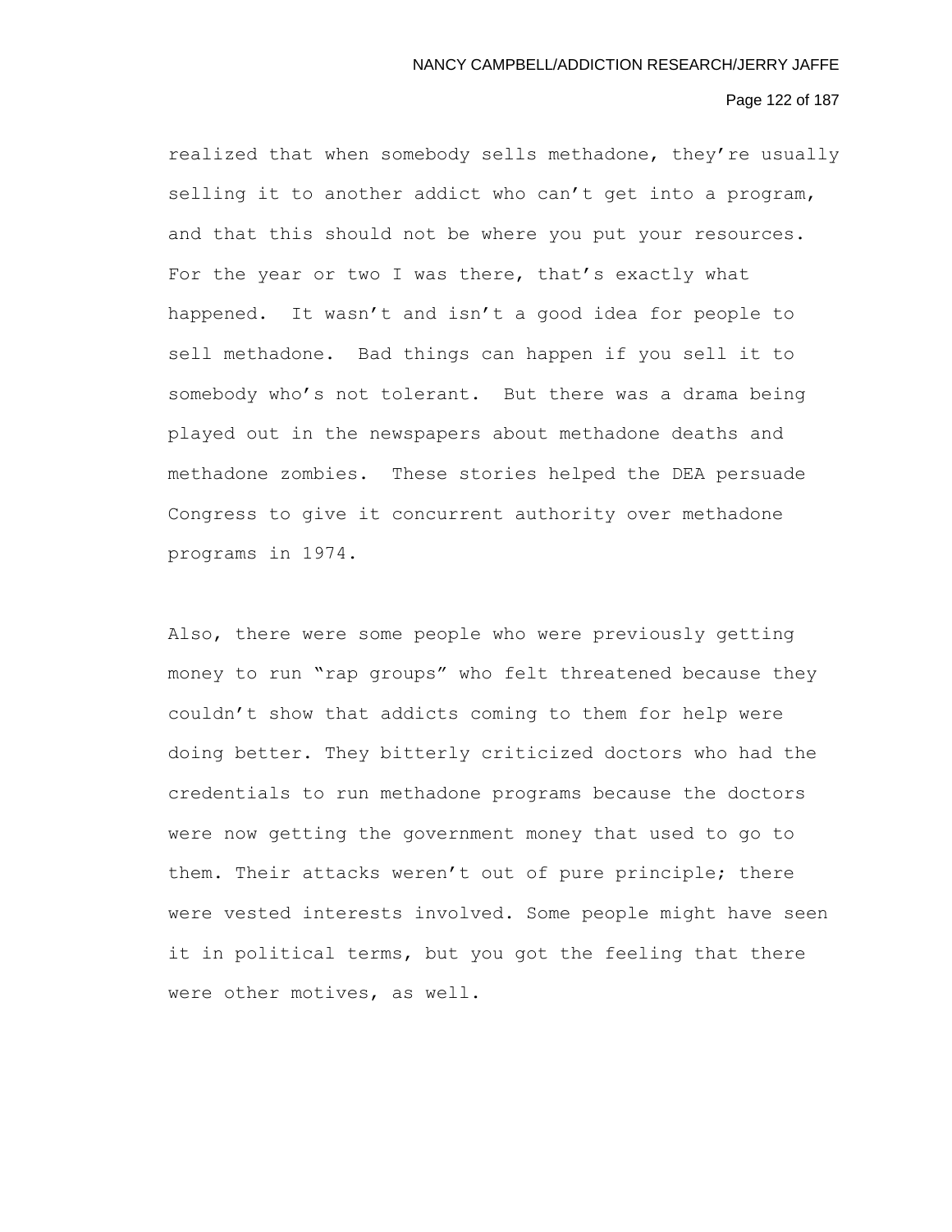realized that when somebody sells methadone, they're usually selling it to another addict who can't get into a program, and that this should not be where you put your resources. For the year or two I was there, that's exactly what happened. It wasn't and isn't a good idea for people to sell methadone. Bad things can happen if you sell it to somebody who's not tolerant. But there was a drama being played out in the newspapers about methadone deaths and methadone zombies. These stories helped the DEA persuade Congress to give it concurrent authority over methadone programs in 1974.

Also, there were some people who were previously getting money to run "rap groups" who felt threatened because they couldn't show that addicts coming to them for help were doing better. They bitterly criticized doctors who had the credentials to run methadone programs because the doctors were now getting the government money that used to go to them. Their attacks weren't out of pure principle; there were vested interests involved. Some people might have seen it in political terms, but you got the feeling that there were other motives, as well.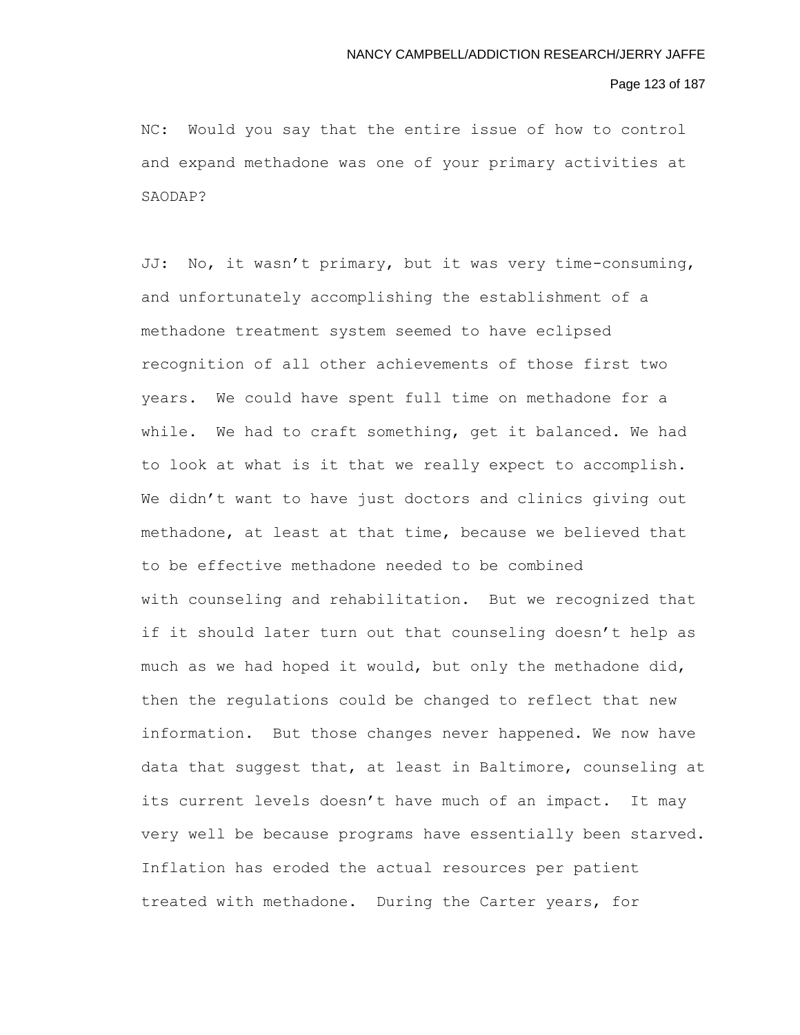NC: Would you say that the entire issue of how to control and expand methadone was one of your primary activities at SAODAP?

JJ: No, it wasn't primary, but it was very time-consuming, and unfortunately accomplishing the establishment of a methadone treatment system seemed to have eclipsed recognition of all other achievements of those first two years. We could have spent full time on methadone for a while. We had to craft something, get it balanced. We had to look at what is it that we really expect to accomplish. We didn't want to have just doctors and clinics giving out methadone, at least at that time, because we believed that to be effective methadone needed to be combined with counseling and rehabilitation. But we recognized that if it should later turn out that counseling doesn't help as much as we had hoped it would, but only the methadone did, then the regulations could be changed to reflect that new information. But those changes never happened. We now have data that suggest that, at least in Baltimore, counseling at its current levels doesn't have much of an impact. It may very well be because programs have essentially been starved. Inflation has eroded the actual resources per patient treated with methadone. During the Carter years, for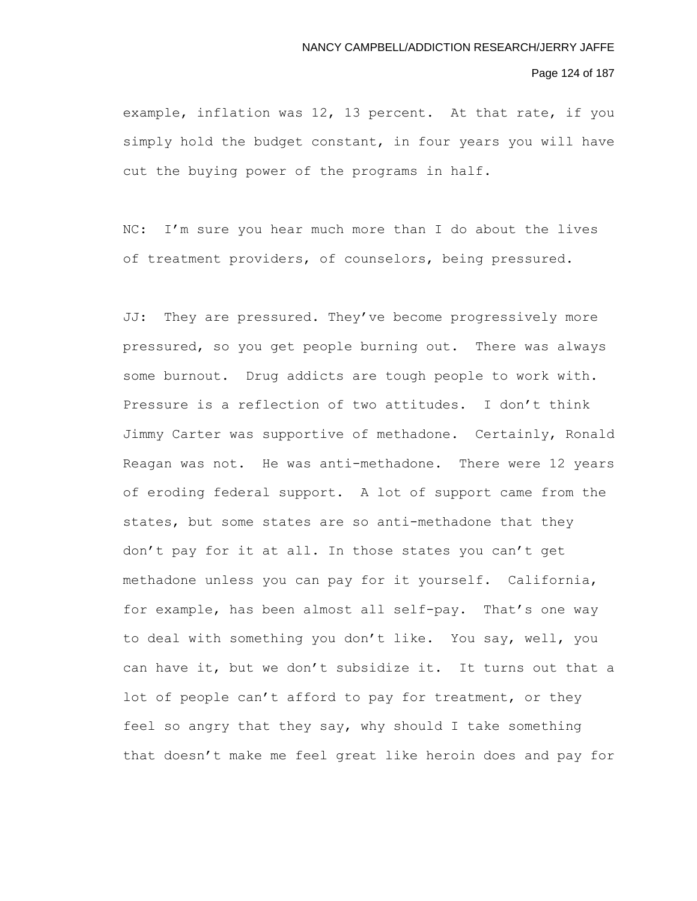example, inflation was 12, 13 percent. At that rate, if you simply hold the budget constant, in four years you will have cut the buying power of the programs in half.

NC: I'm sure you hear much more than I do about the lives of treatment providers, of counselors, being pressured.

JJ: They are pressured. They've become progressively more pressured, so you get people burning out. There was always some burnout. Drug addicts are tough people to work with. Pressure is a reflection of two attitudes. I don't think Jimmy Carter was supportive of methadone. Certainly, Ronald Reagan was not. He was anti-methadone. There were 12 years of eroding federal support. A lot of support came from the states, but some states are so anti-methadone that they don't pay for it at all. In those states you can't get methadone unless you can pay for it yourself. California, for example, has been almost all self-pay. That's one way to deal with something you don't like. You say, well, you can have it, but we don't subsidize it. It turns out that a lot of people can't afford to pay for treatment, or they feel so angry that they say, why should I take something that doesn't make me feel great like heroin does and pay for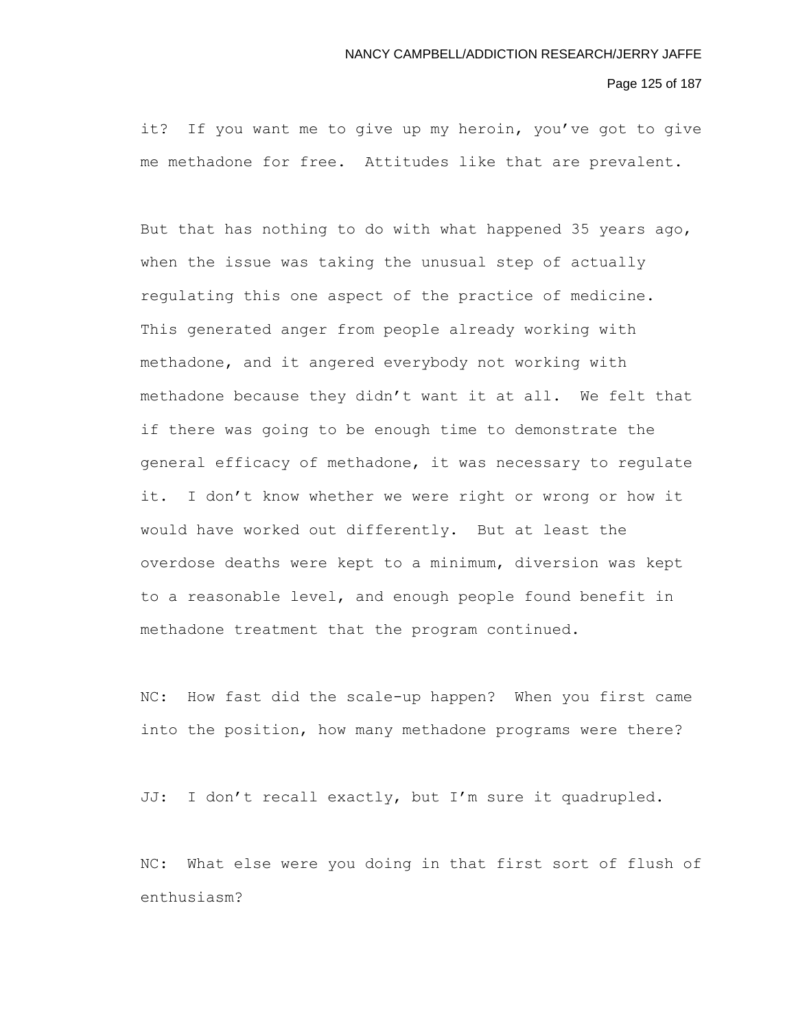it? If you want me to give up my heroin, you've got to give me methadone for free. Attitudes like that are prevalent.

But that has nothing to do with what happened 35 years ago, when the issue was taking the unusual step of actually regulating this one aspect of the practice of medicine. This generated anger from people already working with methadone, and it angered everybody not working with methadone because they didn't want it at all. We felt that if there was going to be enough time to demonstrate the general efficacy of methadone, it was necessary to regulate it. I don't know whether we were right or wrong or how it would have worked out differently. But at least the overdose deaths were kept to a minimum, diversion was kept to a reasonable level, and enough people found benefit in methadone treatment that the program continued.

NC: How fast did the scale-up happen? When you first came into the position, how many methadone programs were there?

JJ: I don't recall exactly, but I'm sure it quadrupled.

NC: What else were you doing in that first sort of flush of enthusiasm?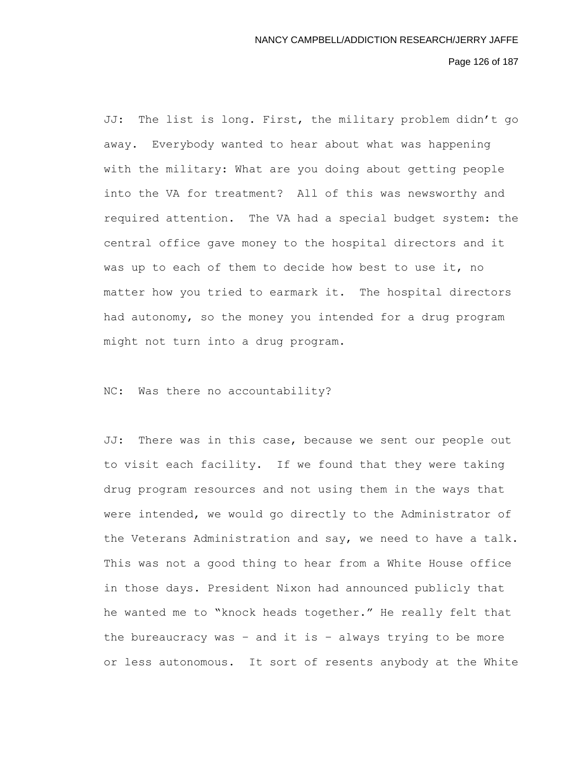JJ: The list is long. First, the military problem didn't go away. Everybody wanted to hear about what was happening with the military: What are you doing about getting people into the VA for treatment? All of this was newsworthy and required attention. The VA had a special budget system: the central office gave money to the hospital directors and it was up to each of them to decide how best to use it, no matter how you tried to earmark it. The hospital directors had autonomy, so the money you intended for a drug program might not turn into a drug program.

NC: Was there no accountability?

JJ: There was in this case, because we sent our people out to visit each facility. If we found that they were taking drug program resources and not using them in the ways that were intended, we would go directly to the Administrator of the Veterans Administration and say, we need to have a talk. This was not a good thing to hear from a White House office in those days. President Nixon had announced publicly that he wanted me to "knock heads together." He really felt that the bureaucracy was – and it is – always trying to be more or less autonomous. It sort of resents anybody at the White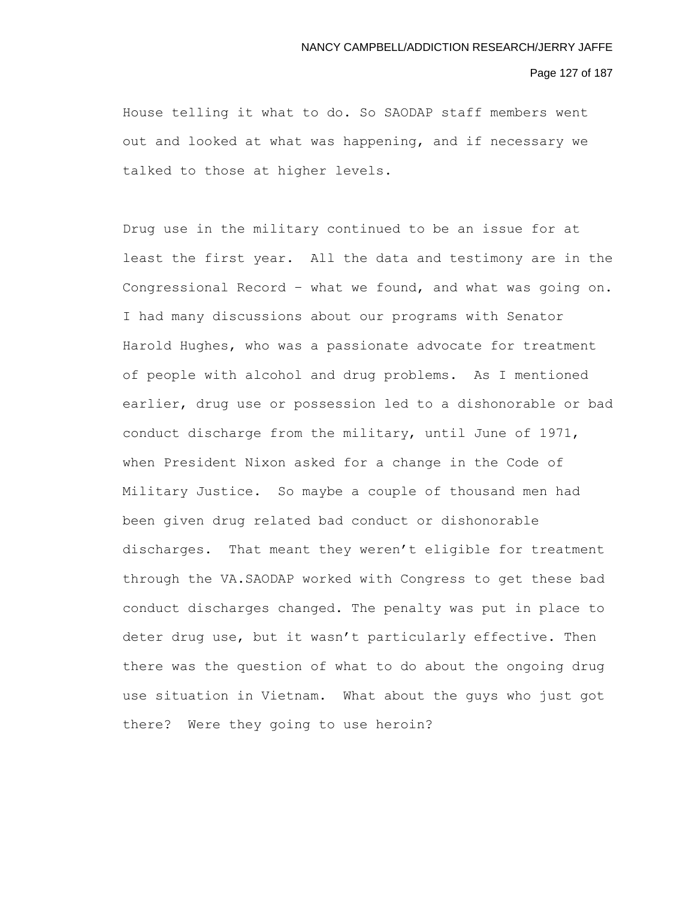House telling it what to do. So SAODAP staff members went out and looked at what was happening, and if necessary we talked to those at higher levels.

Drug use in the military continued to be an issue for at least the first year. All the data and testimony are in the Congressional Record – what we found, and what was going on. I had many discussions about our programs with Senator Harold Hughes, who was a passionate advocate for treatment of people with alcohol and drug problems. As I mentioned earlier, drug use or possession led to a dishonorable or bad conduct discharge from the military, until June of 1971, when President Nixon asked for a change in the Code of Military Justice. So maybe a couple of thousand men had been given drug related bad conduct or dishonorable discharges. That meant they weren't eligible for treatment through the VA.SAODAP worked with Congress to get these bad conduct discharges changed. The penalty was put in place to deter drug use, but it wasn't particularly effective. Then there was the question of what to do about the ongoing drug use situation in Vietnam. What about the guys who just got there? Were they going to use heroin?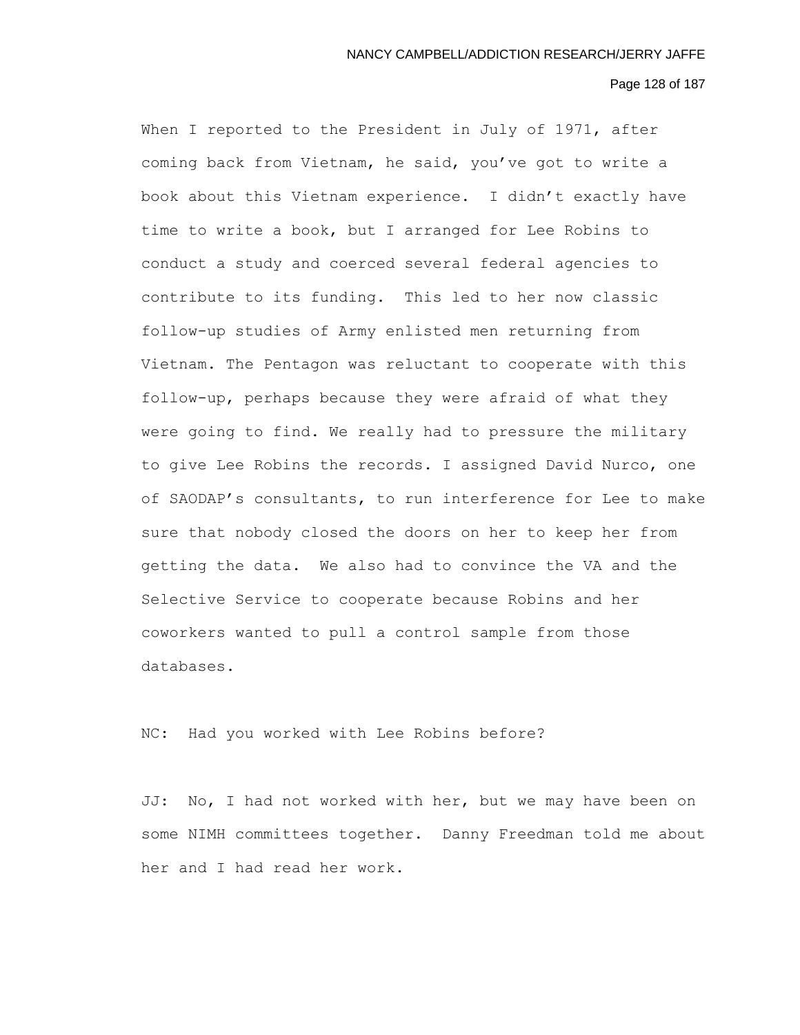When I reported to the President in July of 1971, after coming back from Vietnam, he said, you've got to write a book about this Vietnam experience. I didn't exactly have time to write a book, but I arranged for Lee Robins to conduct a study and coerced several federal agencies to contribute to its funding. This led to her now classic follow-up studies of Army enlisted men returning from Vietnam. The Pentagon was reluctant to cooperate with this follow-up, perhaps because they were afraid of what they were going to find. We really had to pressure the military to give Lee Robins the records. I assigned David Nurco, one of SAODAP's consultants, to run interference for Lee to make sure that nobody closed the doors on her to keep her from getting the data. We also had to convince the VA and the Selective Service to cooperate because Robins and her coworkers wanted to pull a control sample from those databases.

NC: Had you worked with Lee Robins before?

JJ: No, I had not worked with her, but we may have been on some NIMH committees together. Danny Freedman told me about her and I had read her work.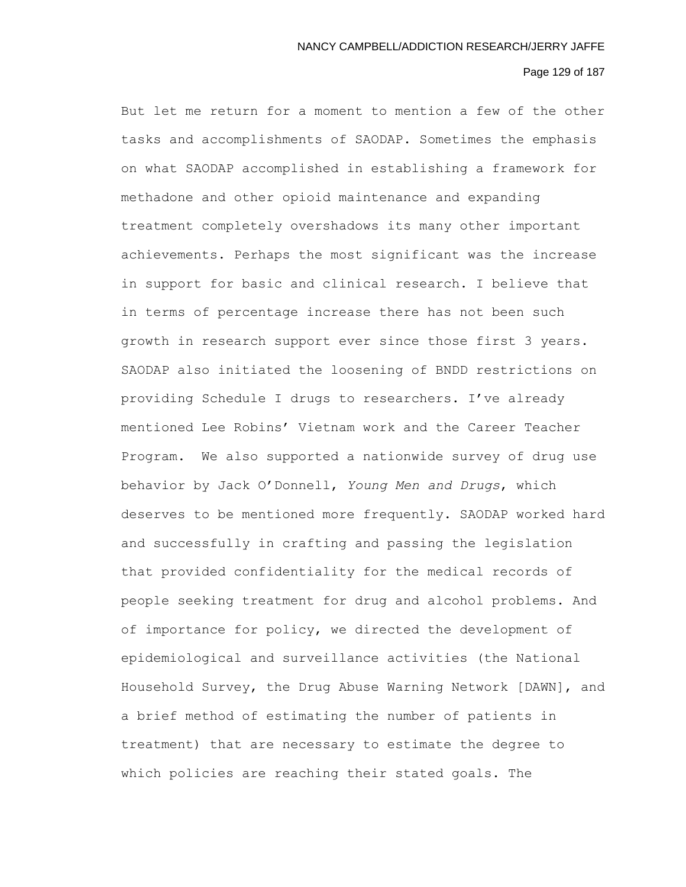But let me return for a moment to mention a few of the other tasks and accomplishments of SAODAP. Sometimes the emphasis on what SAODAP accomplished in establishing a framework for methadone and other opioid maintenance and expanding treatment completely overshadows its many other important achievements. Perhaps the most significant was the increase in support for basic and clinical research. I believe that in terms of percentage increase there has not been such growth in research support ever since those first 3 years. SAODAP also initiated the loosening of BNDD restrictions on providing Schedule I drugs to researchers. I've already mentioned Lee Robins' Vietnam work and the Career Teacher Program. We also supported a nationwide survey of drug use behavior by Jack O'Donnell, *Young Men and Drugs*, which deserves to be mentioned more frequently. SAODAP worked hard and successfully in crafting and passing the legislation that provided confidentiality for the medical records of people seeking treatment for drug and alcohol problems. And of importance for policy, we directed the development of epidemiological and surveillance activities (the National Household Survey, the Drug Abuse Warning Network [DAWN], and a brief method of estimating the number of patients in treatment) that are necessary to estimate the degree to which policies are reaching their stated goals. The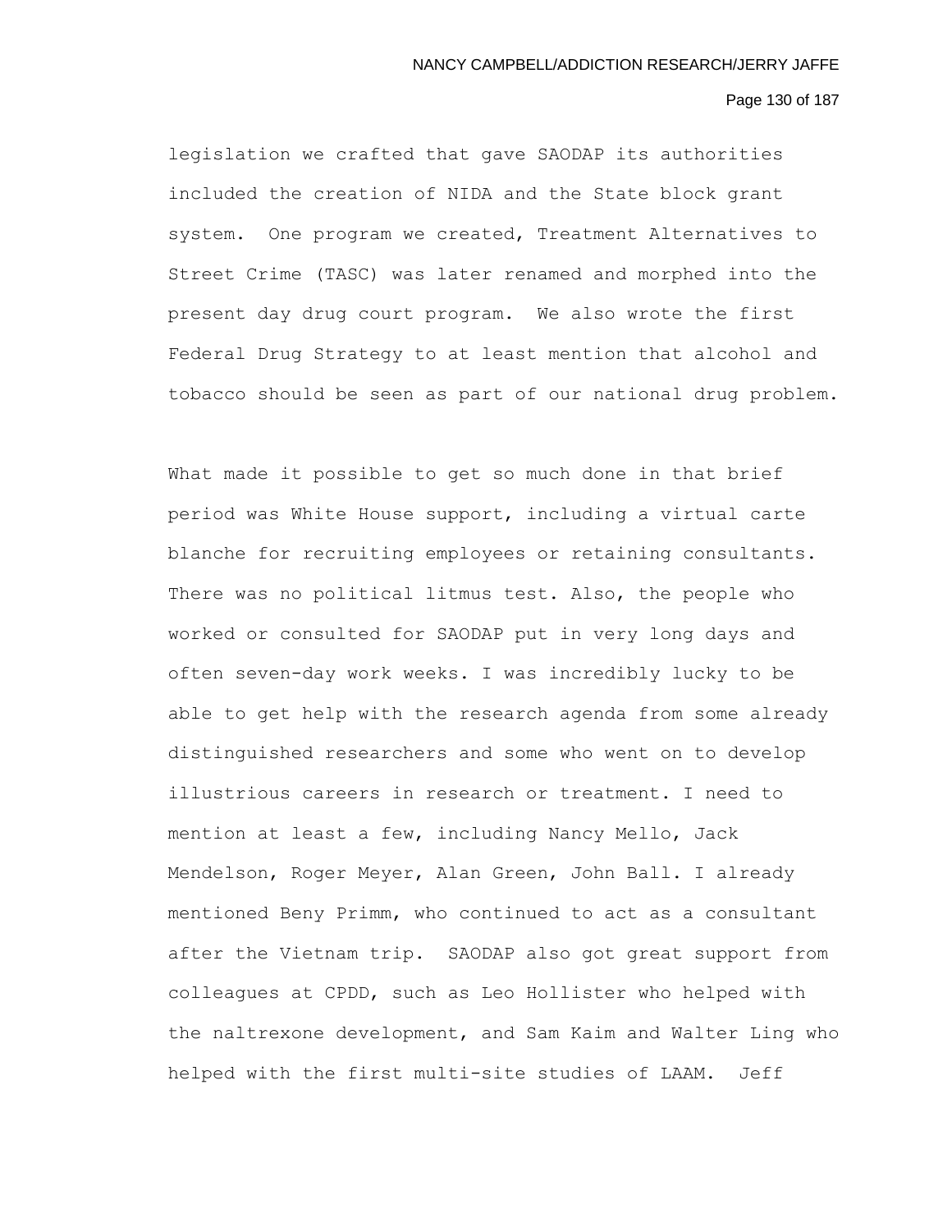legislation we crafted that gave SAODAP its authorities included the creation of NIDA and the State block grant system. One program we created, Treatment Alternatives to Street Crime (TASC) was later renamed and morphed into the present day drug court program. We also wrote the first Federal Drug Strategy to at least mention that alcohol and tobacco should be seen as part of our national drug problem.

What made it possible to get so much done in that brief period was White House support, including a virtual carte blanche for recruiting employees or retaining consultants. There was no political litmus test. Also, the people who worked or consulted for SAODAP put in very long days and often seven-day work weeks. I was incredibly lucky to be able to get help with the research agenda from some already distinguished researchers and some who went on to develop illustrious careers in research or treatment. I need to mention at least a few, including Nancy Mello, Jack Mendelson, Roger Meyer, Alan Green, John Ball. I already mentioned Beny Primm, who continued to act as a consultant after the Vietnam trip. SAODAP also got great support from colleagues at CPDD, such as Leo Hollister who helped with the naltrexone development, and Sam Kaim and Walter Ling who helped with the first multi-site studies of LAAM. Jeff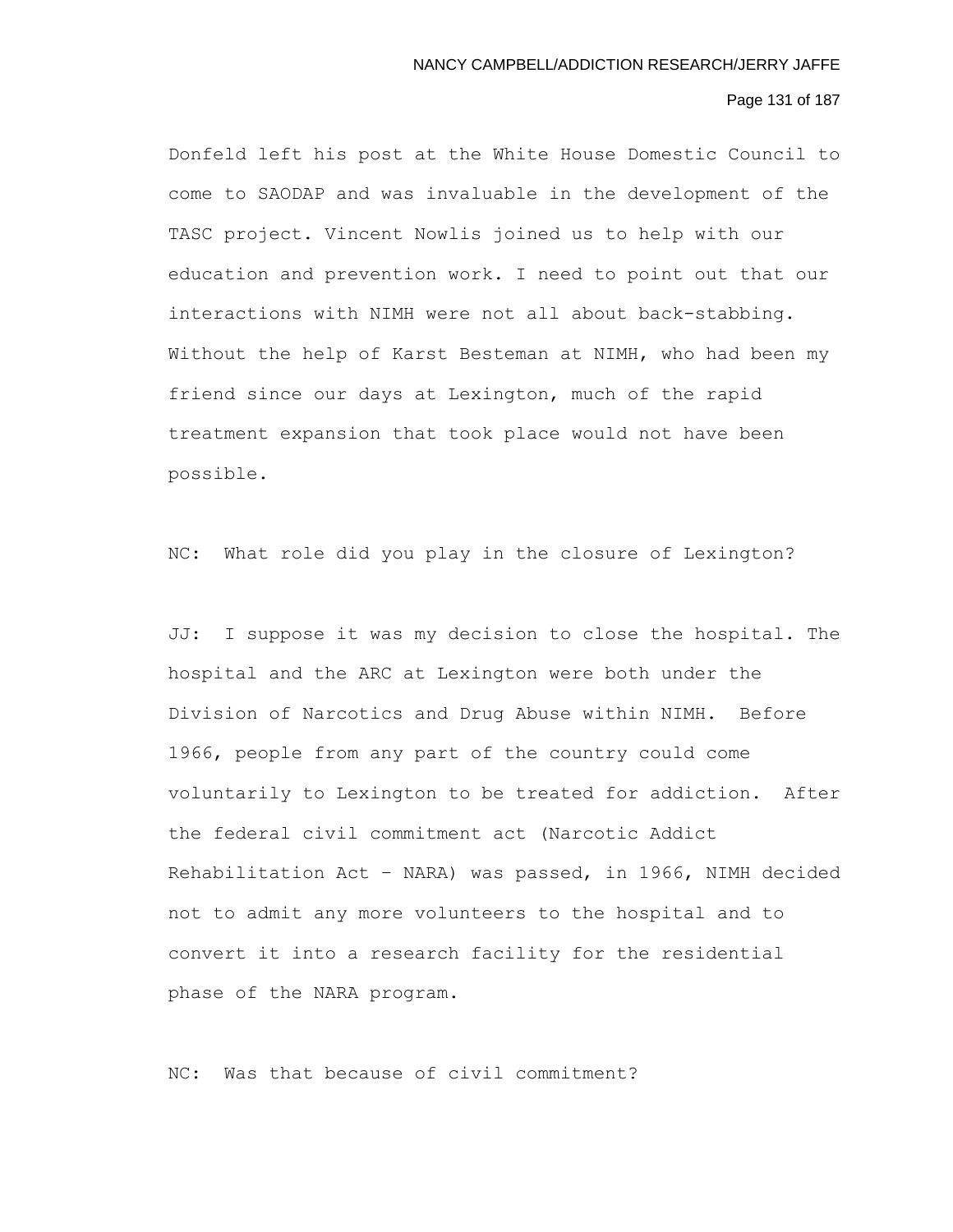Donfeld left his post at the White House Domestic Council to come to SAODAP and was invaluable in the development of the TASC project. Vincent Nowlis joined us to help with our education and prevention work. I need to point out that our interactions with NIMH were not all about back-stabbing. Without the help of Karst Besteman at NIMH, who had been my friend since our days at Lexington, much of the rapid treatment expansion that took place would not have been possible.

NC: What role did you play in the closure of Lexington?

JJ: I suppose it was my decision to close the hospital. The hospital and the ARC at Lexington were both under the Division of Narcotics and Drug Abuse within NIMH. Before 1966, people from any part of the country could come voluntarily to Lexington to be treated for addiction. After the federal civil commitment act (Narcotic Addict Rehabilitation Act – NARA) was passed, in 1966, NIMH decided not to admit any more volunteers to the hospital and to convert it into a research facility for the residential phase of the NARA program.

NC: Was that because of civil commitment?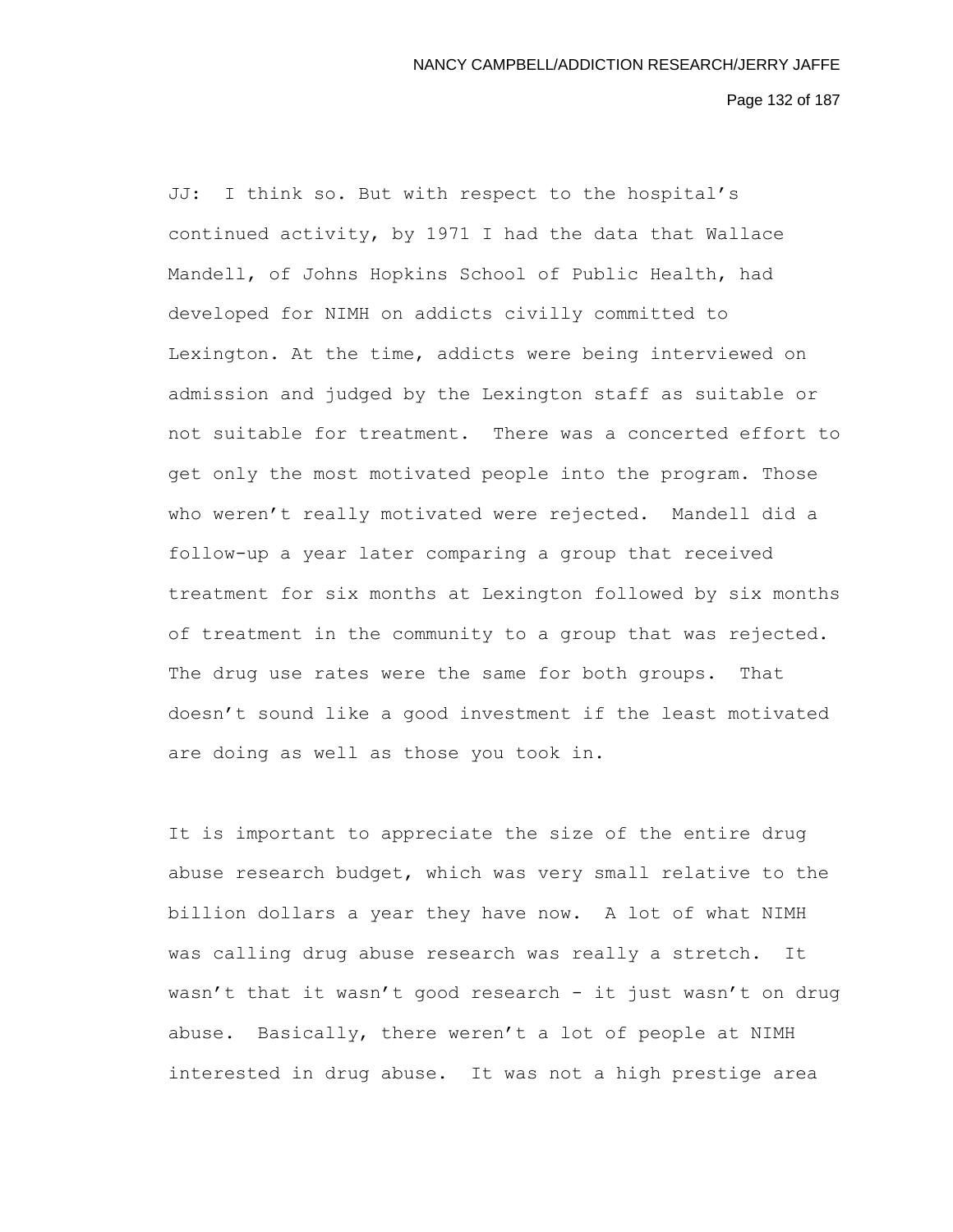JJ: I think so. But with respect to the hospital's continued activity, by 1971 I had the data that Wallace Mandell, of Johns Hopkins School of Public Health, had developed for NIMH on addicts civilly committed to Lexington. At the time, addicts were being interviewed on admission and judged by the Lexington staff as suitable or not suitable for treatment. There was a concerted effort to get only the most motivated people into the program. Those who weren't really motivated were rejected. Mandell did a follow-up a year later comparing a group that received treatment for six months at Lexington followed by six months of treatment in the community to a group that was rejected. The drug use rates were the same for both groups. That doesn't sound like a good investment if the least motivated are doing as well as those you took in.

It is important to appreciate the size of the entire drug abuse research budget, which was very small relative to the billion dollars a year they have now. A lot of what NIMH was calling drug abuse research was really a stretch. It wasn't that it wasn't good research - it just wasn't on drug abuse. Basically, there weren't a lot of people at NIMH interested in drug abuse. It was not a high prestige area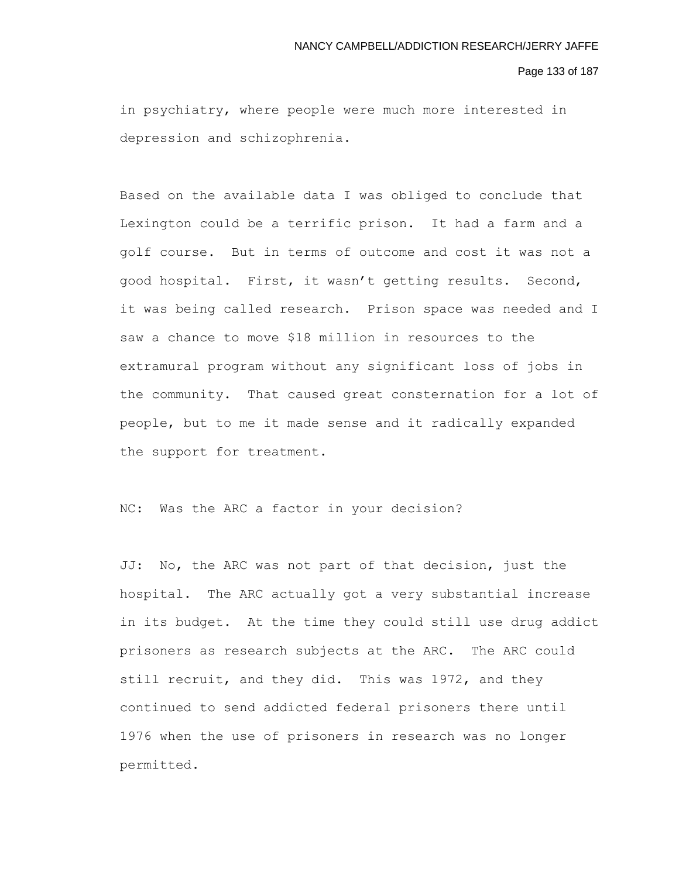in psychiatry, where people were much more interested in depression and schizophrenia.

Based on the available data I was obliged to conclude that Lexington could be a terrific prison. It had a farm and a golf course. But in terms of outcome and cost it was not a good hospital. First, it wasn't getting results. Second, it was being called research. Prison space was needed and I saw a chance to move $18 million in resources to the extramural program without any significant loss of jobs in the community. That caused great consternation for a lot of people, but to me it made sense and it radically expanded the support for treatment.

NC: Was the ARC a factor in your decision?

JJ: No, the ARC was not part of that decision, just the hospital. The ARC actually got a very substantial increase in its budget. At the time they could still use drug addict prisoners as research subjects at the ARC. The ARC could still recruit, and they did. This was 1972, and they continued to send addicted federal prisoners there until 1976 when the use of prisoners in research was no longer permitted.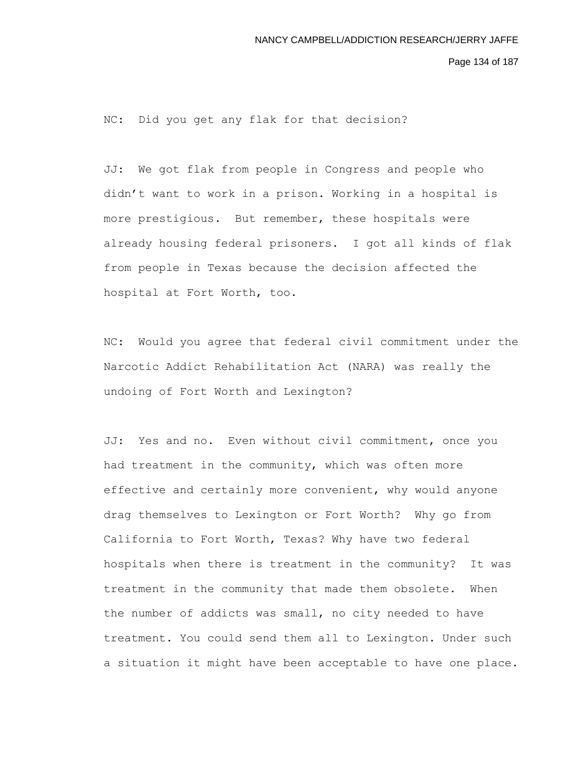NC: Did you get any flak for that decision?

JJ: We got flak from people in Congress and people who didn't want to work in a prison. Working in a hospital is more prestigious. But remember, these hospitals were already housing federal prisoners. I got all kinds of flak from people in Texas because the decision affected the hospital at Fort Worth, too.

NC: Would you agree that federal civil commitment under the Narcotic Addict Rehabilitation Act (NARA) was really the undoing of Fort Worth and Lexington?

JJ: Yes and no. Even without civil commitment, once you had treatment in the community, which was often more effective and certainly more convenient, why would anyone drag themselves to Lexington or Fort Worth? Why go from California to Fort Worth, Texas? Why have two federal hospitals when there is treatment in the community? It was treatment in the community that made them obsolete. When the number of addicts was small, no city needed to have treatment. You could send them all to Lexington. Under such a situation it might have been acceptable to have one place.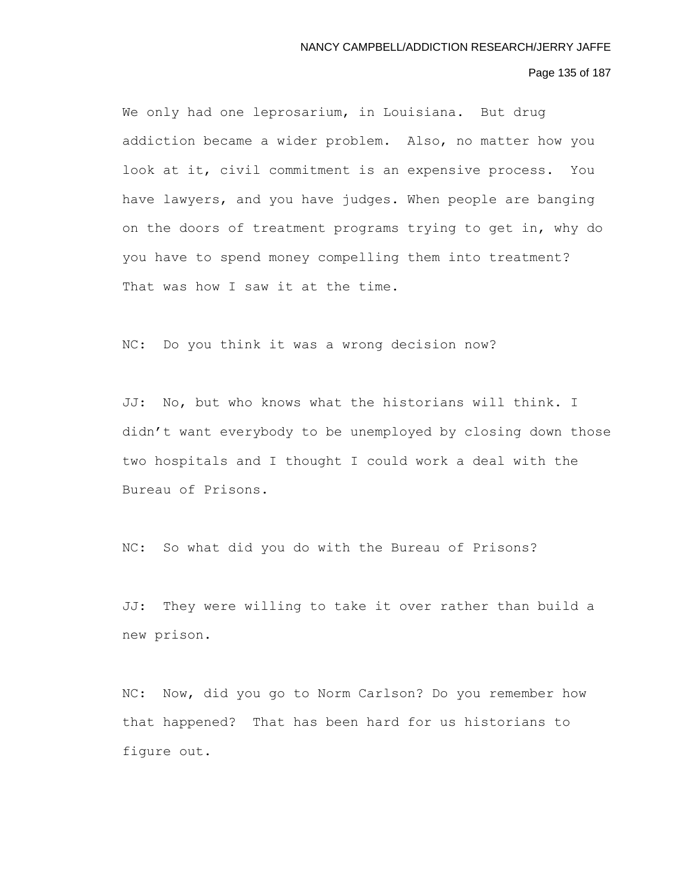We only had one leprosarium, in Louisiana. But drug addiction became a wider problem. Also, no matter how you look at it, civil commitment is an expensive process. You have lawyers, and you have judges. When people are banging on the doors of treatment programs trying to get in, why do you have to spend money compelling them into treatment? That was how I saw it at the time.

NC: Do you think it was a wrong decision now?

JJ: No, but who knows what the historians will think. I didn't want everybody to be unemployed by closing down those two hospitals and I thought I could work a deal with the Bureau of Prisons.

NC: So what did you do with the Bureau of Prisons?

JJ: They were willing to take it over rather than build a new prison.

NC: Now, did you go to Norm Carlson? Do you remember how that happened? That has been hard for us historians to figure out.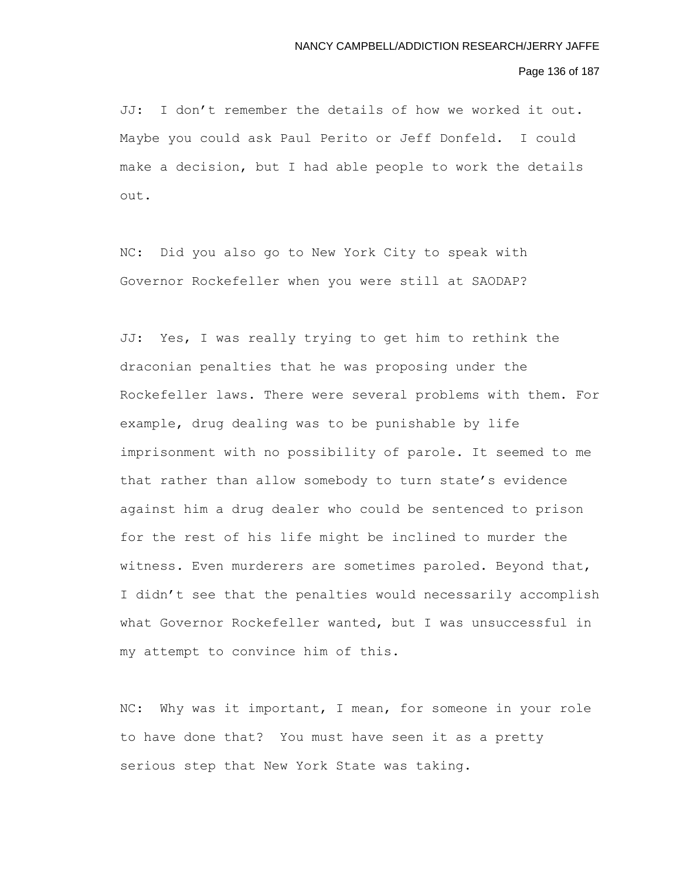JJ: I don't remember the details of how we worked it out. Maybe you could ask Paul Perito or Jeff Donfeld. I could make a decision, but I had able people to work the details out.

NC: Did you also go to New York City to speak with Governor Rockefeller when you were still at SAODAP?

JJ: Yes, I was really trying to get him to rethink the draconian penalties that he was proposing under the Rockefeller laws. There were several problems with them. For example, drug dealing was to be punishable by life imprisonment with no possibility of parole. It seemed to me that rather than allow somebody to turn state's evidence against him a drug dealer who could be sentenced to prison for the rest of his life might be inclined to murder the witness. Even murderers are sometimes paroled. Beyond that, I didn't see that the penalties would necessarily accomplish what Governor Rockefeller wanted, but I was unsuccessful in my attempt to convince him of this.

NC: Why was it important, I mean, for someone in your role to have done that? You must have seen it as a pretty serious step that New York State was taking.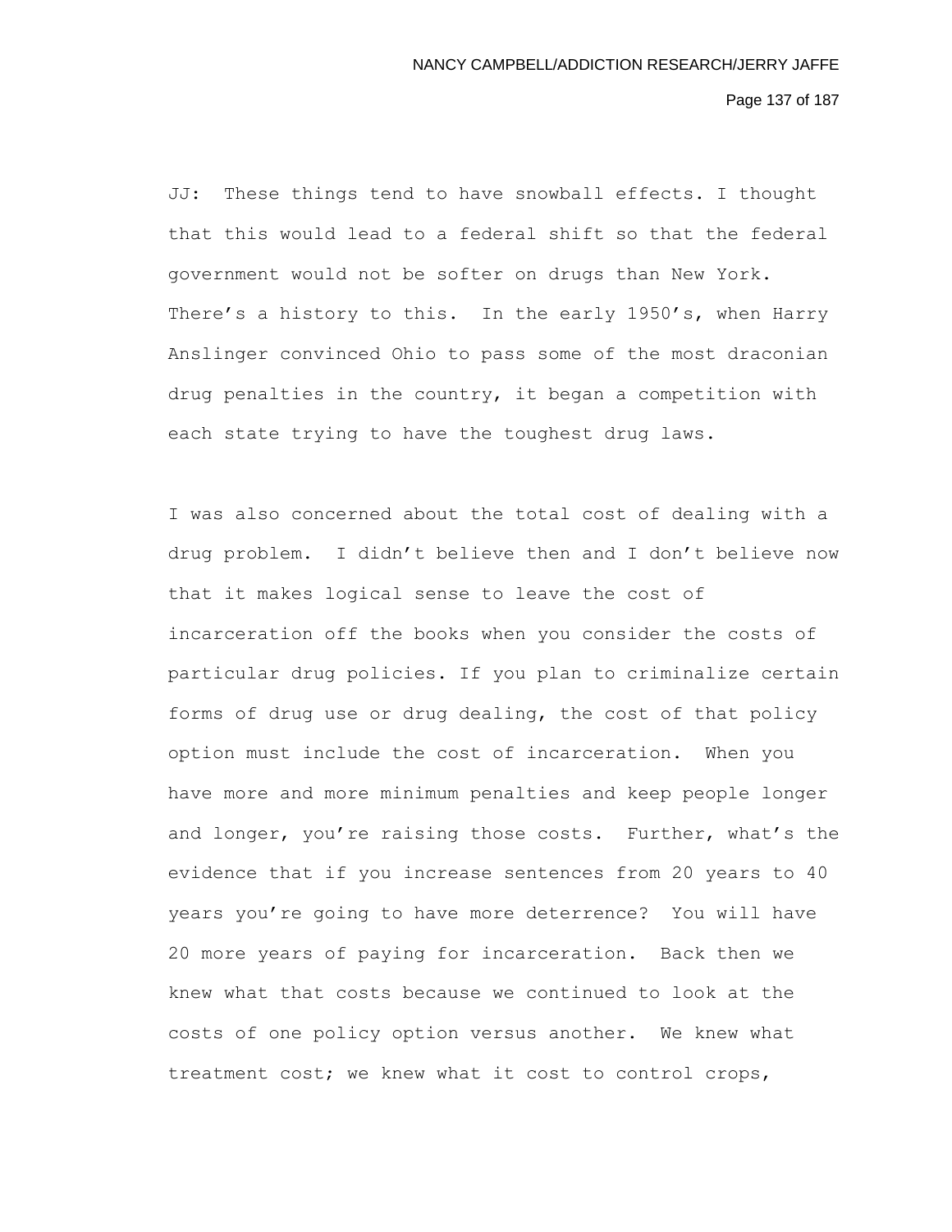JJ: These things tend to have snowball effects. I thought that this would lead to a federal shift so that the federal government would not be softer on drugs than New York. There's a history to this. In the early 1950's, when Harry Anslinger convinced Ohio to pass some of the most draconian drug penalties in the country, it began a competition with each state trying to have the toughest drug laws.

I was also concerned about the total cost of dealing with a drug problem. I didn't believe then and I don't believe now that it makes logical sense to leave the cost of incarceration off the books when you consider the costs of particular drug policies. If you plan to criminalize certain forms of drug use or drug dealing, the cost of that policy option must include the cost of incarceration. When you have more and more minimum penalties and keep people longer and longer, you're raising those costs. Further, what's the evidence that if you increase sentences from 20 years to 40 years you're going to have more deterrence? You will have 20 more years of paying for incarceration. Back then we knew what that costs because we continued to look at the costs of one policy option versus another. We knew what treatment cost; we knew what it cost to control crops,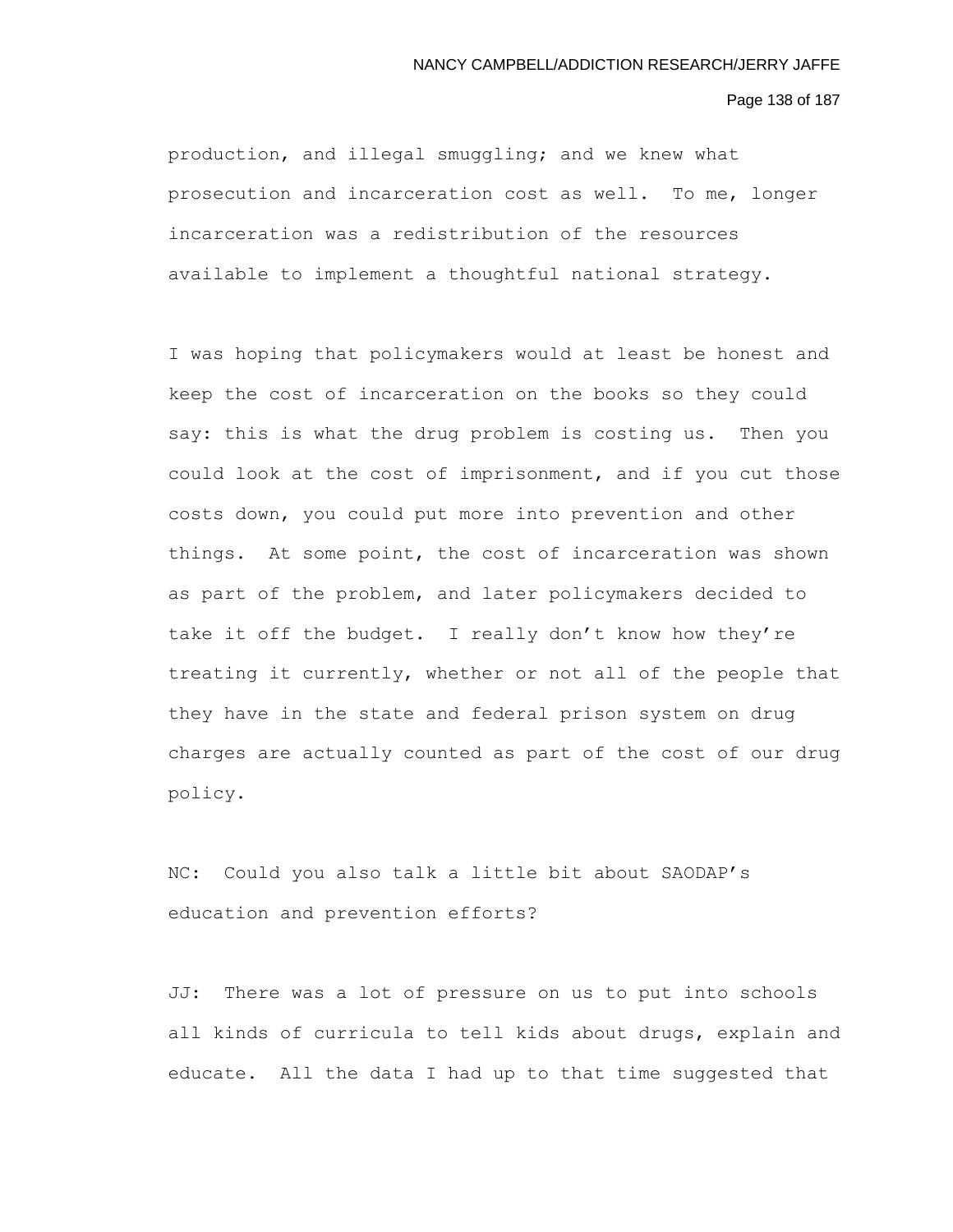production, and illegal smuggling; and we knew what prosecution and incarceration cost as well. To me, longer incarceration was a redistribution of the resources available to implement a thoughtful national strategy.

I was hoping that policymakers would at least be honest and keep the cost of incarceration on the books so they could say: this is what the drug problem is costing us. Then you could look at the cost of imprisonment, and if you cut those costs down, you could put more into prevention and other things. At some point, the cost of incarceration was shown as part of the problem, and later policymakers decided to take it off the budget. I really don't know how they're treating it currently, whether or not all of the people that they have in the state and federal prison system on drug charges are actually counted as part of the cost of our drug policy.

NC: Could you also talk a little bit about SAODAP's education and prevention efforts?

JJ: There was a lot of pressure on us to put into schools all kinds of curricula to tell kids about drugs, explain and educate. All the data I had up to that time suggested that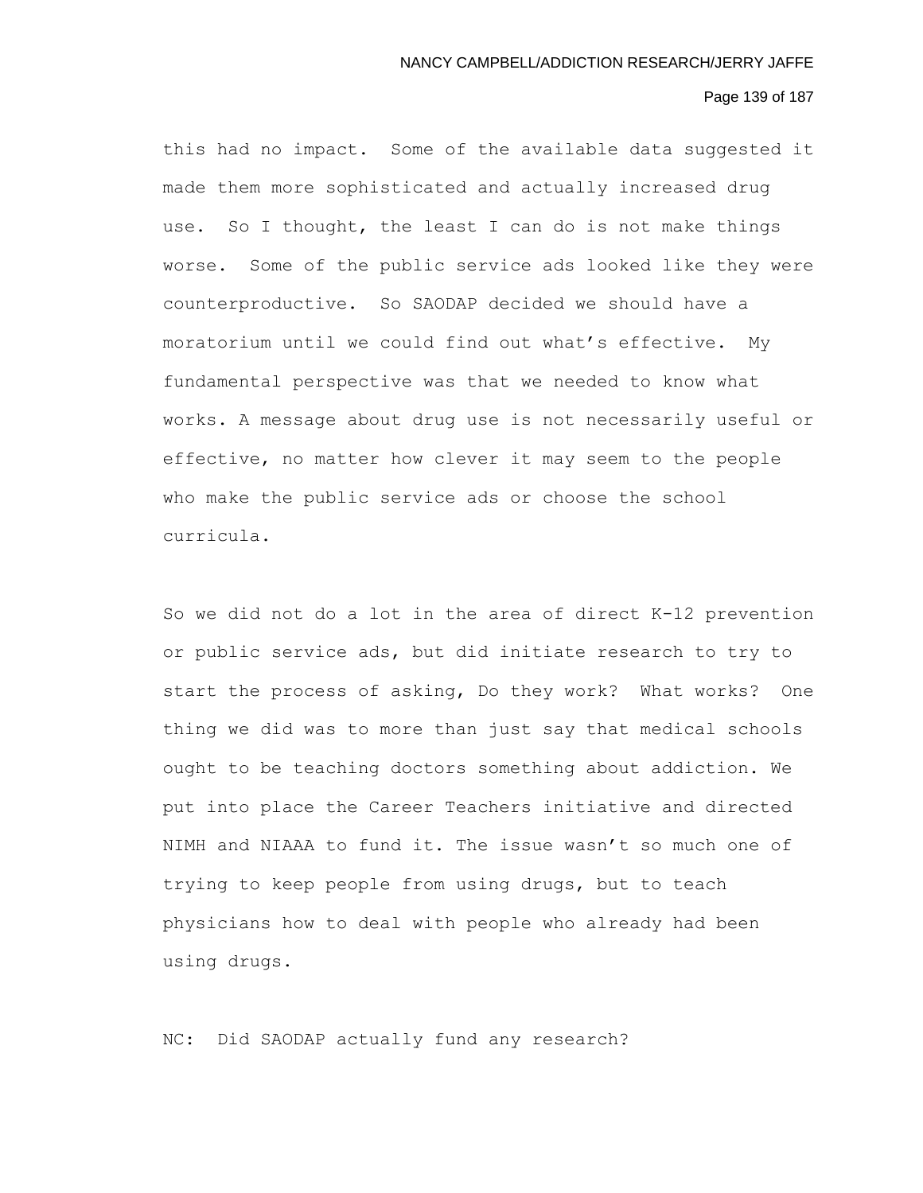this had no impact. Some of the available data suggested it made them more sophisticated and actually increased drug use. So I thought, the least I can do is not make things worse. Some of the public service ads looked like they were counterproductive. So SAODAP decided we should have a moratorium until we could find out what's effective. My fundamental perspective was that we needed to know what works. A message about drug use is not necessarily useful or effective, no matter how clever it may seem to the people who make the public service ads or choose the school curricula.

So we did not do a lot in the area of direct K-12 prevention or public service ads, but did initiate research to try to start the process of asking, Do they work? What works? One thing we did was to more than just say that medical schools ought to be teaching doctors something about addiction. We put into place the Career Teachers initiative and directed NIMH and NIAAA to fund it. The issue wasn't so much one of trying to keep people from using drugs, but to teach physicians how to deal with people who already had been using drugs.

NC: Did SAODAP actually fund any research?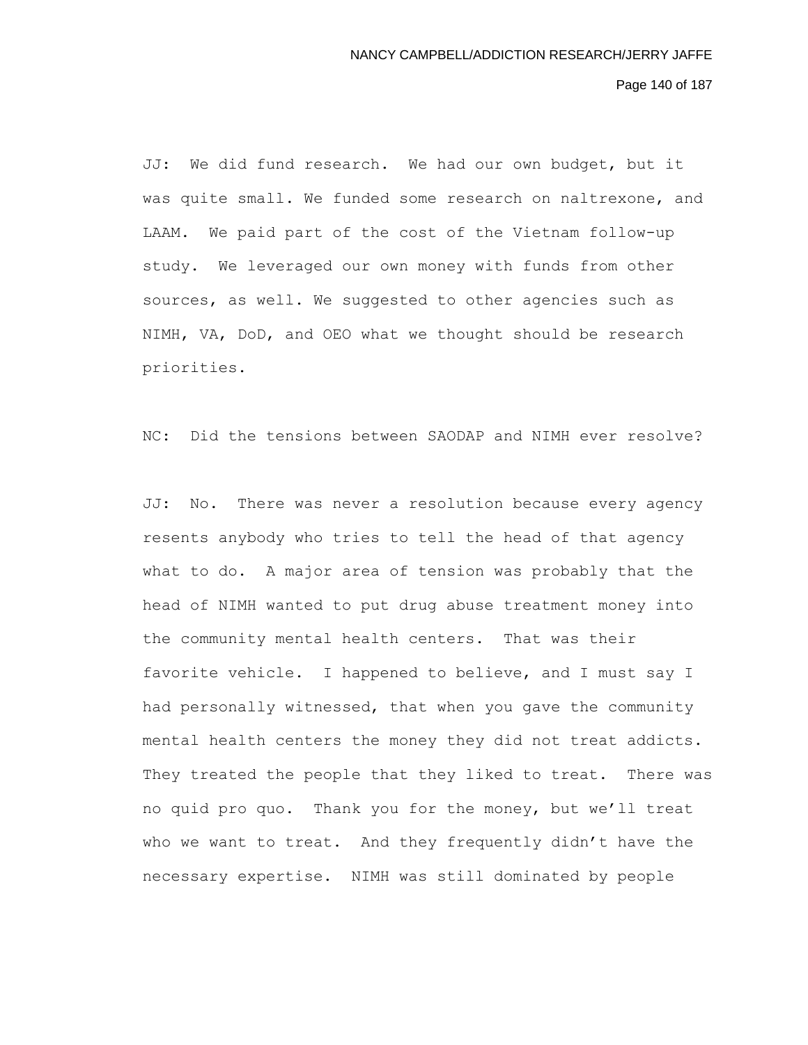JJ: We did fund research. We had our own budget, but it was quite small. We funded some research on naltrexone, and LAAM. We paid part of the cost of the Vietnam follow-up study. We leveraged our own money with funds from other sources, as well. We suggested to other agencies such as NIMH, VA, DoD, and OEO what we thought should be research priorities.

NC: Did the tensions between SAODAP and NIMH ever resolve?

JJ: No. There was never a resolution because every agency resents anybody who tries to tell the head of that agency what to do. A major area of tension was probably that the head of NIMH wanted to put drug abuse treatment money into the community mental health centers. That was their favorite vehicle. I happened to believe, and I must say I had personally witnessed, that when you gave the community mental health centers the money they did not treat addicts. They treated the people that they liked to treat. There was no quid pro quo. Thank you for the money, but we'll treat who we want to treat. And they frequently didn't have the necessary expertise. NIMH was still dominated by people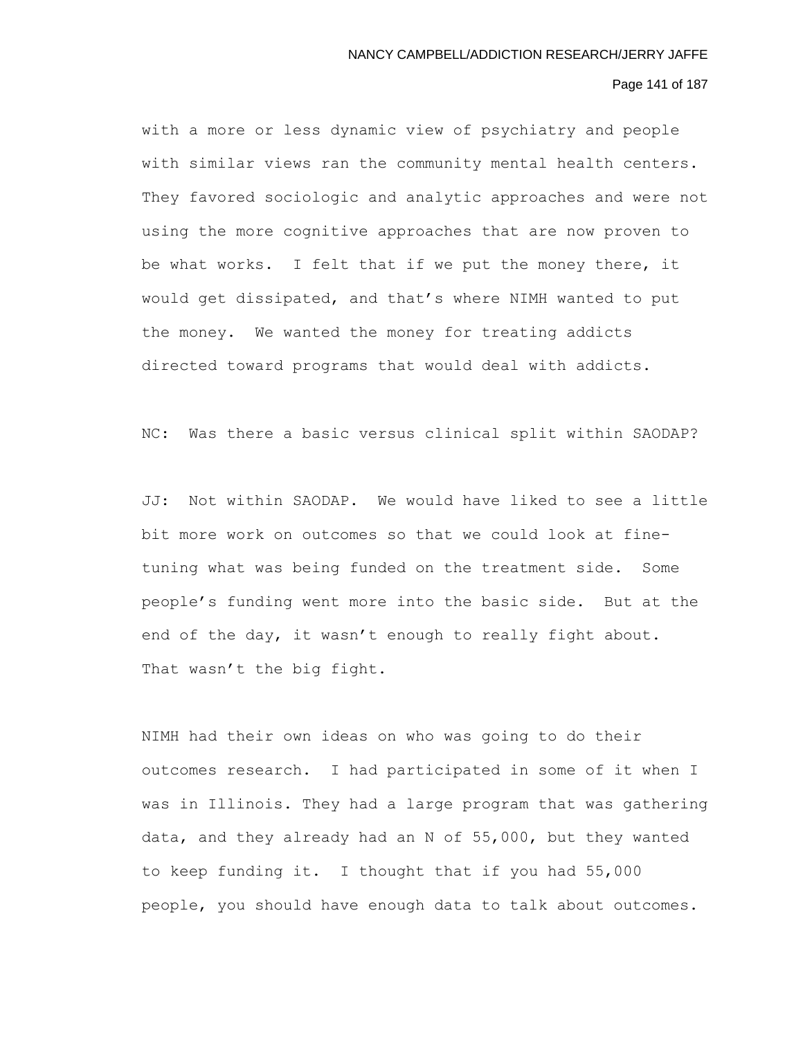with a more or less dynamic view of psychiatry and people with similar views ran the community mental health centers. They favored sociologic and analytic approaches and were not using the more cognitive approaches that are now proven to be what works. I felt that if we put the money there, it would get dissipated, and that's where NIMH wanted to put the money. We wanted the money for treating addicts directed toward programs that would deal with addicts.

NC: Was there a basic versus clinical split within SAODAP?

JJ: Not within SAODAP. We would have liked to see a little bit more work on outcomes so that we could look at fine-tuning what was being funded on the treatment side. Some people's funding went more into the basic side. But at the end of the day, it wasn't enough to really fight about. That wasn't the big fight.

NIMH had their own ideas on who was going to do their outcomes research. I had participated in some of it when I was in Illinois. They had a large program that was gathering data, and they already had an N of 55,000, but they wanted to keep funding it. I thought that if you had 55,000 people, you should have enough data to talk about outcomes.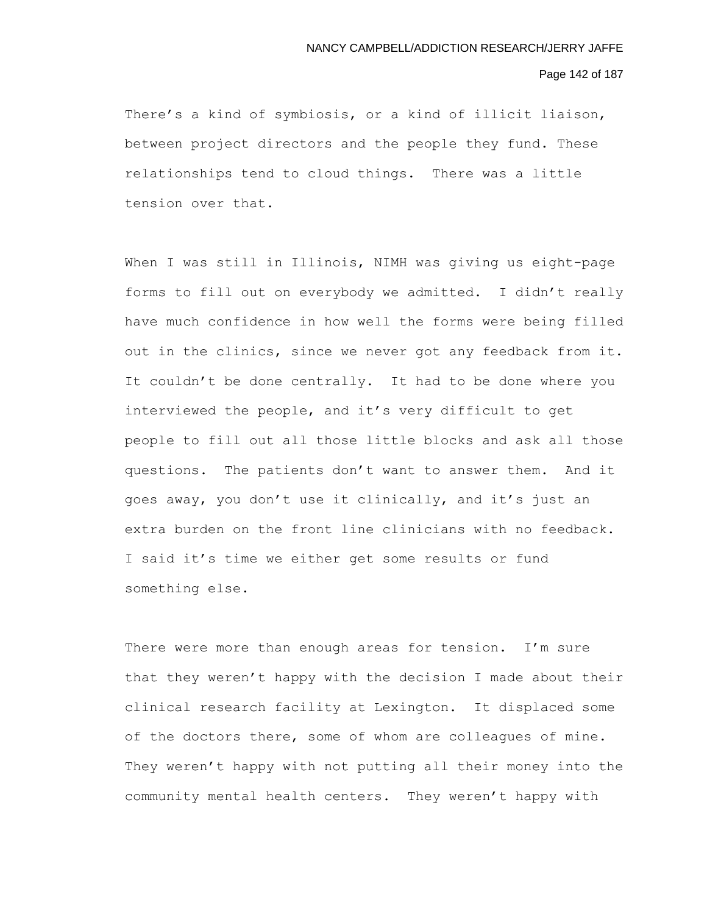There's a kind of symbiosis, or a kind of illicit liaison, between project directors and the people they fund. These relationships tend to cloud things. There was a little tension over that.

When I was still in Illinois, NIMH was giving us eight-page forms to fill out on everybody we admitted. I didn't really have much confidence in how well the forms were being filled out in the clinics, since we never got any feedback from it. It couldn't be done centrally. It had to be done where you interviewed the people, and it's very difficult to get people to fill out all those little blocks and ask all those questions. The patients don't want to answer them. And it goes away, you don't use it clinically, and it's just an extra burden on the front line clinicians with no feedback. I said it's time we either get some results or fund something else.

There were more than enough areas for tension. I'm sure that they weren't happy with the decision I made about their clinical research facility at Lexington. It displaced some of the doctors there, some of whom are colleagues of mine. They weren't happy with not putting all their money into the community mental health centers. They weren't happy with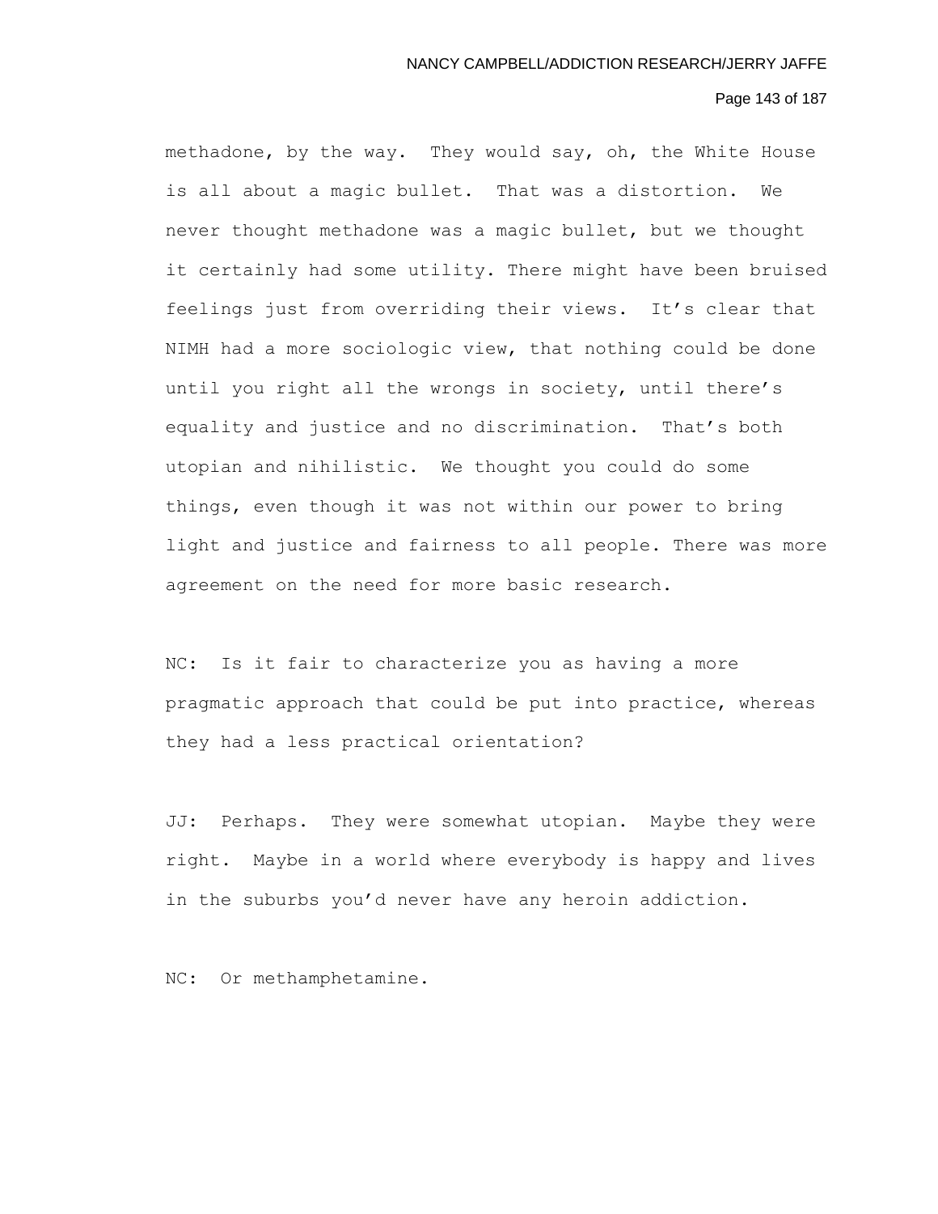methadone, by the way. They would say, oh, the White House is all about a magic bullet. That was a distortion. We never thought methadone was a magic bullet, but we thought it certainly had some utility. There might have been bruised feelings just from overriding their views. It's clear that NIMH had a more sociologic view, that nothing could be done until you right all the wrongs in society, until there's equality and justice and no discrimination. That's both utopian and nihilistic. We thought you could do some things, even though it was not within our power to bring light and justice and fairness to all people. There was more agreement on the need for more basic research.

NC: Is it fair to characterize you as having a more pragmatic approach that could be put into practice, whereas they had a less practical orientation?

JJ: Perhaps. They were somewhat utopian. Maybe they were right. Maybe in a world where everybody is happy and lives in the suburbs you'd never have any heroin addiction.

NC: Or methamphetamine.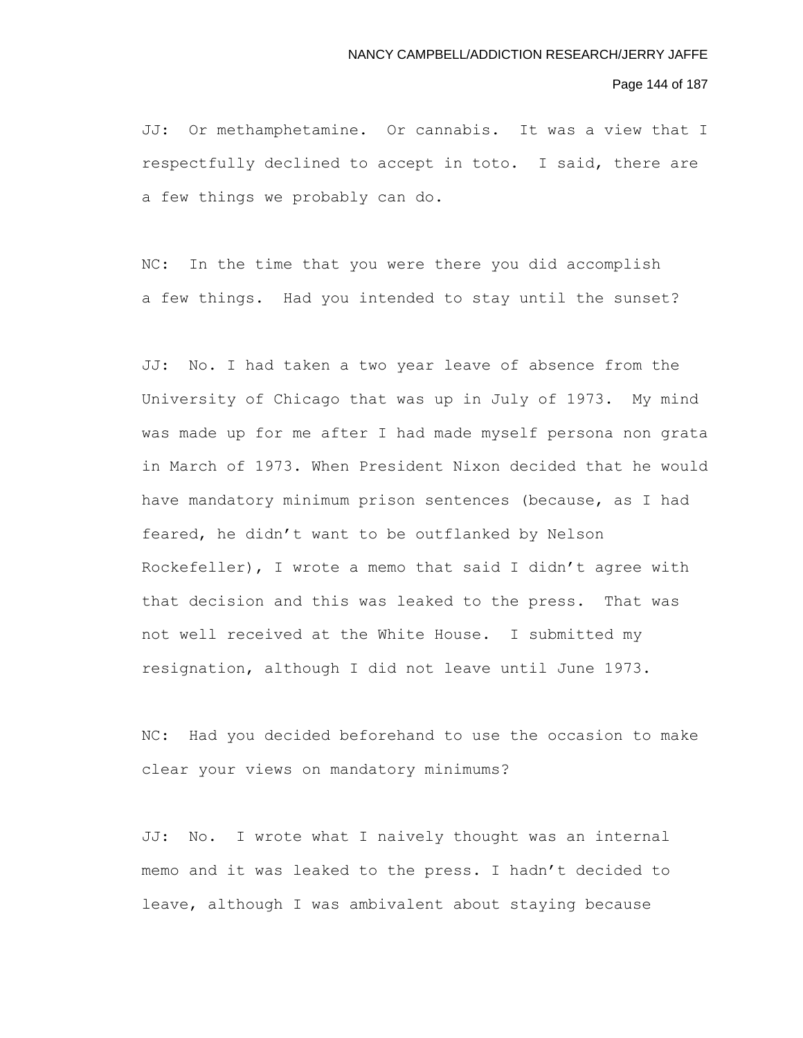JJ: Or methamphetamine. Or cannabis. It was a view that I respectfully declined to accept in toto. I said, there are a few things we probably can do.

NC: In the time that you were there you did accomplish a few things. Had you intended to stay until the sunset?

JJ: No. I had taken a two year leave of absence from the University of Chicago that was up in July of 1973. My mind was made up for me after I had made myself persona non grata in March of 1973. When President Nixon decided that he would have mandatory minimum prison sentences (because, as I had feared, he didn't want to be outflanked by Nelson Rockefeller), I wrote a memo that said I didn't agree with that decision and this was leaked to the press. That was not well received at the White House. I submitted my resignation, although I did not leave until June 1973.

NC: Had you decided beforehand to use the occasion to make clear your views on mandatory minimums?

JJ: No. I wrote what I naively thought was an internal memo and it was leaked to the press. I hadn't decided to leave, although I was ambivalent about staying because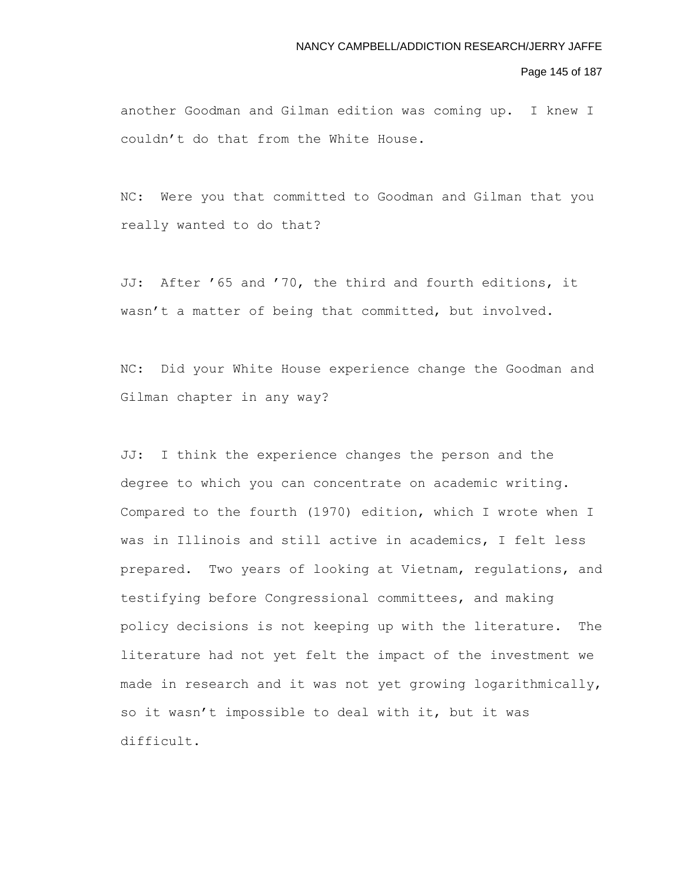another Goodman and Gilman edition was coming up. I knew I couldn't do that from the White House.

NC: Were you that committed to Goodman and Gilman that you really wanted to do that?

JJ: After '65 and '70, the third and fourth editions, it wasn't a matter of being that committed, but involved.

NC: Did your White House experience change the Goodman and Gilman chapter in any way?

JJ: I think the experience changes the person and the degree to which you can concentrate on academic writing. Compared to the fourth (1970) edition, which I wrote when I was in Illinois and still active in academics, I felt less prepared. Two years of looking at Vietnam, regulations, and testifying before Congressional committees, and making policy decisions is not keeping up with the literature. The literature had not yet felt the impact of the investment we made in research and it was not yet growing logarithmically, so it wasn't impossible to deal with it, but it was difficult.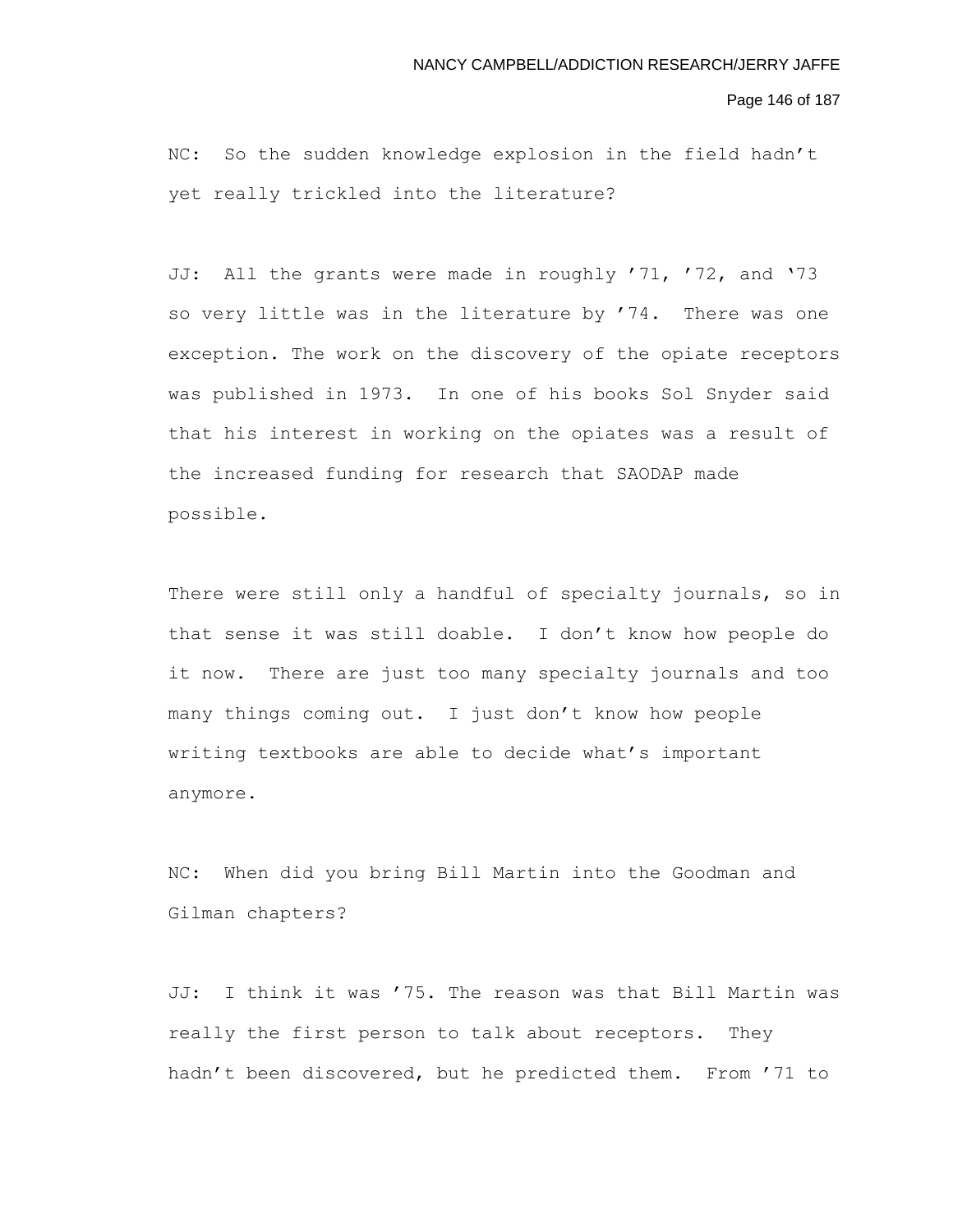NC: So the sudden knowledge explosion in the field hadn't yet really trickled into the literature?

JJ: All the grants were made in roughly '71, '72, and '73 so very little was in the literature by '74. There was one exception. The work on the discovery of the opiate receptors was published in 1973. In one of his books Sol Snyder said that his interest in working on the opiates was a result of the increased funding for research that SAODAP made possible.

There were still only a handful of specialty journals, so in that sense it was still doable. I don't know how people do it now. There are just too many specialty journals and too many things coming out. I just don't know how people writing textbooks are able to decide what's important anymore.

NC: When did you bring Bill Martin into the Goodman and Gilman chapters?

JJ: I think it was '75. The reason was that Bill Martin was really the first person to talk about receptors. They hadn't been discovered, but he predicted them. From '71 to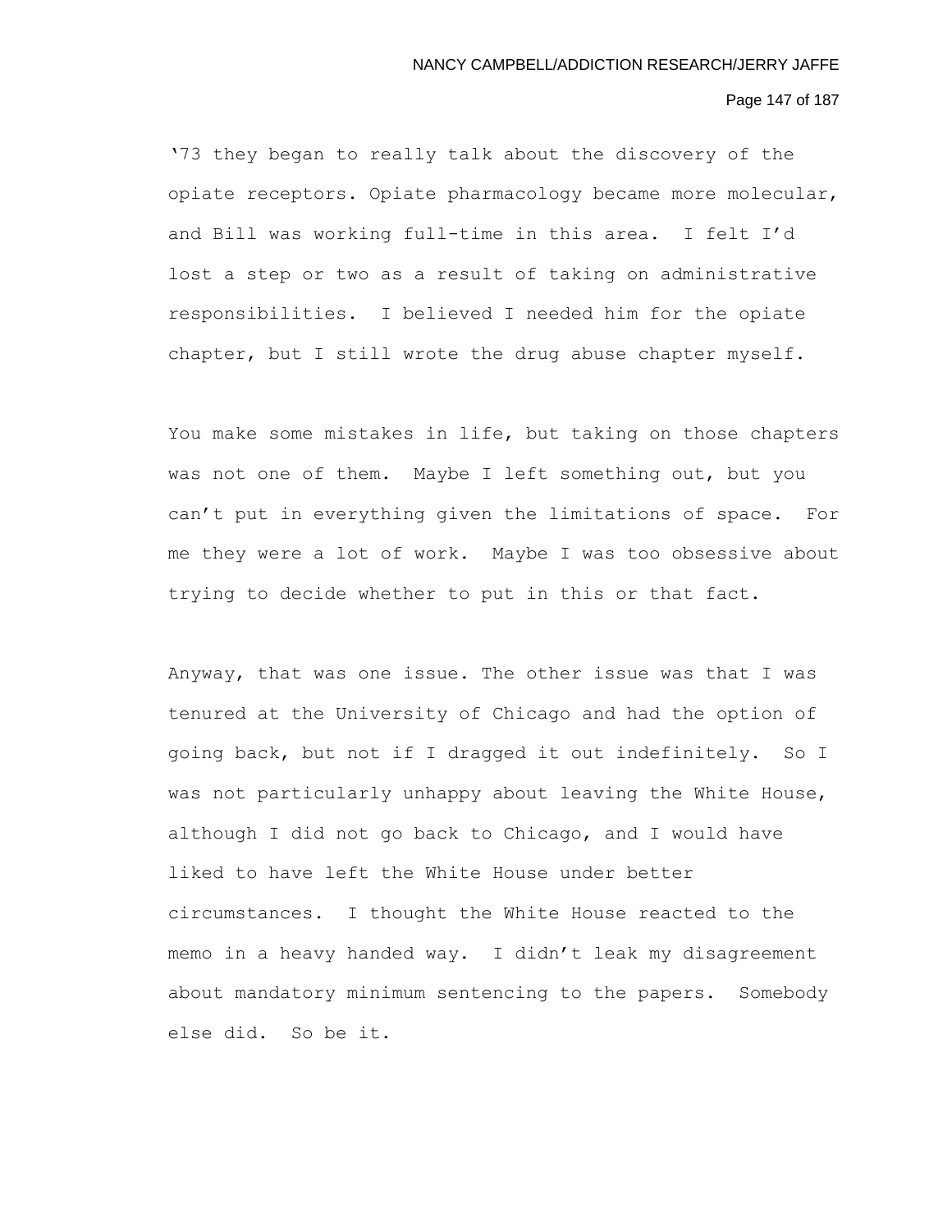'73 they began to really talk about the discovery of the opiate receptors. Opiate pharmacology became more molecular, and Bill was working full-time in this area. I felt I'd lost a step or two as a result of taking on administrative responsibilities. I believed I needed him for the opiate chapter, but I still wrote the drug abuse chapter myself.

You make some mistakes in life, but taking on those chapters was not one of them. Maybe I left something out, but you can't put in everything given the limitations of space. For me they were a lot of work. Maybe I was too obsessive about trying to decide whether to put in this or that fact.

Anyway, that was one issue. The other issue was that I was tenured at the University of Chicago and had the option of going back, but not if I dragged it out indefinitely. So I was not particularly unhappy about leaving the White House, although I did not go back to Chicago, and I would have liked to have left the White House under better circumstances. I thought the White House reacted to the memo in a heavy handed way. I didn't leak my disagreement about mandatory minimum sentencing to the papers. Somebody else did. So be it.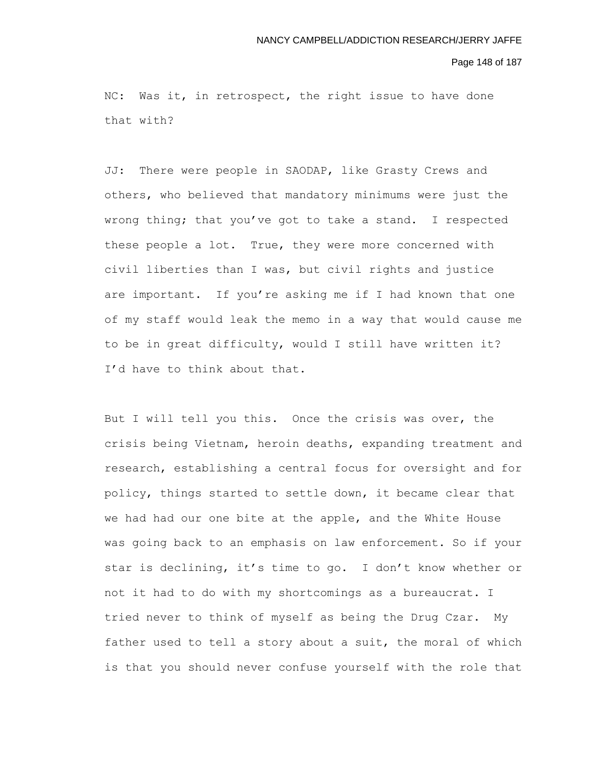NC: Was it, in retrospect, the right issue to have done that with?

JJ: There were people in SAODAP, like Grasty Crews and others, who believed that mandatory minimums were just the wrong thing; that you've got to take a stand. I respected these people a lot. True, they were more concerned with civil liberties than I was, but civil rights and justice are important. If you're asking me if I had known that one of my staff would leak the memo in a way that would cause me to be in great difficulty, would I still have written it? I'd have to think about that.

But I will tell you this. Once the crisis was over, the crisis being Vietnam, heroin deaths, expanding treatment and research, establishing a central focus for oversight and for policy, things started to settle down, it became clear that we had had our one bite at the apple, and the White House was going back to an emphasis on law enforcement. So if your star is declining, it's time to go. I don't know whether or not it had to do with my shortcomings as a bureaucrat. I tried never to think of myself as being the Drug Czar. My father used to tell a story about a suit, the moral of which is that you should never confuse yourself with the role that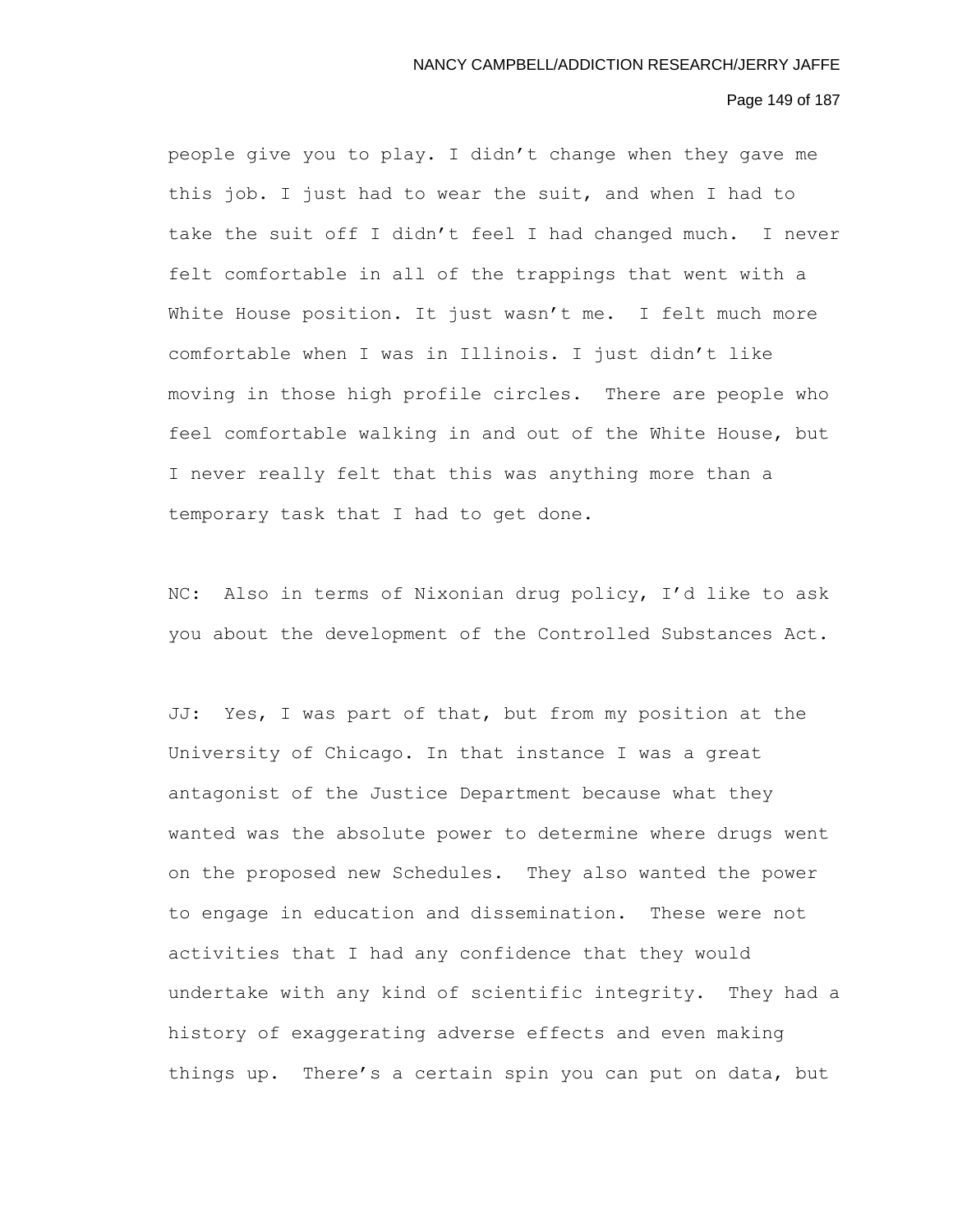people give you to play. I didn't change when they gave me this job. I just had to wear the suit, and when I had to take the suit off I didn't feel I had changed much. I never felt comfortable in all of the trappings that went with a White House position. It just wasn't me. I felt much more comfortable when I was in Illinois. I just didn't like moving in those high profile circles. There are people who feel comfortable walking in and out of the White House, but I never really felt that this was anything more than a temporary task that I had to get done.

NC: Also in terms of Nixonian drug policy, I'd like to ask you about the development of the Controlled Substances Act.

JJ: Yes, I was part of that, but from my position at the University of Chicago. In that instance I was a great antagonist of the Justice Department because what they wanted was the absolute power to determine where drugs went on the proposed new Schedules. They also wanted the power to engage in education and dissemination. These were not activities that I had any confidence that they would undertake with any kind of scientific integrity. They had a history of exaggerating adverse effects and even making things up. There's a certain spin you can put on data, but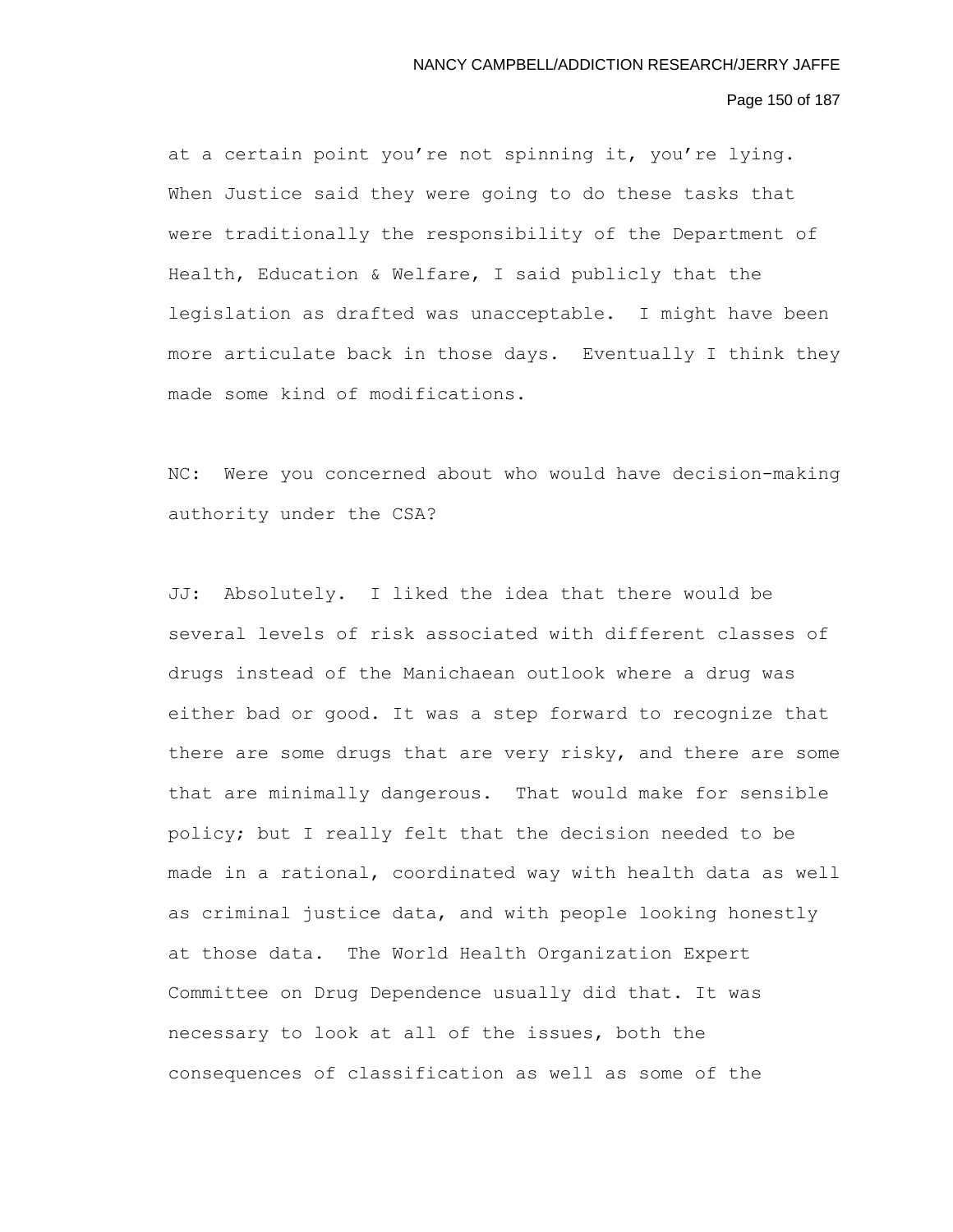at a certain point you're not spinning it, you're lying. When Justice said they were going to do these tasks that were traditionally the responsibility of the Department of Health, Education & Welfare, I said publicly that the legislation as drafted was unacceptable. I might have been more articulate back in those days. Eventually I think they made some kind of modifications.

NC: Were you concerned about who would have decision-making authority under the CSA?

JJ: Absolutely. I liked the idea that there would be several levels of risk associated with different classes of drugs instead of the Manichaean outlook where a drug was either bad or good. It was a step forward to recognize that there are some drugs that are very risky, and there are some that are minimally dangerous. That would make for sensible policy; but I really felt that the decision needed to be made in a rational, coordinated way with health data as well as criminal justice data, and with people looking honestly at those data. The World Health Organization Expert Committee on Drug Dependence usually did that. It was necessary to look at all of the issues, both the consequences of classification as well as some of the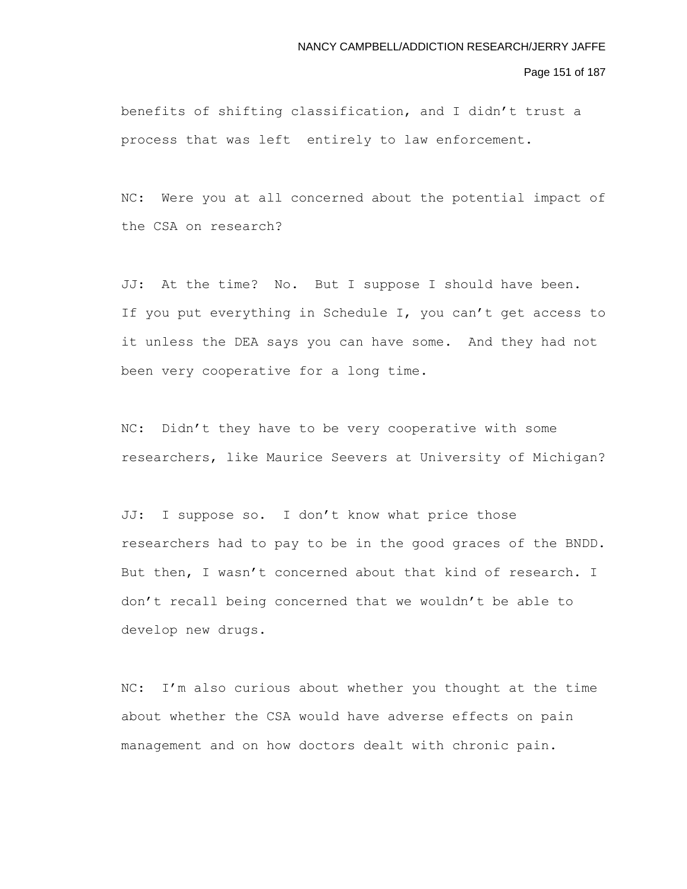benefits of shifting classification, and I didn't trust a process that was left entirely to law enforcement.

NC: Were you at all concerned about the potential impact of the CSA on research?

JJ: At the time? No. But I suppose I should have been. If you put everything in Schedule I, you can't get access to it unless the DEA says you can have some. And they had not been very cooperative for a long time.

NC: Didn't they have to be very cooperative with some researchers, like Maurice Seevers at University of Michigan?

JJ: I suppose so. I don't know what price those researchers had to pay to be in the good graces of the BNDD. But then, I wasn't concerned about that kind of research. I don't recall being concerned that we wouldn't be able to develop new drugs.

NC: I'm also curious about whether you thought at the time about whether the CSA would have adverse effects on pain management and on how doctors dealt with chronic pain.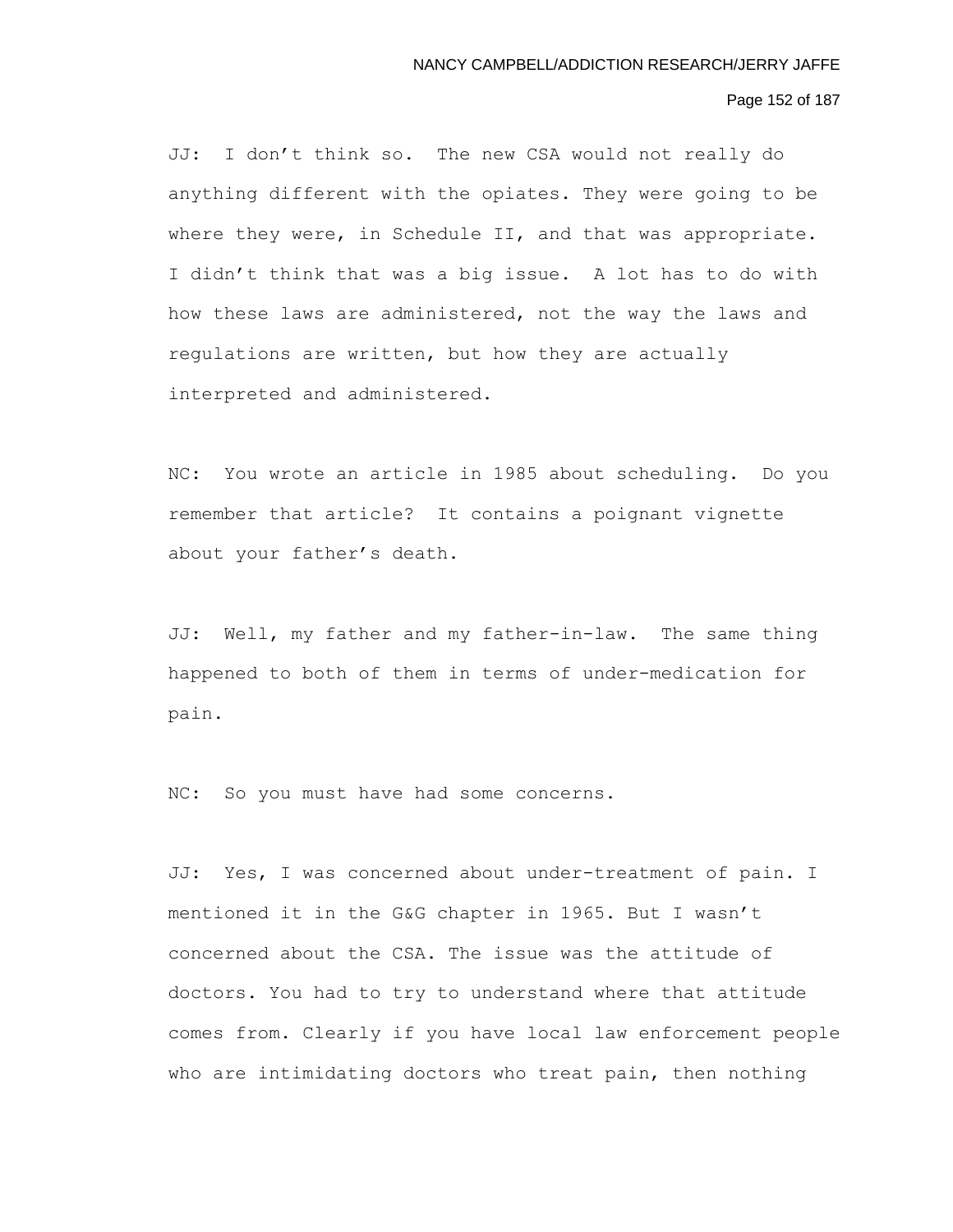JJ: I don't think so. The new CSA would not really do anything different with the opiates. They were going to be where they were, in Schedule II, and that was appropriate. I didn't think that was a big issue. A lot has to do with how these laws are administered, not the way the laws and regulations are written, but how they are actually interpreted and administered.

NC: You wrote an article in 1985 about scheduling. Do you remember that article? It contains a poignant vignette about your father's death.

JJ: Well, my father and my father-in-law. The same thing happened to both of them in terms of under-medication for pain.

NC: So you must have had some concerns.

JJ: Yes, I was concerned about under-treatment of pain. I mentioned it in the G&G chapter in 1965. But I wasn't concerned about the CSA. The issue was the attitude of doctors. You had to try to understand where that attitude comes from. Clearly if you have local law enforcement people who are intimidating doctors who treat pain, then nothing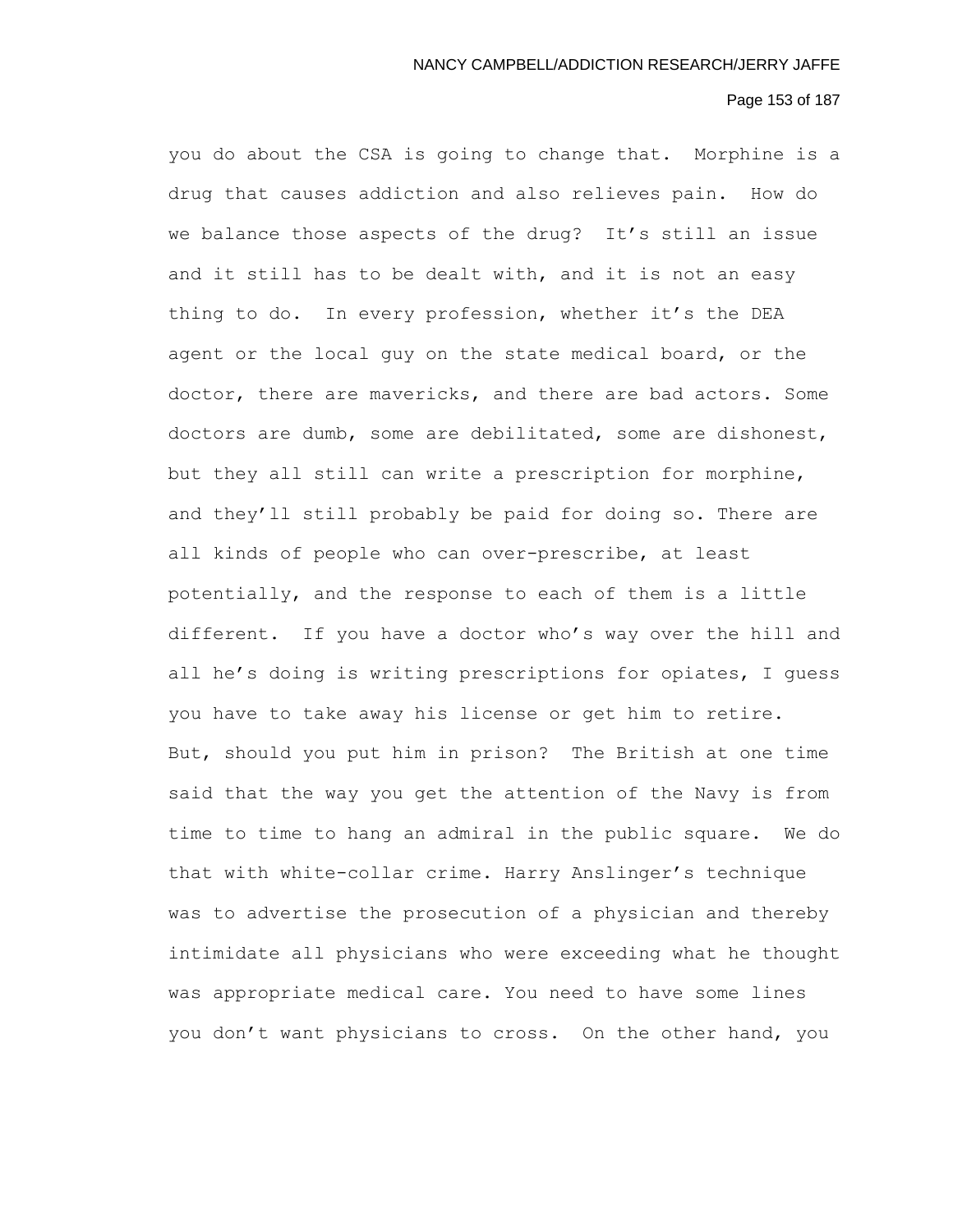you do about the CSA is going to change that. Morphine is a drug that causes addiction and also relieves pain. How do we balance those aspects of the drug? It's still an issue and it still has to be dealt with, and it is not an easy thing to do. In every profession, whether it's the DEA agent or the local guy on the state medical board, or the doctor, there are mavericks, and there are bad actors. Some doctors are dumb, some are debilitated, some are dishonest, but they all still can write a prescription for morphine, and they'll still probably be paid for doing so. There are all kinds of people who can over-prescribe, at least potentially, and the response to each of them is a little different. If you have a doctor who's way over the hill and all he's doing is writing prescriptions for opiates, I guess you have to take away his license or get him to retire. But, should you put him in prison? The British at one time said that the way you get the attention of the Navy is from time to time to hang an admiral in the public square. We do that with white-collar crime. Harry Anslinger's technique was to advertise the prosecution of a physician and thereby intimidate all physicians who were exceeding what he thought was appropriate medical care. You need to have some lines you don't want physicians to cross. On the other hand, you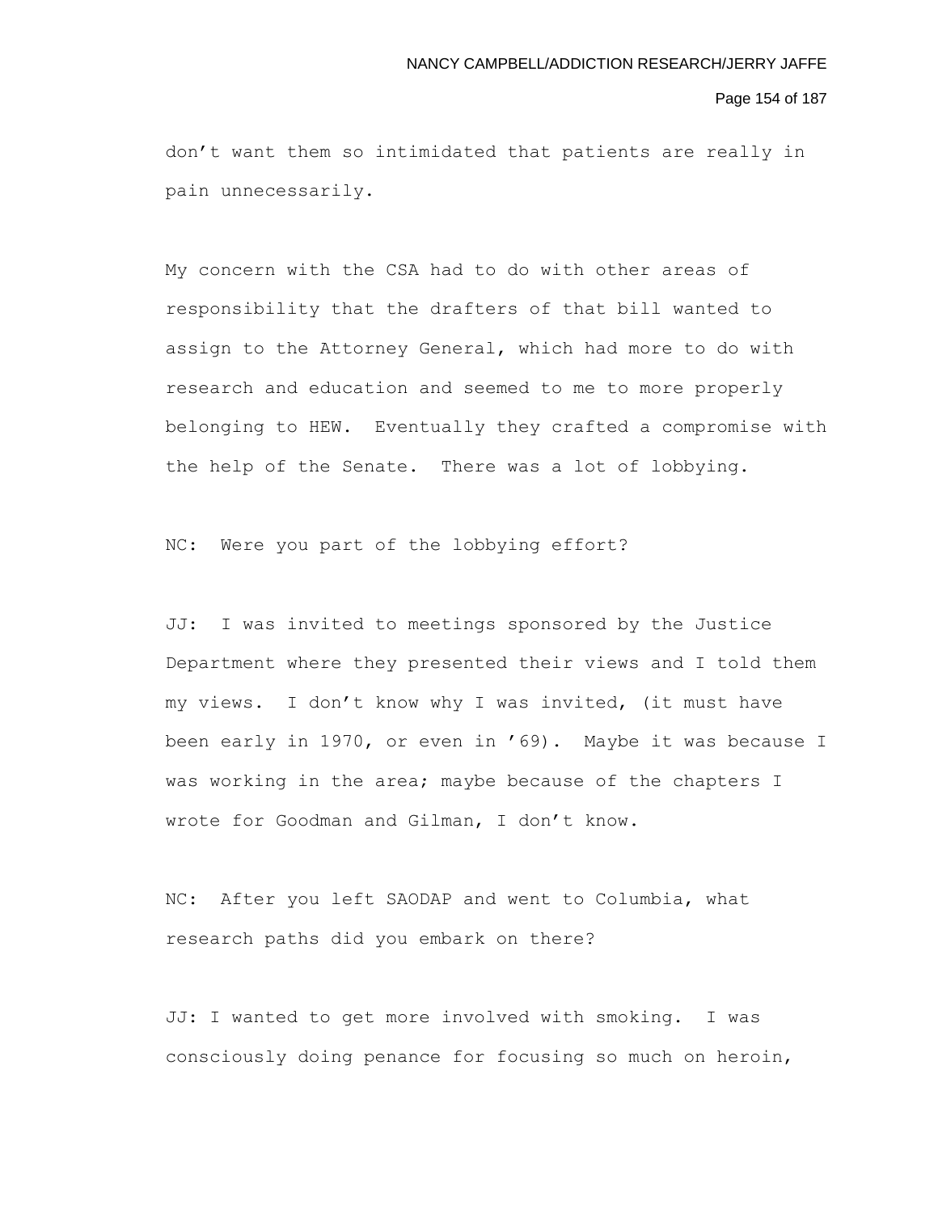don't want them so intimidated that patients are really in pain unnecessarily.

My concern with the CSA had to do with other areas of responsibility that the drafters of that bill wanted to assign to the Attorney General, which had more to do with research and education and seemed to me to more properly belonging to HEW. Eventually they crafted a compromise with the help of the Senate. There was a lot of lobbying.

NC: Were you part of the lobbying effort?

JJ: I was invited to meetings sponsored by the Justice Department where they presented their views and I told them my views. I don't know why I was invited, (it must have been early in 1970, or even in '69). Maybe it was because I was working in the area; maybe because of the chapters I wrote for Goodman and Gilman, I don't know.

NC: After you left SAODAP and went to Columbia, what research paths did you embark on there?

JJ: I wanted to get more involved with smoking. I was consciously doing penance for focusing so much on heroin,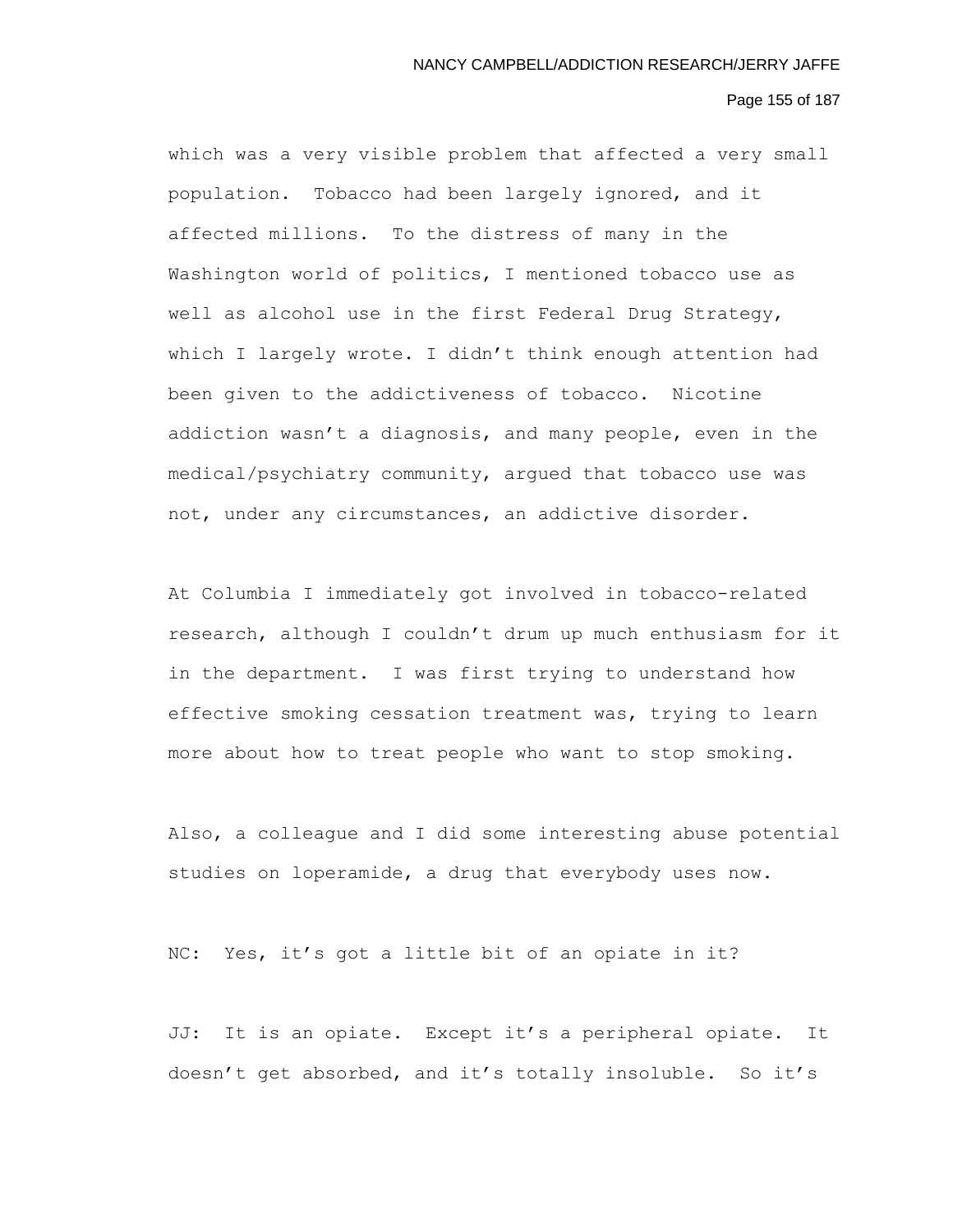which was a very visible problem that affected a very small population. Tobacco had been largely ignored, and it affected millions. To the distress of many in the Washington world of politics, I mentioned tobacco use as well as alcohol use in the first Federal Drug Strategy, which I largely wrote. I didn't think enough attention had been given to the addictiveness of tobacco. Nicotine addiction wasn't a diagnosis, and many people, even in the medical/psychiatry community, argued that tobacco use was not, under any circumstances, an addictive disorder.

At Columbia I immediately got involved in tobacco-related research, although I couldn't drum up much enthusiasm for it in the department. I was first trying to understand how effective smoking cessation treatment was, trying to learn more about how to treat people who want to stop smoking.

Also, a colleague and I did some interesting abuse potential studies on loperamide, a drug that everybody uses now.

NC: Yes, it's got a little bit of an opiate in it?

JJ: It is an opiate. Except it's a peripheral opiate. It doesn't get absorbed, and it's totally insoluble. So it's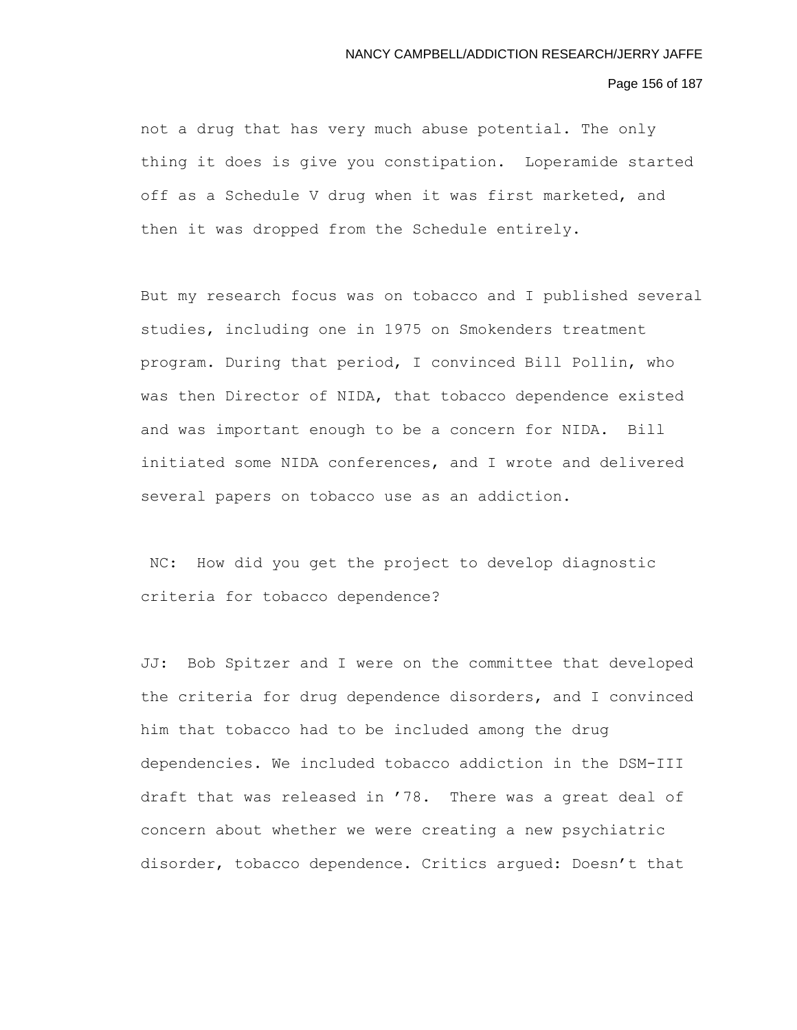not a drug that has very much abuse potential. The only thing it does is give you constipation. Loperamide started off as a Schedule V drug when it was first marketed, and then it was dropped from the Schedule entirely.

But my research focus was on tobacco and I published several studies, including one in 1975 on Smokenders treatment program. During that period, I convinced Bill Pollin, who was then Director of NIDA, that tobacco dependence existed and was important enough to be a concern for NIDA. Bill initiated some NIDA conferences, and I wrote and delivered several papers on tobacco use as an addiction.

NC: How did you get the project to develop diagnostic criteria for tobacco dependence?

JJ: Bob Spitzer and I were on the committee that developed the criteria for drug dependence disorders, and I convinced him that tobacco had to be included among the drug dependencies. We included tobacco addiction in the DSM-III draft that was released in '78. There was a great deal of concern about whether we were creating a new psychiatric disorder, tobacco dependence. Critics argued: Doesn't that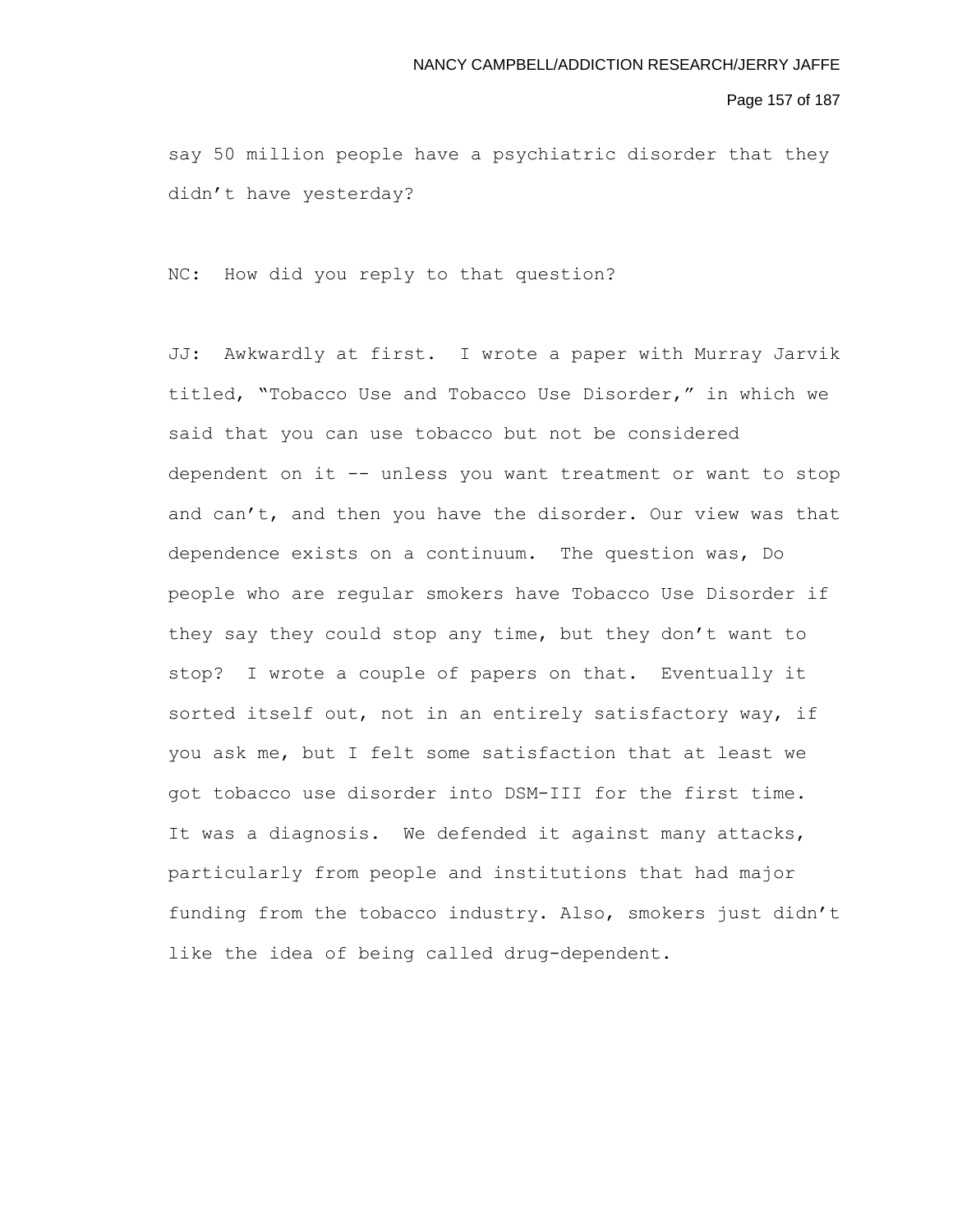say 50 million people have a psychiatric disorder that they didn't have yesterday?

NC: How did you reply to that question?

JJ: Awkwardly at first. I wrote a paper with Murray Jarvik titled, "Tobacco Use and Tobacco Use Disorder," in which we said that you can use tobacco but not be considered dependent on it -- unless you want treatment or want to stop and can't, and then you have the disorder. Our view was that dependence exists on a continuum. The question was, Do people who are regular smokers have Tobacco Use Disorder if they say they could stop any time, but they don't want to stop? I wrote a couple of papers on that. Eventually it sorted itself out, not in an entirely satisfactory way, if you ask me, but I felt some satisfaction that at least we got tobacco use disorder into DSM-III for the first time. It was a diagnosis. We defended it against many attacks, particularly from people and institutions that had major funding from the tobacco industry. Also, smokers just didn't like the idea of being called drug-dependent.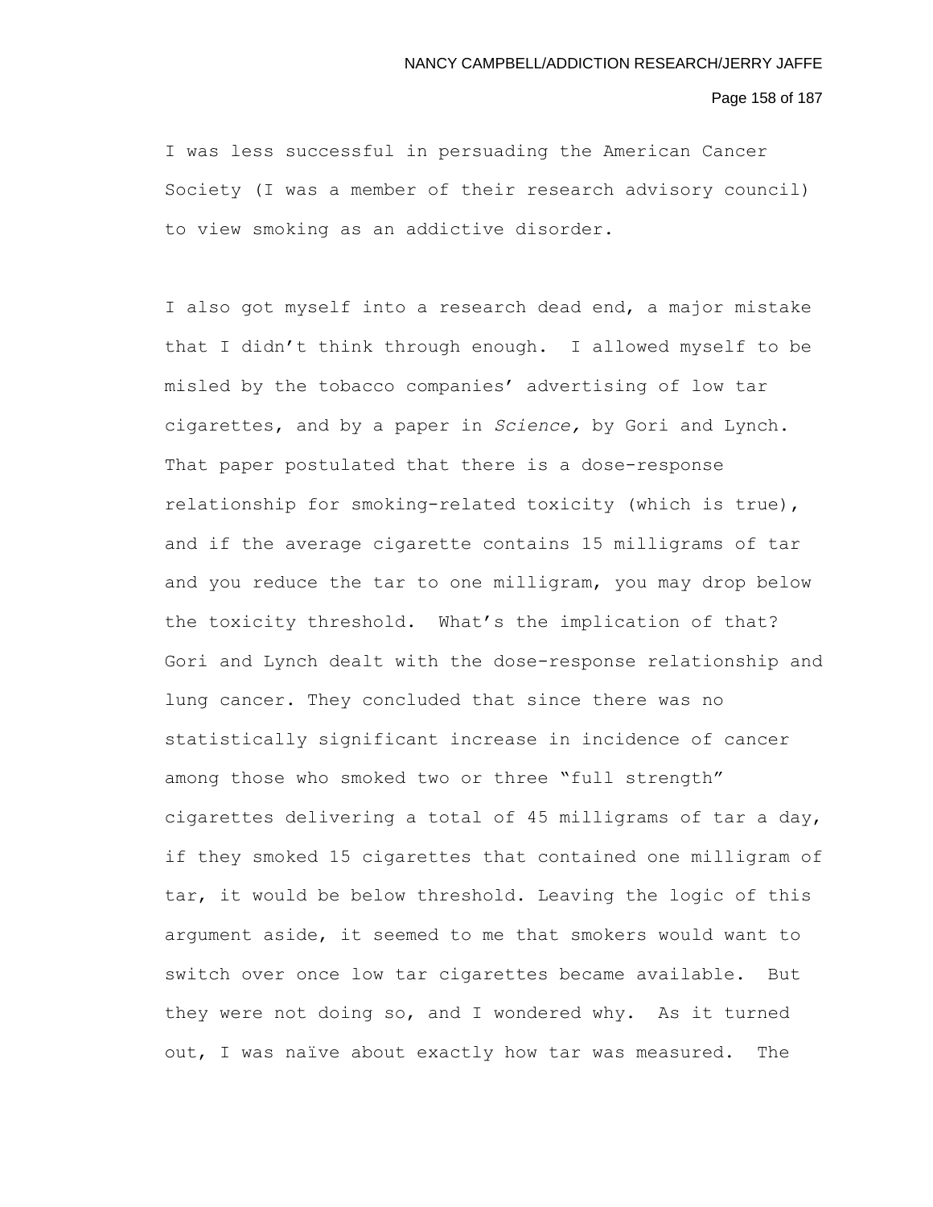I was less successful in persuading the American Cancer Society (I was a member of their research advisory council) to view smoking as an addictive disorder.

I also got myself into a research dead end, a major mistake that I didn't think through enough. I allowed myself to be misled by the tobacco companies' advertising of low tar cigarettes, and by a paper in *Science,* by Gori and Lynch. That paper postulated that there is a dose-response relationship for smoking-related toxicity (which is true), and if the average cigarette contains 15 milligrams of tar and you reduce the tar to one milligram, you may drop below the toxicity threshold. What's the implication of that? Gori and Lynch dealt with the dose-response relationship and lung cancer. They concluded that since there was no statistically significant increase in incidence of cancer among those who smoked two or three "full strength" cigarettes delivering a total of 45 milligrams of tar a day, if they smoked 15 cigarettes that contained one milligram of tar, it would be below threshold. Leaving the logic of this argument aside, it seemed to me that smokers would want to switch over once low tar cigarettes became available. But they were not doing so, and I wondered why. As it turned out, I was naïve about exactly how tar was measured. The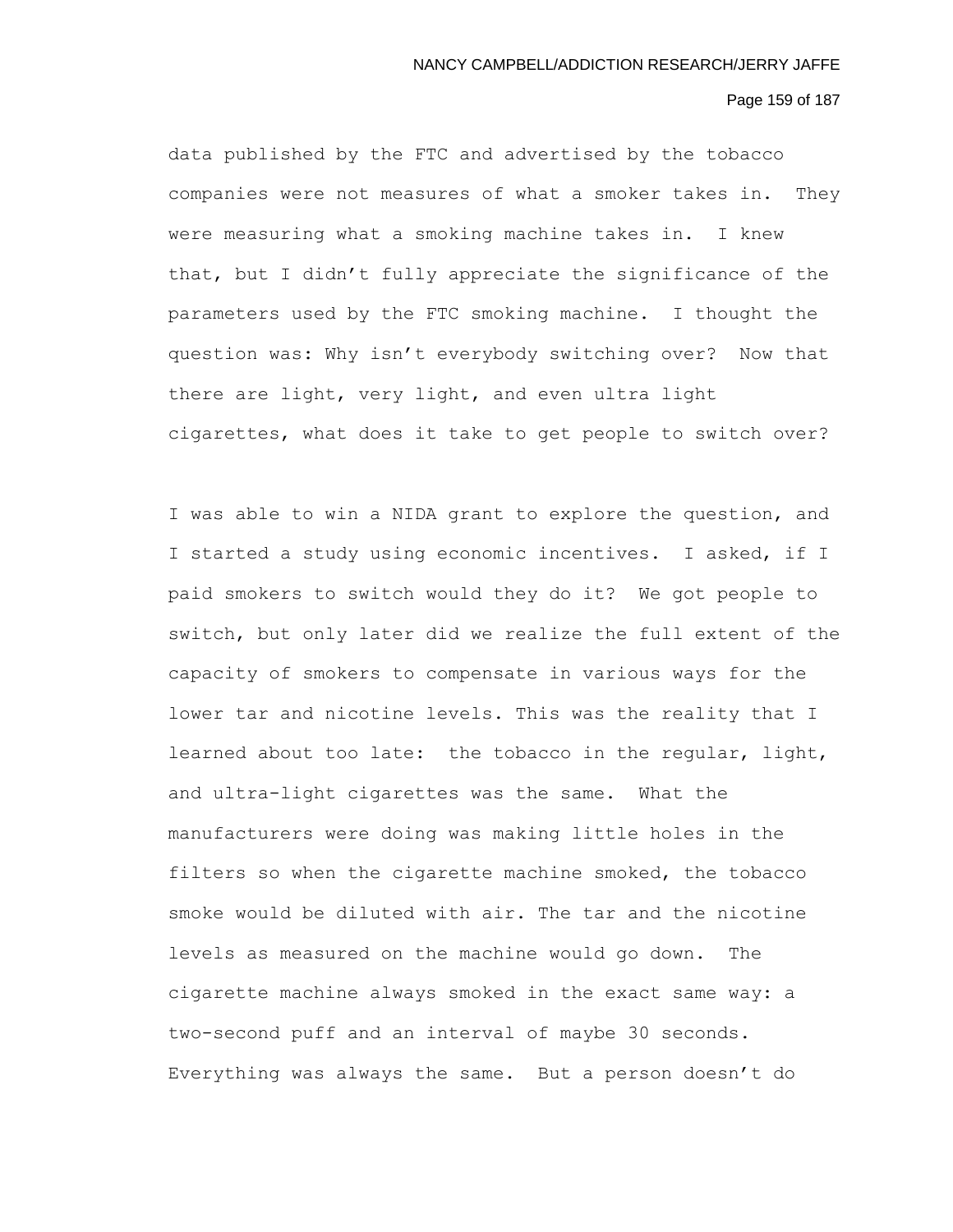data published by the FTC and advertised by the tobacco companies were not measures of what a smoker takes in. They were measuring what a smoking machine takes in. I knew that, but I didn't fully appreciate the significance of the parameters used by the FTC smoking machine. I thought the question was: Why isn't everybody switching over? Now that there are light, very light, and even ultra light cigarettes, what does it take to get people to switch over?

I was able to win a NIDA grant to explore the question, and I started a study using economic incentives. I asked, if I paid smokers to switch would they do it? We got people to switch, but only later did we realize the full extent of the capacity of smokers to compensate in various ways for the lower tar and nicotine levels. This was the reality that I learned about too late: the tobacco in the regular, light, and ultra-light cigarettes was the same. What the manufacturers were doing was making little holes in the filters so when the cigarette machine smoked, the tobacco smoke would be diluted with air. The tar and the nicotine levels as measured on the machine would go down. The cigarette machine always smoked in the exact same way: a two-second puff and an interval of maybe 30 seconds. Everything was always the same. But a person doesn't do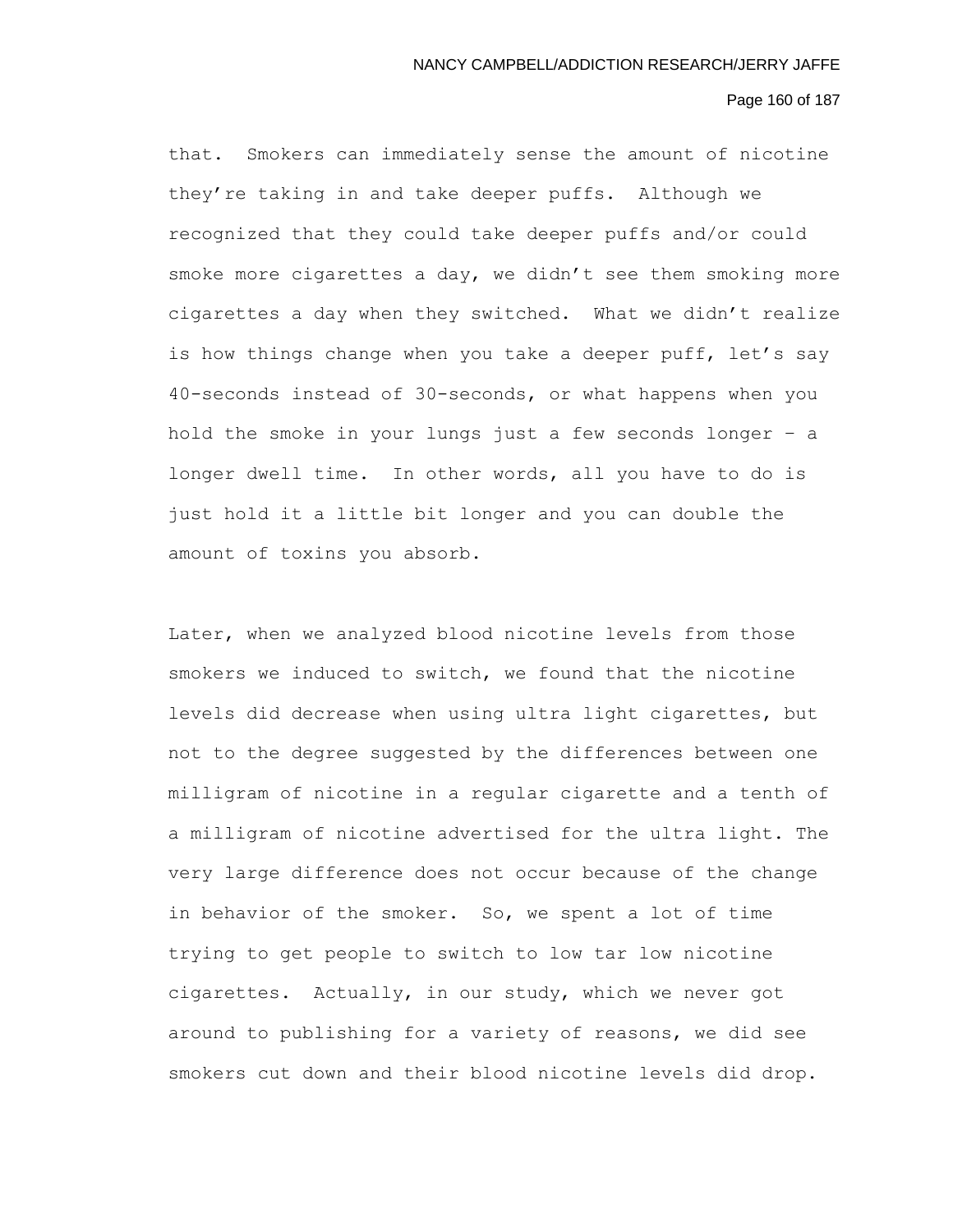that. Smokers can immediately sense the amount of nicotine they're taking in and take deeper puffs. Although we recognized that they could take deeper puffs and/or could smoke more cigarettes a day, we didn't see them smoking more cigarettes a day when they switched. What we didn't realize is how things change when you take a deeper puff, let's say 40-seconds instead of 30-seconds, or what happens when you hold the smoke in your lungs just a few seconds longer – a longer dwell time. In other words, all you have to do is just hold it a little bit longer and you can double the amount of toxins you absorb.

Later, when we analyzed blood nicotine levels from those smokers we induced to switch, we found that the nicotine levels did decrease when using ultra light cigarettes, but not to the degree suggested by the differences between one milligram of nicotine in a regular cigarette and a tenth of a milligram of nicotine advertised for the ultra light. The very large difference does not occur because of the change in behavior of the smoker. So, we spent a lot of time trying to get people to switch to low tar low nicotine cigarettes. Actually, in our study, which we never got around to publishing for a variety of reasons, we did see smokers cut down and their blood nicotine levels did drop.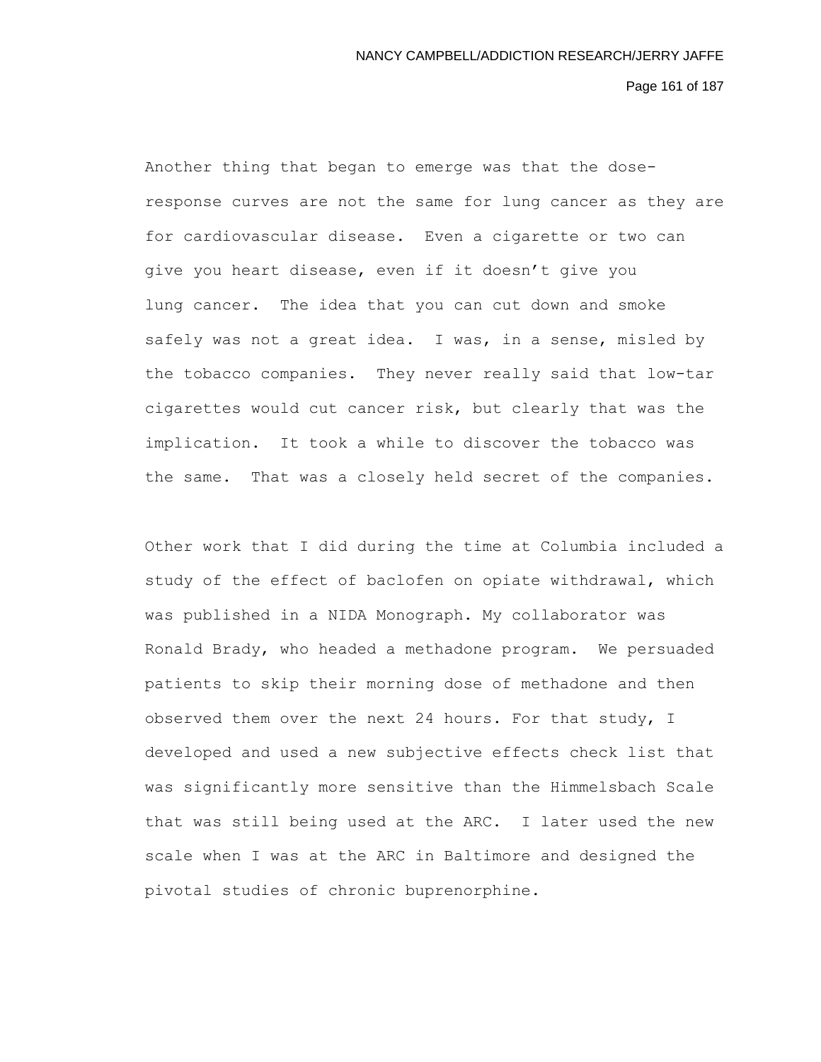Another thing that began to emerge was that the dose-response curves are not the same for lung cancer as they are for cardiovascular disease. Even a cigarette or two can give you heart disease, even if it doesn't give you lung cancer. The idea that you can cut down and smoke safely was not a great idea. I was, in a sense, misled by the tobacco companies. They never really said that low-tar cigarettes would cut cancer risk, but clearly that was the implication. It took a while to discover the tobacco was the same. That was a closely held secret of the companies.

Other work that I did during the time at Columbia included a study of the effect of baclofen on opiate withdrawal, which was published in a NIDA Monograph. My collaborator was Ronald Brady, who headed a methadone program. We persuaded patients to skip their morning dose of methadone and then observed them over the next 24 hours. For that study, I developed and used a new subjective effects check list that was significantly more sensitive than the Himmelsbach Scale that was still being used at the ARC. I later used the new scale when I was at the ARC in Baltimore and designed the pivotal studies of chronic buprenorphine.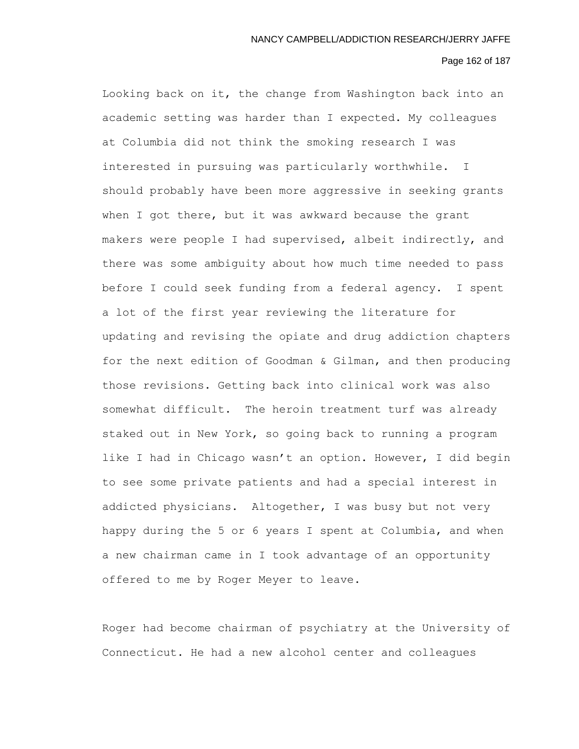Looking back on it, the change from Washington back into an academic setting was harder than I expected. My colleagues at Columbia did not think the smoking research I was interested in pursuing was particularly worthwhile. I should probably have been more aggressive in seeking grants when I got there, but it was awkward because the grant makers were people I had supervised, albeit indirectly, and there was some ambiguity about how much time needed to pass before I could seek funding from a federal agency. I spent a lot of the first year reviewing the literature for updating and revising the opiate and drug addiction chapters for the next edition of Goodman & Gilman, and then producing those revisions. Getting back into clinical work was also somewhat difficult. The heroin treatment turf was already staked out in New York, so going back to running a program like I had in Chicago wasn't an option. However, I did begin to see some private patients and had a special interest in addicted physicians. Altogether, I was busy but not very happy during the 5 or 6 years I spent at Columbia, and when a new chairman came in I took advantage of an opportunity offered to me by Roger Meyer to leave.

Roger had become chairman of psychiatry at the University of Connecticut. He had a new alcohol center and colleagues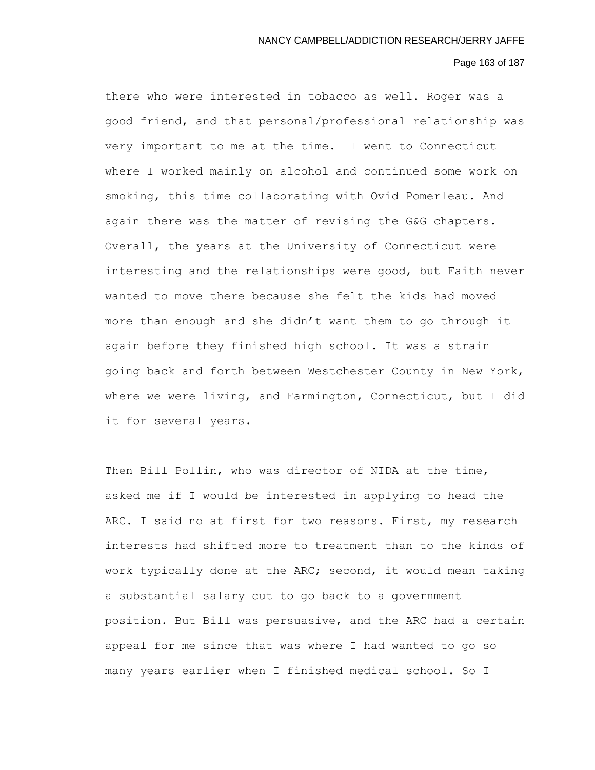there who were interested in tobacco as well. Roger was a good friend, and that personal/professional relationship was very important to me at the time. I went to Connecticut where I worked mainly on alcohol and continued some work on smoking, this time collaborating with Ovid Pomerleau. And again there was the matter of revising the G&G chapters. Overall, the years at the University of Connecticut were interesting and the relationships were good, but Faith never wanted to move there because she felt the kids had moved more than enough and she didn't want them to go through it again before they finished high school. It was a strain going back and forth between Westchester County in New York, where we were living, and Farmington, Connecticut, but I did it for several years.

Then Bill Pollin, who was director of NIDA at the time, asked me if I would be interested in applying to head the ARC. I said no at first for two reasons. First, my research interests had shifted more to treatment than to the kinds of work typically done at the ARC; second, it would mean taking a substantial salary cut to go back to a government position. But Bill was persuasive, and the ARC had a certain appeal for me since that was where I had wanted to go so many years earlier when I finished medical school. So I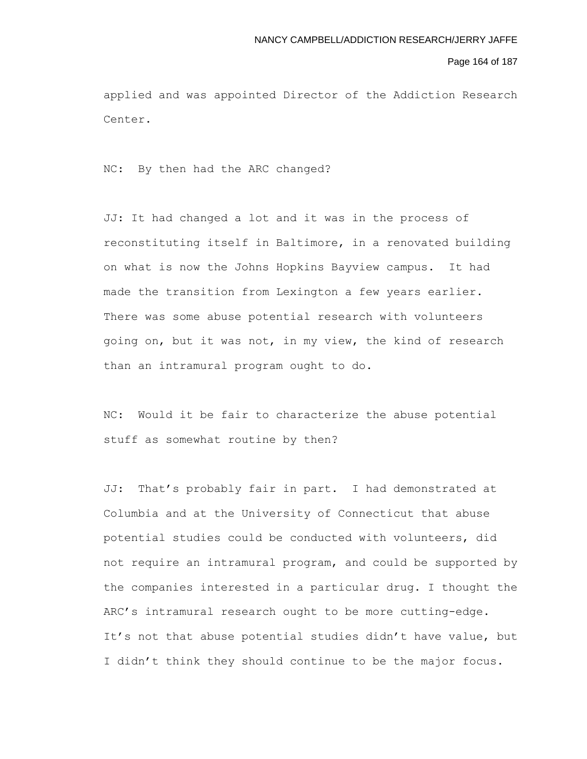applied and was appointed Director of the Addiction Research Center.

NC: By then had the ARC changed?

JJ: It had changed a lot and it was in the process of reconstituting itself in Baltimore, in a renovated building on what is now the Johns Hopkins Bayview campus. It had made the transition from Lexington a few years earlier. There was some abuse potential research with volunteers going on, but it was not, in my view, the kind of research than an intramural program ought to do.

NC: Would it be fair to characterize the abuse potential stuff as somewhat routine by then?

JJ: That's probably fair in part. I had demonstrated at Columbia and at the University of Connecticut that abuse potential studies could be conducted with volunteers, did not require an intramural program, and could be supported by the companies interested in a particular drug. I thought the ARC's intramural research ought to be more cutting-edge. It's not that abuse potential studies didn't have value, but I didn't think they should continue to be the major focus.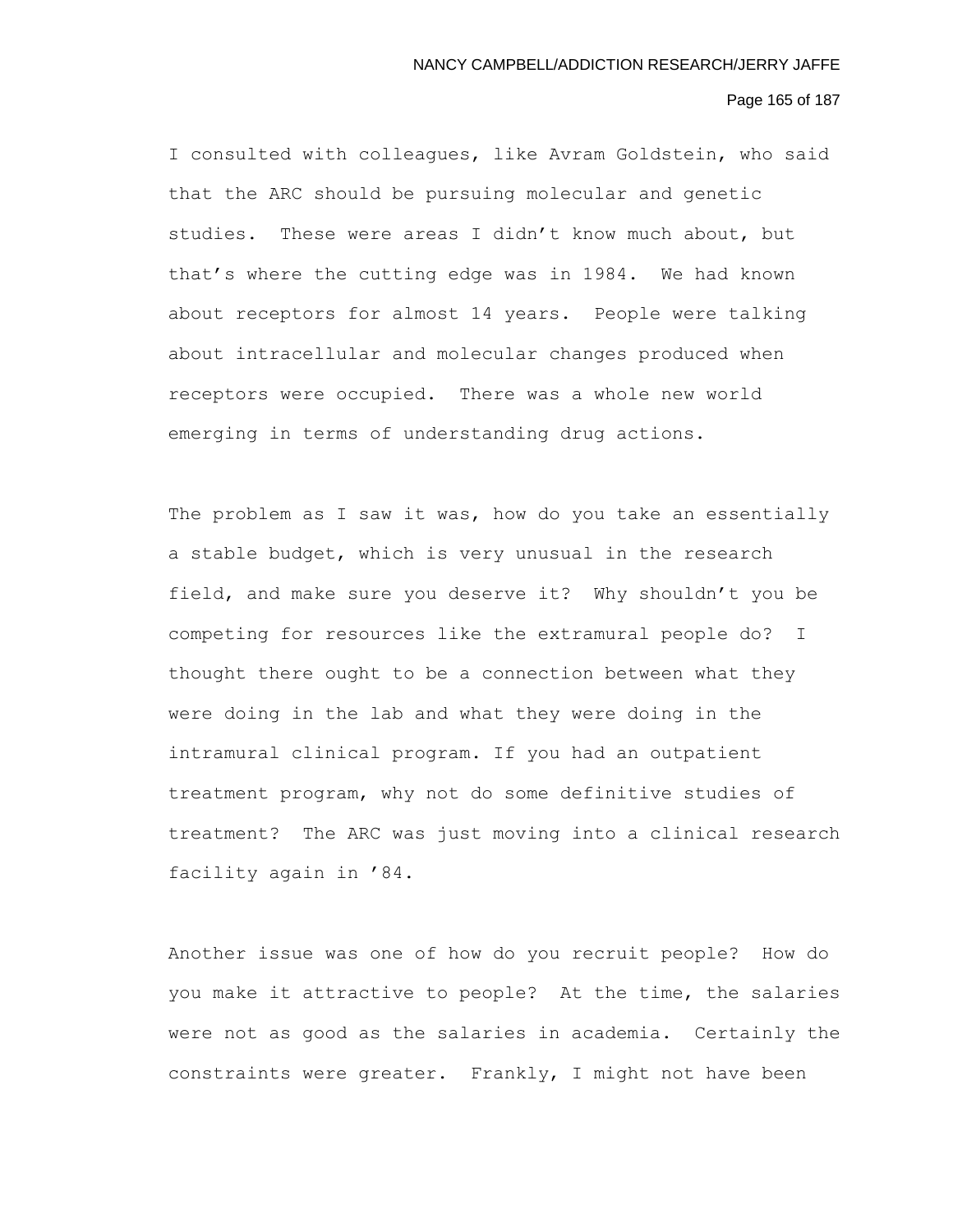I consulted with colleagues, like Avram Goldstein, who said that the ARC should be pursuing molecular and genetic studies. These were areas I didn't know much about, but that's where the cutting edge was in 1984. We had known about receptors for almost 14 years. People were talking about intracellular and molecular changes produced when receptors were occupied. There was a whole new world emerging in terms of understanding drug actions.

The problem as I saw it was, how do you take an essentially a stable budget, which is very unusual in the research field, and make sure you deserve it? Why shouldn't you be competing for resources like the extramural people do? I thought there ought to be a connection between what they were doing in the lab and what they were doing in the intramural clinical program. If you had an outpatient treatment program, why not do some definitive studies of treatment? The ARC was just moving into a clinical research facility again in '84.

Another issue was one of how do you recruit people? How do you make it attractive to people? At the time, the salaries were not as good as the salaries in academia. Certainly the constraints were greater. Frankly, I might not have been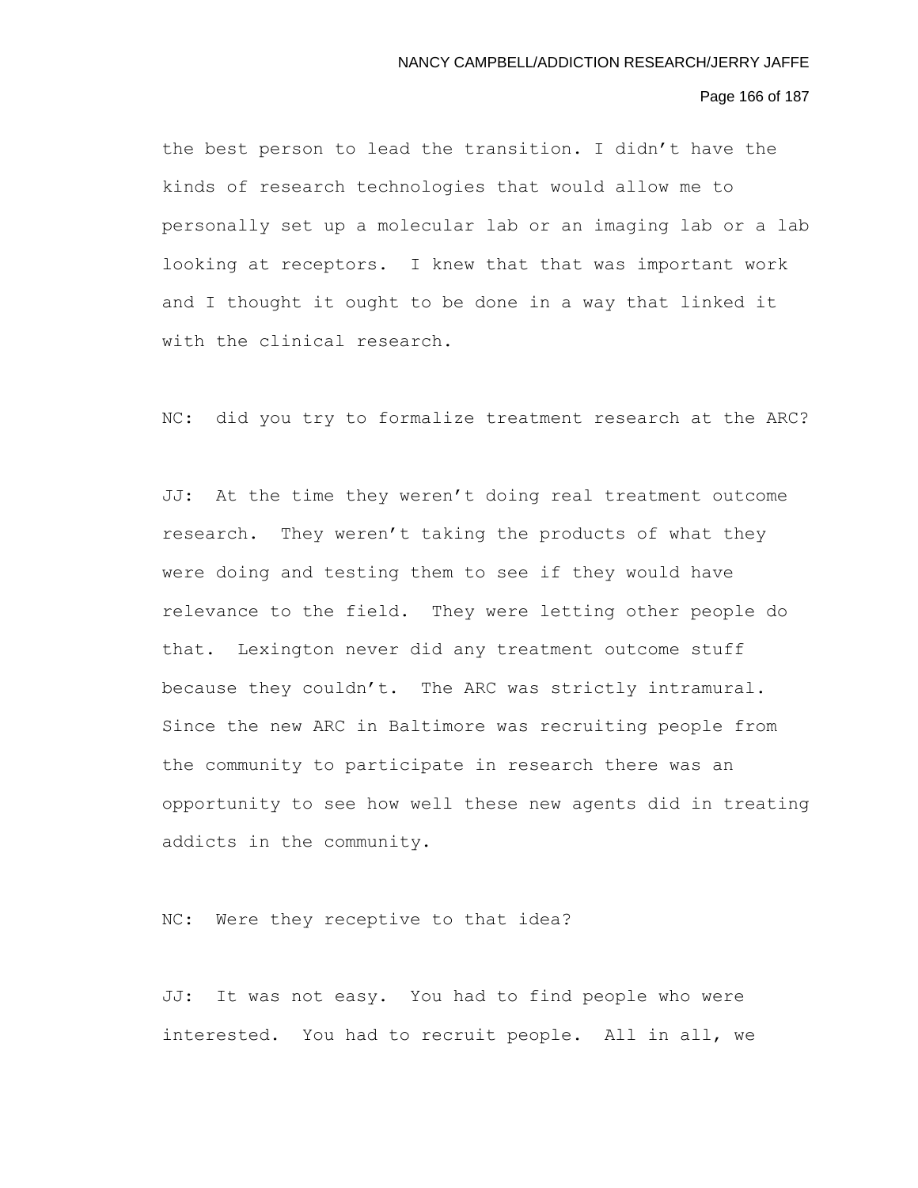the best person to lead the transition. I didn't have the kinds of research technologies that would allow me to personally set up a molecular lab or an imaging lab or a lab looking at receptors. I knew that that was important work and I thought it ought to be done in a way that linked it with the clinical research.

NC: did you try to formalize treatment research at the ARC?

JJ: At the time they weren't doing real treatment outcome research. They weren't taking the products of what they were doing and testing them to see if they would have relevance to the field. They were letting other people do that. Lexington never did any treatment outcome stuff because they couldn't. The ARC was strictly intramural. Since the new ARC in Baltimore was recruiting people from the community to participate in research there was an opportunity to see how well these new agents did in treating addicts in the community.

NC: Were they receptive to that idea?

JJ: It was not easy. You had to find people who were interested. You had to recruit people. All in all, we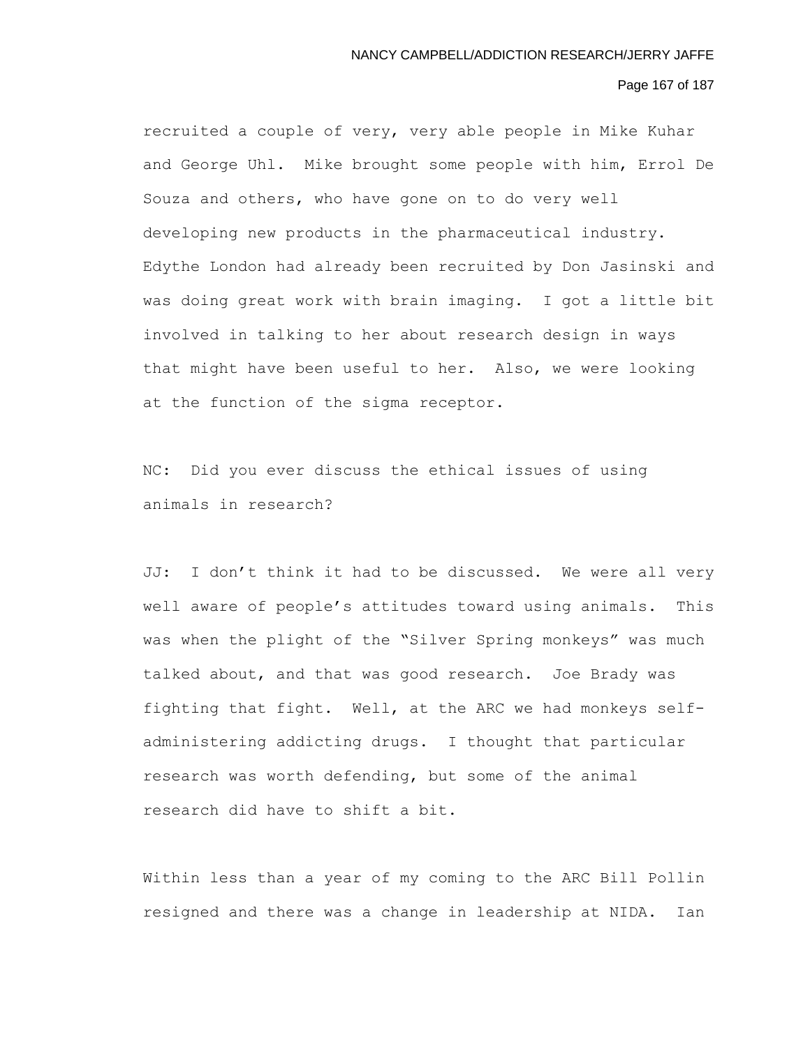recruited a couple of very, very able people in Mike Kuhar and George Uhl. Mike brought some people with him, Errol De Souza and others, who have gone on to do very well developing new products in the pharmaceutical industry. Edythe London had already been recruited by Don Jasinski and was doing great work with brain imaging. I got a little bit involved in talking to her about research design in ways that might have been useful to her. Also, we were looking at the function of the sigma receptor.

NC: Did you ever discuss the ethical issues of using animals in research?

JJ: I don't think it had to be discussed. We were all very well aware of people's attitudes toward using animals. This was when the plight of the "Silver Spring monkeys" was much talked about, and that was good research. Joe Brady was fighting that fight. Well, at the ARC we had monkeys self-administering addicting drugs. I thought that particular research was worth defending, but some of the animal research did have to shift a bit.

Within less than a year of my coming to the ARC Bill Pollin resigned and there was a change in leadership at NIDA. Ian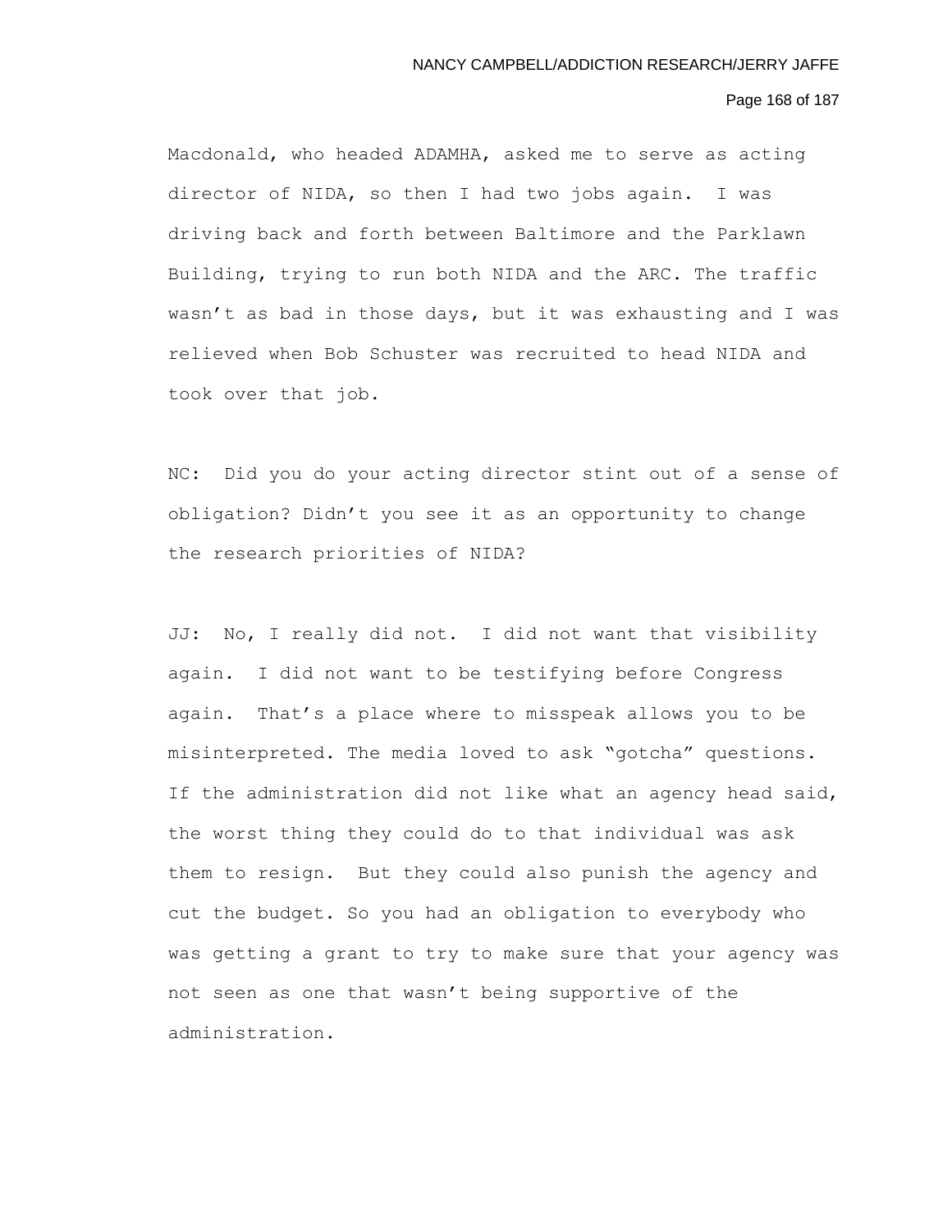Macdonald, who headed ADAMHA, asked me to serve as acting director of NIDA, so then I had two jobs again. I was driving back and forth between Baltimore and the Parklawn Building, trying to run both NIDA and the ARC. The traffic wasn't as bad in those days, but it was exhausting and I was relieved when Bob Schuster was recruited to head NIDA and took over that job.

NC: Did you do your acting director stint out of a sense of obligation? Didn't you see it as an opportunity to change the research priorities of NIDA?

JJ: No, I really did not. I did not want that visibility again. I did not want to be testifying before Congress again. That's a place where to misspeak allows you to be misinterpreted. The media loved to ask "gotcha" questions. If the administration did not like what an agency head said, the worst thing they could do to that individual was ask them to resign. But they could also punish the agency and cut the budget. So you had an obligation to everybody who was getting a grant to try to make sure that your agency was not seen as one that wasn't being supportive of the administration.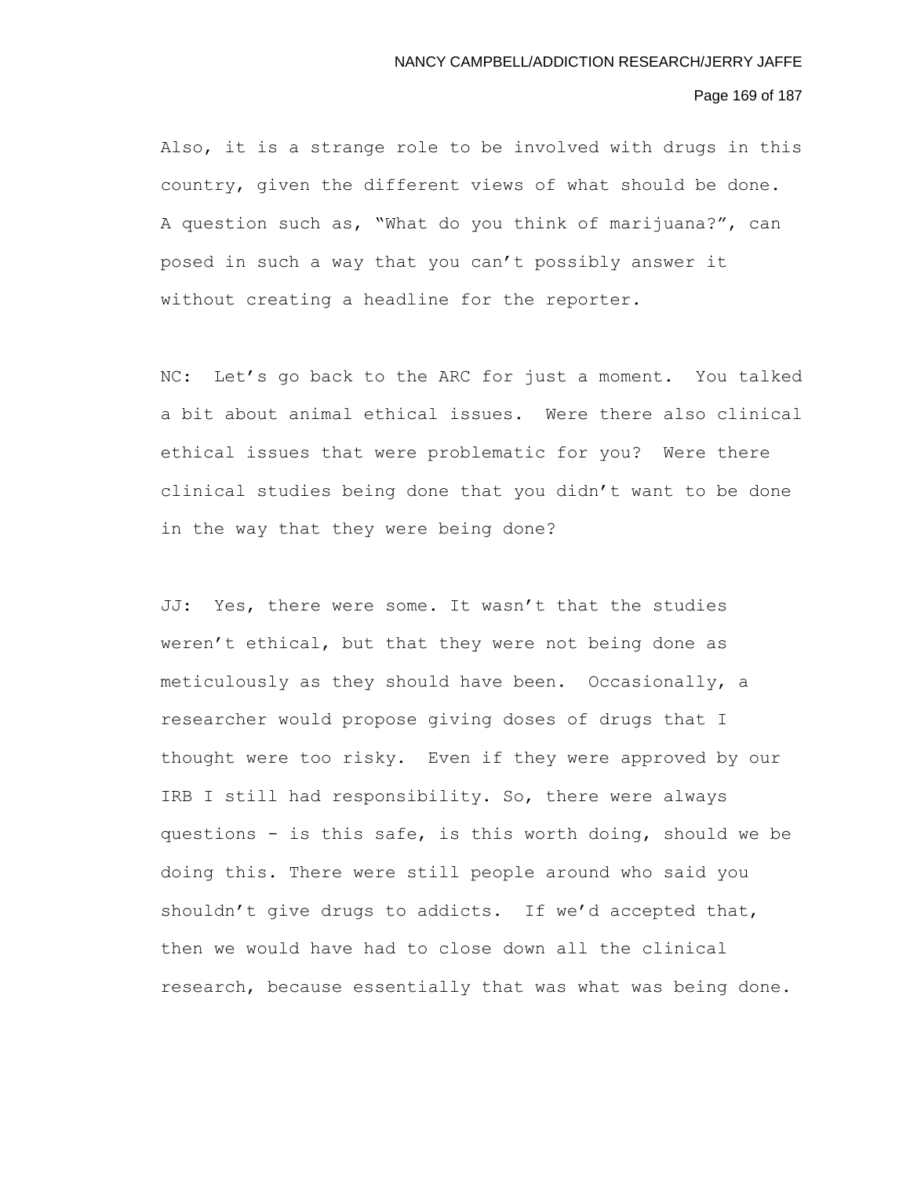Also, it is a strange role to be involved with drugs in this country, given the different views of what should be done. A question such as, "What do you think of marijuana?", can posed in such a way that you can't possibly answer it without creating a headline for the reporter.

NC: Let's go back to the ARC for just a moment. You talked a bit about animal ethical issues. Were there also clinical ethical issues that were problematic for you? Were there clinical studies being done that you didn't want to be done in the way that they were being done?

JJ: Yes, there were some. It wasn't that the studies weren't ethical, but that they were not being done as meticulously as they should have been. Occasionally, a researcher would propose giving doses of drugs that I thought were too risky. Even if they were approved by our IRB I still had responsibility. So, there were always questions - is this safe, is this worth doing, should we be doing this. There were still people around who said you shouldn't give drugs to addicts. If we'd accepted that, then we would have had to close down all the clinical research, because essentially that was what was being done.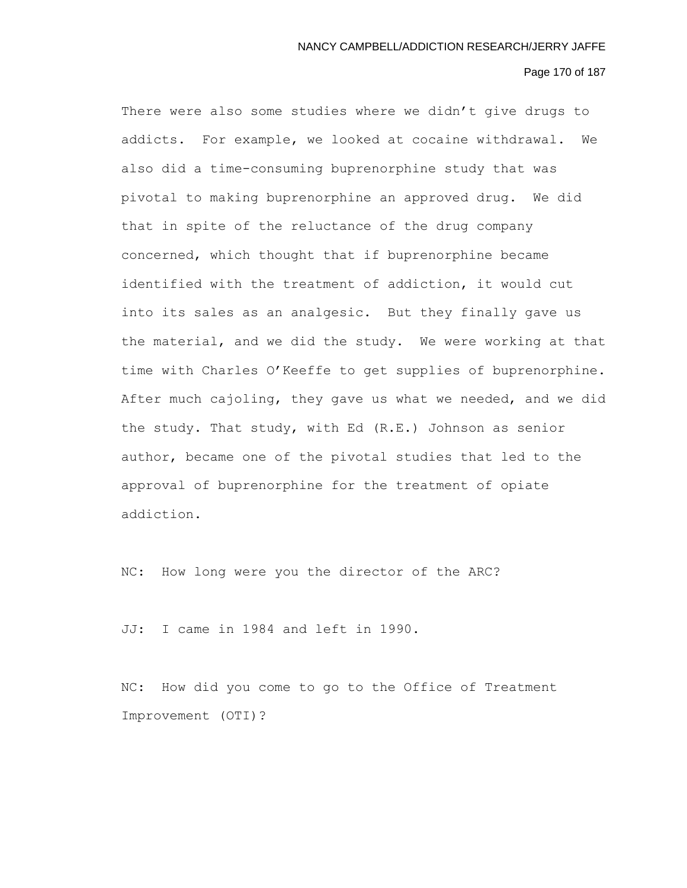There were also some studies where we didn't give drugs to addicts. For example, we looked at cocaine withdrawal. We also did a time-consuming buprenorphine study that was pivotal to making buprenorphine an approved drug. We did that in spite of the reluctance of the drug company concerned, which thought that if buprenorphine became identified with the treatment of addiction, it would cut into its sales as an analgesic. But they finally gave us the material, and we did the study. We were working at that time with Charles O'Keeffe to get supplies of buprenorphine. After much cajoling, they gave us what we needed, and we did the study. That study, with Ed (R.E.) Johnson as senior author, became one of the pivotal studies that led to the approval of buprenorphine for the treatment of opiate addiction.

NC: How long were you the director of the ARC?

JJ: I came in 1984 and left in 1990.

NC: How did you come to go to the Office of Treatment Improvement (OTI)?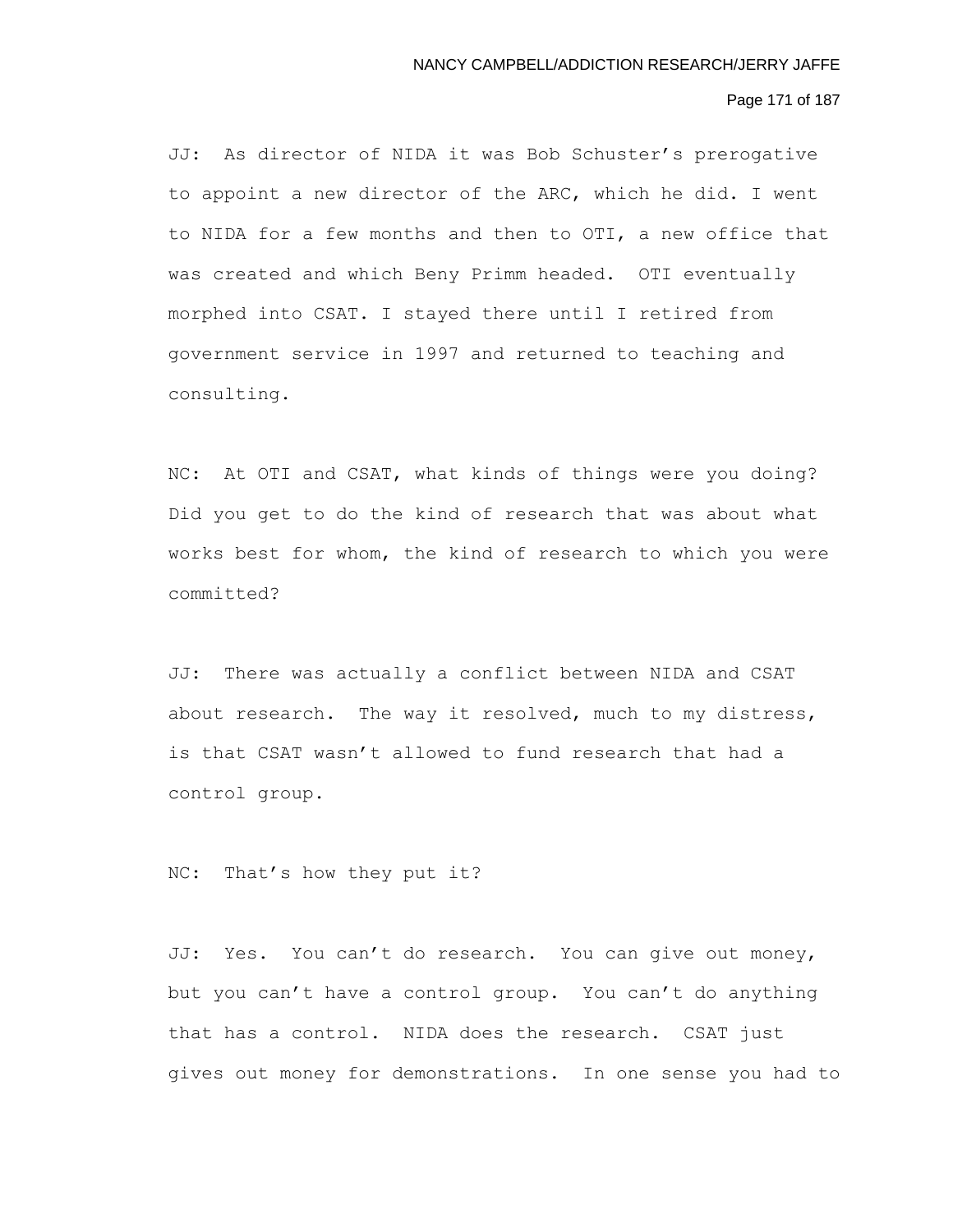JJ: As director of NIDA it was Bob Schuster's prerogative to appoint a new director of the ARC, which he did. I went to NIDA for a few months and then to OTI, a new office that was created and which Beny Primm headed. OTI eventually morphed into CSAT. I stayed there until I retired from government service in 1997 and returned to teaching and consulting.

NC: At OTI and CSAT, what kinds of things were you doing? Did you get to do the kind of research that was about what works best for whom, the kind of research to which you were committed?

JJ: There was actually a conflict between NIDA and CSAT about research. The way it resolved, much to my distress, is that CSAT wasn't allowed to fund research that had a control group.

NC: That's how they put it?

JJ: Yes. You can't do research. You can give out money, but you can't have a control group. You can't do anything that has a control. NIDA does the research. CSAT just gives out money for demonstrations. In one sense you had to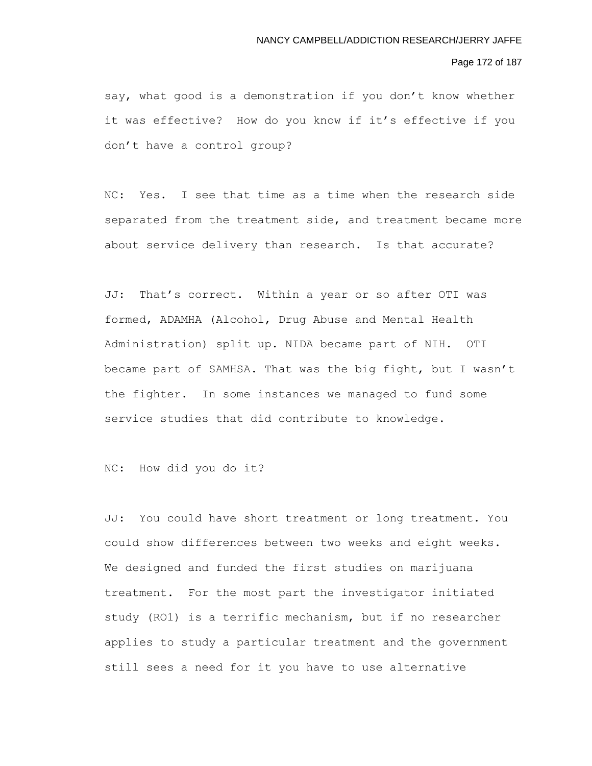say, what good is a demonstration if you don't know whether it was effective? How do you know if it's effective if you don't have a control group?

NC: Yes. I see that time as a time when the research side separated from the treatment side, and treatment became more about service delivery than research. Is that accurate?

JJ: That's correct. Within a year or so after OTI was formed, ADAMHA (Alcohol, Drug Abuse and Mental Health Administration) split up. NIDA became part of NIH. OTI became part of SAMHSA. That was the big fight, but I wasn't the fighter. In some instances we managed to fund some service studies that did contribute to knowledge.

NC: How did you do it?

JJ: You could have short treatment or long treatment. You could show differences between two weeks and eight weeks. We designed and funded the first studies on marijuana treatment. For the most part the investigator initiated study (RO1) is a terrific mechanism, but if no researcher applies to study a particular treatment and the government still sees a need for it you have to use alternative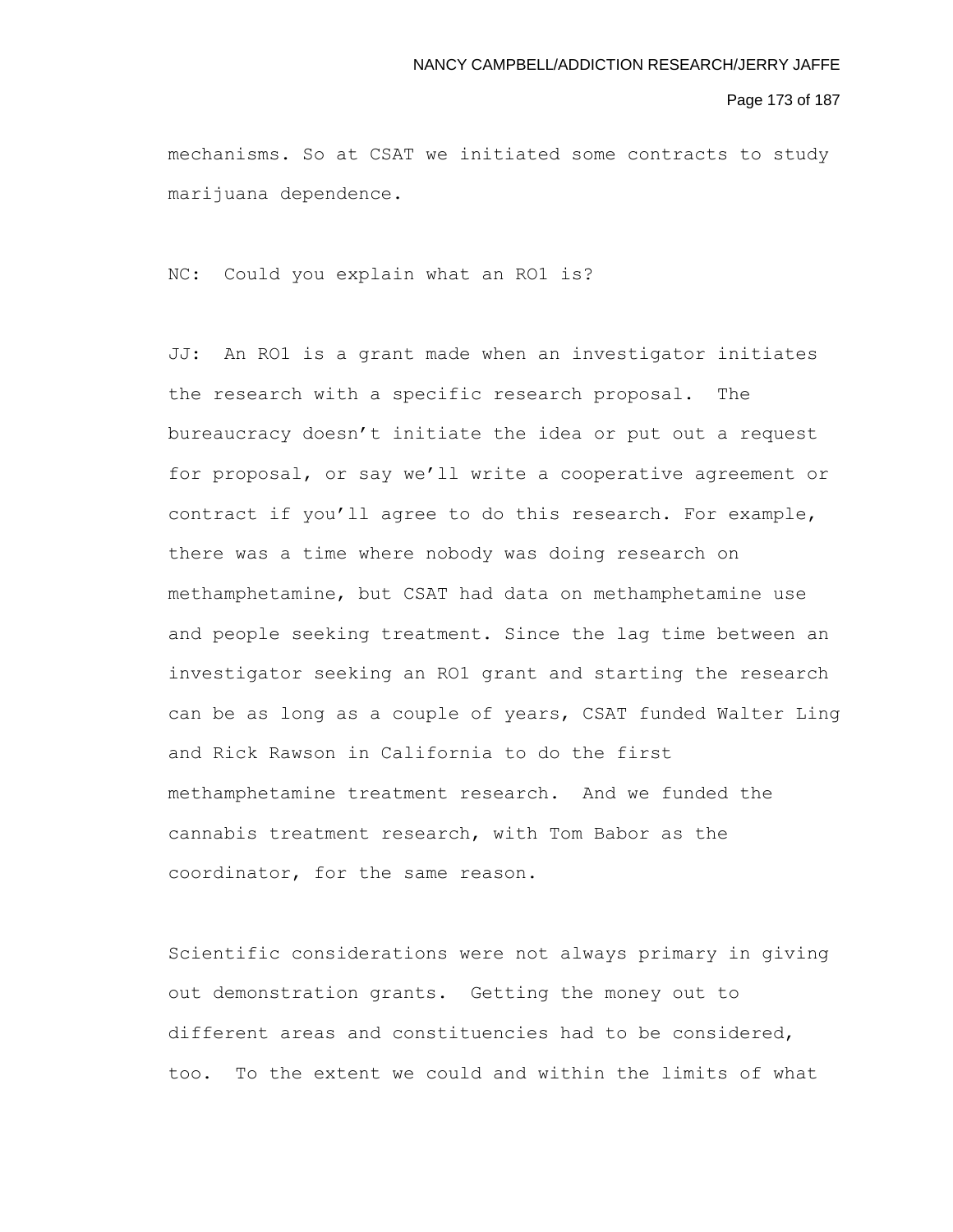mechanisms. So at CSAT we initiated some contracts to study marijuana dependence.

NC: Could you explain what an RO1 is?

JJ: An RO1 is a grant made when an investigator initiates the research with a specific research proposal. The bureaucracy doesn't initiate the idea or put out a request for proposal, or say we'll write a cooperative agreement or contract if you'll agree to do this research. For example, there was a time where nobody was doing research on methamphetamine, but CSAT had data on methamphetamine use and people seeking treatment. Since the lag time between an investigator seeking an RO1 grant and starting the research can be as long as a couple of years, CSAT funded Walter Ling and Rick Rawson in California to do the first methamphetamine treatment research. And we funded the cannabis treatment research, with Tom Babor as the coordinator, for the same reason.

Scientific considerations were not always primary in giving out demonstration grants. Getting the money out to different areas and constituencies had to be considered, too. To the extent we could and within the limits of what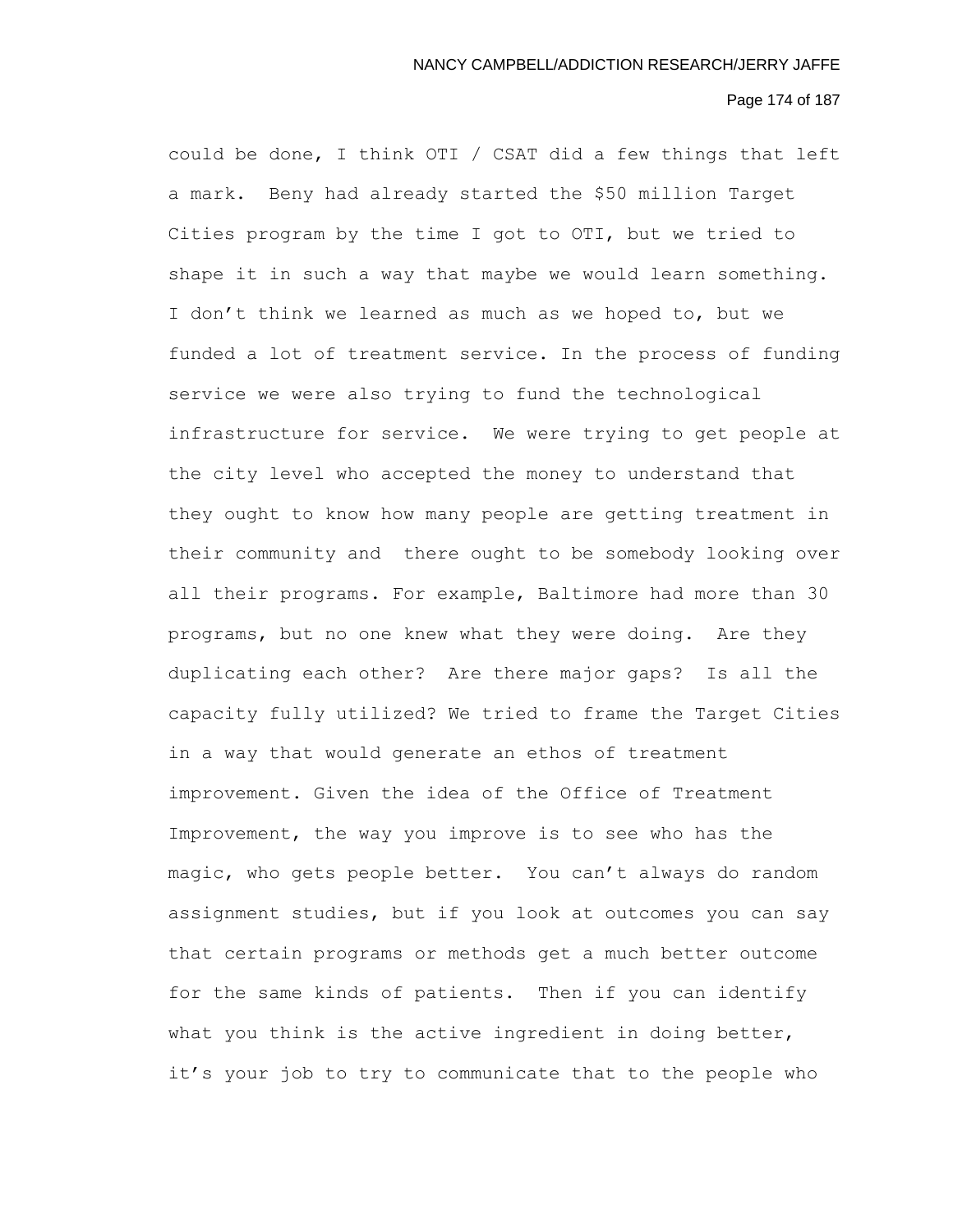could be done, I think OTI / CSAT did a few things that left a mark. Beny had already started the $50 million Target Cities program by the time I got to OTI, but we tried to shape it in such a way that maybe we would learn something. I don't think we learned as much as we hoped to, but we funded a lot of treatment service. In the process of funding service we were also trying to fund the technological infrastructure for service. We were trying to get people at the city level who accepted the money to understand that they ought to know how many people are getting treatment in their community and there ought to be somebody looking over all their programs. For example, Baltimore had more than 30 programs, but no one knew what they were doing. Are they duplicating each other? Are there major gaps? Is all the capacity fully utilized? We tried to frame the Target Cities in a way that would generate an ethos of treatment improvement. Given the idea of the Office of Treatment Improvement, the way you improve is to see who has the magic, who gets people better. You can't always do random assignment studies, but if you look at outcomes you can say that certain programs or methods get a much better outcome for the same kinds of patients. Then if you can identify what you think is the active ingredient in doing better, it's your job to try to communicate that to the people who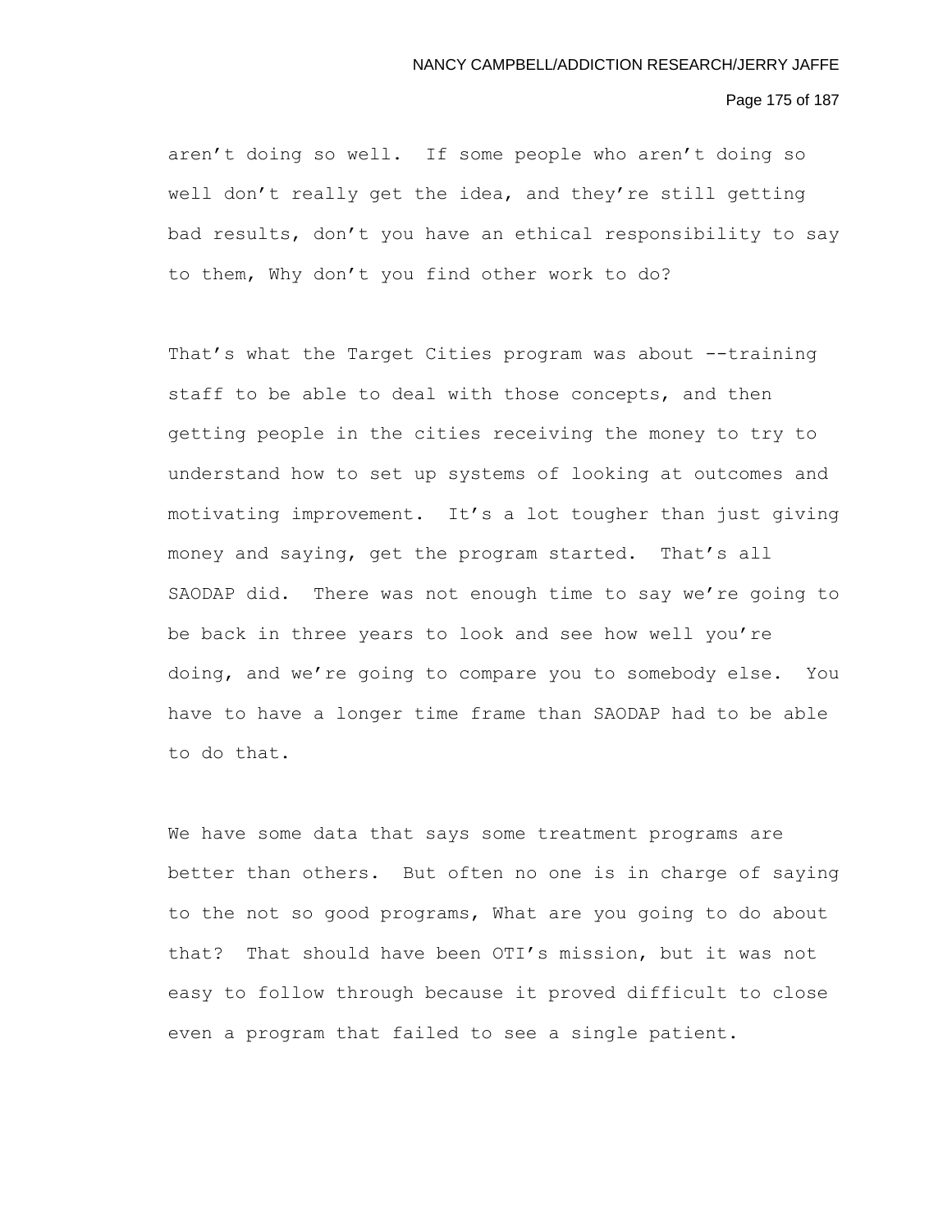aren’t doing so well. If some people who aren’t doing so well don’t really get the idea, and they’re still getting bad results, don’t you have an ethical responsibility to say to them, Why don’t you find other work to do?

That’s what the Target Cities program was about --training staff to be able to deal with those concepts, and then getting people in the cities receiving the money to try to understand how to set up systems of looking at outcomes and motivating improvement. It’s a lot tougher than just giving money and saying, get the program started. That’s all SAODAP did. There was not enough time to say we’re going to be back in three years to look and see how well you’re doing, and we’re going to compare you to somebody else. You have to have a longer time frame than SAODAP had to be able to do that.

We have some data that says some treatment programs are better than others. But often no one is in charge of saying to the not so good programs, What are you going to do about that? That should have been OTI’s mission, but it was not easy to follow through because it proved difficult to close even a program that failed to see a single patient.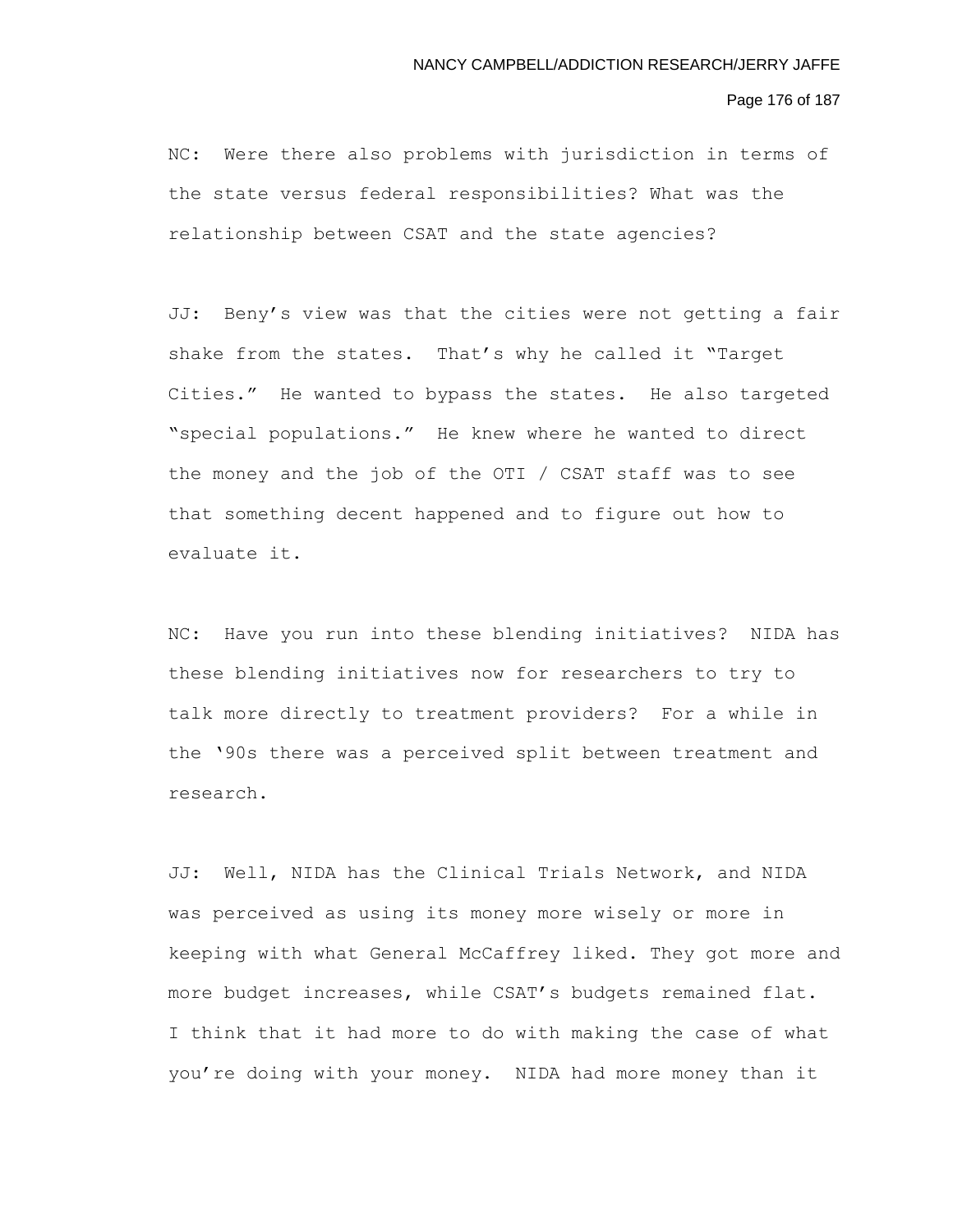NC: Were there also problems with jurisdiction in terms of the state versus federal responsibilities? What was the relationship between CSAT and the state agencies?

JJ: Beny's view was that the cities were not getting a fair shake from the states. That's why he called it "Target Cities." He wanted to bypass the states. He also targeted "special populations." He knew where he wanted to direct the money and the job of the OTI / CSAT staff was to see that something decent happened and to figure out how to evaluate it.

NC: Have you run into these blending initiatives? NIDA has these blending initiatives now for researchers to try to talk more directly to treatment providers? For a while in the '90s there was a perceived split between treatment and research.

JJ: Well, NIDA has the Clinical Trials Network, and NIDA was perceived as using its money more wisely or more in keeping with what General McCaffrey liked. They got more and more budget increases, while CSAT's budgets remained flat. I think that it had more to do with making the case of what you're doing with your money. NIDA had more money than it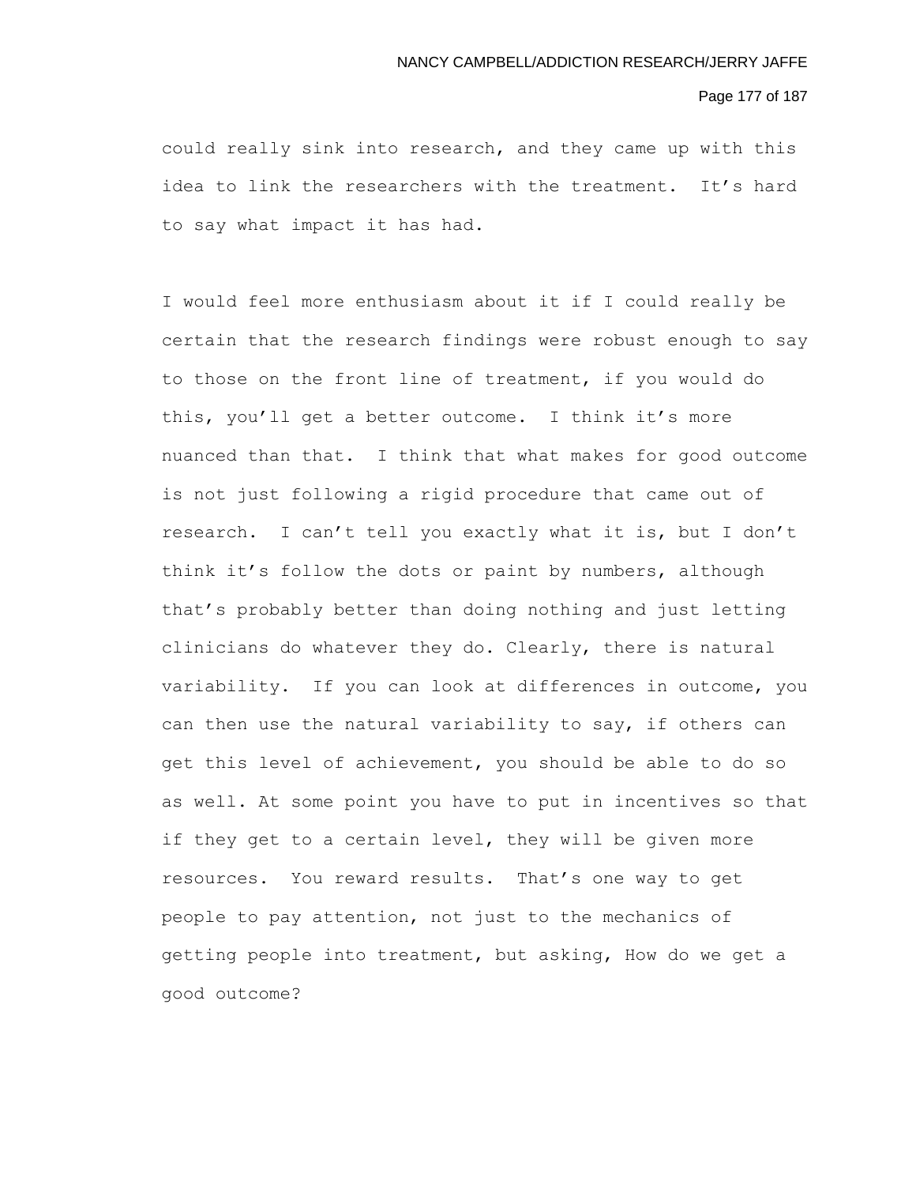could really sink into research, and they came up with this idea to link the researchers with the treatment. It’s hard to say what impact it has had.

I would feel more enthusiasm about it if I could really be certain that the research findings were robust enough to say to those on the front line of treatment, if you would do this, you’ll get a better outcome. I think it’s more nuanced than that. I think that what makes for good outcome is not just following a rigid procedure that came out of research. I can’t tell you exactly what it is, but I don’t think it’s follow the dots or paint by numbers, although that’s probably better than doing nothing and just letting clinicians do whatever they do. Clearly, there is natural variability. If you can look at differences in outcome, you can then use the natural variability to say, if others can get this level of achievement, you should be able to do so as well. At some point you have to put in incentives so that if they get to a certain level, they will be given more resources. You reward results. That’s one way to get people to pay attention, not just to the mechanics of getting people into treatment, but asking, How do we get a good outcome?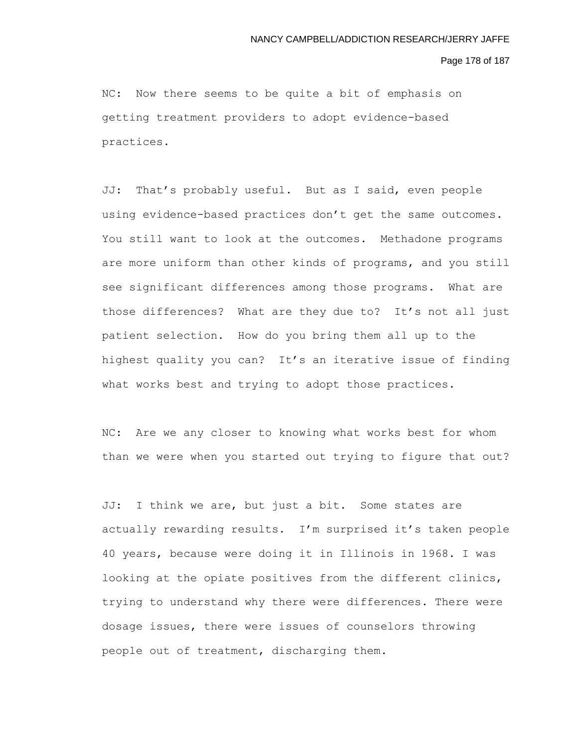NC: Now there seems to be quite a bit of emphasis on getting treatment providers to adopt evidence-based practices.

JJ: That's probably useful. But as I said, even people using evidence-based practices don't get the same outcomes. You still want to look at the outcomes. Methadone programs are more uniform than other kinds of programs, and you still see significant differences among those programs. What are those differences? What are they due to? It's not all just patient selection. How do you bring them all up to the highest quality you can? It's an iterative issue of finding what works best and trying to adopt those practices.

NC: Are we any closer to knowing what works best for whom than we were when you started out trying to figure that out?

JJ: I think we are, but just a bit. Some states are actually rewarding results. I'm surprised it's taken people 40 years, because were doing it in Illinois in 1968. I was looking at the opiate positives from the different clinics, trying to understand why there were differences. There were dosage issues, there were issues of counselors throwing people out of treatment, discharging them.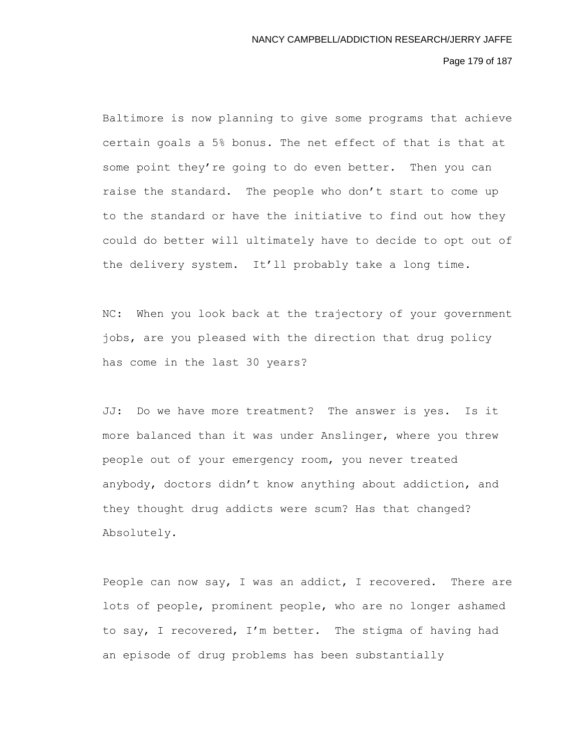Baltimore is now planning to give some programs that achieve certain goals a 5% bonus. The net effect of that is that at some point they're going to do even better. Then you can raise the standard. The people who don't start to come up to the standard or have the initiative to find out how they could do better will ultimately have to decide to opt out of the delivery system. It'll probably take a long time.

NC: When you look back at the trajectory of your government jobs, are you pleased with the direction that drug policy has come in the last 30 years?

JJ: Do we have more treatment? The answer is yes. Is it more balanced than it was under Anslinger, where you threw people out of your emergency room, you never treated anybody, doctors didn't know anything about addiction, and they thought drug addicts were scum? Has that changed? Absolutely.

People can now say, I was an addict, I recovered. There are lots of people, prominent people, who are no longer ashamed to say, I recovered, I'm better. The stigma of having had an episode of drug problems has been substantially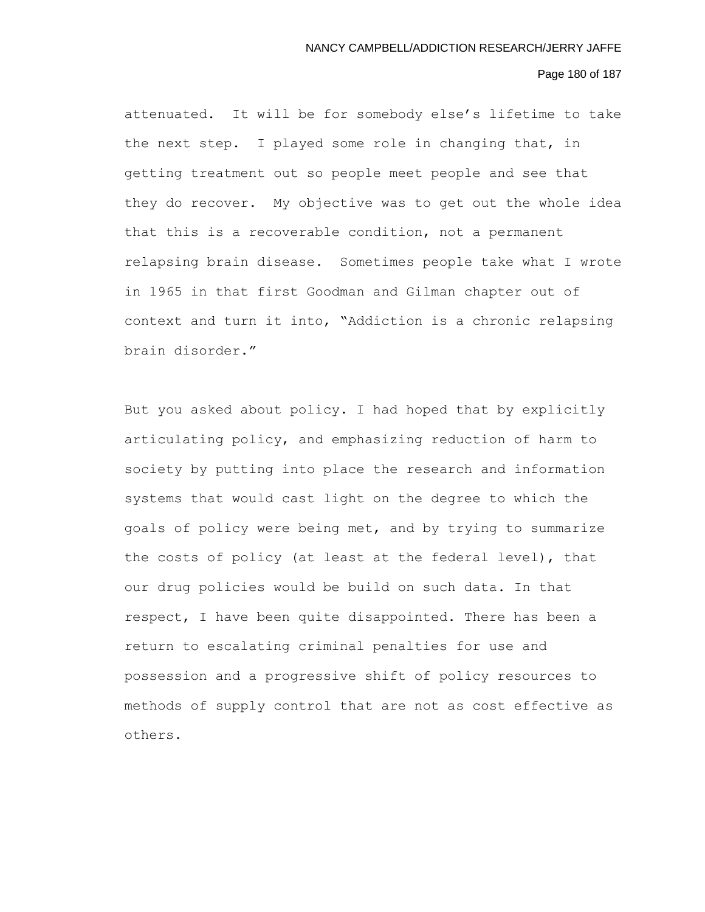attenuated. It will be for somebody else's lifetime to take the next step. I played some role in changing that, in getting treatment out so people meet people and see that they do recover. My objective was to get out the whole idea that this is a recoverable condition, not a permanent relapsing brain disease. Sometimes people take what I wrote in 1965 in that first Goodman and Gilman chapter out of context and turn it into, "Addiction is a chronic relapsing brain disorder."

But you asked about policy. I had hoped that by explicitly articulating policy, and emphasizing reduction of harm to society by putting into place the research and information systems that would cast light on the degree to which the goals of policy were being met, and by trying to summarize the costs of policy (at least at the federal level), that our drug policies would be build on such data. In that respect, I have been quite disappointed. There has been a return to escalating criminal penalties for use and possession and a progressive shift of policy resources to methods of supply control that are not as cost effective as others.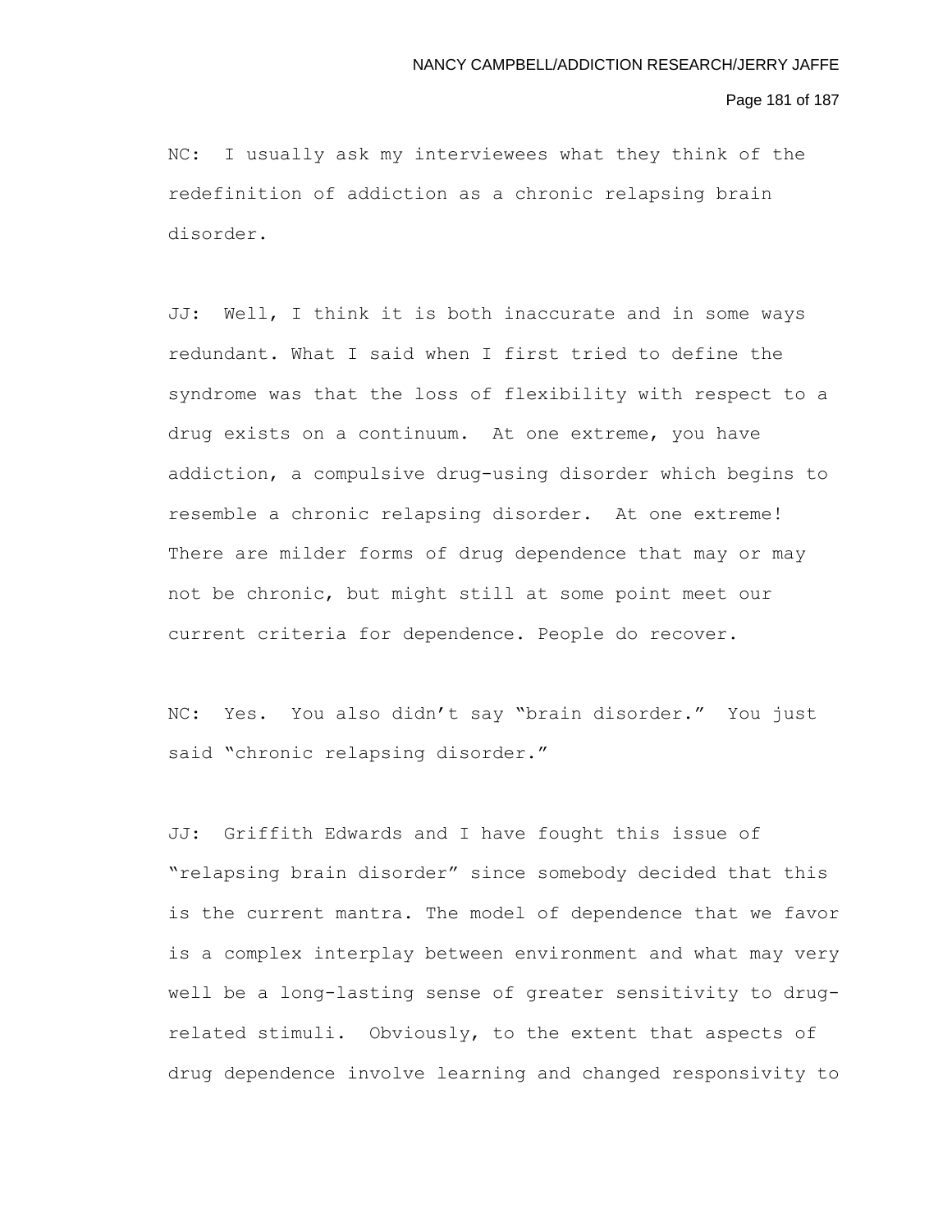NC: I usually ask my interviewees what they think of the redefinition of addiction as a chronic relapsing brain disorder.

JJ: Well, I think it is both inaccurate and in some ways redundant. What I said when I first tried to define the syndrome was that the loss of flexibility with respect to a drug exists on a continuum. At one extreme, you have addiction, a compulsive drug-using disorder which begins to resemble a chronic relapsing disorder. At one extreme! There are milder forms of drug dependence that may or may not be chronic, but might still at some point meet our current criteria for dependence. People do recover.

NC: Yes. You also didn't say "brain disorder." You just said "chronic relapsing disorder."

JJ: Griffith Edwards and I have fought this issue of "relapsing brain disorder" since somebody decided that this is the current mantra. The model of dependence that we favor is a complex interplay between environment and what may very well be a long-lasting sense of greater sensitivity to drug-related stimuli. Obviously, to the extent that aspects of drug dependence involve learning and changed responsivity to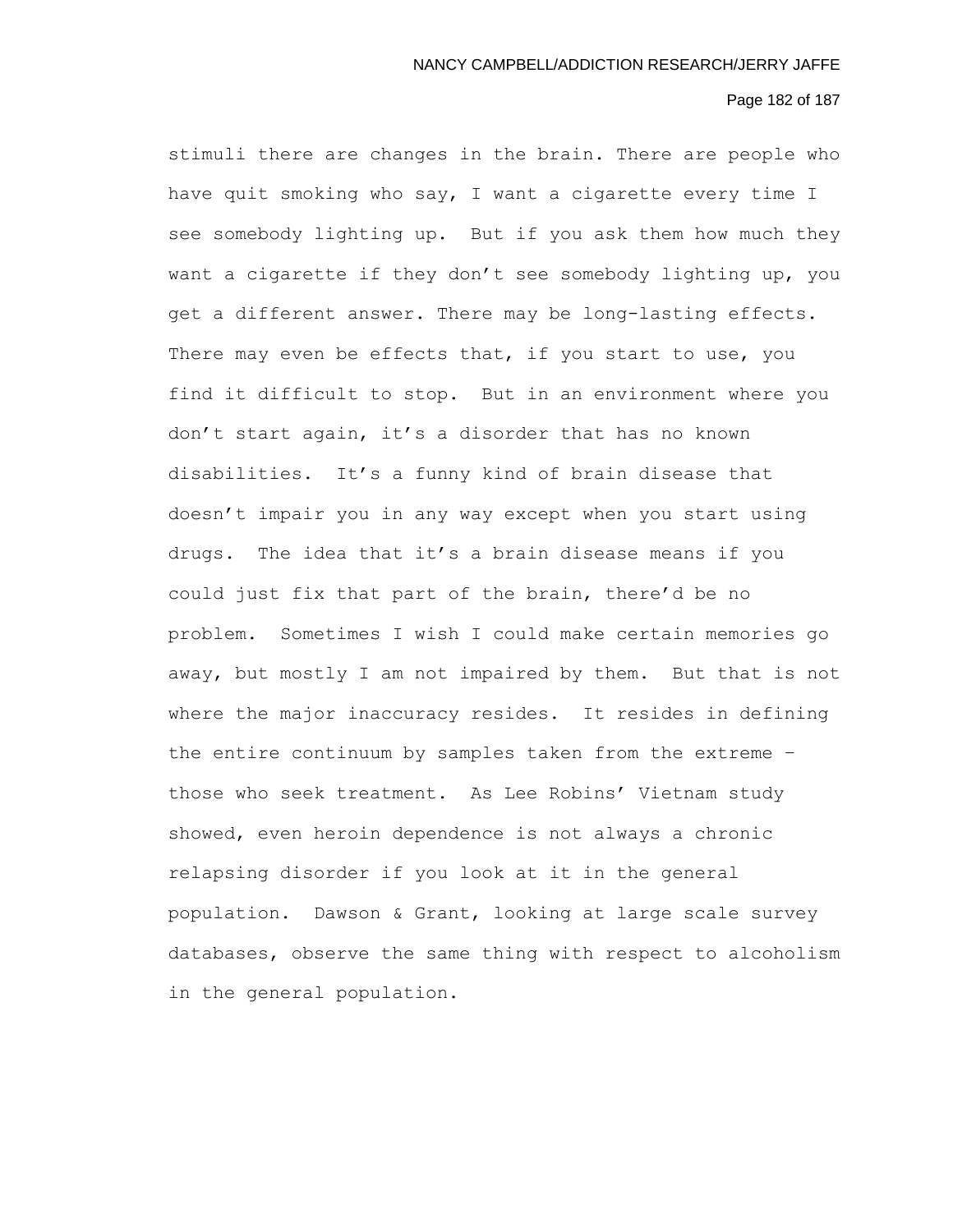stimuli there are changes in the brain. There are people who have quit smoking who say, I want a cigarette every time I see somebody lighting up. But if you ask them how much they want a cigarette if they don't see somebody lighting up, you get a different answer. There may be long-lasting effects. There may even be effects that, if you start to use, you find it difficult to stop. But in an environment where you don't start again, it's a disorder that has no known disabilities. It's a funny kind of brain disease that doesn't impair you in any way except when you start using drugs. The idea that it's a brain disease means if you could just fix that part of the brain, there'd be no problem. Sometimes I wish I could make certain memories go away, but mostly I am not impaired by them. But that is not where the major inaccuracy resides. It resides in defining the entire continuum by samples taken from the extreme – those who seek treatment. As Lee Robins' Vietnam study showed, even heroin dependence is not always a chronic relapsing disorder if you look at it in the general population. Dawson & Grant, looking at large scale survey databases, observe the same thing with respect to alcoholism in the general population.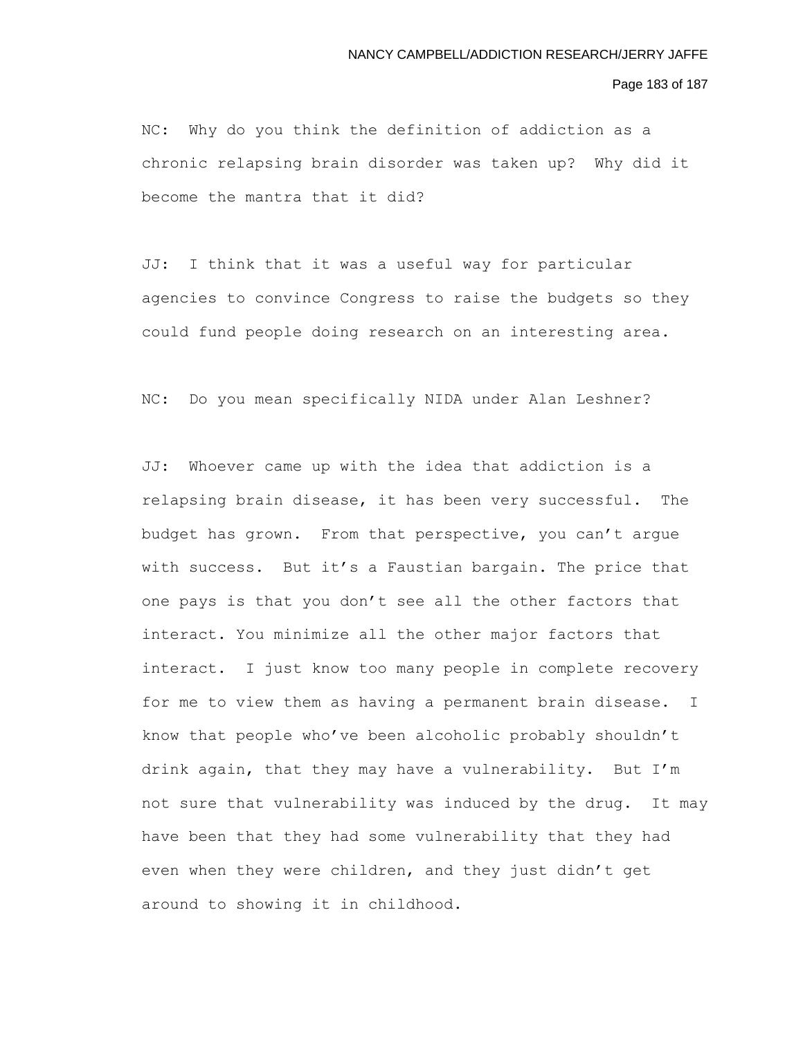NC: Why do you think the definition of addiction as a chronic relapsing brain disorder was taken up? Why did it become the mantra that it did?

JJ: I think that it was a useful way for particular agencies to convince Congress to raise the budgets so they could fund people doing research on an interesting area.

NC: Do you mean specifically NIDA under Alan Leshner?

JJ: Whoever came up with the idea that addiction is a relapsing brain disease, it has been very successful. The budget has grown. From that perspective, you can't argue with success. But it's a Faustian bargain. The price that one pays is that you don't see all the other factors that interact. You minimize all the other major factors that interact. I just know too many people in complete recovery for me to view them as having a permanent brain disease. I know that people who've been alcoholic probably shouldn't drink again, that they may have a vulnerability. But I'm not sure that vulnerability was induced by the drug. It may have been that they had some vulnerability that they had even when they were children, and they just didn't get around to showing it in childhood.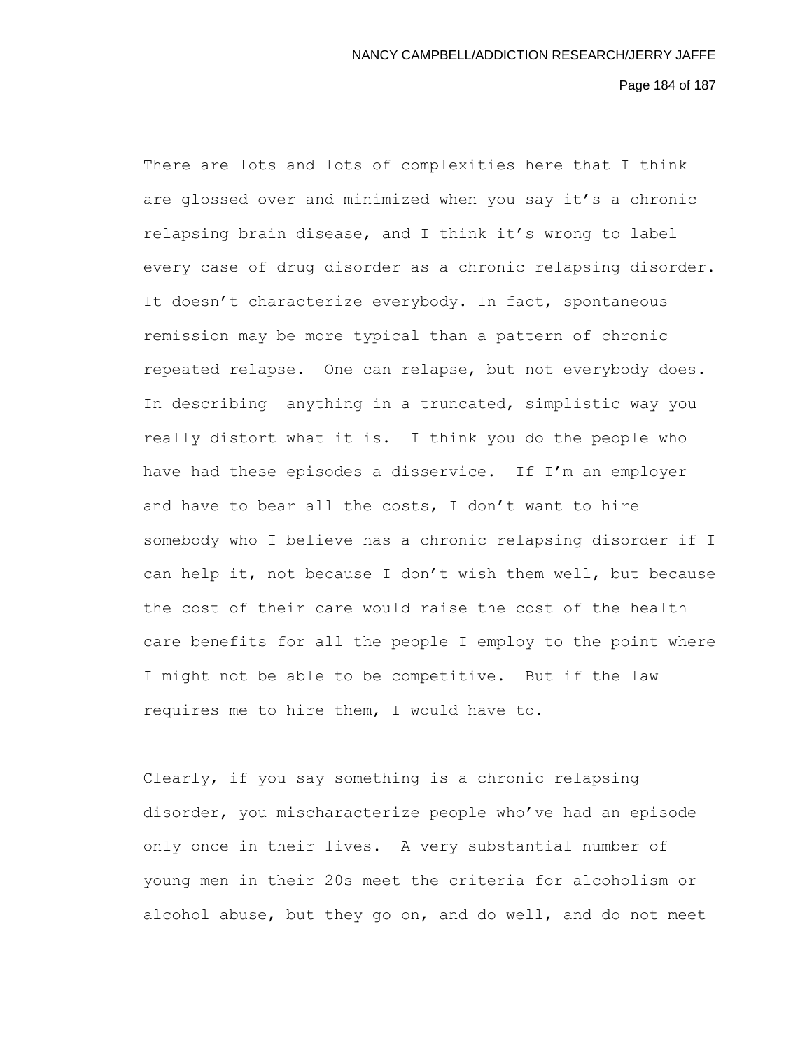There are lots and lots of complexities here that I think are glossed over and minimized when you say it's a chronic relapsing brain disease, and I think it's wrong to label every case of drug disorder as a chronic relapsing disorder. It doesn't characterize everybody. In fact, spontaneous remission may be more typical than a pattern of chronic repeated relapse. One can relapse, but not everybody does. In describing anything in a truncated, simplistic way you really distort what it is. I think you do the people who have had these episodes a disservice. If I'm an employer and have to bear all the costs, I don't want to hire somebody who I believe has a chronic relapsing disorder if I can help it, not because I don't wish them well, but because the cost of their care would raise the cost of the health care benefits for all the people I employ to the point where I might not be able to be competitive. But if the law requires me to hire them, I would have to.

Clearly, if you say something is a chronic relapsing disorder, you mischaracterize people who've had an episode only once in their lives. A very substantial number of young men in their 20s meet the criteria for alcoholism or alcohol abuse, but they go on, and do well, and do not meet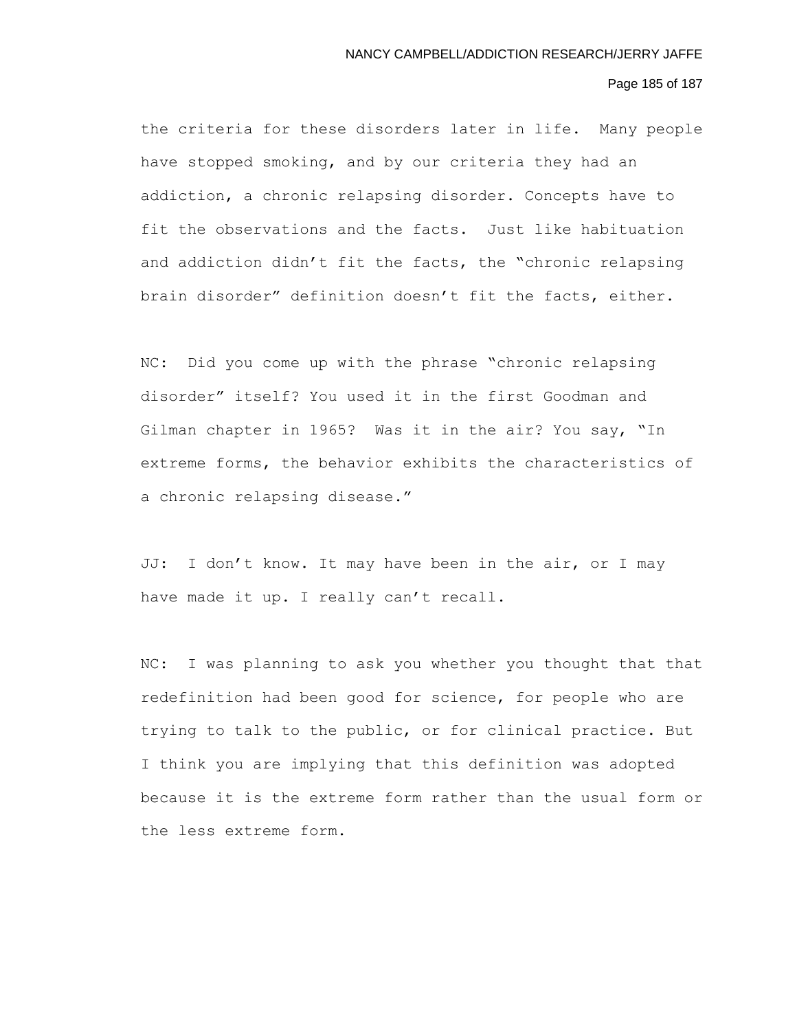the criteria for these disorders later in life.  Many people have stopped smoking, and by our criteria they had an addiction, a chronic relapsing disorder. Concepts have to fit the observations and the facts.  Just like habituation and addiction didn't fit the facts, the "chronic relapsing brain disorder" definition doesn't fit the facts, either.

NC:  Did you come up with the phrase "chronic relapsing disorder" itself? You used it in the first Goodman and Gilman chapter in 1965?  Was it in the air? You say, "In extreme forms, the behavior exhibits the characteristics of a chronic relapsing disease."

JJ:  I don't know. It may have been in the air, or I may have made it up. I really can't recall.

NC:  I was planning to ask you whether you thought that that redefinition had been good for science, for people who are trying to talk to the public, or for clinical practice. But I think you are implying that this definition was adopted because it is the extreme form rather than the usual form or the less extreme form.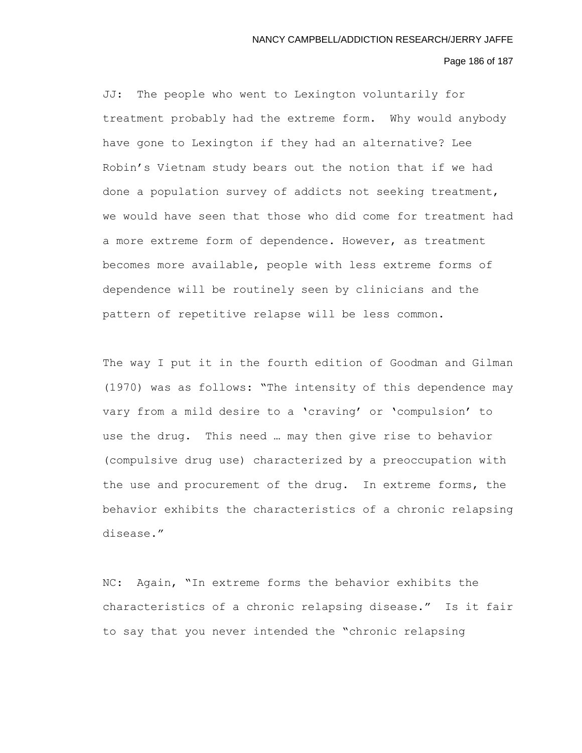JJ: The people who went to Lexington voluntarily for treatment probably had the extreme form. Why would anybody have gone to Lexington if they had an alternative? Lee Robin's Vietnam study bears out the notion that if we had done a population survey of addicts not seeking treatment, we would have seen that those who did come for treatment had a more extreme form of dependence. However, as treatment becomes more available, people with less extreme forms of dependence will be routinely seen by clinicians and the pattern of repetitive relapse will be less common.

The way I put it in the fourth edition of Goodman and Gilman (1970) was as follows: "The intensity of this dependence may vary from a mild desire to a 'craving' or 'compulsion' to use the drug. This need … may then give rise to behavior (compulsive drug use) characterized by a preoccupation with the use and procurement of the drug. In extreme forms, the behavior exhibits the characteristics of a chronic relapsing disease."

NC: Again, "In extreme forms the behavior exhibits the characteristics of a chronic relapsing disease." Is it fair to say that you never intended the "chronic relapsing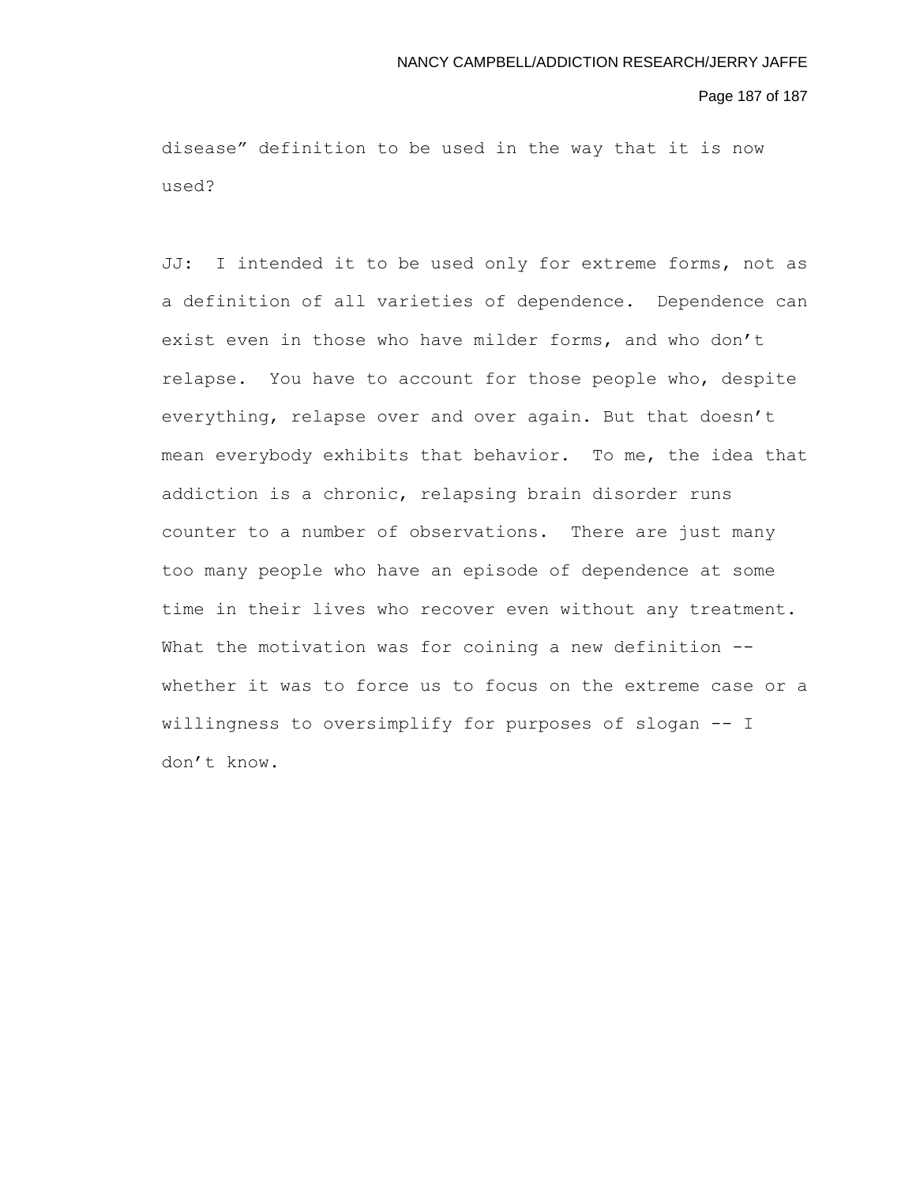disease" definition to be used in the way that it is now used?

JJ: I intended it to be used only for extreme forms, not as a definition of all varieties of dependence. Dependence can exist even in those who have milder forms, and who don't relapse. You have to account for those people who, despite everything, relapse over and over again. But that doesn't mean everybody exhibits that behavior. To me, the idea that addiction is a chronic, relapsing brain disorder runs counter to a number of observations. There are just many too many people who have an episode of dependence at some time in their lives who recover even without any treatment. What the motivation was for coining a new definition -- whether it was to force us to focus on the extreme case or a willingness to oversimplify for purposes of slogan -- I don't know.